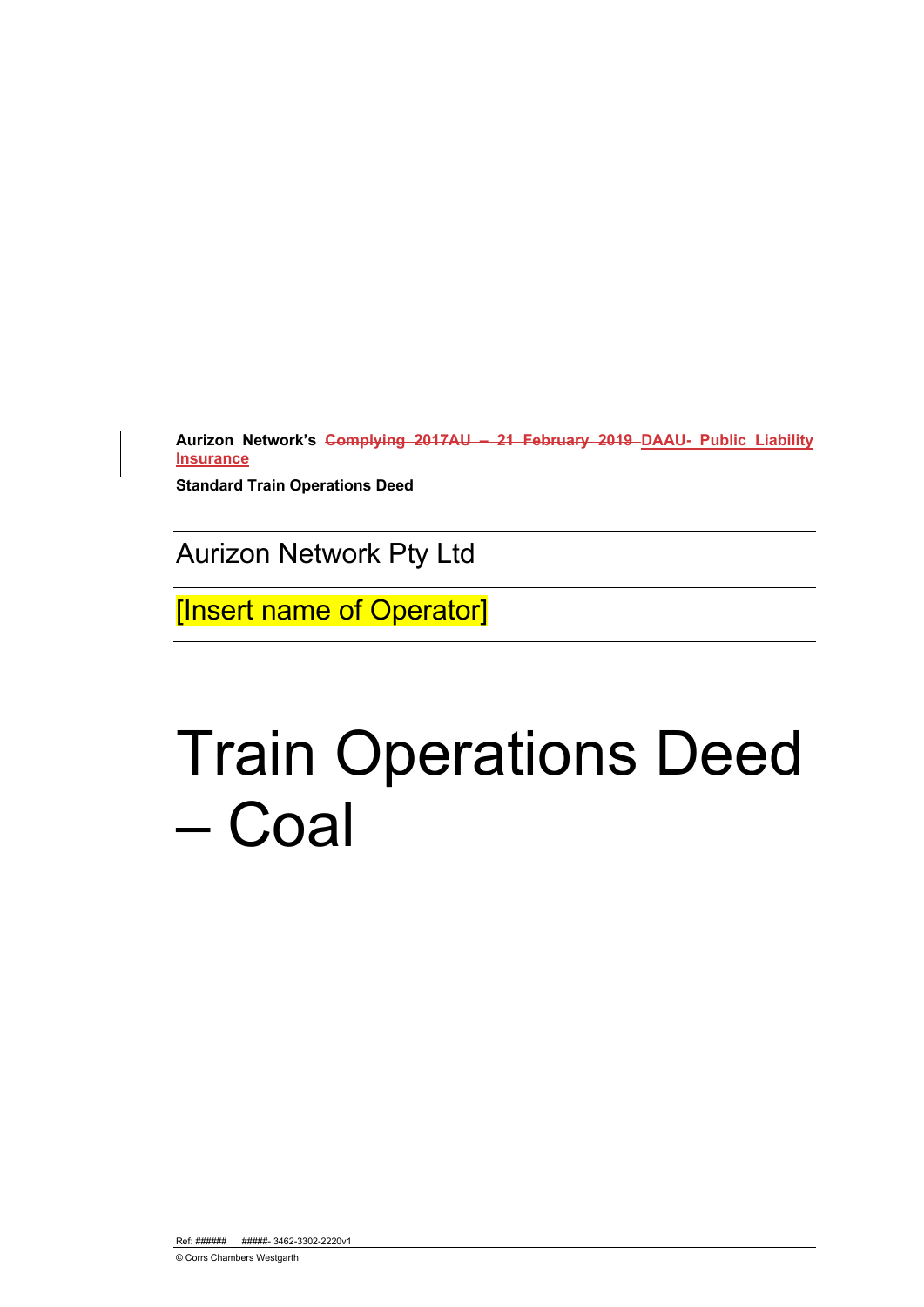**Aurizon Network's ~~Complying 2017AU – 21 February 2019~~ DAAU- Public Liability Insurance**

**Standard Train Operations Deed**

Aurizon Network Pty Ltd

[Insert name of Operator]

# Train Operations Deed – Coal

Ref: ###### #####- 3462-3302-2220v1

© Corrs Chambers Westgarth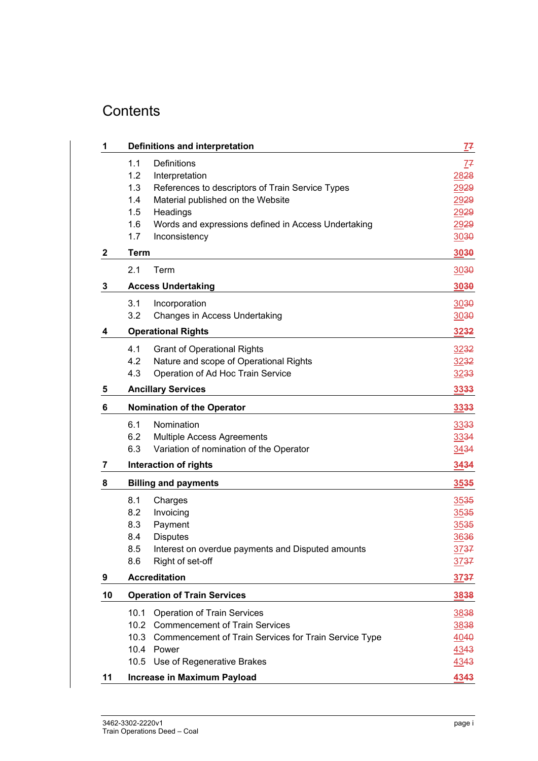# Contents

| | | |
|---|---|---|
| **1** | **Definitions and interpretation** | **77** |
| 1.1 | Definitions | 77 |
| 1.2 | Interpretation | 2828 |
| 1.3 | References to descriptors of Train Service Types | 2929 |
| 1.4 | Material published on the Website | 2929 |
| 1.5 | Headings | 2929 |
| 1.6 | Words and expressions defined in Access Undertaking | 2929 |
| 1.7 | Inconsistency | 3030 |
| **2** | **Term** | **3030** |
| 2.1 | Term | 3030 |
| **3** | **Access Undertaking** | **3030** |
| 3.1 | Incorporation | 3030 |
| 3.2 | Changes in Access Undertaking | 3030 |
| **4** | **Operational Rights** | **3232** |
| 4.1 | Grant of Operational Rights | 3232 |
| 4.2 | Nature and scope of Operational Rights | 3232 |
| 4.3 | Operation of Ad Hoc Train Service | 3233 |
| **5** | **Ancillary Services** | **3333** |
| **6** | **Nomination of the Operator** | **3333** |
| 6.1 | Nomination | 3333 |
| 6.2 | Multiple Access Agreements | 3334 |
| 6.3 | Variation of nomination of the Operator | 3434 |
| **7** | **Interaction of rights** | **3434** |
| **8** | **Billing and payments** | **3535** |
| 8.1 | Charges | 3535 |
| 8.2 | Invoicing | 3535 |
| 8.3 | Payment | 3535 |
| 8.4 | Disputes | 3636 |
| 8.5 | Interest on overdue payments and Disputed amounts | 3737 |
| 8.6 | Right of set-off | 3737 |
| **9** | **Accreditation** | **3737** |
| **10** | **Operation of Train Services** | **3838** |
| 10.1 | Operation of Train Services | 3838 |
| 10.2 | Commencement of Train Services | 3838 |
| 10.3 | Commencement of Train Services for Train Service Type | 4040 |
| 10.4 | Power | 4343 |
| 10.5 | Use of Regenerative Brakes | 4343 |
| **11** | **Increase in Maximum Payload** | **4343** |

3462-3302-2220v1
Train Operations Deed – Coal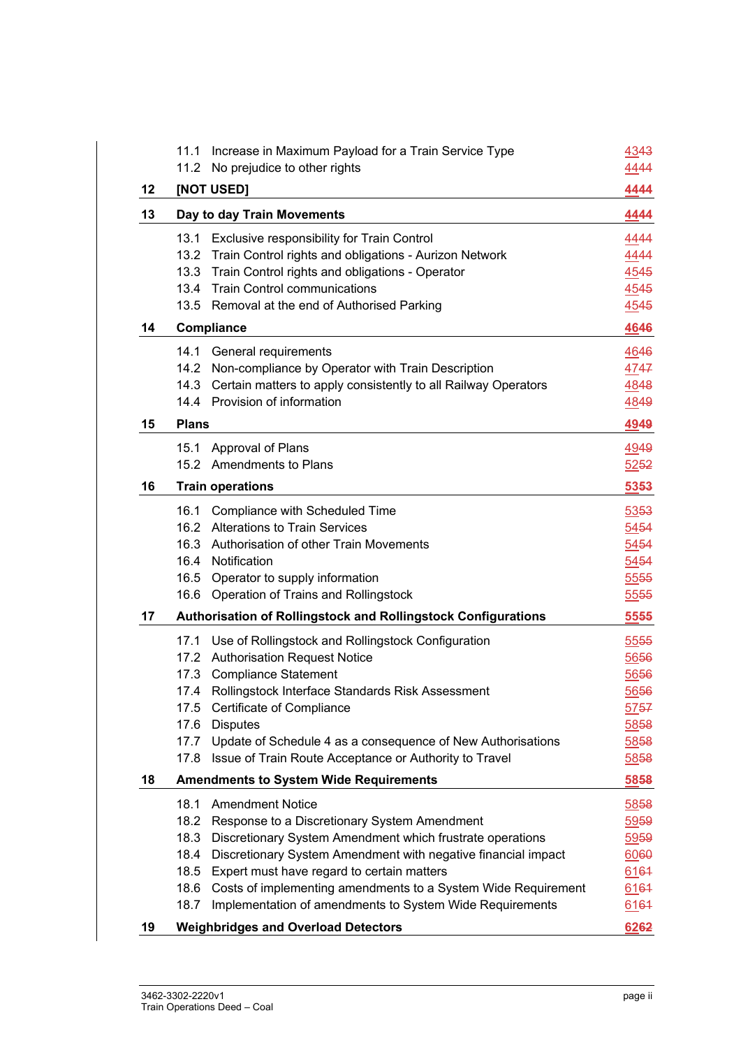| | | |
|---|---|---|
| | 11.1 Increase in Maximum Payload for a Train Service Type | 4343 |
| | 11.2 No prejudice to other rights | 4444 |
| **12** | **[NOT USED]** | **4444** |
| **13** | **Day to day Train Movements** | **4444** |
| | 13.1 Exclusive responsibility for Train Control | 4444 |
| | 13.2 Train Control rights and obligations - Aurizon Network | 4444 |
| | 13.3 Train Control rights and obligations - Operator | 4545 |
| | 13.4 Train Control communications | 4545 |
| | 13.5 Removal at the end of Authorised Parking | 4545 |
| **14** | **Compliance** | **4646** |
| | 14.1 General requirements | 4646 |
| | 14.2 Non-compliance by Operator with Train Description | 4747 |
| | 14.3 Certain matters to apply consistently to all Railway Operators | 4848 |
| | 14.4 Provision of information | 4849 |
| **15** | **Plans** | **4949** |
| | 15.1 Approval of Plans | 4949 |
| | 15.2 Amendments to Plans | 5252 |
| **16** | **Train operations** | **5353** |
| | 16.1 Compliance with Scheduled Time | 5353 |
| | 16.2 Alterations to Train Services | 5454 |
| | 16.3 Authorisation of other Train Movements | 5454 |
| | 16.4 Notification | 5454 |
| | 16.5 Operator to supply information | 5555 |
| | 16.6 Operation of Trains and Rollingstock | 5555 |
| **17** | **Authorisation of Rollingstock and Rollingstock Configurations** | **5555** |
| | 17.1 Use of Rollingstock and Rollingstock Configuration | 5555 |
| | 17.2 Authorisation Request Notice | 5656 |
| | 17.3 Compliance Statement | 5656 |
| | 17.4 Rollingstock Interface Standards Risk Assessment | 5656 |
| | 17.5 Certificate of Compliance | 5757 |
| | 17.6 Disputes | 5858 |
| | 17.7 Update of Schedule 4 as a consequence of New Authorisations | 5858 |
| | 17.8 Issue of Train Route Acceptance or Authority to Travel | 5858 |
| **18** | **Amendments to System Wide Requirements** | **5858** |
| | 18.1 Amendment Notice | 5858 |
| | 18.2 Response to a Discretionary System Amendment | 5959 |
| | 18.3 Discretionary System Amendment which frustrate operations | 5959 |
| | 18.4 Discretionary System Amendment with negative financial impact | 6060 |
| | 18.5 Expert must have regard to certain matters | 6161 |
| | 18.6 Costs of implementing amendments to a System Wide Requirement | 6161 |
| | 18.7 Implementation of amendments to System Wide Requirements | 6161 |
| **19** | **Weighbridges and Overload Detectors** | **6262** |

3462-3302-2220v1
Train Operations Deed – Coal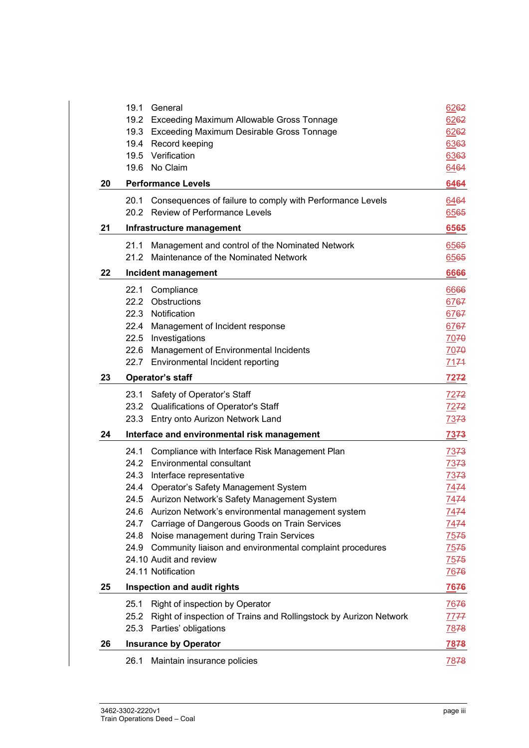| | | |
|---|---|---|
| 19.1 | General | 6262 |
| 19.2 | Exceeding Maximum Allowable Gross Tonnage | 6262 |
| 19.3 | Exceeding Maximum Desirable Gross Tonnage | 6262 |
| 19.4 | Record keeping | 6363 |
| 19.5 | Verification | 6363 |
| 19.6 | No Claim | 6464 |
| **20** | **Performance Levels** | **6464** |
| 20.1 | Consequences of failure to comply with Performance Levels | 6464 |
| 20.2 | Review of Performance Levels | 6565 |
| **21** | **Infrastructure management** | **6565** |
| 21.1 | Management and control of the Nominated Network | 6565 |
| 21.2 | Maintenance of the Nominated Network | 6565 |
| **22** | **Incident management** | **6666** |
| 22.1 | Compliance | 6666 |
| 22.2 | Obstructions | 6767 |
| 22.3 | Notification | 6767 |
| 22.4 | Management of Incident response | 6767 |
| 22.5 | Investigations | 7070 |
| 22.6 | Management of Environmental Incidents | 7070 |
| 22.7 | Environmental Incident reporting | 7171 |
| **23** | **Operator's staff** | **7272** |
| 23.1 | Safety of Operator's Staff | 7272 |
| 23.2 | Qualifications of Operator's Staff | 7272 |
| 23.3 | Entry onto Aurizon Network Land | 7373 |
| **24** | **Interface and environmental risk management** | **7373** |
| 24.1 | Compliance with Interface Risk Management Plan | 7373 |
| 24.2 | Environmental consultant | 7373 |
| 24.3 | Interface representative | 7373 |
| 24.4 | Operator's Safety Management System | 7474 |
| 24.5 | Aurizon Network's Safety Management System | 7474 |
| 24.6 | Aurizon Network's environmental management system | 7474 |
| 24.7 | Carriage of Dangerous Goods on Train Services | 7474 |
| 24.8 | Noise management during Train Services | 7575 |
| 24.9 | Community liaison and environmental complaint procedures | 7575 |
| 24.10 | Audit and review | 7575 |
| 24.11 | Notification | 7676 |
| **25** | **Inspection and audit rights** | **7676** |
| 25.1 | Right of inspection by Operator | 7676 |
| 25.2 | Right of inspection of Trains and Rollingstock by Aurizon Network | 7777 |
| 25.3 | Parties' obligations | 7878 |
| **26** | **Insurance by Operator** | **7878** |
| 26.1 | Maintain insurance policies | 7878 |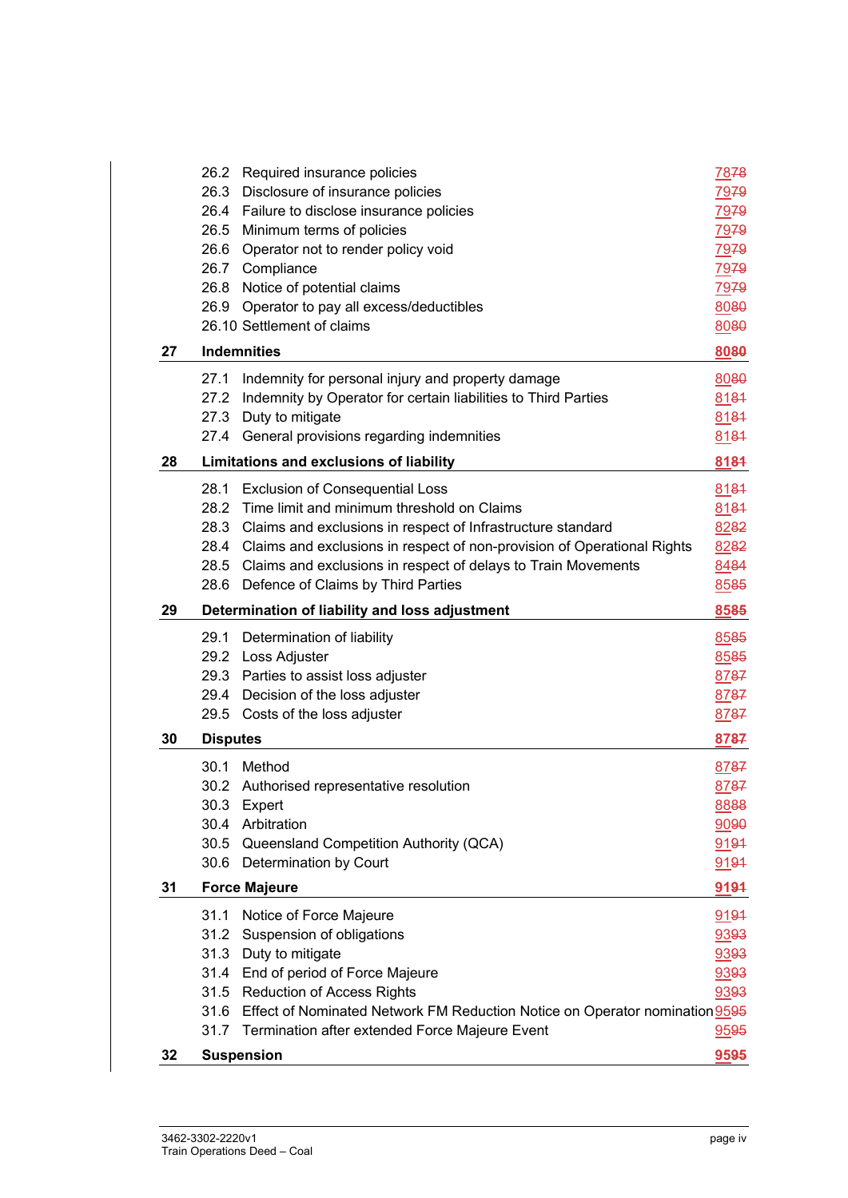| | | |
|---|---|---|
| | 26.2 Required insurance policies | 7878 |
| | 26.3 Disclosure of insurance policies | 7979 |
| | 26.4 Failure to disclose insurance policies | 7979 |
| | 26.5 Minimum terms of policies | 7979 |
| | 26.6 Operator not to render policy void | 7979 |
| | 26.7 Compliance | 7979 |
| | 26.8 Notice of potential claims | 7979 |
| | 26.9 Operator to pay all excess/deductibles | 8080 |
| | 26.10 Settlement of claims | 8080 |
| **27** | **Indemnities** | **8080** |
| | 27.1 Indemnity for personal injury and property damage | 8080 |
| | 27.2 Indemnity by Operator for certain liabilities to Third Parties | 8181 |
| | 27.3 Duty to mitigate | 8181 |
| | 27.4 General provisions regarding indemnities | 8181 |
| **28** | **Limitations and exclusions of liability** | **8181** |
| | 28.1 Exclusion of Consequential Loss | 8181 |
| | 28.2 Time limit and minimum threshold on Claims | 8181 |
| | 28.3 Claims and exclusions in respect of Infrastructure standard | 8282 |
| | 28.4 Claims and exclusions in respect of non-provision of Operational Rights | 8282 |
| | 28.5 Claims and exclusions in respect of delays to Train Movements | 8484 |
| | 28.6 Defence of Claims by Third Parties | 8585 |
| **29** | **Determination of liability and loss adjustment** | **8585** |
| | 29.1 Determination of liability | 8585 |
| | 29.2 Loss Adjuster | 8585 |
| | 29.3 Parties to assist loss adjuster | 8787 |
| | 29.4 Decision of the loss adjuster | 8787 |
| | 29.5 Costs of the loss adjuster | 8787 |
| **30** | **Disputes** | **8787** |
| | 30.1 Method | 8787 |
| | 30.2 Authorised representative resolution | 8787 |
| | 30.3 Expert | 8888 |
| | 30.4 Arbitration | 9090 |
| | 30.5 Queensland Competition Authority (QCA) | 9191 |
| | 30.6 Determination by Court | 9191 |
| **31** | **Force Majeure** | **9191** |
| | 31.1 Notice of Force Majeure | 9191 |
| | 31.2 Suspension of obligations | 9393 |
| | 31.3 Duty to mitigate | 9393 |
| | 31.4 End of period of Force Majeure | 9393 |
| | 31.5 Reduction of Access Rights | 9393 |
| | 31.6 Effect of Nominated Network FM Reduction Notice on Operator nomination | 9595 |
| | 31.7 Termination after extended Force Majeure Event | 9595 |
| **32** | **Suspension** | **9595** |

3462-3302-2220v1
Train Operations Deed – Coal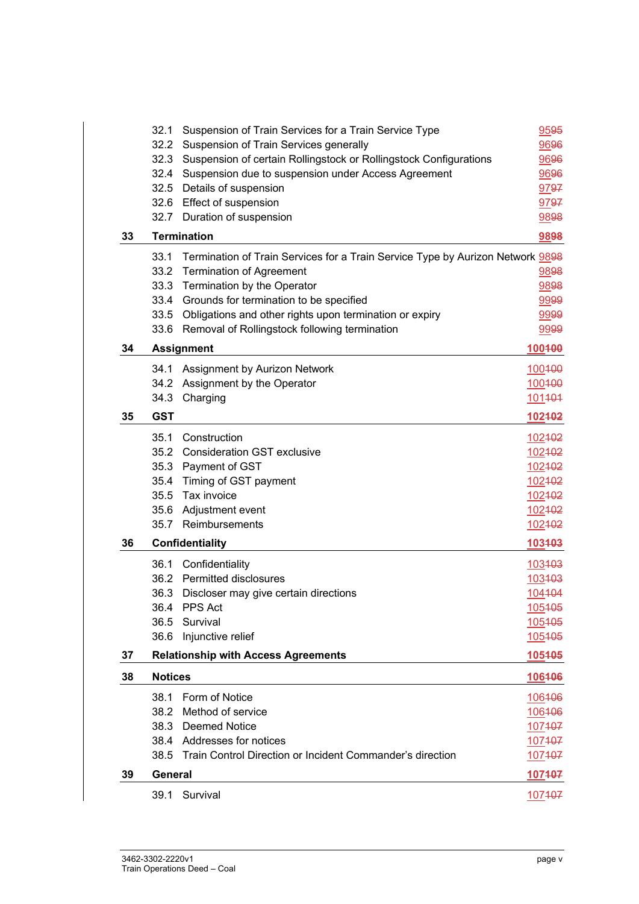| | | |
|---|---|---|
| 32.1 | Suspension of Train Services for a Train Service Type | 9595 |
| 32.2 | Suspension of Train Services generally | 9696 |
| 32.3 | Suspension of certain Rollingstock or Rollingstock Configurations | 9696 |
| 32.4 | Suspension due to suspension under Access Agreement | 9696 |
| 32.5 | Details of suspension | 9797 |
| 32.6 | Effect of suspension | 9797 |
| 32.7 | Duration of suspension | 9898 |
| **33** | **Termination** | **9898** |
| 33.1 | Termination of Train Services for a Train Service Type by Aurizon Network | 9898 |
| 33.2 | Termination of Agreement | 9898 |
| 33.3 | Termination by the Operator | 9898 |
| 33.4 | Grounds for termination to be specified | 9999 |
| 33.5 | Obligations and other rights upon termination or expiry | 9999 |
| 33.6 | Removal of Rollingstock following termination | 9999 |
| **34** | **Assignment** | **100100** |
| 34.1 | Assignment by Aurizon Network | 100100 |
| 34.2 | Assignment by the Operator | 100100 |
| 34.3 | Charging | 101101 |
| **35** | **GST** | **102102** |
| 35.1 | Construction | 102102 |
| 35.2 | Consideration GST exclusive | 102102 |
| 35.3 | Payment of GST | 102102 |
| 35.4 | Timing of GST payment | 102102 |
| 35.5 | Tax invoice | 102102 |
| 35.6 | Adjustment event | 102102 |
| 35.7 | Reimbursements | 102102 |
| **36** | **Confidentiality** | **103103** |
| 36.1 | Confidentiality | 103103 |
| 36.2 | Permitted disclosures | 103103 |
| 36.3 | Discloser may give certain directions | 104104 |
| 36.4 | PPS Act | 105105 |
| 36.5 | Survival | 105105 |
| 36.6 | Injunctive relief | 105105 |
| **37** | **Relationship with Access Agreements** | **105105** |
| **38** | **Notices** | **106106** |
| 38.1 | Form of Notice | 106106 |
| 38.2 | Method of service | 106106 |
| 38.3 | Deemed Notice | 107107 |
| 38.4 | Addresses for notices | 107107 |
| 38.5 | Train Control Direction or Incident Commander's direction | 107107 |
| **39** | **General** | **107107** |
| 39.1 | Survival | 107107 |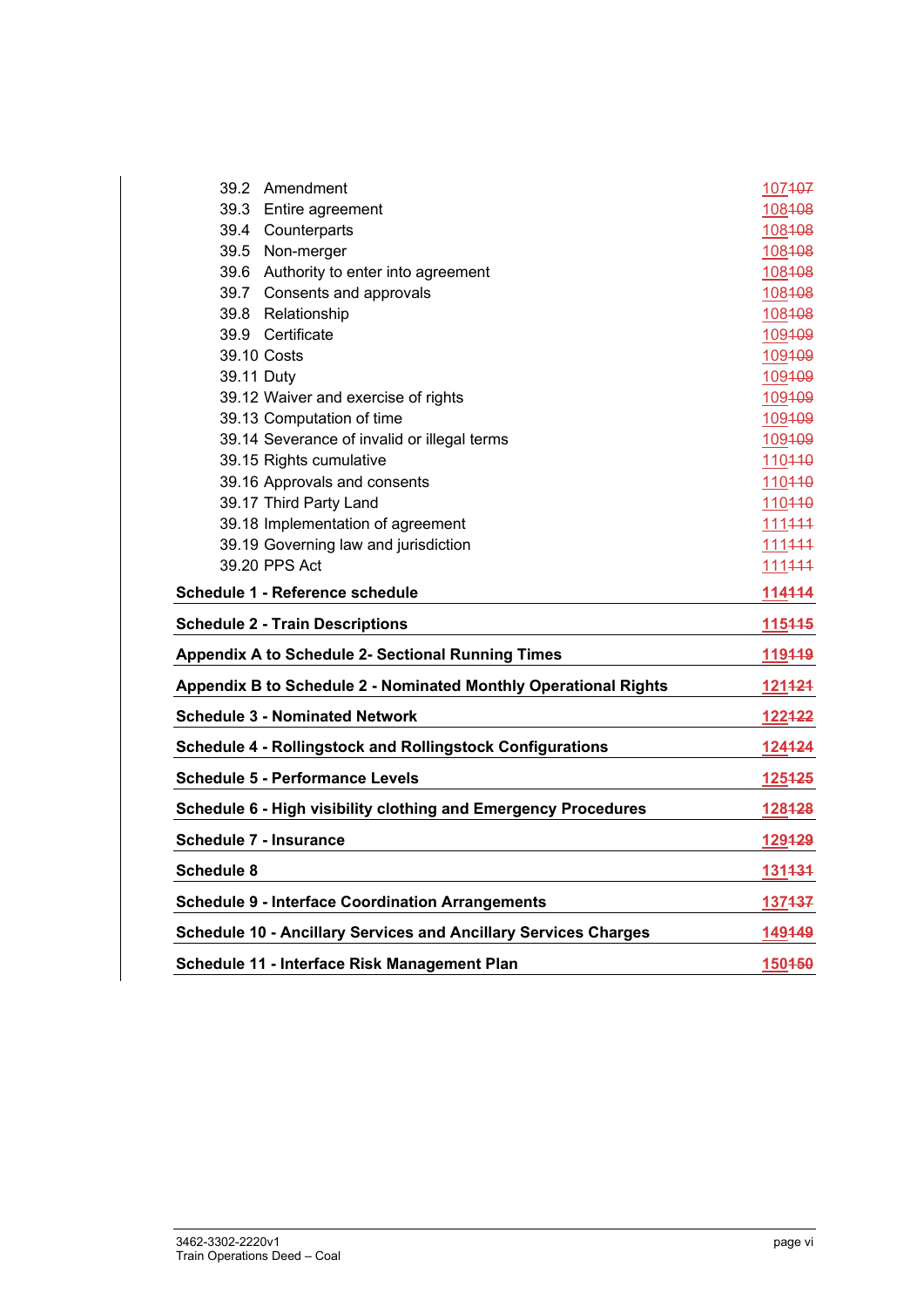| | |
|---|---|
| 39.2 Amendment | 107~~107~~ |
| 39.3 Entire agreement | 108~~108~~ |
| 39.4 Counterparts | 108~~108~~ |
| 39.5 Non-merger | 108~~108~~ |
| 39.6 Authority to enter into agreement | 108~~108~~ |
| 39.7 Consents and approvals | 108~~108~~ |
| 39.8 Relationship | 108~~108~~ |
| 39.9 Certificate | 109~~109~~ |
| 39.10 Costs | 109~~109~~ |
| 39.11 Duty | 109~~109~~ |
| 39.12 Waiver and exercise of rights | 109~~109~~ |
| 39.13 Computation of time | 109~~109~~ |
| 39.14 Severance of invalid or illegal terms | 109~~109~~ |
| 39.15 Rights cumulative | 110~~110~~ |
| 39.16 Approvals and consents | 110~~110~~ |
| 39.17 Third Party Land | 110~~110~~ |
| 39.18 Implementation of agreement | 111~~111~~ |
| 39.19 Governing law and jurisdiction | 111~~111~~ |
| 39.20 PPS Act | 111~~111~~ |
| **Schedule 1 - Reference schedule** | **114~~114~~** |
| **Schedule 2 - Train Descriptions** | **115~~115~~** |
| **Appendix A to Schedule 2- Sectional Running Times** | **119~~119~~** |
| **Appendix B to Schedule 2 - Nominated Monthly Operational Rights** | **121~~121~~** |
| **Schedule 3 - Nominated Network** | **122~~122~~** |
| **Schedule 4 - Rollingstock and Rollingstock Configurations** | **124~~124~~** |
| **Schedule 5 - Performance Levels** | **125~~125~~** |
| **Schedule 6 - High visibility clothing and Emergency Procedures** | **128~~128~~** |
| **Schedule 7 - Insurance** | **129~~129~~** |
| **Schedule 8** | **131~~131~~** |
| **Schedule 9 - Interface Coordination Arrangements** | **137~~137~~** |
| **Schedule 10 - Ancillary Services and Ancillary Services Charges** | **149~~149~~** |
| **Schedule 11 - Interface Risk Management Plan** | **150~~150~~** |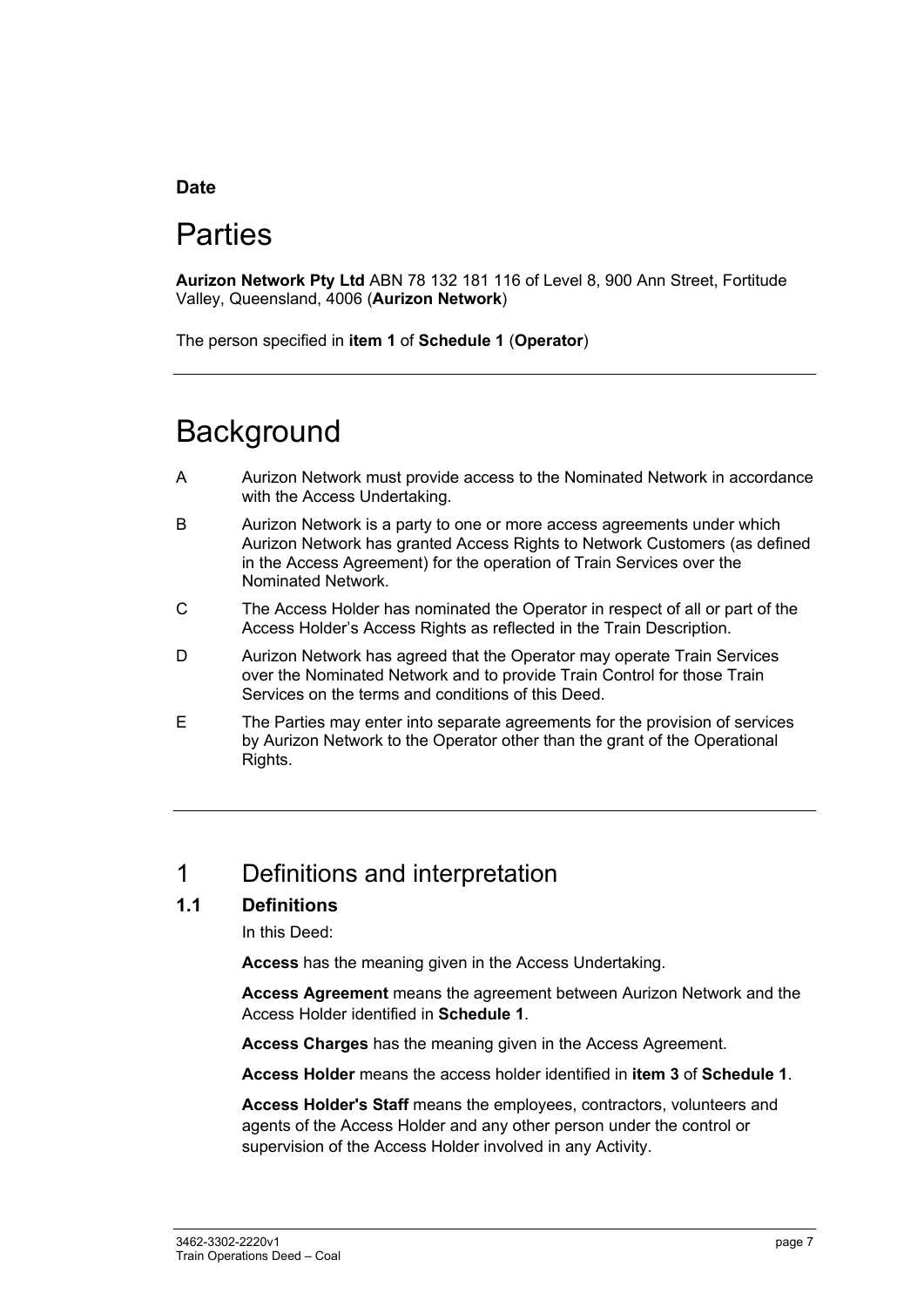**Date**

# Parties

**Aurizon Network Pty Ltd** ABN 78 132 181 116 of Level 8, 900 Ann Street, Fortitude Valley, Queensland, 4006 (**Aurizon Network**)

The person specified in **item 1** of **Schedule 1** (**Operator**)

---

# Background

A Aurizon Network must provide access to the Nominated Network in accordance with the Access Undertaking.

B Aurizon Network is a party to one or more access agreements under which Aurizon Network has granted Access Rights to Network Customers (as defined in the Access Agreement) for the operation of Train Services over the Nominated Network.

C The Access Holder has nominated the Operator in respect of all or part of the Access Holder's Access Rights as reflected in the Train Description.

D Aurizon Network has agreed that the Operator may operate Train Services over the Nominated Network and to provide Train Control for those Train Services on the terms and conditions of this Deed.

E The Parties may enter into separate agreements for the provision of services by Aurizon Network to the Operator other than the grant of the Operational Rights.

---

## 1 Definitions and interpretation

### 1.1 Definitions

In this Deed:

**Access** has the meaning given in the Access Undertaking.

**Access Agreement** means the agreement between Aurizon Network and the Access Holder identified in **Schedule 1**.

**Access Charges** has the meaning given in the Access Agreement.

**Access Holder** means the access holder identified in **item 3** of **Schedule 1**.

**Access Holder's Staff** means the employees, contractors, volunteers and agents of the Access Holder and any other person under the control or supervision of the Access Holder involved in any Activity.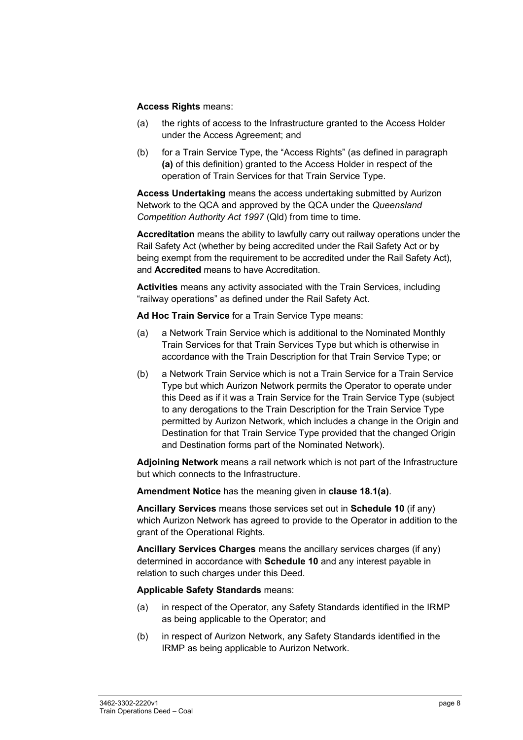**Access Rights** means:

(a) the rights of access to the Infrastructure granted to the Access Holder under the Access Agreement; and

(b) for a Train Service Type, the "Access Rights" (as defined in paragraph **(a)** of this definition) granted to the Access Holder in respect of the operation of Train Services for that Train Service Type.

**Access Undertaking** means the access undertaking submitted by Aurizon Network to the QCA and approved by the QCA under the *Queensland Competition Authority Act 1997* (Qld) from time to time.

**Accreditation** means the ability to lawfully carry out railway operations under the Rail Safety Act (whether by being accredited under the Rail Safety Act or by being exempt from the requirement to be accredited under the Rail Safety Act), and **Accredited** means to have Accreditation.

**Activities** means any activity associated with the Train Services, including "railway operations" as defined under the Rail Safety Act.

**Ad Hoc Train Service** for a Train Service Type means:

(a) a Network Train Service which is additional to the Nominated Monthly Train Services for that Train Services Type but which is otherwise in accordance with the Train Description for that Train Service Type; or

(b) a Network Train Service which is not a Train Service for a Train Service Type but which Aurizon Network permits the Operator to operate under this Deed as if it was a Train Service for the Train Service Type (subject to any derogations to the Train Description for the Train Service Type permitted by Aurizon Network, which includes a change in the Origin and Destination for that Train Service Type provided that the changed Origin and Destination forms part of the Nominated Network).

**Adjoining Network** means a rail network which is not part of the Infrastructure but which connects to the Infrastructure.

**Amendment Notice** has the meaning given in **clause 18.1(a)**.

**Ancillary Services** means those services set out in **Schedule 10** (if any) which Aurizon Network has agreed to provide to the Operator in addition to the grant of the Operational Rights.

**Ancillary Services Charges** means the ancillary services charges (if any) determined in accordance with **Schedule 10** and any interest payable in relation to such charges under this Deed.

**Applicable Safety Standards** means:

(a) in respect of the Operator, any Safety Standards identified in the IRMP as being applicable to the Operator; and

(b) in respect of Aurizon Network, any Safety Standards identified in the IRMP as being applicable to Aurizon Network.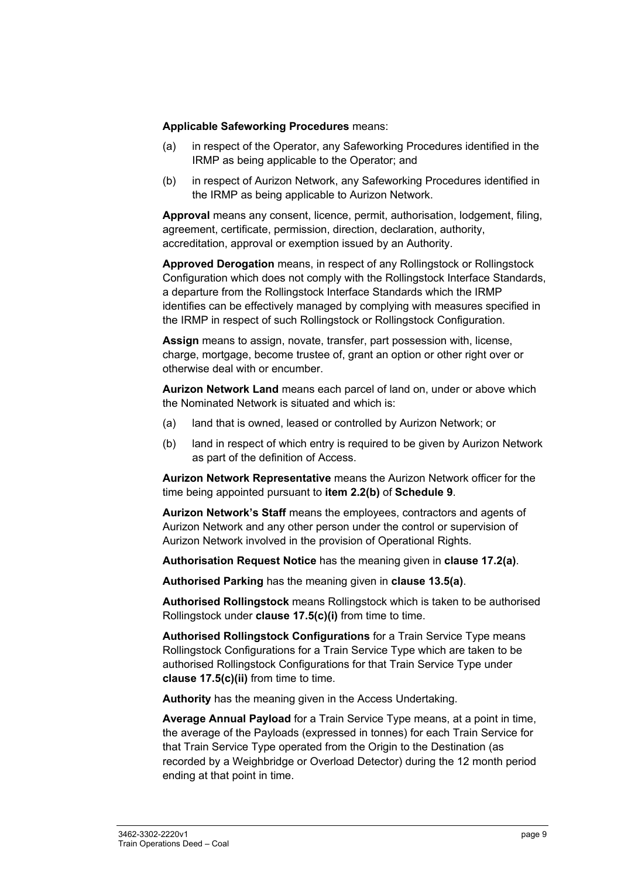**Applicable Safeworking Procedures** means:

(a) in respect of the Operator, any Safeworking Procedures identified in the IRMP as being applicable to the Operator; and

(b) in respect of Aurizon Network, any Safeworking Procedures identified in the IRMP as being applicable to Aurizon Network.

**Approval** means any consent, licence, permit, authorisation, lodgement, filing, agreement, certificate, permission, direction, declaration, authority, accreditation, approval or exemption issued by an Authority.

**Approved Derogation** means, in respect of any Rollingstock or Rollingstock Configuration which does not comply with the Rollingstock Interface Standards, a departure from the Rollingstock Interface Standards which the IRMP identifies can be effectively managed by complying with measures specified in the IRMP in respect of such Rollingstock or Rollingstock Configuration.

**Assign** means to assign, novate, transfer, part possession with, license, charge, mortgage, become trustee of, grant an option or other right over or otherwise deal with or encumber.

**Aurizon Network Land** means each parcel of land on, under or above which the Nominated Network is situated and which is:

(a) land that is owned, leased or controlled by Aurizon Network; or

(b) land in respect of which entry is required to be given by Aurizon Network as part of the definition of Access.

**Aurizon Network Representative** means the Aurizon Network officer for the time being appointed pursuant to **item 2.2(b)** of **Schedule 9**.

**Aurizon Network's Staff** means the employees, contractors and agents of Aurizon Network and any other person under the control or supervision of Aurizon Network involved in the provision of Operational Rights.

**Authorisation Request Notice** has the meaning given in **clause 17.2(a)**.

**Authorised Parking** has the meaning given in **clause 13.5(a)**.

**Authorised Rollingstock** means Rollingstock which is taken to be authorised Rollingstock under **clause 17.5(c)(i)** from time to time.

**Authorised Rollingstock Configurations** for a Train Service Type means Rollingstock Configurations for a Train Service Type which are taken to be authorised Rollingstock Configurations for that Train Service Type under **clause 17.5(c)(ii)** from time to time.

**Authority** has the meaning given in the Access Undertaking.

**Average Annual Payload** for a Train Service Type means, at a point in time, the average of the Payloads (expressed in tonnes) for each Train Service for that Train Service Type operated from the Origin to the Destination (as recorded by a Weighbridge or Overload Detector) during the 12 month period ending at that point in time.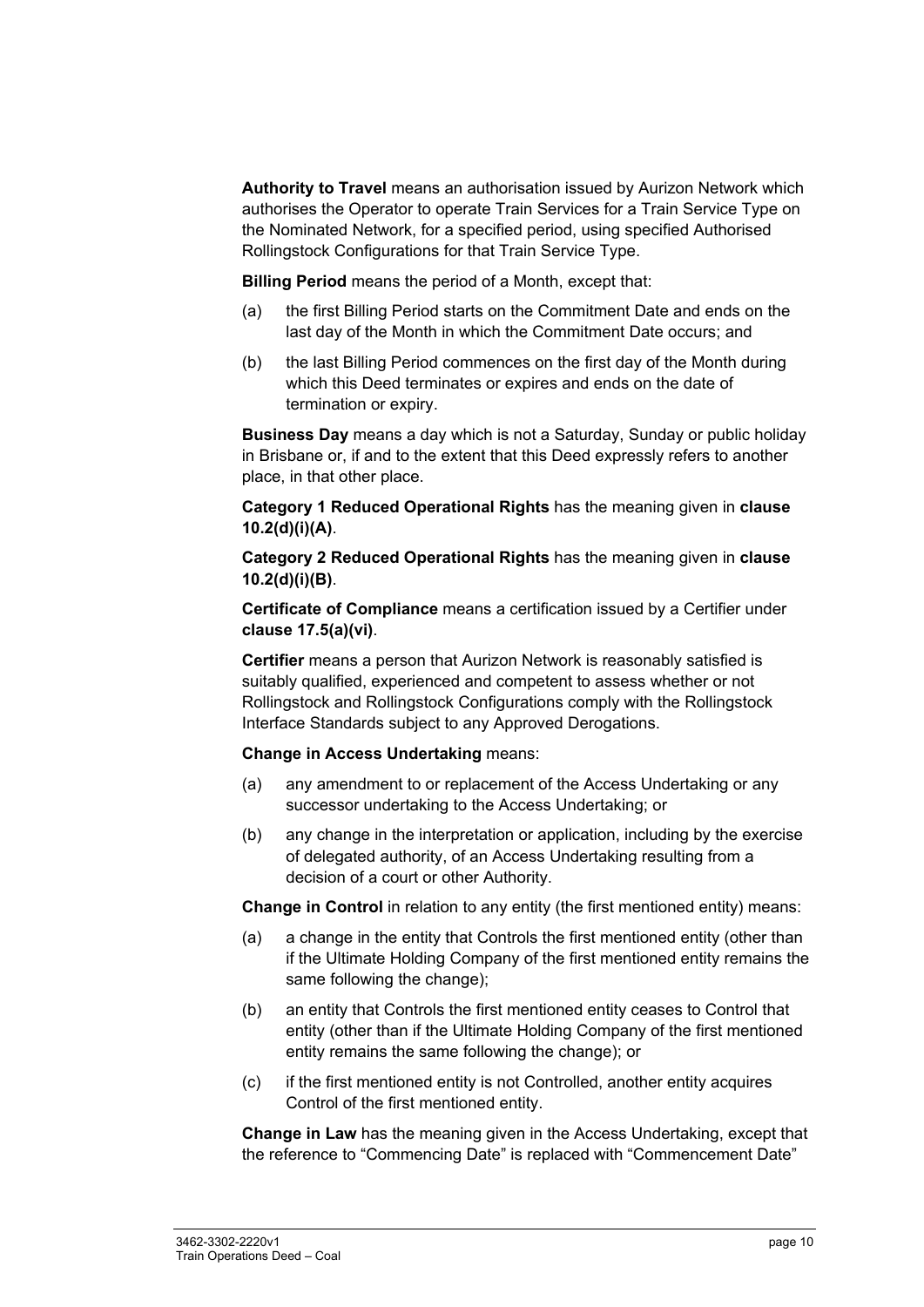**Authority to Travel** means an authorisation issued by Aurizon Network which authorises the Operator to operate Train Services for a Train Service Type on the Nominated Network, for a specified period, using specified Authorised Rollingstock Configurations for that Train Service Type.

**Billing Period** means the period of a Month, except that:

(a) the first Billing Period starts on the Commitment Date and ends on the last day of the Month in which the Commitment Date occurs; and

(b) the last Billing Period commences on the first day of the Month during which this Deed terminates or expires and ends on the date of termination or expiry.

**Business Day** means a day which is not a Saturday, Sunday or public holiday in Brisbane or, if and to the extent that this Deed expressly refers to another place, in that other place.

**Category 1 Reduced Operational Rights** has the meaning given in **clause 10.2(d)(i)(A)**.

**Category 2 Reduced Operational Rights** has the meaning given in **clause 10.2(d)(i)(B)**.

**Certificate of Compliance** means a certification issued by a Certifier under **clause 17.5(a)(vi)**.

**Certifier** means a person that Aurizon Network is reasonably satisfied is suitably qualified, experienced and competent to assess whether or not Rollingstock and Rollingstock Configurations comply with the Rollingstock Interface Standards subject to any Approved Derogations.

**Change in Access Undertaking** means:

(a) any amendment to or replacement of the Access Undertaking or any successor undertaking to the Access Undertaking; or

(b) any change in the interpretation or application, including by the exercise of delegated authority, of an Access Undertaking resulting from a decision of a court or other Authority.

**Change in Control** in relation to any entity (the first mentioned entity) means:

(a) a change in the entity that Controls the first mentioned entity (other than if the Ultimate Holding Company of the first mentioned entity remains the same following the change);

(b) an entity that Controls the first mentioned entity ceases to Control that entity (other than if the Ultimate Holding Company of the first mentioned entity remains the same following the change); or

(c) if the first mentioned entity is not Controlled, another entity acquires Control of the first mentioned entity.

**Change in Law** has the meaning given in the Access Undertaking, except that the reference to "Commencing Date" is replaced with "Commencement Date"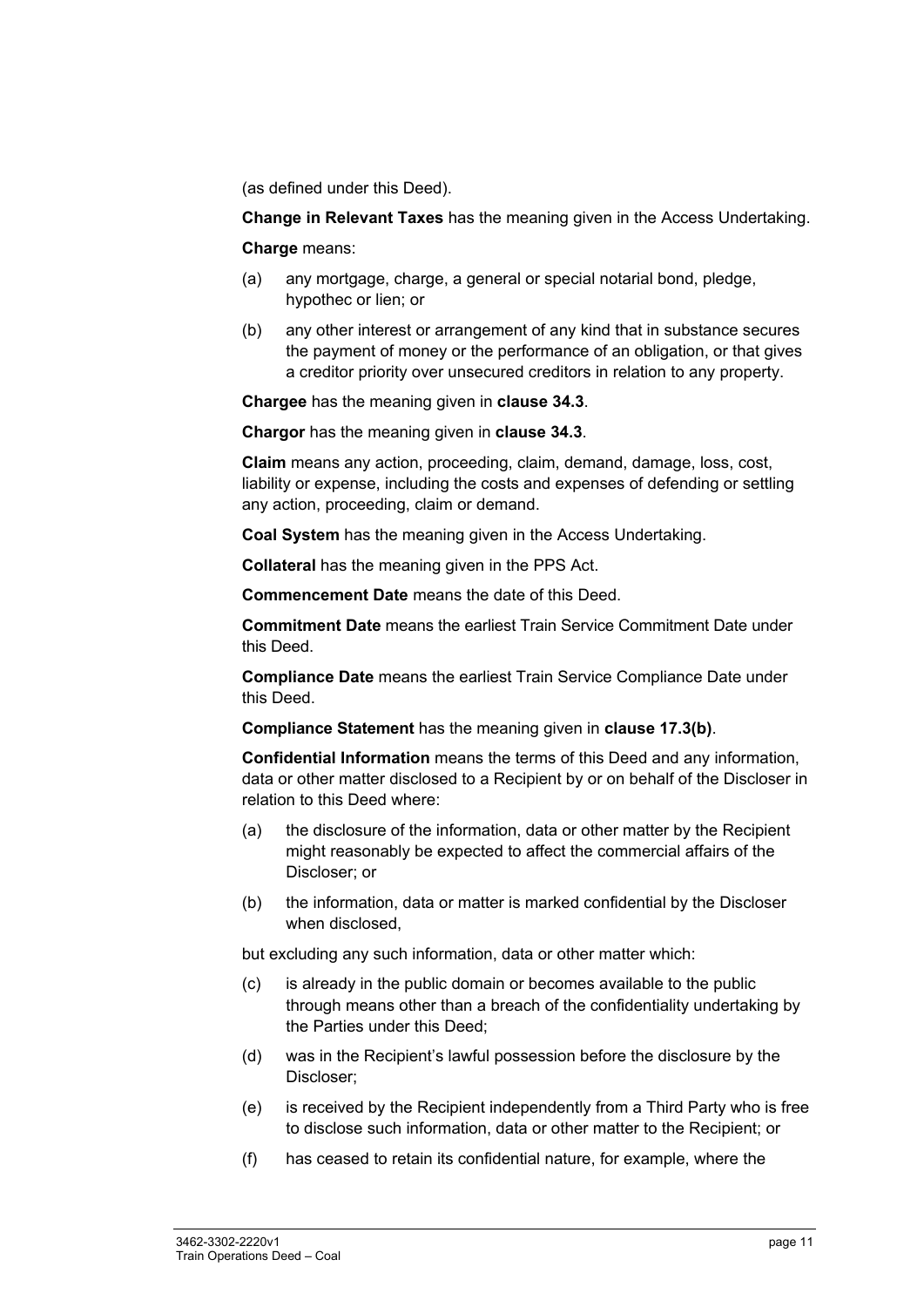(as defined under this Deed).

**Change in Relevant Taxes** has the meaning given in the Access Undertaking.

**Charge** means:

(a) any mortgage, charge, a general or special notarial bond, pledge, hypothec or lien; or

(b) any other interest or arrangement of any kind that in substance secures the payment of money or the performance of an obligation, or that gives a creditor priority over unsecured creditors in relation to any property.

**Chargee** has the meaning given in **clause 34.3**.

**Chargor** has the meaning given in **clause 34.3**.

**Claim** means any action, proceeding, claim, demand, damage, loss, cost, liability or expense, including the costs and expenses of defending or settling any action, proceeding, claim or demand.

**Coal System** has the meaning given in the Access Undertaking.

**Collateral** has the meaning given in the PPS Act.

**Commencement Date** means the date of this Deed.

**Commitment Date** means the earliest Train Service Commitment Date under this Deed.

**Compliance Date** means the earliest Train Service Compliance Date under this Deed.

**Compliance Statement** has the meaning given in **clause 17.3(b)**.

**Confidential Information** means the terms of this Deed and any information, data or other matter disclosed to a Recipient by or on behalf of the Discloser in relation to this Deed where:

(a) the disclosure of the information, data or other matter by the Recipient might reasonably be expected to affect the commercial affairs of the Discloser; or

(b) the information, data or matter is marked confidential by the Discloser when disclosed,

but excluding any such information, data or other matter which:

(c) is already in the public domain or becomes available to the public through means other than a breach of the confidentiality undertaking by the Parties under this Deed;

(d) was in the Recipient's lawful possession before the disclosure by the Discloser;

(e) is received by the Recipient independently from a Third Party who is free to disclose such information, data or other matter to the Recipient; or

(f) has ceased to retain its confidential nature, for example, where the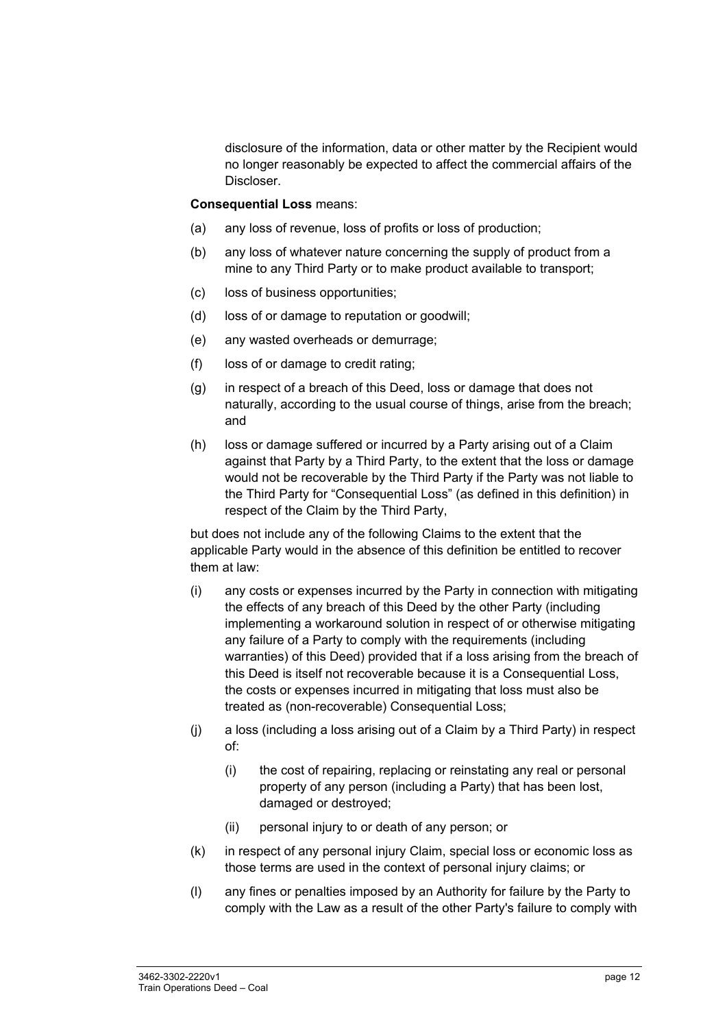disclosure of the information, data or other matter by the Recipient would no longer reasonably be expected to affect the commercial affairs of the Discloser.

**Consequential Loss** means:

(a) any loss of revenue, loss of profits or loss of production;

(b) any loss of whatever nature concerning the supply of product from a mine to any Third Party or to make product available to transport;

(c) loss of business opportunities;

(d) loss of or damage to reputation or goodwill;

(e) any wasted overheads or demurrage;

(f) loss of or damage to credit rating;

(g) in respect of a breach of this Deed, loss or damage that does not naturally, according to the usual course of things, arise from the breach; and

(h) loss or damage suffered or incurred by a Party arising out of a Claim against that Party by a Third Party, to the extent that the loss or damage would not be recoverable by the Third Party if the Party was not liable to the Third Party for "Consequential Loss" (as defined in this definition) in respect of the Claim by the Third Party,

but does not include any of the following Claims to the extent that the applicable Party would in the absence of this definition be entitled to recover them at law:

(i) any costs or expenses incurred by the Party in connection with mitigating the effects of any breach of this Deed by the other Party (including implementing a workaround solution in respect of or otherwise mitigating any failure of a Party to comply with the requirements (including warranties) of this Deed) provided that if a loss arising from the breach of this Deed is itself not recoverable because it is a Consequential Loss, the costs or expenses incurred in mitigating that loss must also be treated as (non-recoverable) Consequential Loss;

(j) a loss (including a loss arising out of a Claim by a Third Party) in respect of:

  (i) the cost of repairing, replacing or reinstating any real or personal property of any person (including a Party) that has been lost, damaged or destroyed;

  (ii) personal injury to or death of any person; or

(k) in respect of any personal injury Claim, special loss or economic loss as those terms are used in the context of personal injury claims; or

(l) any fines or penalties imposed by an Authority for failure by the Party to comply with the Law as a result of the other Party's failure to comply with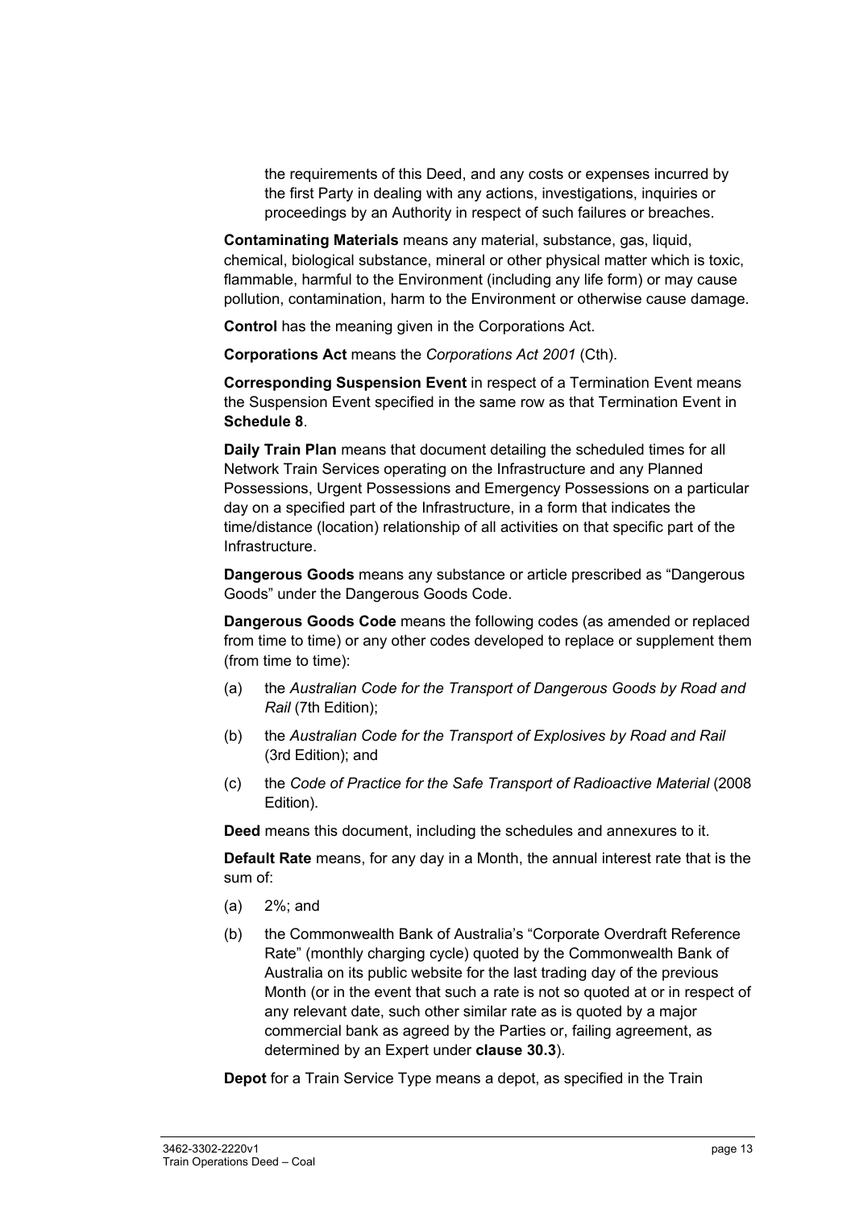the requirements of this Deed, and any costs or expenses incurred by the first Party in dealing with any actions, investigations, inquiries or proceedings by an Authority in respect of such failures or breaches.

**Contaminating Materials** means any material, substance, gas, liquid, chemical, biological substance, mineral or other physical matter which is toxic, flammable, harmful to the Environment (including any life form) or may cause pollution, contamination, harm to the Environment or otherwise cause damage.

**Control** has the meaning given in the Corporations Act.

**Corporations Act** means the *Corporations Act 2001* (Cth).

**Corresponding Suspension Event** in respect of a Termination Event means the Suspension Event specified in the same row as that Termination Event in **Schedule 8**.

**Daily Train Plan** means that document detailing the scheduled times for all Network Train Services operating on the Infrastructure and any Planned Possessions, Urgent Possessions and Emergency Possessions on a particular day on a specified part of the Infrastructure, in a form that indicates the time/distance (location) relationship of all activities on that specific part of the Infrastructure.

**Dangerous Goods** means any substance or article prescribed as "Dangerous Goods" under the Dangerous Goods Code.

**Dangerous Goods Code** means the following codes (as amended or replaced from time to time) or any other codes developed to replace or supplement them (from time to time):

(a) the *Australian Code for the Transport of Dangerous Goods by Road and Rail* (7th Edition);

(b) the *Australian Code for the Transport of Explosives by Road and Rail* (3rd Edition); and

(c) the *Code of Practice for the Safe Transport of Radioactive Material* (2008 Edition).

**Deed** means this document, including the schedules and annexures to it.

**Default Rate** means, for any day in a Month, the annual interest rate that is the sum of:

(a) 2%; and

(b) the Commonwealth Bank of Australia's "Corporate Overdraft Reference Rate" (monthly charging cycle) quoted by the Commonwealth Bank of Australia on its public website for the last trading day of the previous Month (or in the event that such a rate is not so quoted at or in respect of any relevant date, such other similar rate as is quoted by a major commercial bank as agreed by the Parties or, failing agreement, as determined by an Expert under **clause 30.3**).

**Depot** for a Train Service Type means a depot, as specified in the Train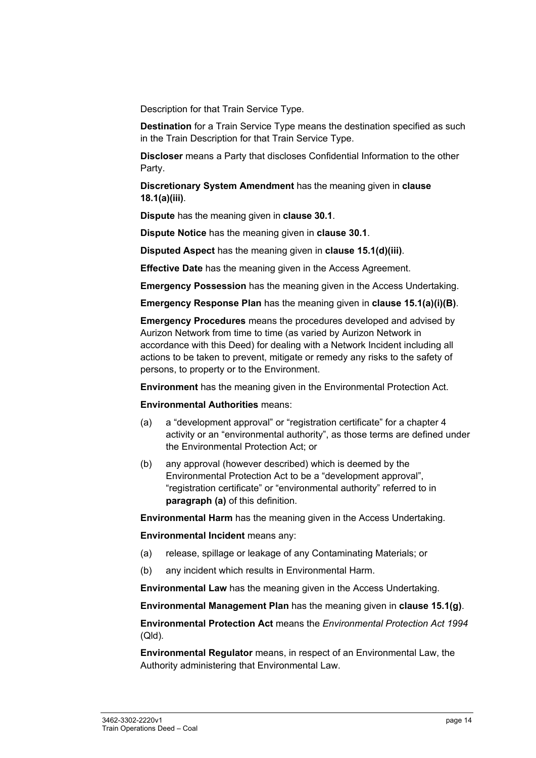Description for that Train Service Type.

**Destination** for a Train Service Type means the destination specified as such in the Train Description for that Train Service Type.

**Discloser** means a Party that discloses Confidential Information to the other Party.

**Discretionary System Amendment** has the meaning given in **clause 18.1(a)(iii)**.

**Dispute** has the meaning given in **clause 30.1**.

**Dispute Notice** has the meaning given in **clause 30.1**.

**Disputed Aspect** has the meaning given in **clause 15.1(d)(iii)**.

**Effective Date** has the meaning given in the Access Agreement.

**Emergency Possession** has the meaning given in the Access Undertaking.

**Emergency Response Plan** has the meaning given in **clause 15.1(a)(i)(B)**.

**Emergency Procedures** means the procedures developed and advised by Aurizon Network from time to time (as varied by Aurizon Network in accordance with this Deed) for dealing with a Network Incident including all actions to be taken to prevent, mitigate or remedy any risks to the safety of persons, to property or to the Environment.

**Environment** has the meaning given in the Environmental Protection Act.

**Environmental Authorities** means:

(a) a "development approval" or "registration certificate" for a chapter 4 activity or an "environmental authority", as those terms are defined under the Environmental Protection Act; or

(b) any approval (however described) which is deemed by the Environmental Protection Act to be a "development approval", "registration certificate" or "environmental authority" referred to in **paragraph (a)** of this definition.

**Environmental Harm** has the meaning given in the Access Undertaking.

**Environmental Incident** means any:

(a) release, spillage or leakage of any Contaminating Materials; or

(b) any incident which results in Environmental Harm.

**Environmental Law** has the meaning given in the Access Undertaking.

**Environmental Management Plan** has the meaning given in **clause 15.1(g)**.

**Environmental Protection Act** means the *Environmental Protection Act 1994* (Qld).

**Environmental Regulator** means, in respect of an Environmental Law, the Authority administering that Environmental Law.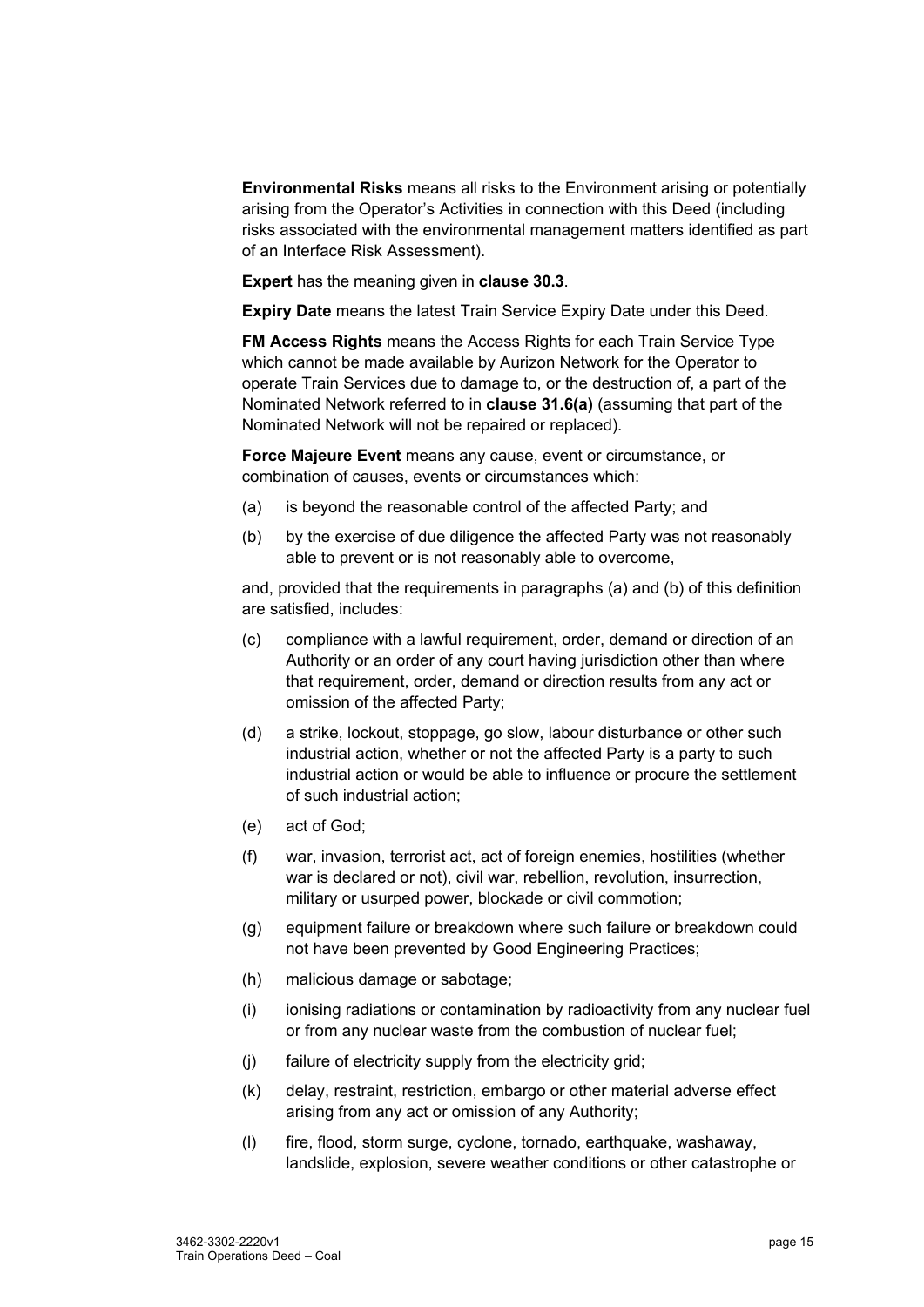**Environmental Risks** means all risks to the Environment arising or potentially arising from the Operator's Activities in connection with this Deed (including risks associated with the environmental management matters identified as part of an Interface Risk Assessment).

**Expert** has the meaning given in **clause 30.3**.

**Expiry Date** means the latest Train Service Expiry Date under this Deed.

**FM Access Rights** means the Access Rights for each Train Service Type which cannot be made available by Aurizon Network for the Operator to operate Train Services due to damage to, or the destruction of, a part of the Nominated Network referred to in **clause 31.6(a)** (assuming that part of the Nominated Network will not be repaired or replaced).

**Force Majeure Event** means any cause, event or circumstance, or combination of causes, events or circumstances which:

(a) is beyond the reasonable control of the affected Party; and

(b) by the exercise of due diligence the affected Party was not reasonably able to prevent or is not reasonably able to overcome,

and, provided that the requirements in paragraphs (a) and (b) of this definition are satisfied, includes:

(c) compliance with a lawful requirement, order, demand or direction of an Authority or an order of any court having jurisdiction other than where that requirement, order, demand or direction results from any act or omission of the affected Party;

(d) a strike, lockout, stoppage, go slow, labour disturbance or other such industrial action, whether or not the affected Party is a party to such industrial action or would be able to influence or procure the settlement of such industrial action;

(e) act of God;

(f) war, invasion, terrorist act, act of foreign enemies, hostilities (whether war is declared or not), civil war, rebellion, revolution, insurrection, military or usurped power, blockade or civil commotion;

(g) equipment failure or breakdown where such failure or breakdown could not have been prevented by Good Engineering Practices;

(h) malicious damage or sabotage;

(i) ionising radiations or contamination by radioactivity from any nuclear fuel or from any nuclear waste from the combustion of nuclear fuel;

(j) failure of electricity supply from the electricity grid;

(k) delay, restraint, restriction, embargo or other material adverse effect arising from any act or omission of any Authority;

(l) fire, flood, storm surge, cyclone, tornado, earthquake, washaway, landslide, explosion, severe weather conditions or other catastrophe or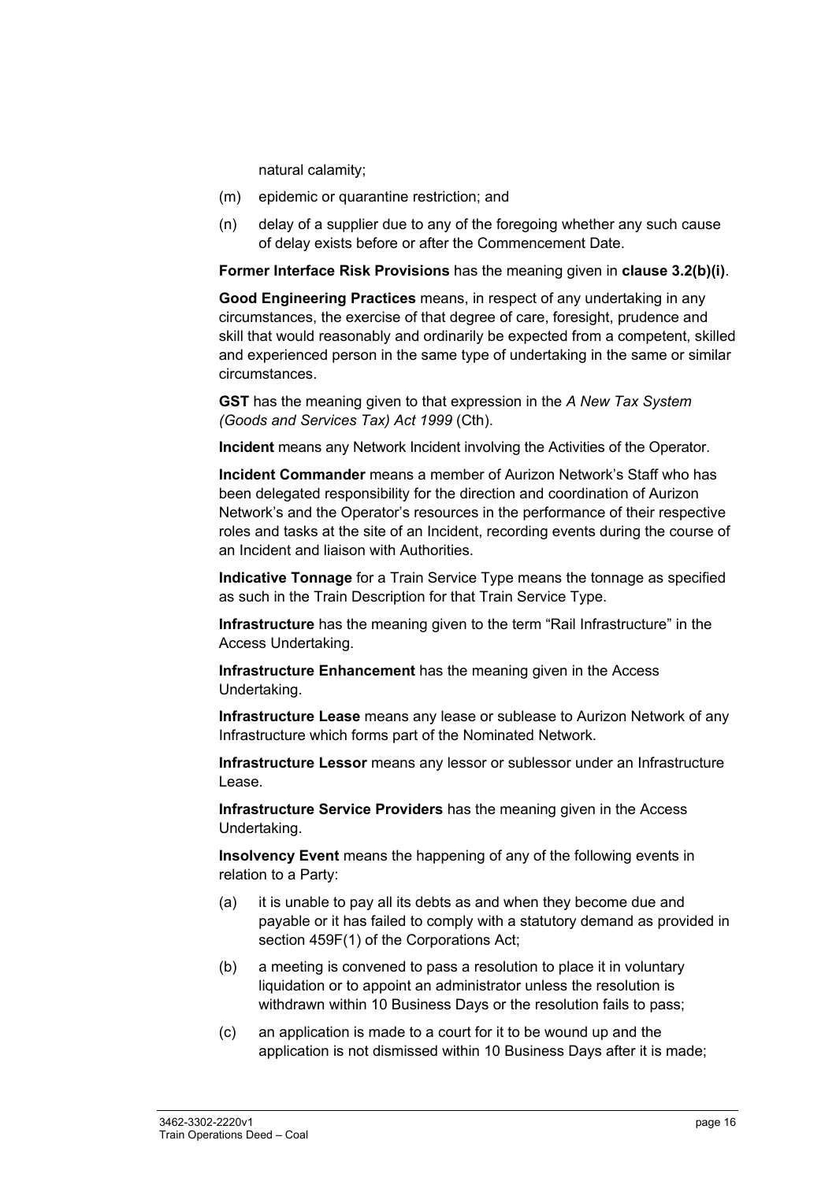natural calamity;

(m) epidemic or quarantine restriction; and

(n) delay of a supplier due to any of the foregoing whether any such cause of delay exists before or after the Commencement Date.

**Former Interface Risk Provisions** has the meaning given in **clause 3.2(b)(i)**.

**Good Engineering Practices** means, in respect of any undertaking in any circumstances, the exercise of that degree of care, foresight, prudence and skill that would reasonably and ordinarily be expected from a competent, skilled and experienced person in the same type of undertaking in the same or similar circumstances.

**GST** has the meaning given to that expression in the *A New Tax System (Goods and Services Tax) Act 1999* (Cth).

**Incident** means any Network Incident involving the Activities of the Operator.

**Incident Commander** means a member of Aurizon Network's Staff who has been delegated responsibility for the direction and coordination of Aurizon Network's and the Operator's resources in the performance of their respective roles and tasks at the site of an Incident, recording events during the course of an Incident and liaison with Authorities.

**Indicative Tonnage** for a Train Service Type means the tonnage as specified as such in the Train Description for that Train Service Type.

**Infrastructure** has the meaning given to the term "Rail Infrastructure" in the Access Undertaking.

**Infrastructure Enhancement** has the meaning given in the Access Undertaking.

**Infrastructure Lease** means any lease or sublease to Aurizon Network of any Infrastructure which forms part of the Nominated Network.

**Infrastructure Lessor** means any lessor or sublessor under an Infrastructure Lease.

**Infrastructure Service Providers** has the meaning given in the Access Undertaking.

**Insolvency Event** means the happening of any of the following events in relation to a Party:

(a) it is unable to pay all its debts as and when they become due and payable or it has failed to comply with a statutory demand as provided in section 459F(1) of the Corporations Act;

(b) a meeting is convened to pass a resolution to place it in voluntary liquidation or to appoint an administrator unless the resolution is withdrawn within 10 Business Days or the resolution fails to pass;

(c) an application is made to a court for it to be wound up and the application is not dismissed within 10 Business Days after it is made;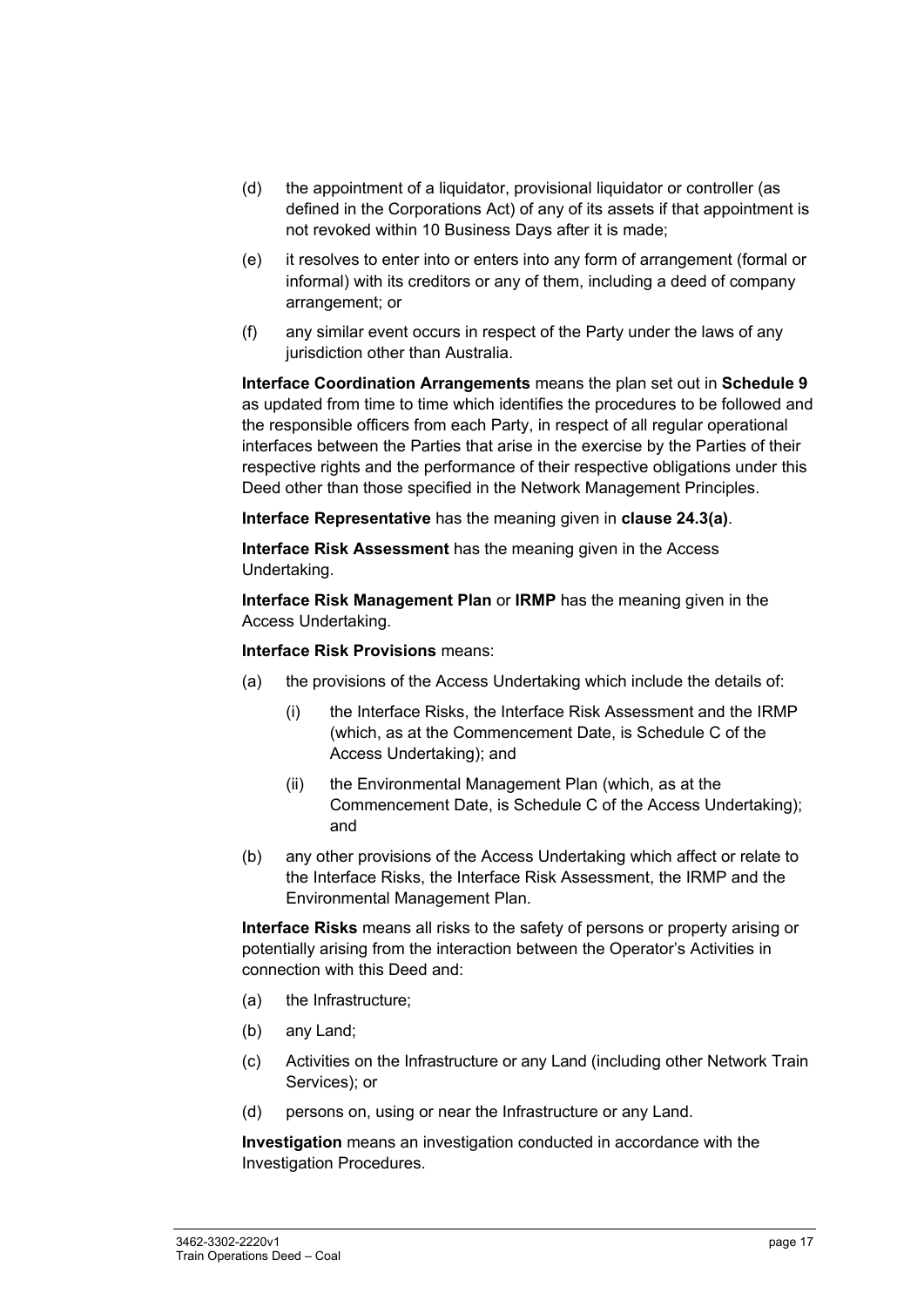(d) the appointment of a liquidator, provisional liquidator or controller (as defined in the Corporations Act) of any of its assets if that appointment is not revoked within 10 Business Days after it is made;

(e) it resolves to enter into or enters into any form of arrangement (formal or informal) with its creditors or any of them, including a deed of company arrangement; or

(f) any similar event occurs in respect of the Party under the laws of any jurisdiction other than Australia.

**Interface Coordination Arrangements** means the plan set out in **Schedule 9** as updated from time to time which identifies the procedures to be followed and the responsible officers from each Party, in respect of all regular operational interfaces between the Parties that arise in the exercise by the Parties of their respective rights and the performance of their respective obligations under this Deed other than those specified in the Network Management Principles.

**Interface Representative** has the meaning given in **clause 24.3(a)**.

**Interface Risk Assessment** has the meaning given in the Access Undertaking.

**Interface Risk Management Plan** or **IRMP** has the meaning given in the Access Undertaking.

**Interface Risk Provisions** means:

(a) the provisions of the Access Undertaking which include the details of:

   (i) the Interface Risks, the Interface Risk Assessment and the IRMP (which, as at the Commencement Date, is Schedule C of the Access Undertaking); and

   (ii) the Environmental Management Plan (which, as at the Commencement Date, is Schedule C of the Access Undertaking); and

(b) any other provisions of the Access Undertaking which affect or relate to the Interface Risks, the Interface Risk Assessment, the IRMP and the Environmental Management Plan.

**Interface Risks** means all risks to the safety of persons or property arising or potentially arising from the interaction between the Operator's Activities in connection with this Deed and:

(a) the Infrastructure;

(b) any Land;

(c) Activities on the Infrastructure or any Land (including other Network Train Services); or

(d) persons on, using or near the Infrastructure or any Land.

**Investigation** means an investigation conducted in accordance with the Investigation Procedures.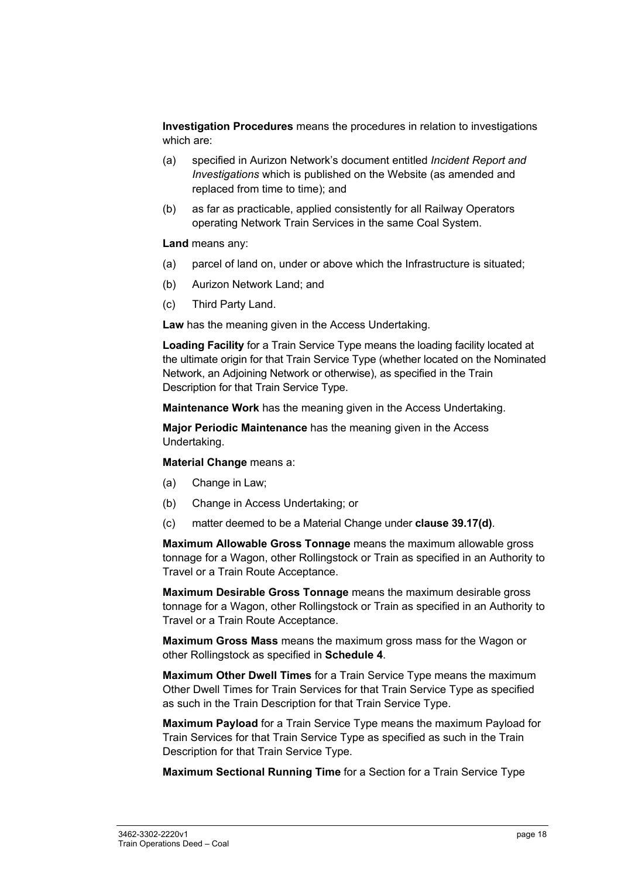**Investigation Procedures** means the procedures in relation to investigations which are:

(a) specified in Aurizon Network's document entitled *Incident Report and Investigations* which is published on the Website (as amended and replaced from time to time); and

(b) as far as practicable, applied consistently for all Railway Operators operating Network Train Services in the same Coal System.

**Land** means any:

(a) parcel of land on, under or above which the Infrastructure is situated;

(b) Aurizon Network Land; and

(c) Third Party Land.

**Law** has the meaning given in the Access Undertaking.

**Loading Facility** for a Train Service Type means the loading facility located at the ultimate origin for that Train Service Type (whether located on the Nominated Network, an Adjoining Network or otherwise), as specified in the Train Description for that Train Service Type.

**Maintenance Work** has the meaning given in the Access Undertaking.

**Major Periodic Maintenance** has the meaning given in the Access Undertaking.

**Material Change** means a:

(a) Change in Law;

(b) Change in Access Undertaking; or

(c) matter deemed to be a Material Change under **clause 39.17(d)**.

**Maximum Allowable Gross Tonnage** means the maximum allowable gross tonnage for a Wagon, other Rollingstock or Train as specified in an Authority to Travel or a Train Route Acceptance.

**Maximum Desirable Gross Tonnage** means the maximum desirable gross tonnage for a Wagon, other Rollingstock or Train as specified in an Authority to Travel or a Train Route Acceptance.

**Maximum Gross Mass** means the maximum gross mass for the Wagon or other Rollingstock as specified in **Schedule 4**.

**Maximum Other Dwell Times** for a Train Service Type means the maximum Other Dwell Times for Train Services for that Train Service Type as specified as such in the Train Description for that Train Service Type.

**Maximum Payload** for a Train Service Type means the maximum Payload for Train Services for that Train Service Type as specified as such in the Train Description for that Train Service Type.

**Maximum Sectional Running Time** for a Section for a Train Service Type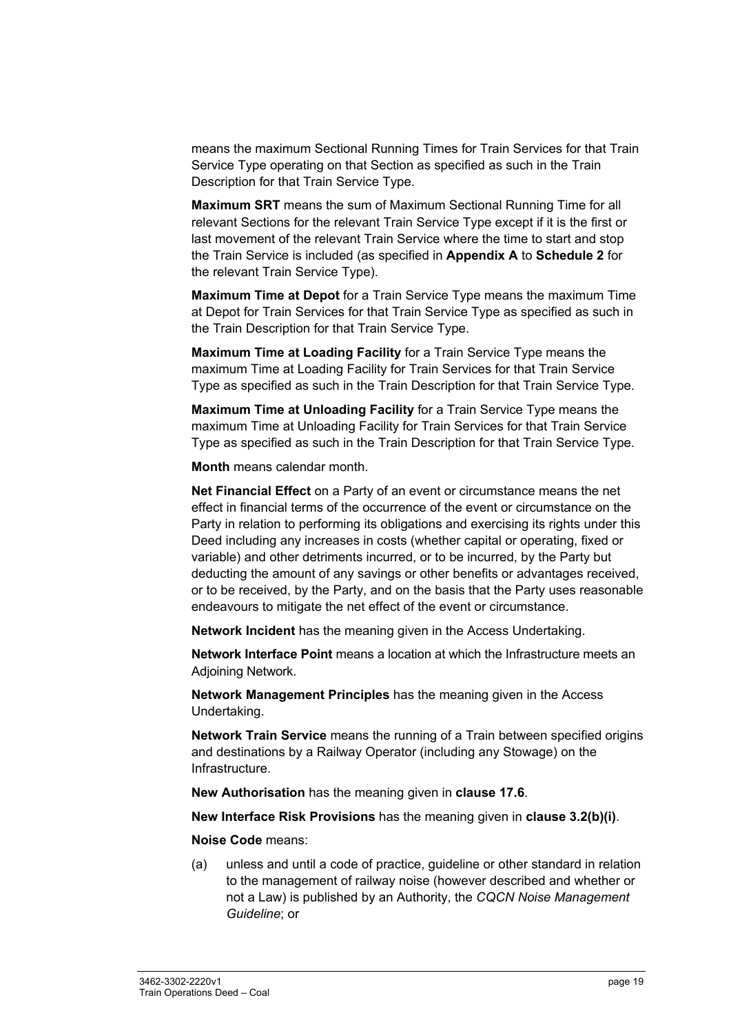means the maximum Sectional Running Times for Train Services for that Train Service Type operating on that Section as specified as such in the Train Description for that Train Service Type.

**Maximum SRT** means the sum of Maximum Sectional Running Time for all relevant Sections for the relevant Train Service Type except if it is the first or last movement of the relevant Train Service where the time to start and stop the Train Service is included (as specified in **Appendix A** to **Schedule 2** for the relevant Train Service Type).

**Maximum Time at Depot** for a Train Service Type means the maximum Time at Depot for Train Services for that Train Service Type as specified as such in the Train Description for that Train Service Type.

**Maximum Time at Loading Facility** for a Train Service Type means the maximum Time at Loading Facility for Train Services for that Train Service Type as specified as such in the Train Description for that Train Service Type.

**Maximum Time at Unloading Facility** for a Train Service Type means the maximum Time at Unloading Facility for Train Services for that Train Service Type as specified as such in the Train Description for that Train Service Type.

**Month** means calendar month.

**Net Financial Effect** on a Party of an event or circumstance means the net effect in financial terms of the occurrence of the event or circumstance on the Party in relation to performing its obligations and exercising its rights under this Deed including any increases in costs (whether capital or operating, fixed or variable) and other detriments incurred, or to be incurred, by the Party but deducting the amount of any savings or other benefits or advantages received, or to be received, by the Party, and on the basis that the Party uses reasonable endeavours to mitigate the net effect of the event or circumstance.

**Network Incident** has the meaning given in the Access Undertaking.

**Network Interface Point** means a location at which the Infrastructure meets an Adjoining Network.

**Network Management Principles** has the meaning given in the Access Undertaking.

**Network Train Service** means the running of a Train between specified origins and destinations by a Railway Operator (including any Stowage) on the Infrastructure.

**New Authorisation** has the meaning given in **clause 17.6**.

**New Interface Risk Provisions** has the meaning given in **clause 3.2(b)(i)**.

**Noise Code** means:

(a) unless and until a code of practice, guideline or other standard in relation to the management of railway noise (however described and whether or not a Law) is published by an Authority, the *CQCN Noise Management Guideline*; or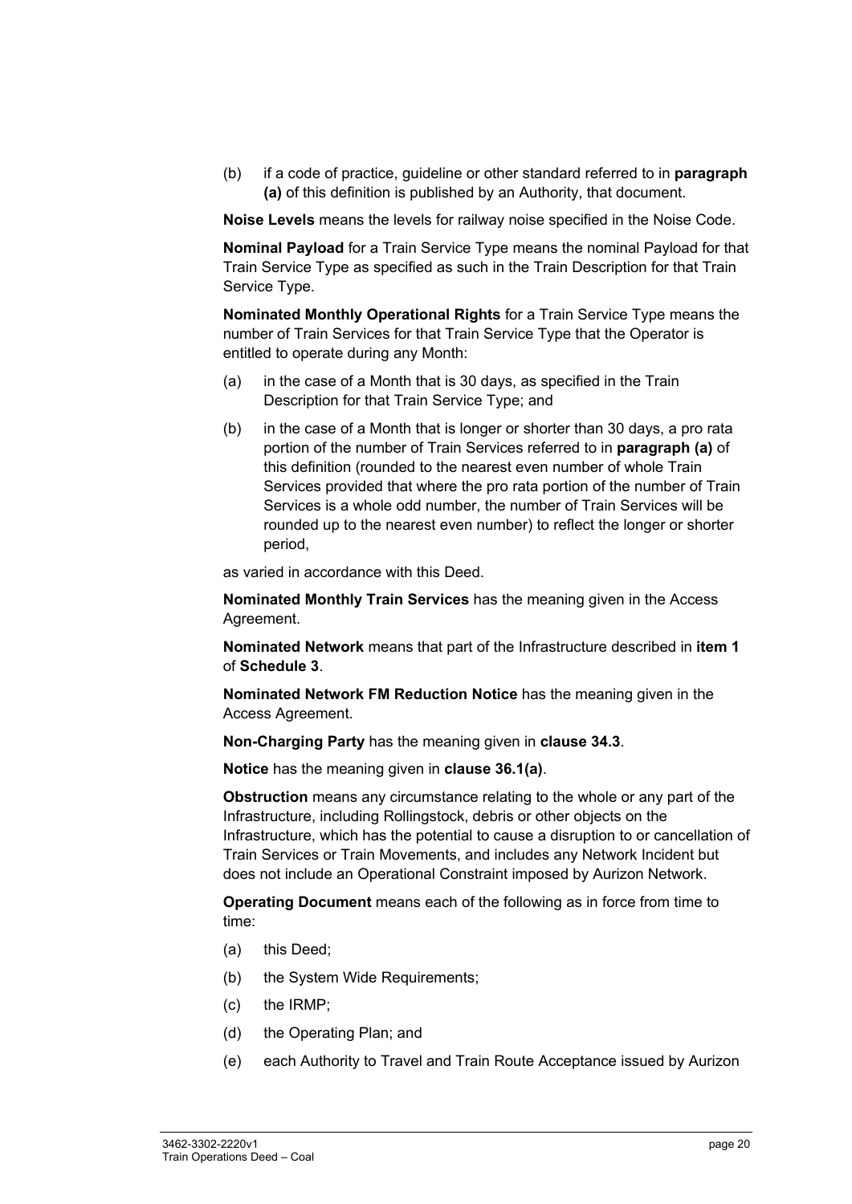(b) if a code of practice, guideline or other standard referred to in **paragraph (a)** of this definition is published by an Authority, that document.

**Noise Levels** means the levels for railway noise specified in the Noise Code.

**Nominal Payload** for a Train Service Type means the nominal Payload for that Train Service Type as specified as such in the Train Description for that Train Service Type.

**Nominated Monthly Operational Rights** for a Train Service Type means the number of Train Services for that Train Service Type that the Operator is entitled to operate during any Month:

(a) in the case of a Month that is 30 days, as specified in the Train Description for that Train Service Type; and

(b) in the case of a Month that is longer or shorter than 30 days, a pro rata portion of the number of Train Services referred to in **paragraph (a)** of this definition (rounded to the nearest even number of whole Train Services provided that where the pro rata portion of the number of Train Services is a whole odd number, the number of Train Services will be rounded up to the nearest even number) to reflect the longer or shorter period,

as varied in accordance with this Deed.

**Nominated Monthly Train Services** has the meaning given in the Access Agreement.

**Nominated Network** means that part of the Infrastructure described in **item 1** of **Schedule 3**.

**Nominated Network FM Reduction Notice** has the meaning given in the Access Agreement.

**Non-Charging Party** has the meaning given in **clause 34.3**.

**Notice** has the meaning given in **clause 36.1(a)**.

**Obstruction** means any circumstance relating to the whole or any part of the Infrastructure, including Rollingstock, debris or other objects on the Infrastructure, which has the potential to cause a disruption to or cancellation of Train Services or Train Movements, and includes any Network Incident but does not include an Operational Constraint imposed by Aurizon Network.

**Operating Document** means each of the following as in force from time to time:

(a) this Deed;

(b) the System Wide Requirements;

(c) the IRMP;

(d) the Operating Plan; and

(e) each Authority to Travel and Train Route Acceptance issued by Aurizon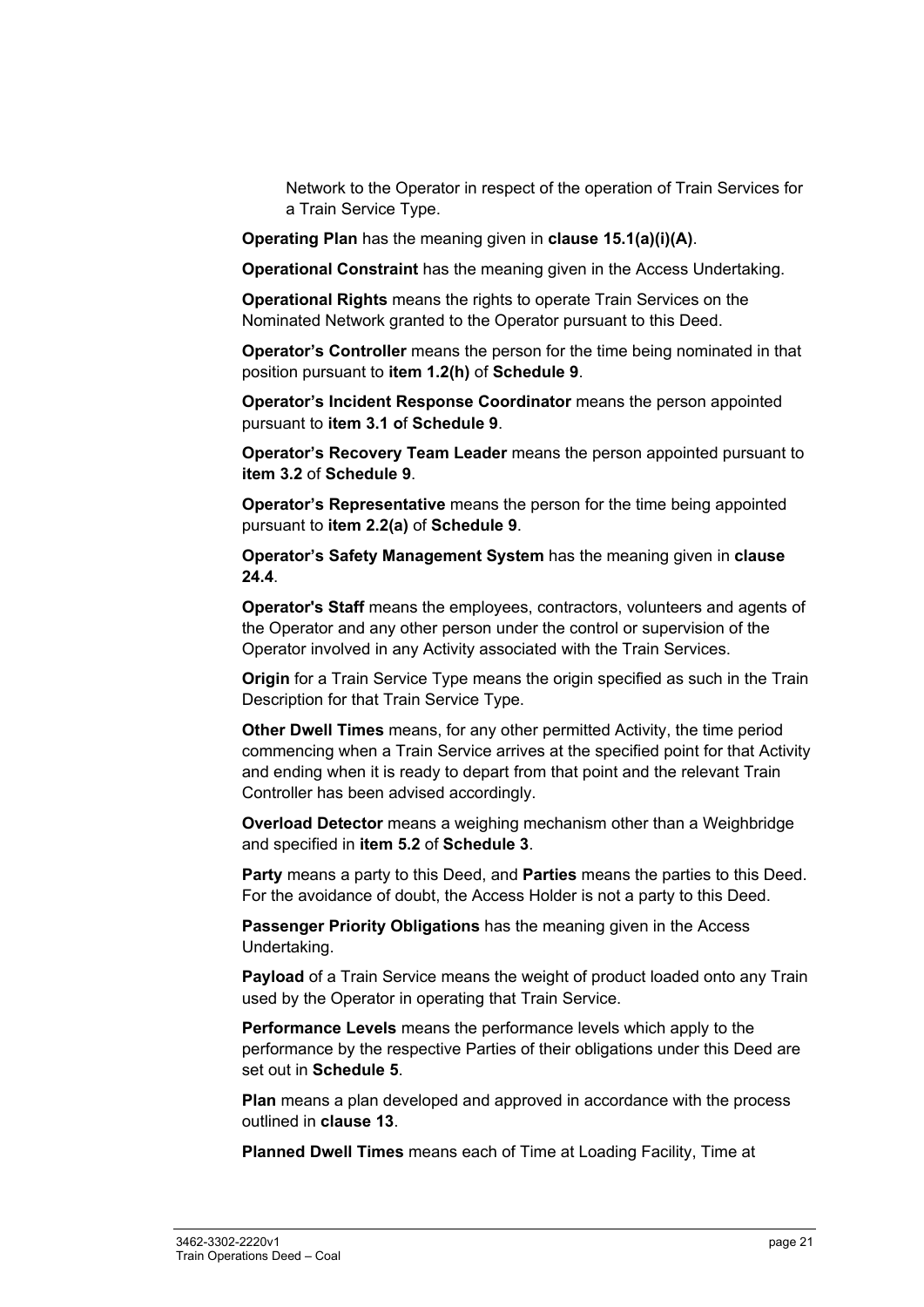Network to the Operator in respect of the operation of Train Services for a Train Service Type.

**Operating Plan** has the meaning given in **clause 15.1(a)(i)(A)**.

**Operational Constraint** has the meaning given in the Access Undertaking.

**Operational Rights** means the rights to operate Train Services on the Nominated Network granted to the Operator pursuant to this Deed.

**Operator's Controller** means the person for the time being nominated in that position pursuant to **item 1.2(h)** of **Schedule 9**.

**Operator's Incident Response Coordinator** means the person appointed pursuant to **item 3.1 of Schedule 9**.

**Operator's Recovery Team Leader** means the person appointed pursuant to **item 3.2** of **Schedule 9**.

**Operator's Representative** means the person for the time being appointed pursuant to **item 2.2(a)** of **Schedule 9**.

**Operator's Safety Management System** has the meaning given in **clause 24.4**.

**Operator's Staff** means the employees, contractors, volunteers and agents of the Operator and any other person under the control or supervision of the Operator involved in any Activity associated with the Train Services.

**Origin** for a Train Service Type means the origin specified as such in the Train Description for that Train Service Type.

**Other Dwell Times** means, for any other permitted Activity, the time period commencing when a Train Service arrives at the specified point for that Activity and ending when it is ready to depart from that point and the relevant Train Controller has been advised accordingly.

**Overload Detector** means a weighing mechanism other than a Weighbridge and specified in **item 5.2** of **Schedule 3**.

**Party** means a party to this Deed, and **Parties** means the parties to this Deed. For the avoidance of doubt, the Access Holder is not a party to this Deed.

**Passenger Priority Obligations** has the meaning given in the Access Undertaking.

**Payload** of a Train Service means the weight of product loaded onto any Train used by the Operator in operating that Train Service.

**Performance Levels** means the performance levels which apply to the performance by the respective Parties of their obligations under this Deed are set out in **Schedule 5**.

**Plan** means a plan developed and approved in accordance with the process outlined in **clause 13**.

**Planned Dwell Times** means each of Time at Loading Facility, Time at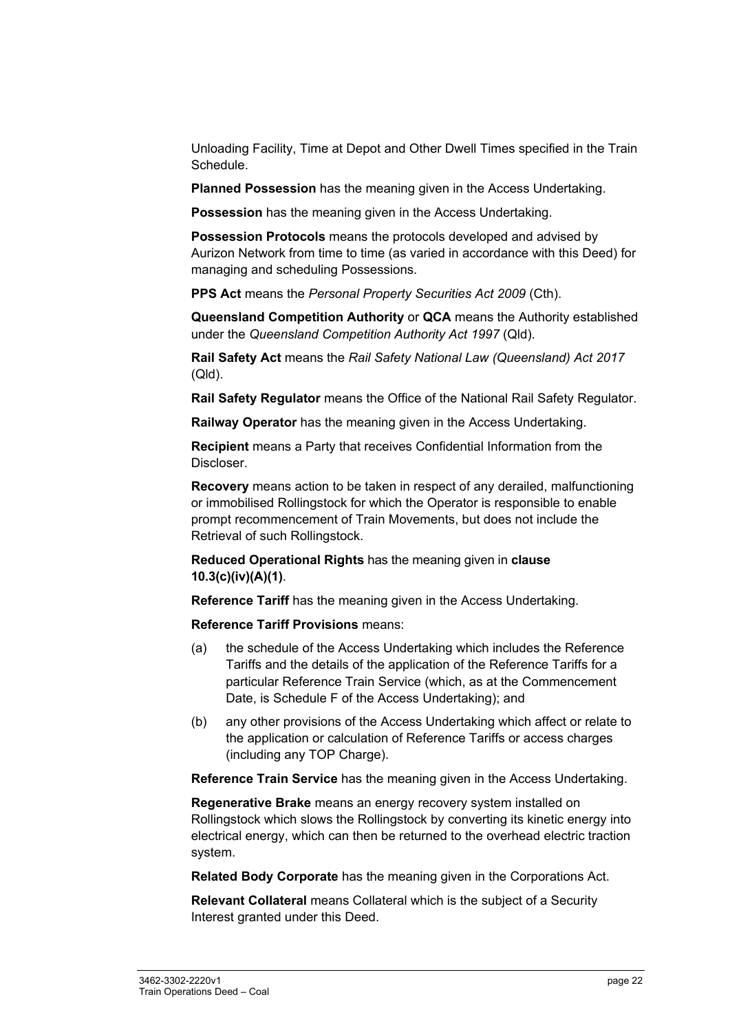Unloading Facility, Time at Depot and Other Dwell Times specified in the Train Schedule.

**Planned Possession** has the meaning given in the Access Undertaking.

**Possession** has the meaning given in the Access Undertaking.

**Possession Protocols** means the protocols developed and advised by Aurizon Network from time to time (as varied in accordance with this Deed) for managing and scheduling Possessions.

**PPS Act** means the *Personal Property Securities Act 2009* (Cth).

**Queensland Competition Authority** or **QCA** means the Authority established under the *Queensland Competition Authority Act 1997* (Qld).

**Rail Safety Act** means the *Rail Safety National Law (Queensland) Act 2017* (Qld).

**Rail Safety Regulator** means the Office of the National Rail Safety Regulator.

**Railway Operator** has the meaning given in the Access Undertaking.

**Recipient** means a Party that receives Confidential Information from the Discloser.

**Recovery** means action to be taken in respect of any derailed, malfunctioning or immobilised Rollingstock for which the Operator is responsible to enable prompt recommencement of Train Movements, but does not include the Retrieval of such Rollingstock.

**Reduced Operational Rights** has the meaning given in **clause 10.3(c)(iv)(A)(1)**.

**Reference Tariff** has the meaning given in the Access Undertaking.

**Reference Tariff Provisions** means:

(a) the schedule of the Access Undertaking which includes the Reference Tariffs and the details of the application of the Reference Tariffs for a particular Reference Train Service (which, as at the Commencement Date, is Schedule F of the Access Undertaking); and

(b) any other provisions of the Access Undertaking which affect or relate to the application or calculation of Reference Tariffs or access charges (including any TOP Charge).

**Reference Train Service** has the meaning given in the Access Undertaking.

**Regenerative Brake** means an energy recovery system installed on Rollingstock which slows the Rollingstock by converting its kinetic energy into electrical energy, which can then be returned to the overhead electric traction system.

**Related Body Corporate** has the meaning given in the Corporations Act.

**Relevant Collateral** means Collateral which is the subject of a Security Interest granted under this Deed.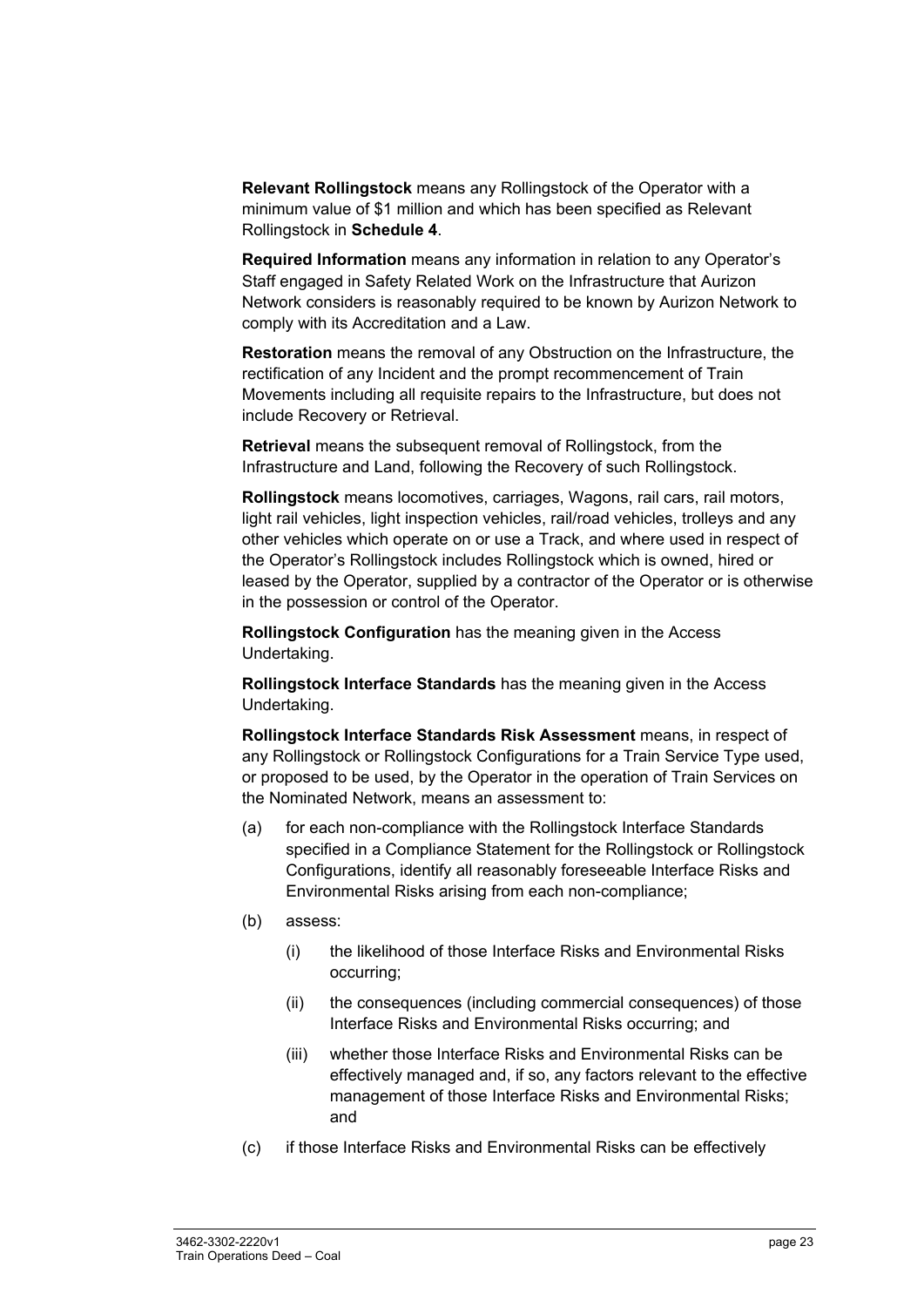**Relevant Rollingstock** means any Rollingstock of the Operator with a minimum value of $1 million and which has been specified as Relevant Rollingstock in **Schedule 4**.

**Required Information** means any information in relation to any Operator's Staff engaged in Safety Related Work on the Infrastructure that Aurizon Network considers is reasonably required to be known by Aurizon Network to comply with its Accreditation and a Law.

**Restoration** means the removal of any Obstruction on the Infrastructure, the rectification of any Incident and the prompt recommencement of Train Movements including all requisite repairs to the Infrastructure, but does not include Recovery or Retrieval.

**Retrieval** means the subsequent removal of Rollingstock, from the Infrastructure and Land, following the Recovery of such Rollingstock.

**Rollingstock** means locomotives, carriages, Wagons, rail cars, rail motors, light rail vehicles, light inspection vehicles, rail/road vehicles, trolleys and any other vehicles which operate on or use a Track, and where used in respect of the Operator's Rollingstock includes Rollingstock which is owned, hired or leased by the Operator, supplied by a contractor of the Operator or is otherwise in the possession or control of the Operator.

**Rollingstock Configuration** has the meaning given in the Access Undertaking.

**Rollingstock Interface Standards** has the meaning given in the Access Undertaking.

**Rollingstock Interface Standards Risk Assessment** means, in respect of any Rollingstock or Rollingstock Configurations for a Train Service Type used, or proposed to be used, by the Operator in the operation of Train Services on the Nominated Network, means an assessment to:

(a) for each non-compliance with the Rollingstock Interface Standards specified in a Compliance Statement for the Rollingstock or Rollingstock Configurations, identify all reasonably foreseeable Interface Risks and Environmental Risks arising from each non-compliance;

(b) assess:

  (i) the likelihood of those Interface Risks and Environmental Risks occurring;

  (ii) the consequences (including commercial consequences) of those Interface Risks and Environmental Risks occurring; and

  (iii) whether those Interface Risks and Environmental Risks can be effectively managed and, if so, any factors relevant to the effective management of those Interface Risks and Environmental Risks; and

(c) if those Interface Risks and Environmental Risks can be effectively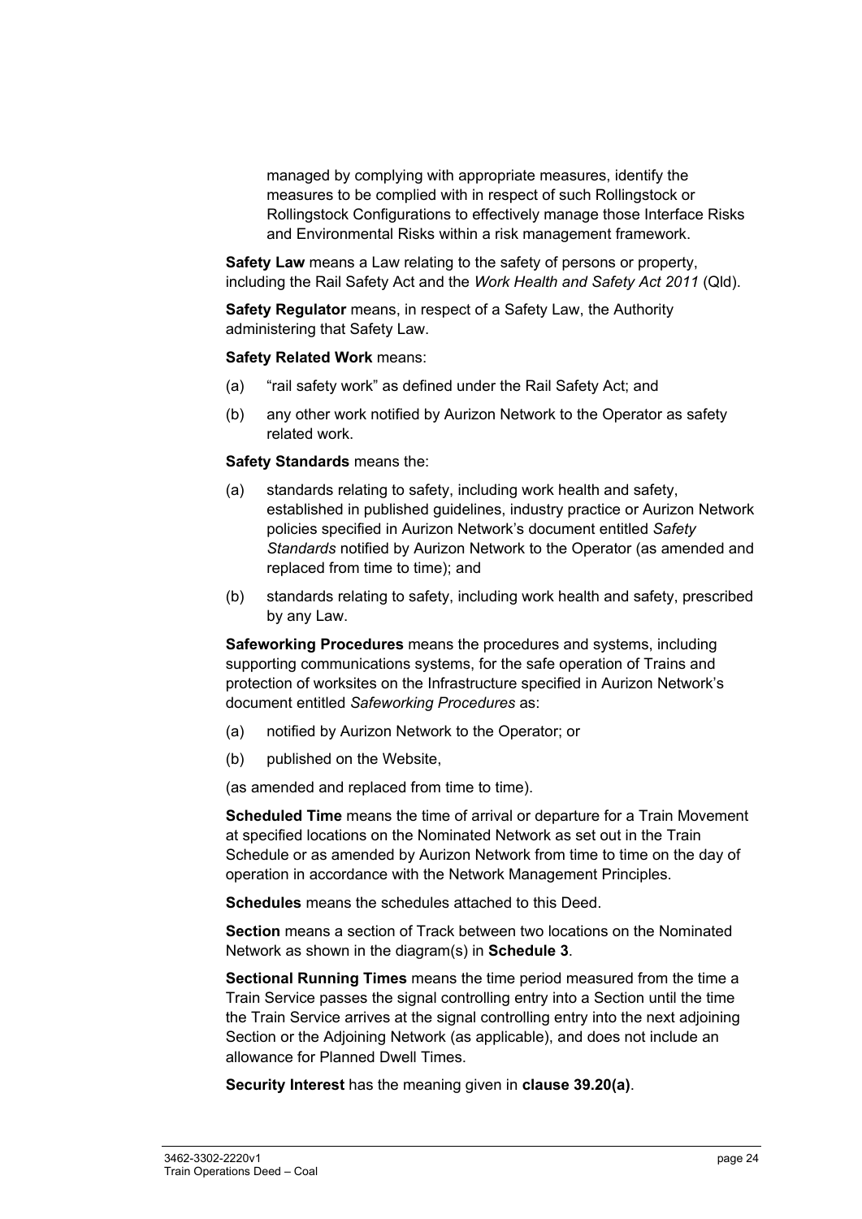managed by complying with appropriate measures, identify the measures to be complied with in respect of such Rollingstock or Rollingstock Configurations to effectively manage those Interface Risks and Environmental Risks within a risk management framework.

**Safety Law** means a Law relating to the safety of persons or property, including the Rail Safety Act and the *Work Health and Safety Act 2011* (Qld).

**Safety Regulator** means, in respect of a Safety Law, the Authority administering that Safety Law.

**Safety Related Work** means:

(a) "rail safety work" as defined under the Rail Safety Act; and

(b) any other work notified by Aurizon Network to the Operator as safety related work.

**Safety Standards** means the:

(a) standards relating to safety, including work health and safety, established in published guidelines, industry practice or Aurizon Network policies specified in Aurizon Network's document entitled *Safety Standards* notified by Aurizon Network to the Operator (as amended and replaced from time to time); and

(b) standards relating to safety, including work health and safety, prescribed by any Law.

**Safeworking Procedures** means the procedures and systems, including supporting communications systems, for the safe operation of Trains and protection of worksites on the Infrastructure specified in Aurizon Network's document entitled *Safeworking Procedures* as:

(a) notified by Aurizon Network to the Operator; or

(b) published on the Website,

(as amended and replaced from time to time).

**Scheduled Time** means the time of arrival or departure for a Train Movement at specified locations on the Nominated Network as set out in the Train Schedule or as amended by Aurizon Network from time to time on the day of operation in accordance with the Network Management Principles.

**Schedules** means the schedules attached to this Deed.

**Section** means a section of Track between two locations on the Nominated Network as shown in the diagram(s) in **Schedule 3**.

**Sectional Running Times** means the time period measured from the time a Train Service passes the signal controlling entry into a Section until the time the Train Service arrives at the signal controlling entry into the next adjoining Section or the Adjoining Network (as applicable), and does not include an allowance for Planned Dwell Times.

**Security Interest** has the meaning given in **clause 39.20(a)**.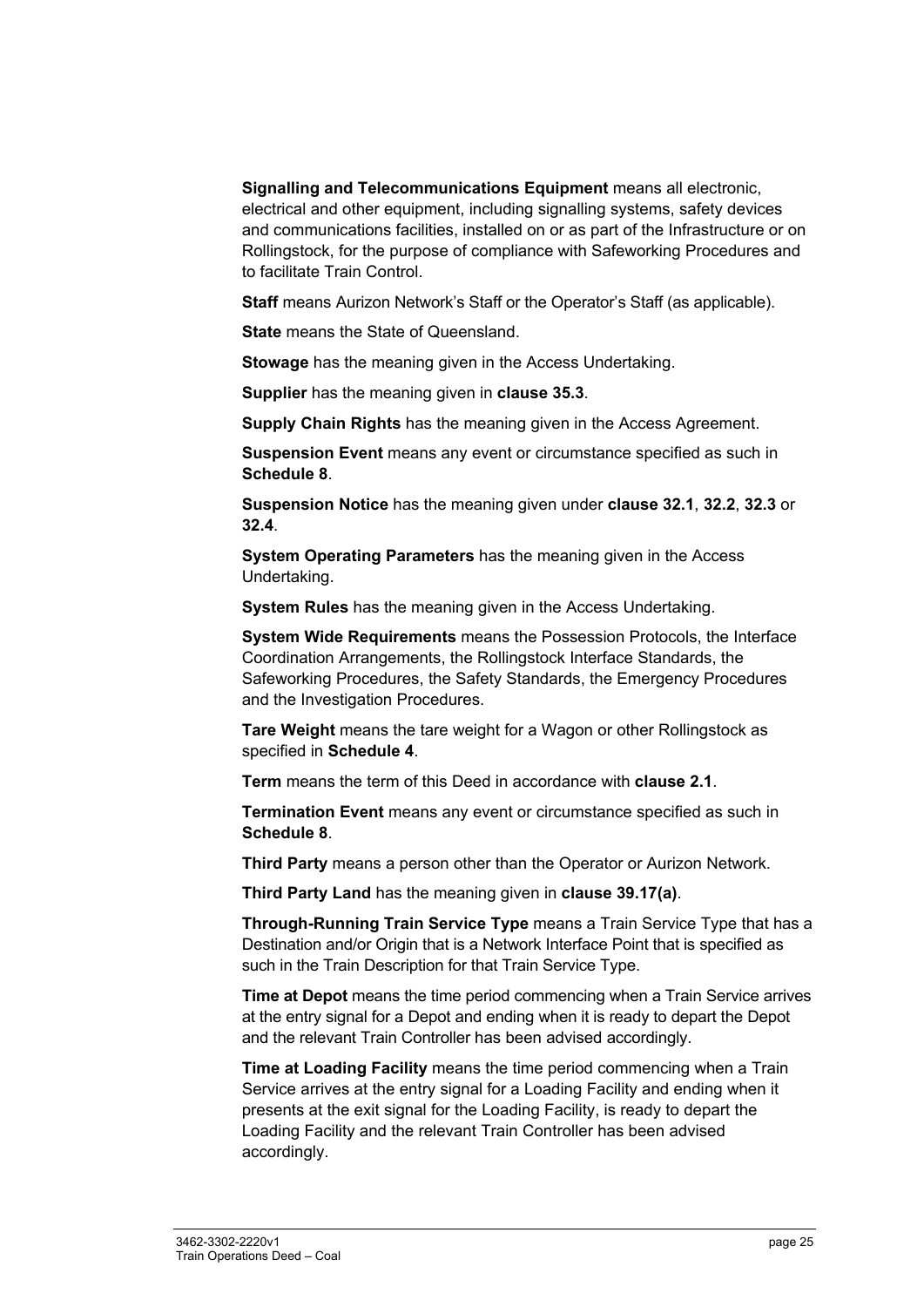**Signalling and Telecommunications Equipment** means all electronic, electrical and other equipment, including signalling systems, safety devices and communications facilities, installed on or as part of the Infrastructure or on Rollingstock, for the purpose of compliance with Safeworking Procedures and to facilitate Train Control.

**Staff** means Aurizon Network's Staff or the Operator's Staff (as applicable).

**State** means the State of Queensland.

**Stowage** has the meaning given in the Access Undertaking.

**Supplier** has the meaning given in **clause 35.3**.

**Supply Chain Rights** has the meaning given in the Access Agreement.

**Suspension Event** means any event or circumstance specified as such in **Schedule 8**.

**Suspension Notice** has the meaning given under **clause 32.1**, **32.2**, **32.3** or **32.4**.

**System Operating Parameters** has the meaning given in the Access Undertaking.

**System Rules** has the meaning given in the Access Undertaking.

**System Wide Requirements** means the Possession Protocols, the Interface Coordination Arrangements, the Rollingstock Interface Standards, the Safeworking Procedures, the Safety Standards, the Emergency Procedures and the Investigation Procedures.

**Tare Weight** means the tare weight for a Wagon or other Rollingstock as specified in **Schedule 4**.

**Term** means the term of this Deed in accordance with **clause 2.1**.

**Termination Event** means any event or circumstance specified as such in **Schedule 8**.

**Third Party** means a person other than the Operator or Aurizon Network.

**Third Party Land** has the meaning given in **clause 39.17(a)**.

**Through-Running Train Service Type** means a Train Service Type that has a Destination and/or Origin that is a Network Interface Point that is specified as such in the Train Description for that Train Service Type.

**Time at Depot** means the time period commencing when a Train Service arrives at the entry signal for a Depot and ending when it is ready to depart the Depot and the relevant Train Controller has been advised accordingly.

**Time at Loading Facility** means the time period commencing when a Train Service arrives at the entry signal for a Loading Facility and ending when it presents at the exit signal for the Loading Facility, is ready to depart the Loading Facility and the relevant Train Controller has been advised accordingly.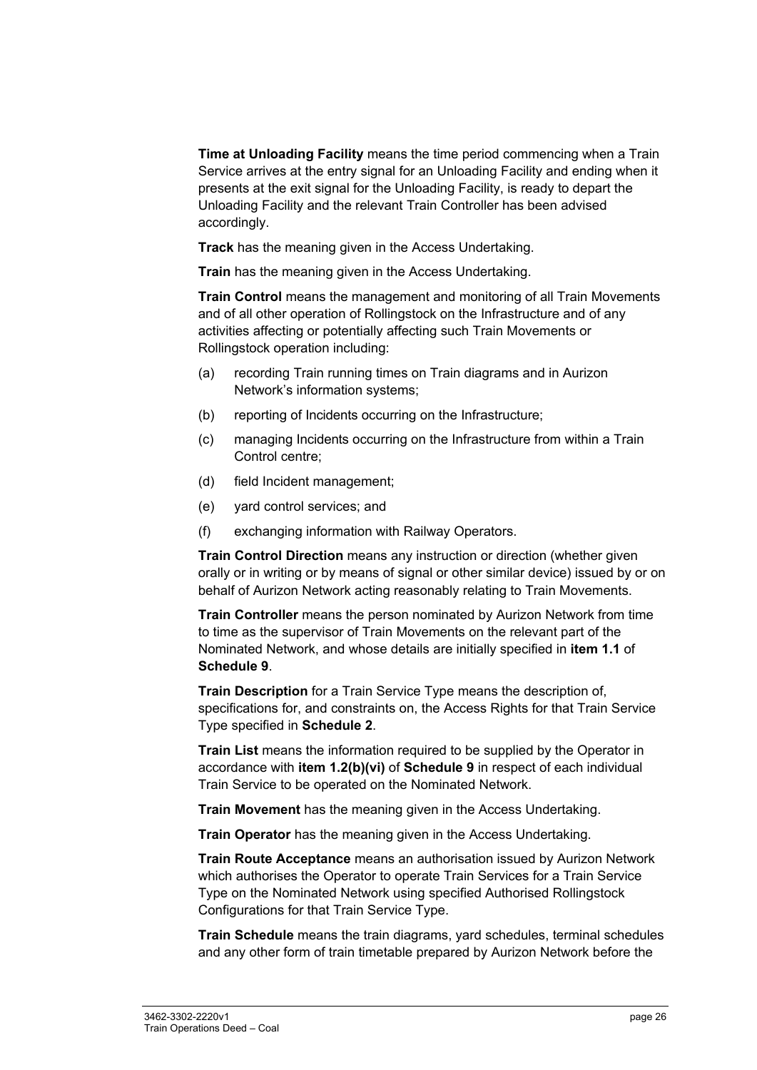**Time at Unloading Facility** means the time period commencing when a Train Service arrives at the entry signal for an Unloading Facility and ending when it presents at the exit signal for the Unloading Facility, is ready to depart the Unloading Facility and the relevant Train Controller has been advised accordingly.

**Track** has the meaning given in the Access Undertaking.

**Train** has the meaning given in the Access Undertaking.

**Train Control** means the management and monitoring of all Train Movements and of all other operation of Rollingstock on the Infrastructure and of any activities affecting or potentially affecting such Train Movements or Rollingstock operation including:

(a) recording Train running times on Train diagrams and in Aurizon Network's information systems;

(b) reporting of Incidents occurring on the Infrastructure;

(c) managing Incidents occurring on the Infrastructure from within a Train Control centre;

(d) field Incident management;

(e) yard control services; and

(f) exchanging information with Railway Operators.

**Train Control Direction** means any instruction or direction (whether given orally or in writing or by means of signal or other similar device) issued by or on behalf of Aurizon Network acting reasonably relating to Train Movements.

**Train Controller** means the person nominated by Aurizon Network from time to time as the supervisor of Train Movements on the relevant part of the Nominated Network, and whose details are initially specified in **item 1.1** of **Schedule 9**.

**Train Description** for a Train Service Type means the description of, specifications for, and constraints on, the Access Rights for that Train Service Type specified in **Schedule 2**.

**Train List** means the information required to be supplied by the Operator in accordance with **item 1.2(b)(vi)** of **Schedule 9** in respect of each individual Train Service to be operated on the Nominated Network.

**Train Movement** has the meaning given in the Access Undertaking.

**Train Operator** has the meaning given in the Access Undertaking.

**Train Route Acceptance** means an authorisation issued by Aurizon Network which authorises the Operator to operate Train Services for a Train Service Type on the Nominated Network using specified Authorised Rollingstock Configurations for that Train Service Type.

**Train Schedule** means the train diagrams, yard schedules, terminal schedules and any other form of train timetable prepared by Aurizon Network before the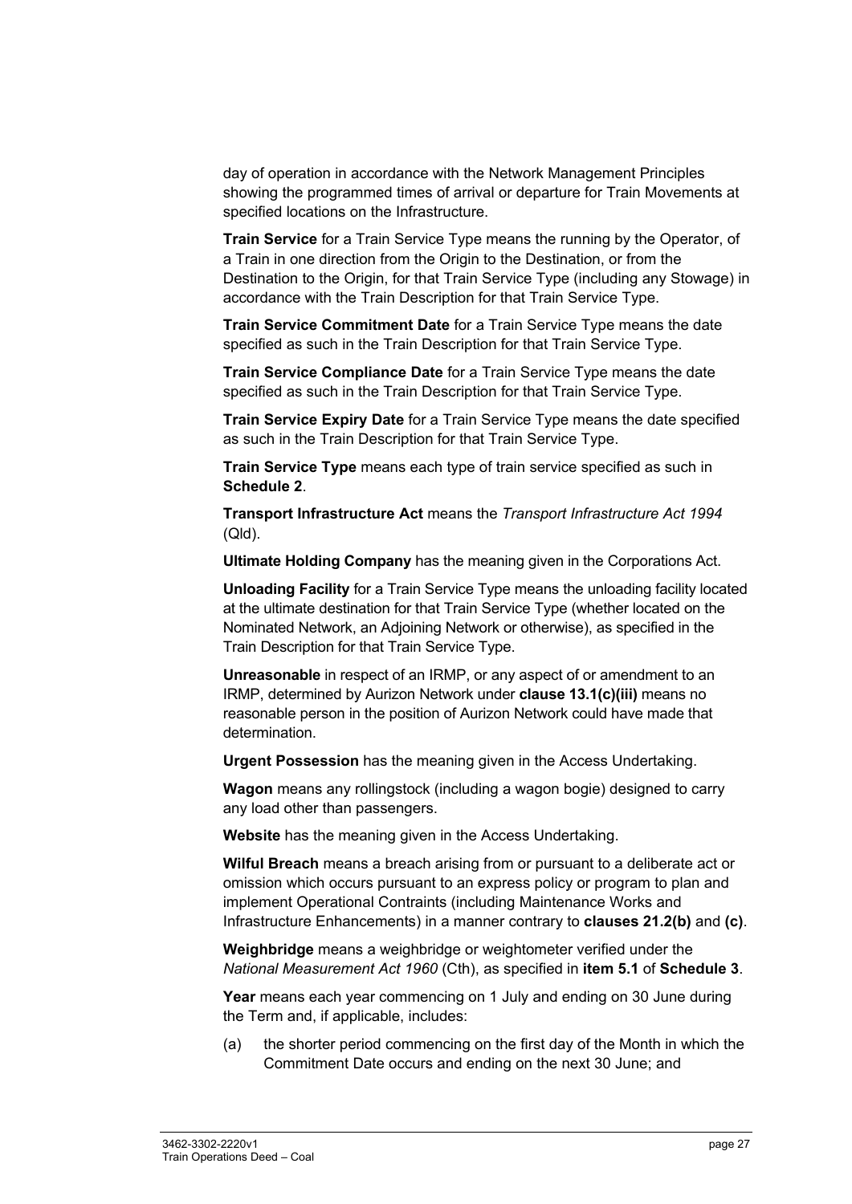day of operation in accordance with the Network Management Principles showing the programmed times of arrival or departure for Train Movements at specified locations on the Infrastructure.

**Train Service** for a Train Service Type means the running by the Operator, of a Train in one direction from the Origin to the Destination, or from the Destination to the Origin, for that Train Service Type (including any Stowage) in accordance with the Train Description for that Train Service Type.

**Train Service Commitment Date** for a Train Service Type means the date specified as such in the Train Description for that Train Service Type.

**Train Service Compliance Date** for a Train Service Type means the date specified as such in the Train Description for that Train Service Type.

**Train Service Expiry Date** for a Train Service Type means the date specified as such in the Train Description for that Train Service Type.

**Train Service Type** means each type of train service specified as such in **Schedule 2**.

**Transport Infrastructure Act** means the *Transport Infrastructure Act 1994* (Qld).

**Ultimate Holding Company** has the meaning given in the Corporations Act.

**Unloading Facility** for a Train Service Type means the unloading facility located at the ultimate destination for that Train Service Type (whether located on the Nominated Network, an Adjoining Network or otherwise), as specified in the Train Description for that Train Service Type.

**Unreasonable** in respect of an IRMP, or any aspect of or amendment to an IRMP, determined by Aurizon Network under **clause 13.1(c)(iii)** means no reasonable person in the position of Aurizon Network could have made that determination.

**Urgent Possession** has the meaning given in the Access Undertaking.

**Wagon** means any rollingstock (including a wagon bogie) designed to carry any load other than passengers.

**Website** has the meaning given in the Access Undertaking.

**Wilful Breach** means a breach arising from or pursuant to a deliberate act or omission which occurs pursuant to an express policy or program to plan and implement Operational Contraints (including Maintenance Works and Infrastructure Enhancements) in a manner contrary to **clauses 21.2(b)** and **(c)**.

**Weighbridge** means a weighbridge or weightometer verified under the *National Measurement Act 1960* (Cth), as specified in **item 5.1** of **Schedule 3**.

**Year** means each year commencing on 1 July and ending on 30 June during the Term and, if applicable, includes:

(a) the shorter period commencing on the first day of the Month in which the Commitment Date occurs and ending on the next 30 June; and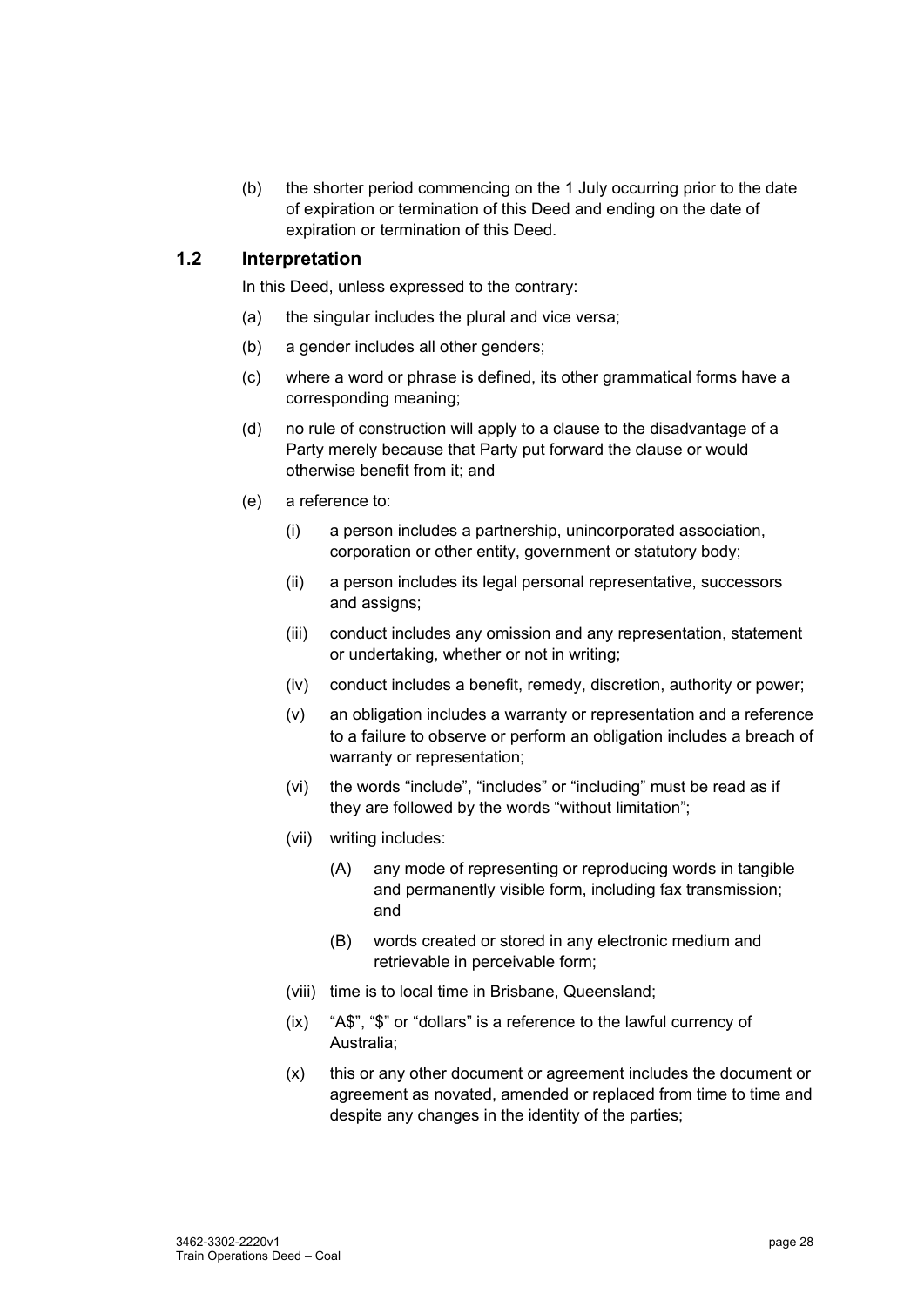(b) the shorter period commencing on the 1 July occurring prior to the date of expiration or termination of this Deed and ending on the date of expiration or termination of this Deed.

## 1.2 Interpretation

In this Deed, unless expressed to the contrary:

(a) the singular includes the plural and vice versa;

(b) a gender includes all other genders;

(c) where a word or phrase is defined, its other grammatical forms have a corresponding meaning;

(d) no rule of construction will apply to a clause to the disadvantage of a Party merely because that Party put forward the clause or would otherwise benefit from it; and

(e) a reference to:

- (i) a person includes a partnership, unincorporated association, corporation or other entity, government or statutory body;
- (ii) a person includes its legal personal representative, successors and assigns;
- (iii) conduct includes any omission and any representation, statement or undertaking, whether or not in writing;
- (iv) conduct includes a benefit, remedy, discretion, authority or power;
- (v) an obligation includes a warranty or representation and a reference to a failure to observe or perform an obligation includes a breach of warranty or representation;
- (vi) the words "include", "includes" or "including" must be read as if they are followed by the words "without limitation";
- (vii) writing includes:
  - (A) any mode of representing or reproducing words in tangible and permanently visible form, including fax transmission; and
  - (B) words created or stored in any electronic medium and retrievable in perceivable form;
- (viii) time is to local time in Brisbane, Queensland;
- (ix) "A$", "$" or "dollars" is a reference to the lawful currency of Australia;
- (x) this or any other document or agreement includes the document or agreement as novated, amended or replaced from time to time and despite any changes in the identity of the parties;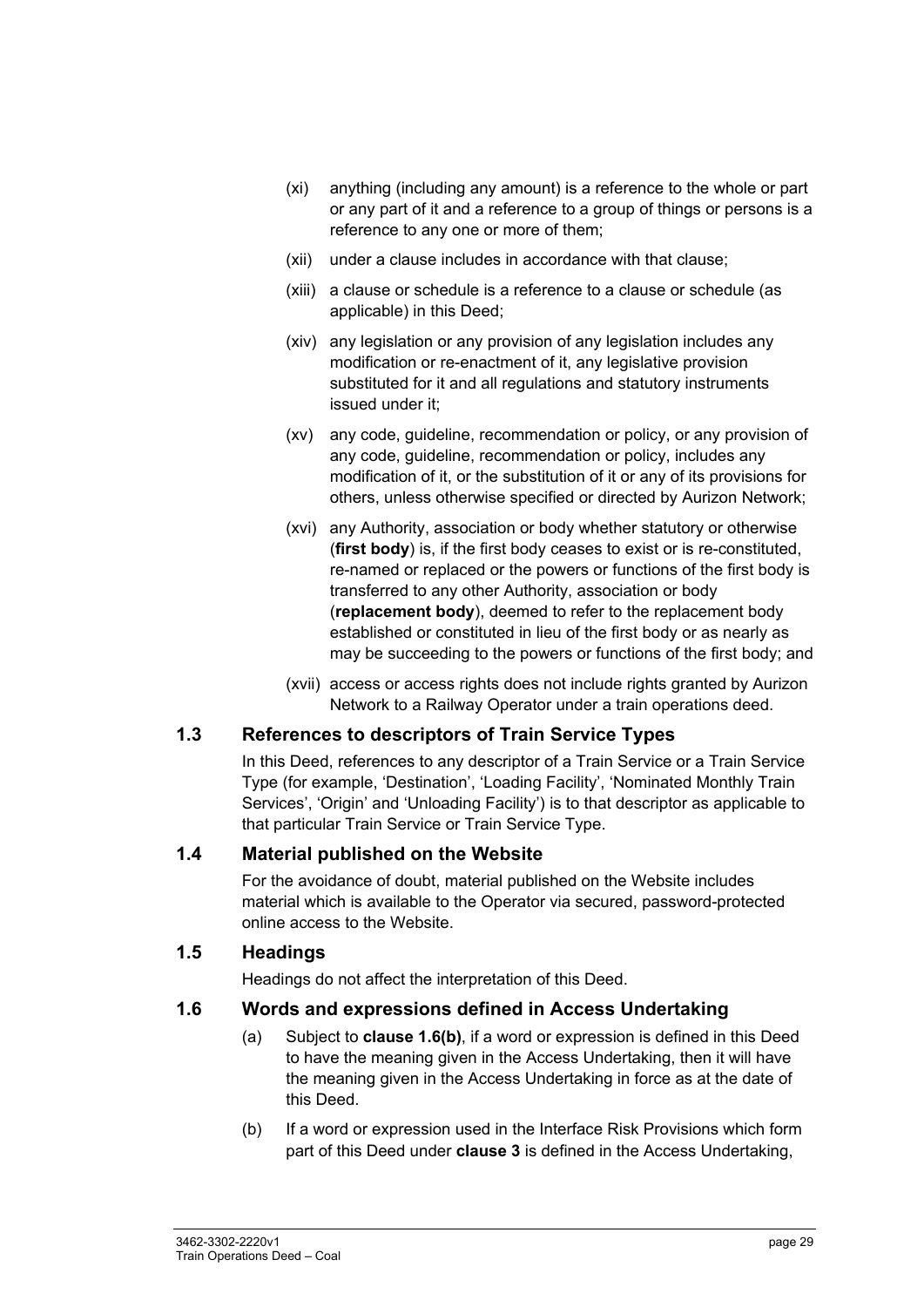(xi) anything (including any amount) is a reference to the whole or part or any part of it and a reference to a group of things or persons is a reference to any one or more of them;

(xii) under a clause includes in accordance with that clause;

(xiii) a clause or schedule is a reference to a clause or schedule (as applicable) in this Deed;

(xiv) any legislation or any provision of any legislation includes any modification or re-enactment of it, any legislative provision substituted for it and all regulations and statutory instruments issued under it;

(xv) any code, guideline, recommendation or policy, or any provision of any code, guideline, recommendation or policy, includes any modification of it, or the substitution of it or any of its provisions for others, unless otherwise specified or directed by Aurizon Network;

(xvi) any Authority, association or body whether statutory or otherwise (**first body**) is, if the first body ceases to exist or is re-constituted, re-named or replaced or the powers or functions of the first body is transferred to any other Authority, association or body (**replacement body**), deemed to refer to the replacement body established or constituted in lieu of the first body or as nearly as may be succeeding to the powers or functions of the first body; and

(xvii) access or access rights does not include rights granted by Aurizon Network to a Railway Operator under a train operations deed.

## 1.3 References to descriptors of Train Service Types

In this Deed, references to any descriptor of a Train Service or a Train Service Type (for example, 'Destination', 'Loading Facility', 'Nominated Monthly Train Services', 'Origin' and 'Unloading Facility') is to that descriptor as applicable to that particular Train Service or Train Service Type.

## 1.4 Material published on the Website

For the avoidance of doubt, material published on the Website includes material which is available to the Operator via secured, password-protected online access to the Website.

## 1.5 Headings

Headings do not affect the interpretation of this Deed.

## 1.6 Words and expressions defined in Access Undertaking

(a) Subject to **clause 1.6(b)**, if a word or expression is defined in this Deed to have the meaning given in the Access Undertaking, then it will have the meaning given in the Access Undertaking in force as at the date of this Deed.

(b) If a word or expression used in the Interface Risk Provisions which form part of this Deed under **clause 3** is defined in the Access Undertaking,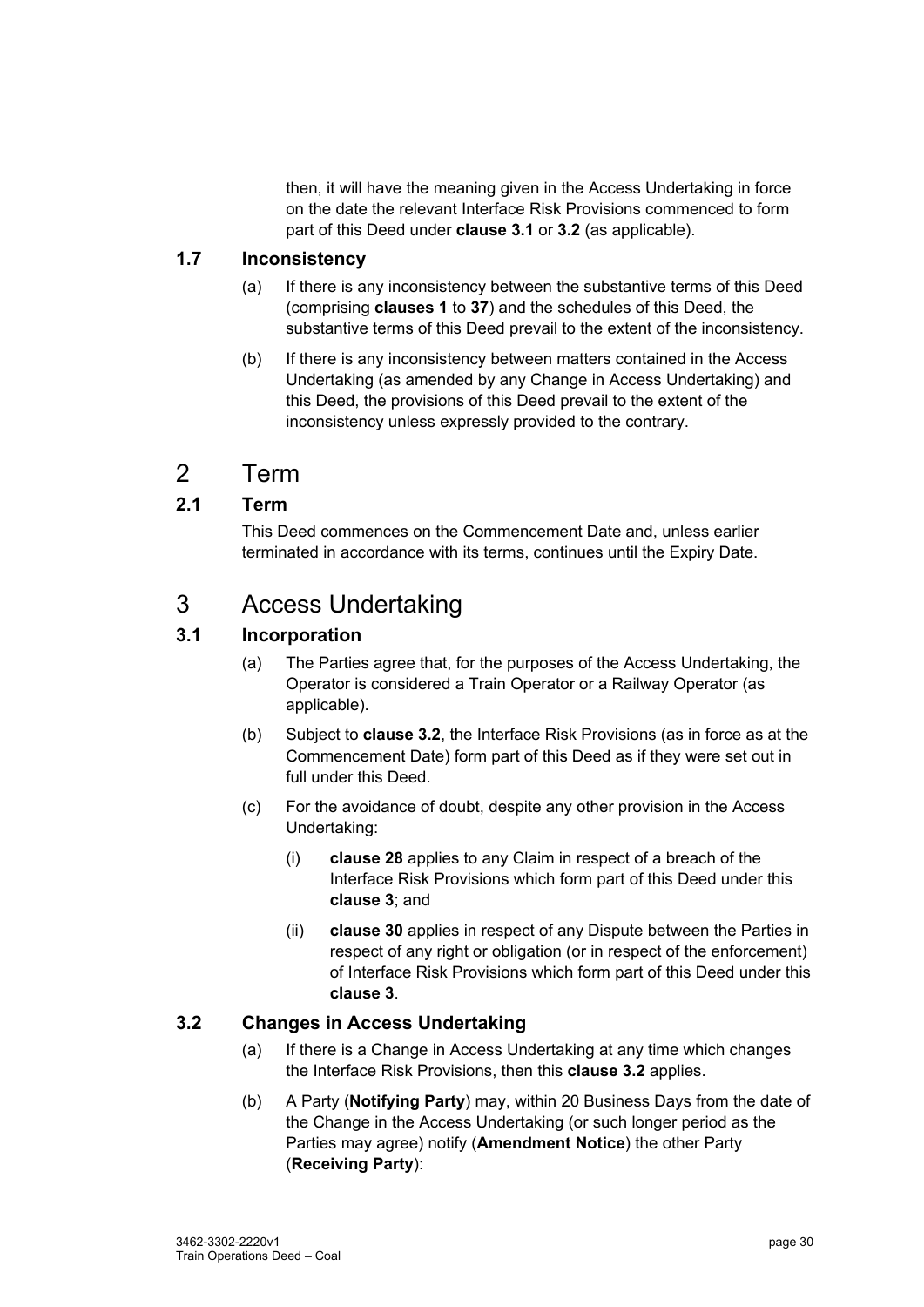then, it will have the meaning given in the Access Undertaking in force on the date the relevant Interface Risk Provisions commenced to form part of this Deed under **clause 3.1** or **3.2** (as applicable).

### 1.7 Inconsistency

(a) If there is any inconsistency between the substantive terms of this Deed (comprising **clauses 1** to **37**) and the schedules of this Deed, the substantive terms of this Deed prevail to the extent of the inconsistency.

(b) If there is any inconsistency between matters contained in the Access Undertaking (as amended by any Change in Access Undertaking) and this Deed, the provisions of this Deed prevail to the extent of the inconsistency unless expressly provided to the contrary.

## 2 Term

### 2.1 Term

This Deed commences on the Commencement Date and, unless earlier terminated in accordance with its terms, continues until the Expiry Date.

## 3 Access Undertaking

### 3.1 Incorporation

(a) The Parties agree that, for the purposes of the Access Undertaking, the Operator is considered a Train Operator or a Railway Operator (as applicable).

(b) Subject to **clause 3.2**, the Interface Risk Provisions (as in force as at the Commencement Date) form part of this Deed as if they were set out in full under this Deed.

(c) For the avoidance of doubt, despite any other provision in the Access Undertaking:

(i) **clause 28** applies to any Claim in respect of a breach of the Interface Risk Provisions which form part of this Deed under this **clause 3**; and

(ii) **clause 30** applies in respect of any Dispute between the Parties in respect of any right or obligation (or in respect of the enforcement) of Interface Risk Provisions which form part of this Deed under this **clause 3**.

### 3.2 Changes in Access Undertaking

(a) If there is a Change in Access Undertaking at any time which changes the Interface Risk Provisions, then this **clause 3.2** applies.

(b) A Party (**Notifying Party**) may, within 20 Business Days from the date of the Change in the Access Undertaking (or such longer period as the Parties may agree) notify (**Amendment Notice**) the other Party (**Receiving Party**):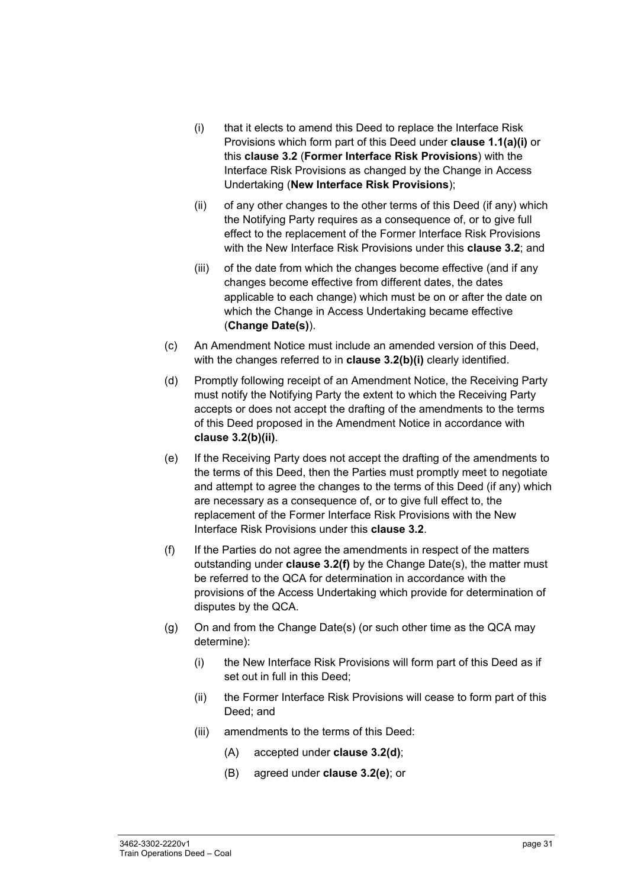(i) that it elects to amend this Deed to replace the Interface Risk Provisions which form part of this Deed under **clause 1.1(a)(i)** or this **clause 3.2** (**Former Interface Risk Provisions**) with the Interface Risk Provisions as changed by the Change in Access Undertaking (**New Interface Risk Provisions**);

(ii) of any other changes to the other terms of this Deed (if any) which the Notifying Party requires as a consequence of, or to give full effect to the replacement of the Former Interface Risk Provisions with the New Interface Risk Provisions under this **clause 3.2**; and

(iii) of the date from which the changes become effective (and if any changes become effective from different dates, the dates applicable to each change) which must be on or after the date on which the Change in Access Undertaking became effective (**Change Date(s)**).

(c) An Amendment Notice must include an amended version of this Deed, with the changes referred to in **clause 3.2(b)(i)** clearly identified.

(d) Promptly following receipt of an Amendment Notice, the Receiving Party must notify the Notifying Party the extent to which the Receiving Party accepts or does not accept the drafting of the amendments to the terms of this Deed proposed in the Amendment Notice in accordance with **clause 3.2(b)(ii)**.

(e) If the Receiving Party does not accept the drafting of the amendments to the terms of this Deed, then the Parties must promptly meet to negotiate and attempt to agree the changes to the terms of this Deed (if any) which are necessary as a consequence of, or to give full effect to, the replacement of the Former Interface Risk Provisions with the New Interface Risk Provisions under this **clause 3.2**.

(f) If the Parties do not agree the amendments in respect of the matters outstanding under **clause 3.2(f)** by the Change Date(s), the matter must be referred to the QCA for determination in accordance with the provisions of the Access Undertaking which provide for determination of disputes by the QCA.

(g) On and from the Change Date(s) (or such other time as the QCA may determine):

(i) the New Interface Risk Provisions will form part of this Deed as if set out in full in this Deed;

(ii) the Former Interface Risk Provisions will cease to form part of this Deed; and

(iii) amendments to the terms of this Deed:

(A) accepted under **clause 3.2(d)**;

(B) agreed under **clause 3.2(e)**; or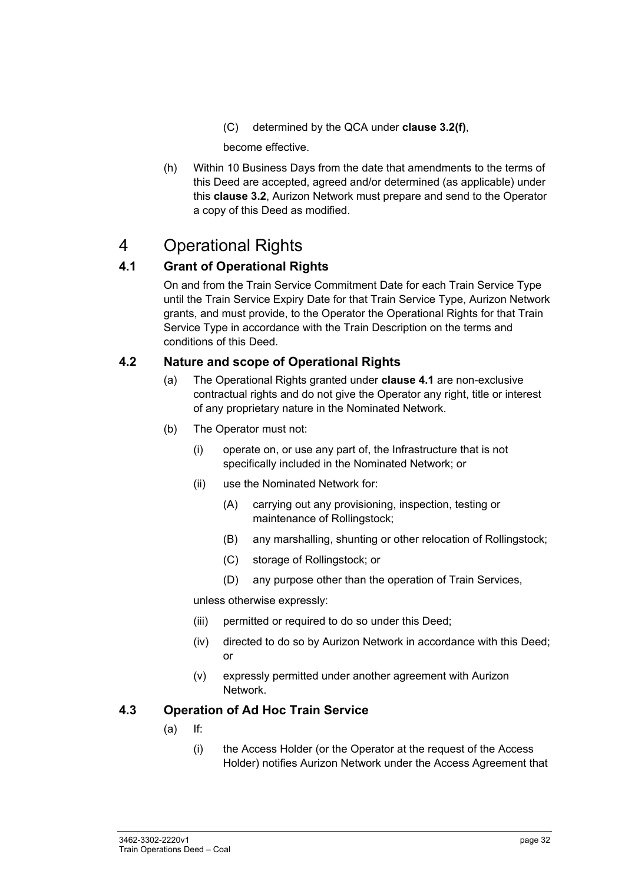(C) determined by the QCA under **clause 3.2(f)**,

become effective.

(h) Within 10 Business Days from the date that amendments to the terms of this Deed are accepted, agreed and/or determined (as applicable) under this **clause 3.2**, Aurizon Network must prepare and send to the Operator a copy of this Deed as modified.

# 4 Operational Rights

## 4.1 Grant of Operational Rights

On and from the Train Service Commitment Date for each Train Service Type until the Train Service Expiry Date for that Train Service Type, Aurizon Network grants, and must provide, to the Operator the Operational Rights for that Train Service Type in accordance with the Train Description on the terms and conditions of this Deed.

## 4.2 Nature and scope of Operational Rights

(a) The Operational Rights granted under **clause 4.1** are non-exclusive contractual rights and do not give the Operator any right, title or interest of any proprietary nature in the Nominated Network.

(b) The Operator must not:

(i) operate on, or use any part of, the Infrastructure that is not specifically included in the Nominated Network; or

(ii) use the Nominated Network for:

(A) carrying out any provisioning, inspection, testing or maintenance of Rollingstock;

(B) any marshalling, shunting or other relocation of Rollingstock;

(C) storage of Rollingstock; or

(D) any purpose other than the operation of Train Services,

unless otherwise expressly:

(iii) permitted or required to do so under this Deed;

(iv) directed to do so by Aurizon Network in accordance with this Deed; or

(v) expressly permitted under another agreement with Aurizon Network.

## 4.3 Operation of Ad Hoc Train Service

(a) If:

(i) the Access Holder (or the Operator at the request of the Access Holder) notifies Aurizon Network under the Access Agreement that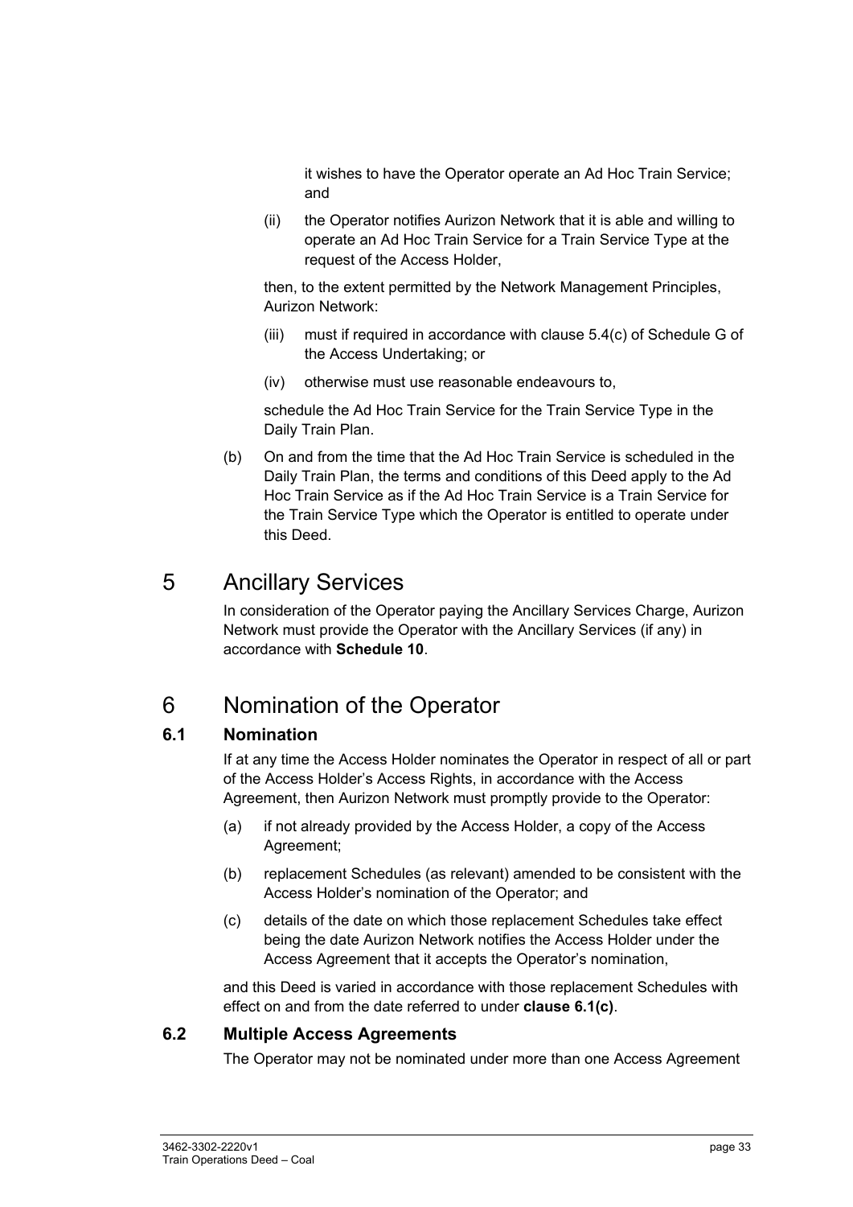it wishes to have the Operator operate an Ad Hoc Train Service; and

(ii) the Operator notifies Aurizon Network that it is able and willing to operate an Ad Hoc Train Service for a Train Service Type at the request of the Access Holder,

then, to the extent permitted by the Network Management Principles, Aurizon Network:

(iii) must if required in accordance with clause 5.4(c) of Schedule G of the Access Undertaking; or

(iv) otherwise must use reasonable endeavours to,

schedule the Ad Hoc Train Service for the Train Service Type in the Daily Train Plan.

(b) On and from the time that the Ad Hoc Train Service is scheduled in the Daily Train Plan, the terms and conditions of this Deed apply to the Ad Hoc Train Service as if the Ad Hoc Train Service is a Train Service for the Train Service Type which the Operator is entitled to operate under this Deed.

# 5 Ancillary Services

In consideration of the Operator paying the Ancillary Services Charge, Aurizon Network must provide the Operator with the Ancillary Services (if any) in accordance with **Schedule 10**.

# 6 Nomination of the Operator

## 6.1 Nomination

If at any time the Access Holder nominates the Operator in respect of all or part of the Access Holder's Access Rights, in accordance with the Access Agreement, then Aurizon Network must promptly provide to the Operator:

(a) if not already provided by the Access Holder, a copy of the Access Agreement;

(b) replacement Schedules (as relevant) amended to be consistent with the Access Holder's nomination of the Operator; and

(c) details of the date on which those replacement Schedules take effect being the date Aurizon Network notifies the Access Holder under the Access Agreement that it accepts the Operator's nomination,

and this Deed is varied in accordance with those replacement Schedules with effect on and from the date referred to under **clause 6.1(c)**.

## 6.2 Multiple Access Agreements

The Operator may not be nominated under more than one Access Agreement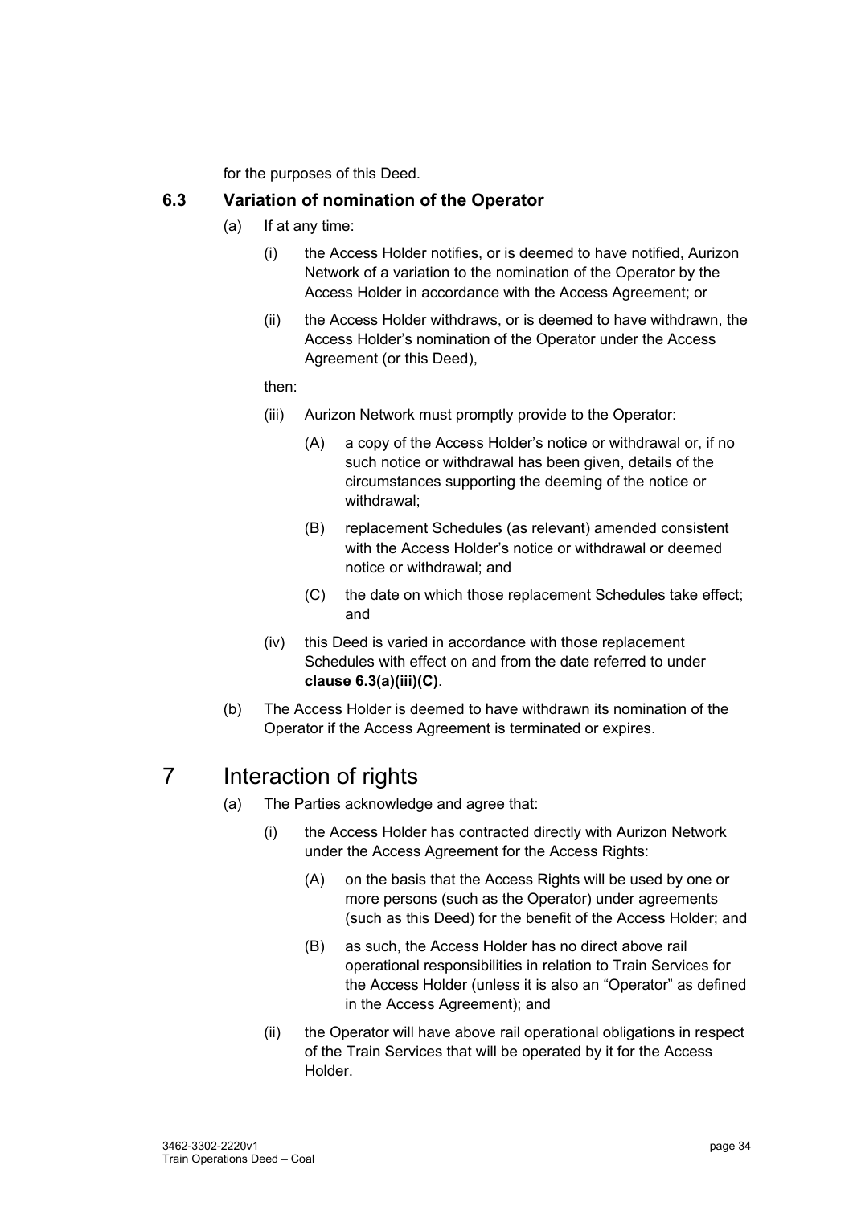for the purposes of this Deed.

### 6.3 Variation of nomination of the Operator

(a) If at any time:

(i) the Access Holder notifies, or is deemed to have notified, Aurizon Network of a variation to the nomination of the Operator by the Access Holder in accordance with the Access Agreement; or

(ii) the Access Holder withdraws, or is deemed to have withdrawn, the Access Holder's nomination of the Operator under the Access Agreement (or this Deed),

then:

(iii) Aurizon Network must promptly provide to the Operator:

(A) a copy of the Access Holder's notice or withdrawal or, if no such notice or withdrawal has been given, details of the circumstances supporting the deeming of the notice or withdrawal;

(B) replacement Schedules (as relevant) amended consistent with the Access Holder's notice or withdrawal or deemed notice or withdrawal; and

(C) the date on which those replacement Schedules take effect; and

(iv) this Deed is varied in accordance with those replacement Schedules with effect on and from the date referred to under **clause 6.3(a)(iii)(C)**.

(b) The Access Holder is deemed to have withdrawn its nomination of the Operator if the Access Agreement is terminated or expires.

## 7 Interaction of rights

(a) The Parties acknowledge and agree that:

(i) the Access Holder has contracted directly with Aurizon Network under the Access Agreement for the Access Rights:

(A) on the basis that the Access Rights will be used by one or more persons (such as the Operator) under agreements (such as this Deed) for the benefit of the Access Holder; and

(B) as such, the Access Holder has no direct above rail operational responsibilities in relation to Train Services for the Access Holder (unless it is also an "Operator" as defined in the Access Agreement); and

(ii) the Operator will have above rail operational obligations in respect of the Train Services that will be operated by it for the Access Holder.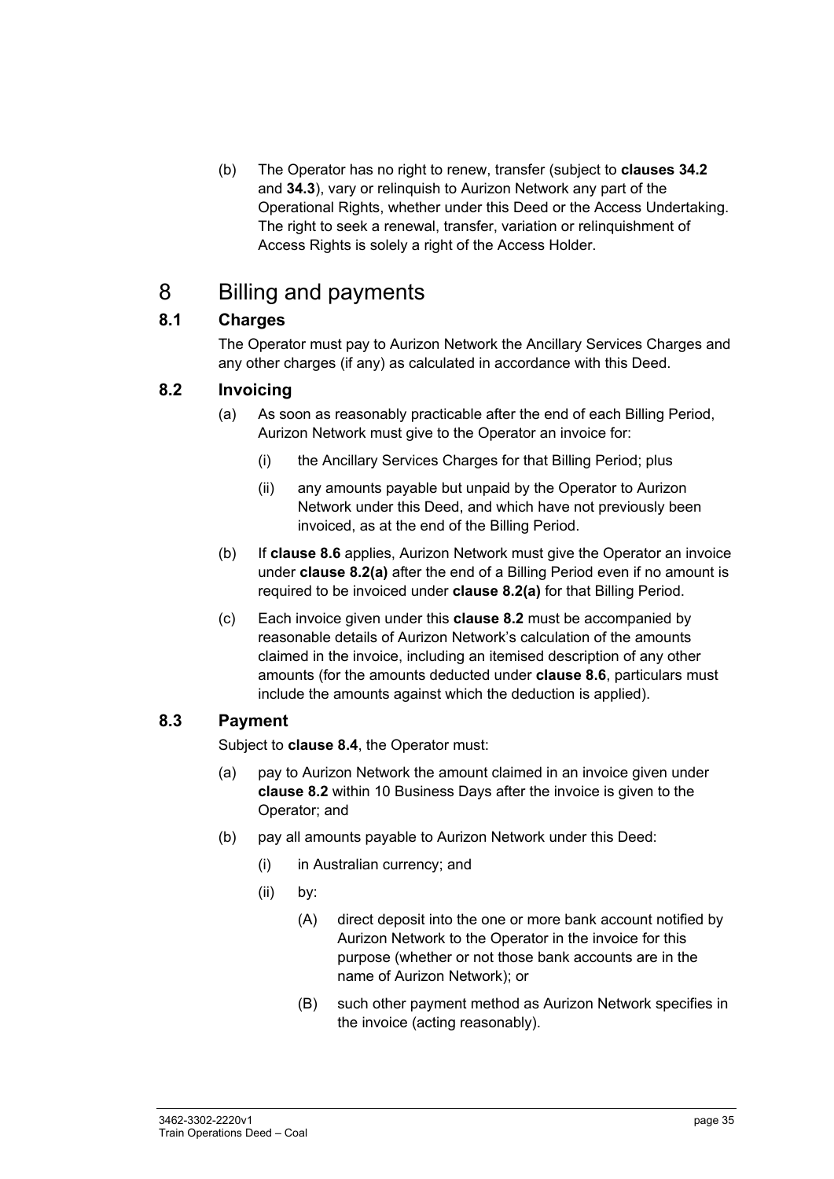(b) The Operator has no right to renew, transfer (subject to **clauses 34.2** and **34.3**), vary or relinquish to Aurizon Network any part of the Operational Rights, whether under this Deed or the Access Undertaking. The right to seek a renewal, transfer, variation or relinquishment of Access Rights is solely a right of the Access Holder.

# 8 Billing and payments

## 8.1 Charges

The Operator must pay to Aurizon Network the Ancillary Services Charges and any other charges (if any) as calculated in accordance with this Deed.

## 8.2 Invoicing

(a) As soon as reasonably practicable after the end of each Billing Period, Aurizon Network must give to the Operator an invoice for:

  (i) the Ancillary Services Charges for that Billing Period; plus

  (ii) any amounts payable but unpaid by the Operator to Aurizon Network under this Deed, and which have not previously been invoiced, as at the end of the Billing Period.

(b) If **clause 8.6** applies, Aurizon Network must give the Operator an invoice under **clause 8.2(a)** after the end of a Billing Period even if no amount is required to be invoiced under **clause 8.2(a)** for that Billing Period.

(c) Each invoice given under this **clause 8.2** must be accompanied by reasonable details of Aurizon Network's calculation of the amounts claimed in the invoice, including an itemised description of any other amounts (for the amounts deducted under **clause 8.6**, particulars must include the amounts against which the deduction is applied).

## 8.3 Payment

Subject to **clause 8.4**, the Operator must:

(a) pay to Aurizon Network the amount claimed in an invoice given under **clause 8.2** within 10 Business Days after the invoice is given to the Operator; and

(b) pay all amounts payable to Aurizon Network under this Deed:

  (i) in Australian currency; and

  (ii) by:

    (A) direct deposit into the one or more bank account notified by Aurizon Network to the Operator in the invoice for this purpose (whether or not those bank accounts are in the name of Aurizon Network); or

    (B) such other payment method as Aurizon Network specifies in the invoice (acting reasonably).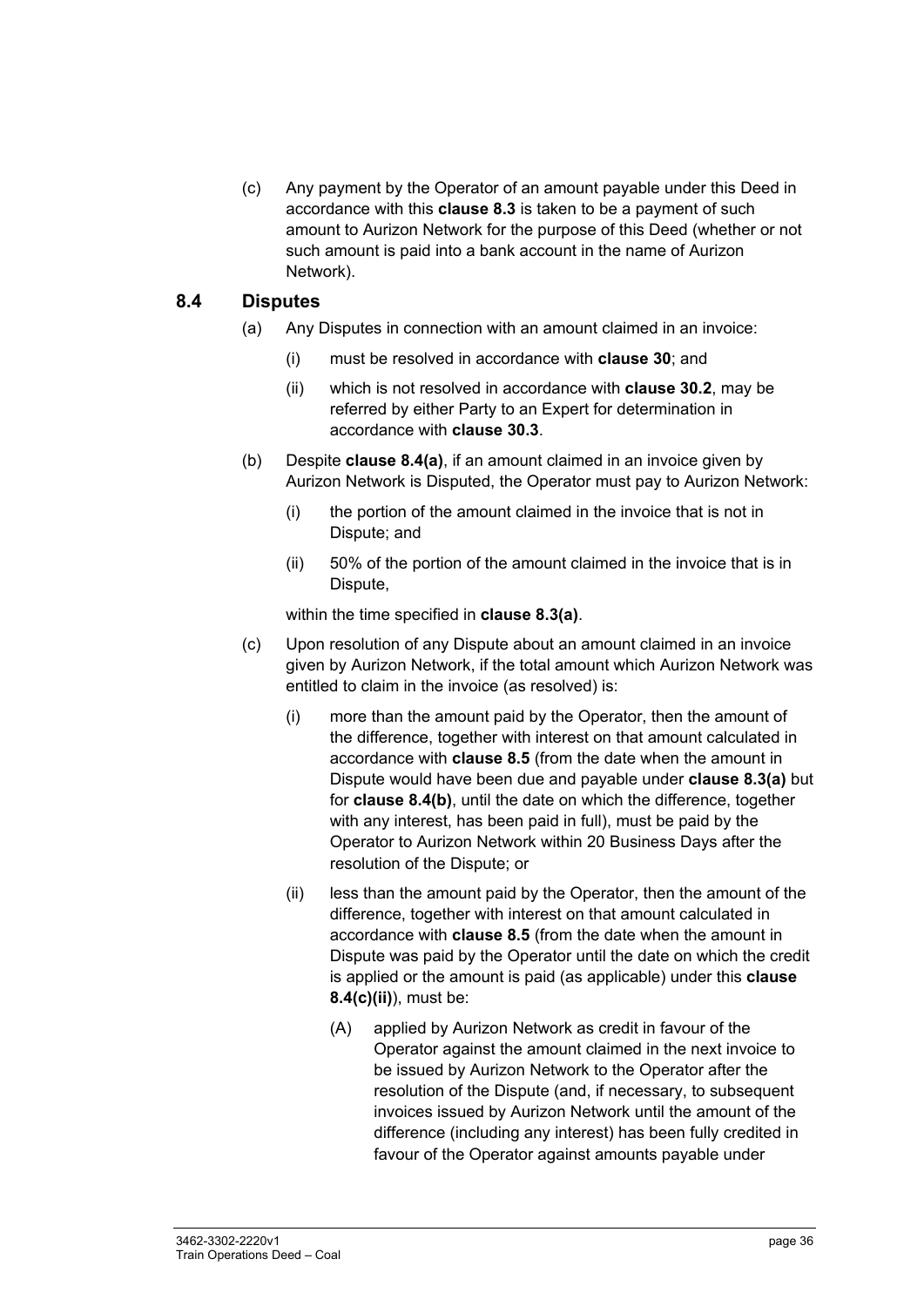(c) Any payment by the Operator of an amount payable under this Deed in accordance with this **clause 8.3** is taken to be a payment of such amount to Aurizon Network for the purpose of this Deed (whether or not such amount is paid into a bank account in the name of Aurizon Network).

## 8.4 Disputes

(a) Any Disputes in connection with an amount claimed in an invoice:

 (i) must be resolved in accordance with **clause 30**; and

 (ii) which is not resolved in accordance with **clause 30.2**, may be referred by either Party to an Expert for determination in accordance with **clause 30.3**.

(b) Despite **clause 8.4(a)**, if an amount claimed in an invoice given by Aurizon Network is Disputed, the Operator must pay to Aurizon Network:

 (i) the portion of the amount claimed in the invoice that is not in Dispute; and

 (ii) 50% of the portion of the amount claimed in the invoice that is in Dispute,

 within the time specified in **clause 8.3(a)**.

(c) Upon resolution of any Dispute about an amount claimed in an invoice given by Aurizon Network, if the total amount which Aurizon Network was entitled to claim in the invoice (as resolved) is:

 (i) more than the amount paid by the Operator, then the amount of the difference, together with interest on that amount calculated in accordance with **clause 8.5** (from the date when the amount in Dispute would have been due and payable under **clause 8.3(a)** but for **clause 8.4(b)**, until the date on which the difference, together with any interest, has been paid in full), must be paid by the Operator to Aurizon Network within 20 Business Days after the resolution of the Dispute; or

 (ii) less than the amount paid by the Operator, then the amount of the difference, together with interest on that amount calculated in accordance with **clause 8.5** (from the date when the amount in Dispute was paid by the Operator until the date on which the credit is applied or the amount is paid (as applicable) under this **clause 8.4(c)(ii)**), must be:

  (A) applied by Aurizon Network as credit in favour of the Operator against the amount claimed in the next invoice to be issued by Aurizon Network to the Operator after the resolution of the Dispute (and, if necessary, to subsequent invoices issued by Aurizon Network until the amount of the difference (including any interest) has been fully credited in favour of the Operator against amounts payable under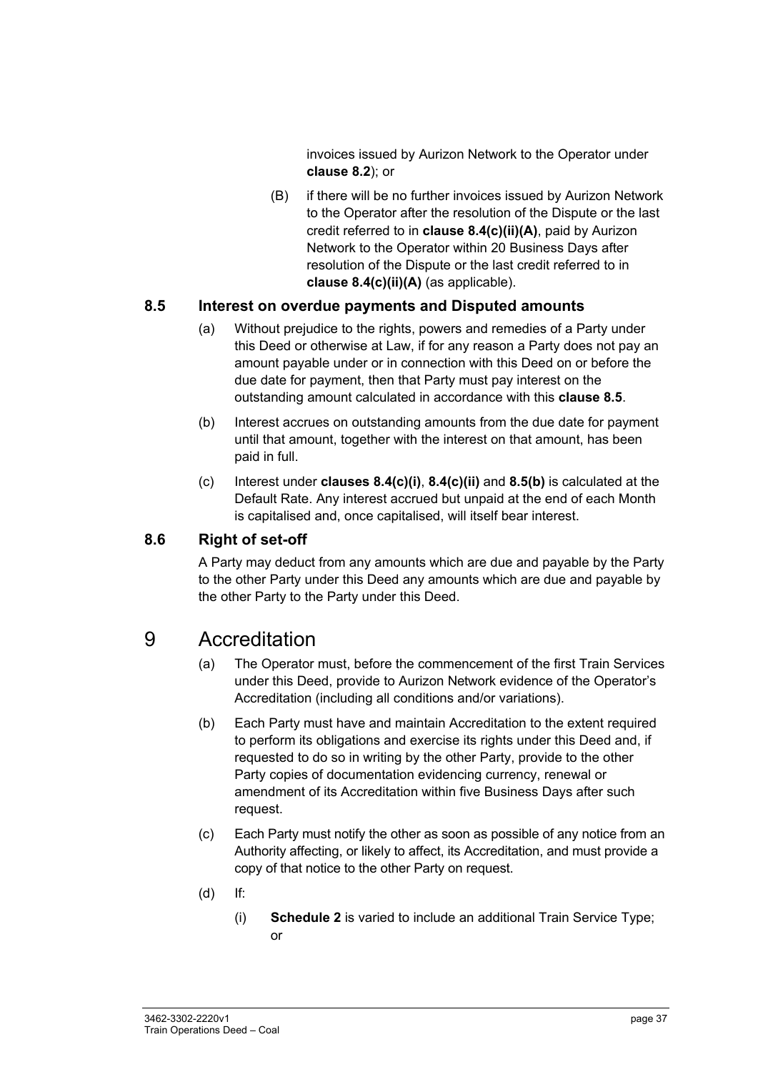invoices issued by Aurizon Network to the Operator under **clause 8.2**); or

(B) if there will be no further invoices issued by Aurizon Network to the Operator after the resolution of the Dispute or the last credit referred to in **clause 8.4(c)(ii)(A)**, paid by Aurizon Network to the Operator within 20 Business Days after resolution of the Dispute or the last credit referred to in **clause 8.4(c)(ii)(A)** (as applicable).

### 8.5 Interest on overdue payments and Disputed amounts

(a) Without prejudice to the rights, powers and remedies of a Party under this Deed or otherwise at Law, if for any reason a Party does not pay an amount payable under or in connection with this Deed on or before the due date for payment, then that Party must pay interest on the outstanding amount calculated in accordance with this **clause 8.5**.

(b) Interest accrues on outstanding amounts from the due date for payment until that amount, together with the interest on that amount, has been paid in full.

(c) Interest under **clauses 8.4(c)(i)**, **8.4(c)(ii)** and **8.5(b)** is calculated at the Default Rate. Any interest accrued but unpaid at the end of each Month is capitalised and, once capitalised, will itself bear interest.

### 8.6 Right of set-off

A Party may deduct from any amounts which are due and payable by the Party to the other Party under this Deed any amounts which are due and payable by the other Party to the Party under this Deed.

## 9 Accreditation

(a) The Operator must, before the commencement of the first Train Services under this Deed, provide to Aurizon Network evidence of the Operator's Accreditation (including all conditions and/or variations).

(b) Each Party must have and maintain Accreditation to the extent required to perform its obligations and exercise its rights under this Deed and, if requested to do so in writing by the other Party, provide to the other Party copies of documentation evidencing currency, renewal or amendment of its Accreditation within five Business Days after such request.

(c) Each Party must notify the other as soon as possible of any notice from an Authority affecting, or likely to affect, its Accreditation, and must provide a copy of that notice to the other Party on request.

(d) If:

(i) **Schedule 2** is varied to include an additional Train Service Type; or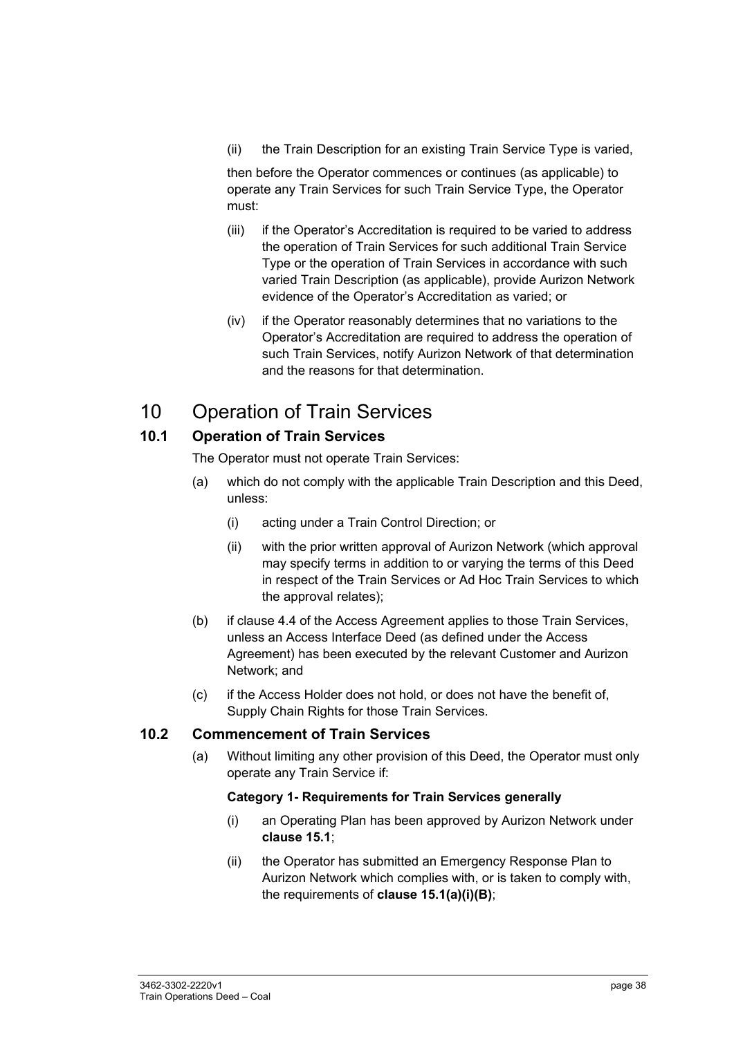(ii) the Train Description for an existing Train Service Type is varied,

then before the Operator commences or continues (as applicable) to operate any Train Services for such Train Service Type, the Operator must:

(iii) if the Operator's Accreditation is required to be varied to address the operation of Train Services for such additional Train Service Type or the operation of Train Services in accordance with such varied Train Description (as applicable), provide Aurizon Network evidence of the Operator's Accreditation as varied; or

(iv) if the Operator reasonably determines that no variations to the Operator's Accreditation are required to address the operation of such Train Services, notify Aurizon Network of that determination and the reasons for that determination.

# 10 Operation of Train Services

## 10.1 Operation of Train Services

The Operator must not operate Train Services:

(a) which do not comply with the applicable Train Description and this Deed, unless:

   (i) acting under a Train Control Direction; or

   (ii) with the prior written approval of Aurizon Network (which approval may specify terms in addition to or varying the terms of this Deed in respect of the Train Services or Ad Hoc Train Services to which the approval relates);

(b) if clause 4.4 of the Access Agreement applies to those Train Services, unless an Access Interface Deed (as defined under the Access Agreement) has been executed by the relevant Customer and Aurizon Network; and

(c) if the Access Holder does not hold, or does not have the benefit of, Supply Chain Rights for those Train Services.

## 10.2 Commencement of Train Services

(a) Without limiting any other provision of this Deed, the Operator must only operate any Train Service if:

**Category 1- Requirements for Train Services generally**

   (i) an Operating Plan has been approved by Aurizon Network under **clause 15.1**;

   (ii) the Operator has submitted an Emergency Response Plan to Aurizon Network which complies with, or is taken to comply with, the requirements of **clause 15.1(a)(i)(B)**;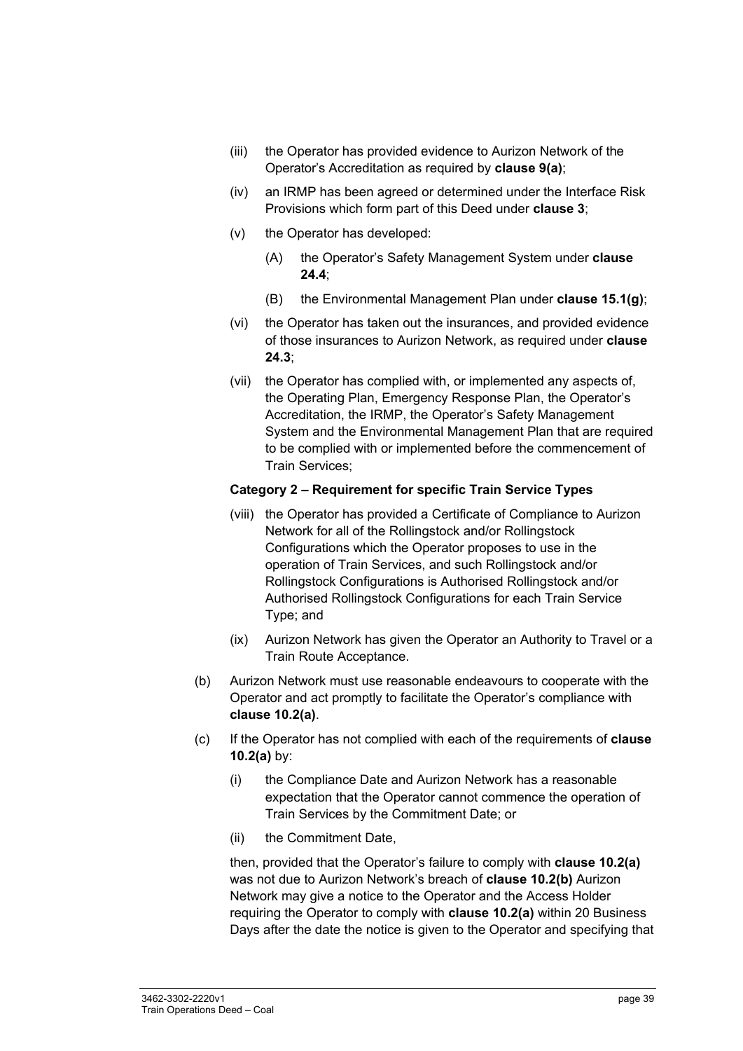(iii) the Operator has provided evidence to Aurizon Network of the Operator's Accreditation as required by **clause 9(a)**;

(iv) an IRMP has been agreed or determined under the Interface Risk Provisions which form part of this Deed under **clause 3**;

(v) the Operator has developed:

  (A) the Operator's Safety Management System under **clause 24.4**;

  (B) the Environmental Management Plan under **clause 15.1(g)**;

(vi) the Operator has taken out the insurances, and provided evidence of those insurances to Aurizon Network, as required under **clause 24.3**;

(vii) the Operator has complied with, or implemented any aspects of, the Operating Plan, Emergency Response Plan, the Operator's Accreditation, the IRMP, the Operator's Safety Management System and the Environmental Management Plan that are required to be complied with or implemented before the commencement of Train Services;

**Category 2 – Requirement for specific Train Service Types**

(viii) the Operator has provided a Certificate of Compliance to Aurizon Network for all of the Rollingstock and/or Rollingstock Configurations which the Operator proposes to use in the operation of Train Services, and such Rollingstock and/or Rollingstock Configurations is Authorised Rollingstock and/or Authorised Rollingstock Configurations for each Train Service Type; and

(ix) Aurizon Network has given the Operator an Authority to Travel or a Train Route Acceptance.

(b) Aurizon Network must use reasonable endeavours to cooperate with the Operator and act promptly to facilitate the Operator's compliance with **clause 10.2(a)**.

(c) If the Operator has not complied with each of the requirements of **clause 10.2(a)** by:

  (i) the Compliance Date and Aurizon Network has a reasonable expectation that the Operator cannot commence the operation of Train Services by the Commitment Date; or

  (ii) the Commitment Date,

then, provided that the Operator's failure to comply with **clause 10.2(a)** was not due to Aurizon Network's breach of **clause 10.2(b)** Aurizon Network may give a notice to the Operator and the Access Holder requiring the Operator to comply with **clause 10.2(a)** within 20 Business Days after the date the notice is given to the Operator and specifying that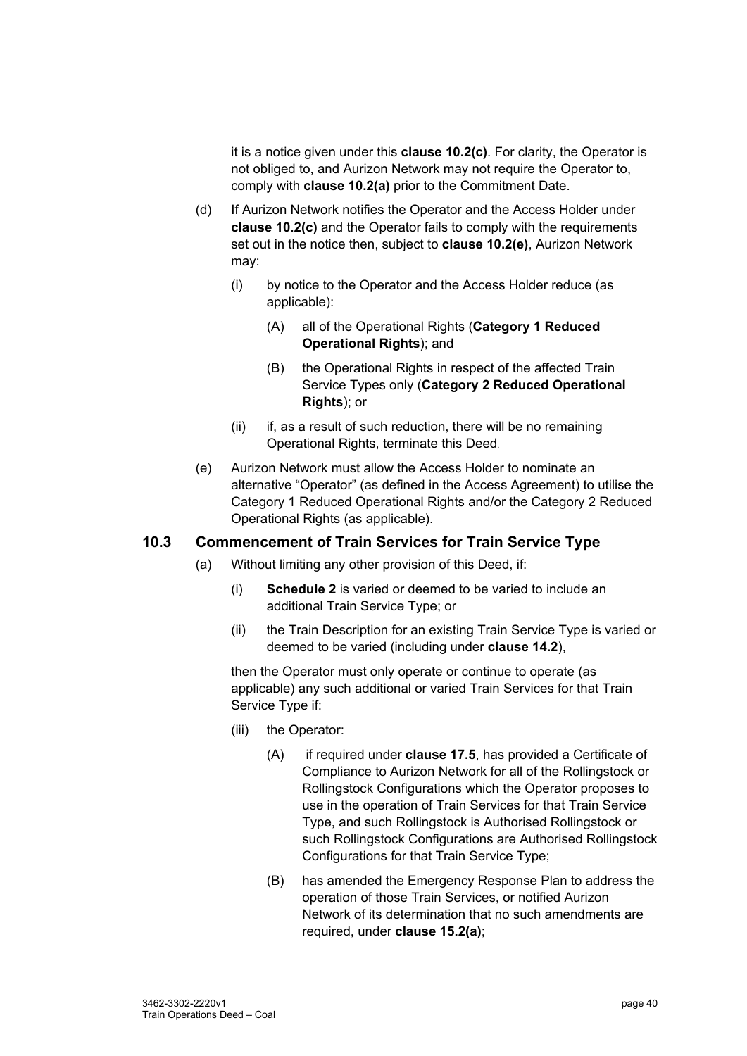it is a notice given under this **clause 10.2(c)**. For clarity, the Operator is not obliged to, and Aurizon Network may not require the Operator to, comply with **clause 10.2(a)** prior to the Commitment Date.

(d) If Aurizon Network notifies the Operator and the Access Holder under **clause 10.2(c)** and the Operator fails to comply with the requirements set out in the notice then, subject to **clause 10.2(e)**, Aurizon Network may:

   (i) by notice to the Operator and the Access Holder reduce (as applicable):

      (A) all of the Operational Rights (**Category 1 Reduced Operational Rights**); and

      (B) the Operational Rights in respect of the affected Train Service Types only (**Category 2 Reduced Operational Rights**); or

   (ii) if, as a result of such reduction, there will be no remaining Operational Rights, terminate this Deed.

(e) Aurizon Network must allow the Access Holder to nominate an alternative "Operator" (as defined in the Access Agreement) to utilise the Category 1 Reduced Operational Rights and/or the Category 2 Reduced Operational Rights (as applicable).

## 10.3 Commencement of Train Services for Train Service Type

(a) Without limiting any other provision of this Deed, if:

   (i) **Schedule 2** is varied or deemed to be varied to include an additional Train Service Type; or

   (ii) the Train Description for an existing Train Service Type is varied or deemed to be varied (including under **clause 14.2**),

   then the Operator must only operate or continue to operate (as applicable) any such additional or varied Train Services for that Train Service Type if:

   (iii) the Operator:

      (A) if required under **clause 17.5**, has provided a Certificate of Compliance to Aurizon Network for all of the Rollingstock or Rollingstock Configurations which the Operator proposes to use in the operation of Train Services for that Train Service Type, and such Rollingstock is Authorised Rollingstock or such Rollingstock Configurations are Authorised Rollingstock Configurations for that Train Service Type;

      (B) has amended the Emergency Response Plan to address the operation of those Train Services, or notified Aurizon Network of its determination that no such amendments are required, under **clause 15.2(a)**;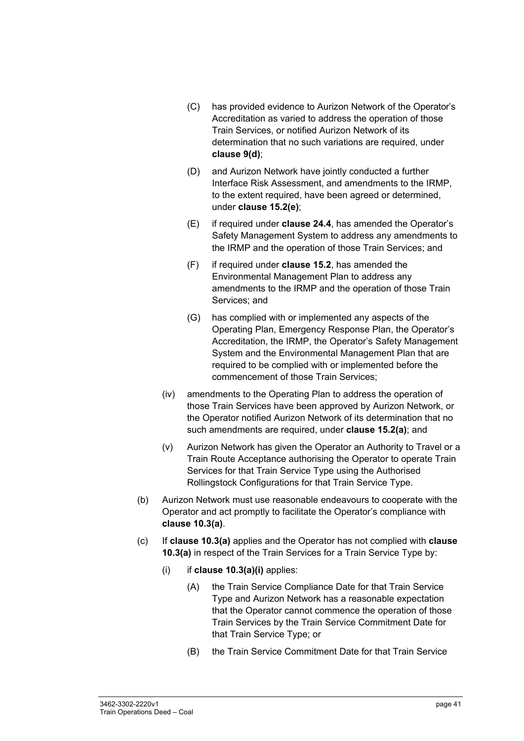(C) has provided evidence to Aurizon Network of the Operator's Accreditation as varied to address the operation of those Train Services, or notified Aurizon Network of its determination that no such variations are required, under **clause 9(d)**;

(D) and Aurizon Network have jointly conducted a further Interface Risk Assessment, and amendments to the IRMP, to the extent required, have been agreed or determined, under **clause 15.2(e)**;

(E) if required under **clause 24.4**, has amended the Operator's Safety Management System to address any amendments to the IRMP and the operation of those Train Services; and

(F) if required under **clause 15.2**, has amended the Environmental Management Plan to address any amendments to the IRMP and the operation of those Train Services; and

(G) has complied with or implemented any aspects of the Operating Plan, Emergency Response Plan, the Operator's Accreditation, the IRMP, the Operator's Safety Management System and the Environmental Management Plan that are required to be complied with or implemented before the commencement of those Train Services;

(iv) amendments to the Operating Plan to address the operation of those Train Services have been approved by Aurizon Network, or the Operator notified Aurizon Network of its determination that no such amendments are required, under **clause 15.2(a)**; and

(v) Aurizon Network has given the Operator an Authority to Travel or a Train Route Acceptance authorising the Operator to operate Train Services for that Train Service Type using the Authorised Rollingstock Configurations for that Train Service Type.

(b) Aurizon Network must use reasonable endeavours to cooperate with the Operator and act promptly to facilitate the Operator's compliance with **clause 10.3(a)**.

(c) If **clause 10.3(a)** applies and the Operator has not complied with **clause 10.3(a)** in respect of the Train Services for a Train Service Type by:

(i) if **clause 10.3(a)(i)** applies:

(A) the Train Service Compliance Date for that Train Service Type and Aurizon Network has a reasonable expectation that the Operator cannot commence the operation of those Train Services by the Train Service Commitment Date for that Train Service Type; or

(B) the Train Service Commitment Date for that Train Service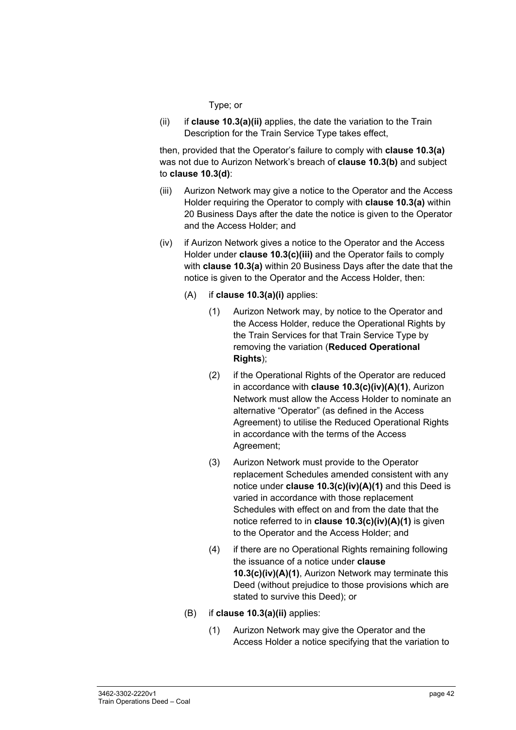Type; or

(ii) if **clause 10.3(a)(ii)** applies, the date the variation to the Train Description for the Train Service Type takes effect,

then, provided that the Operator's failure to comply with **clause 10.3(a)** was not due to Aurizon Network's breach of **clause 10.3(b)** and subject to **clause 10.3(d)**:

(iii) Aurizon Network may give a notice to the Operator and the Access Holder requiring the Operator to comply with **clause 10.3(a)** within 20 Business Days after the date the notice is given to the Operator and the Access Holder; and

(iv) if Aurizon Network gives a notice to the Operator and the Access Holder under **clause 10.3(c)(iii)** and the Operator fails to comply with **clause 10.3(a)** within 20 Business Days after the date that the notice is given to the Operator and the Access Holder, then:

(A) if **clause 10.3(a)(i)** applies:

(1) Aurizon Network may, by notice to the Operator and the Access Holder, reduce the Operational Rights by the Train Services for that Train Service Type by removing the variation (**Reduced Operational Rights**);

(2) if the Operational Rights of the Operator are reduced in accordance with **clause 10.3(c)(iv)(A)(1)**, Aurizon Network must allow the Access Holder to nominate an alternative "Operator" (as defined in the Access Agreement) to utilise the Reduced Operational Rights in accordance with the terms of the Access Agreement;

(3) Aurizon Network must provide to the Operator replacement Schedules amended consistent with any notice under **clause 10.3(c)(iv)(A)(1)** and this Deed is varied in accordance with those replacement Schedules with effect on and from the date that the notice referred to in **clause 10.3(c)(iv)(A)(1)** is given to the Operator and the Access Holder; and

(4) if there are no Operational Rights remaining following the issuance of a notice under **clause 10.3(c)(iv)(A)(1)**, Aurizon Network may terminate this Deed (without prejudice to those provisions which are stated to survive this Deed); or

(B) if **clause 10.3(a)(ii)** applies:

(1) Aurizon Network may give the Operator and the Access Holder a notice specifying that the variation to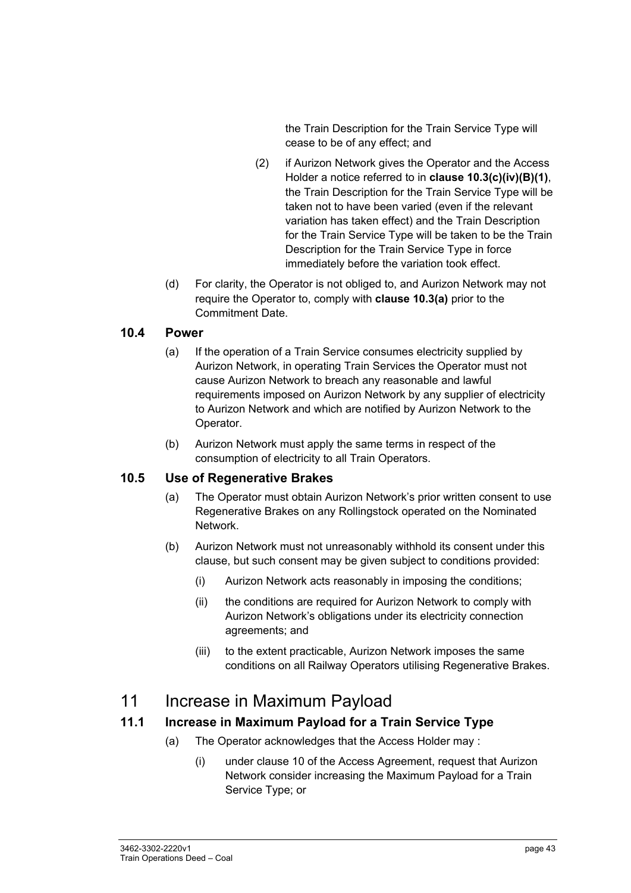the Train Description for the Train Service Type will cease to be of any effect; and

(2) if Aurizon Network gives the Operator and the Access Holder a notice referred to in **clause 10.3(c)(iv)(B)(1)**, the Train Description for the Train Service Type will be taken not to have been varied (even if the relevant variation has taken effect) and the Train Description for the Train Service Type will be taken to be the Train Description for the Train Service Type in force immediately before the variation took effect.

(d) For clarity, the Operator is not obliged to, and Aurizon Network may not require the Operator to, comply with **clause 10.3(a)** prior to the Commitment Date.

### 10.4 Power

(a) If the operation of a Train Service consumes electricity supplied by Aurizon Network, in operating Train Services the Operator must not cause Aurizon Network to breach any reasonable and lawful requirements imposed on Aurizon Network by any supplier of electricity to Aurizon Network and which are notified by Aurizon Network to the Operator.

(b) Aurizon Network must apply the same terms in respect of the consumption of electricity to all Train Operators.

### 10.5 Use of Regenerative Brakes

(a) The Operator must obtain Aurizon Network's prior written consent to use Regenerative Brakes on any Rollingstock operated on the Nominated Network.

(b) Aurizon Network must not unreasonably withhold its consent under this clause, but such consent may be given subject to conditions provided:

(i) Aurizon Network acts reasonably in imposing the conditions;

(ii) the conditions are required for Aurizon Network to comply with Aurizon Network's obligations under its electricity connection agreements; and

(iii) to the extent practicable, Aurizon Network imposes the same conditions on all Railway Operators utilising Regenerative Brakes.

## 11 Increase in Maximum Payload

### 11.1 Increase in Maximum Payload for a Train Service Type

(a) The Operator acknowledges that the Access Holder may :

(i) under clause 10 of the Access Agreement, request that Aurizon Network consider increasing the Maximum Payload for a Train Service Type; or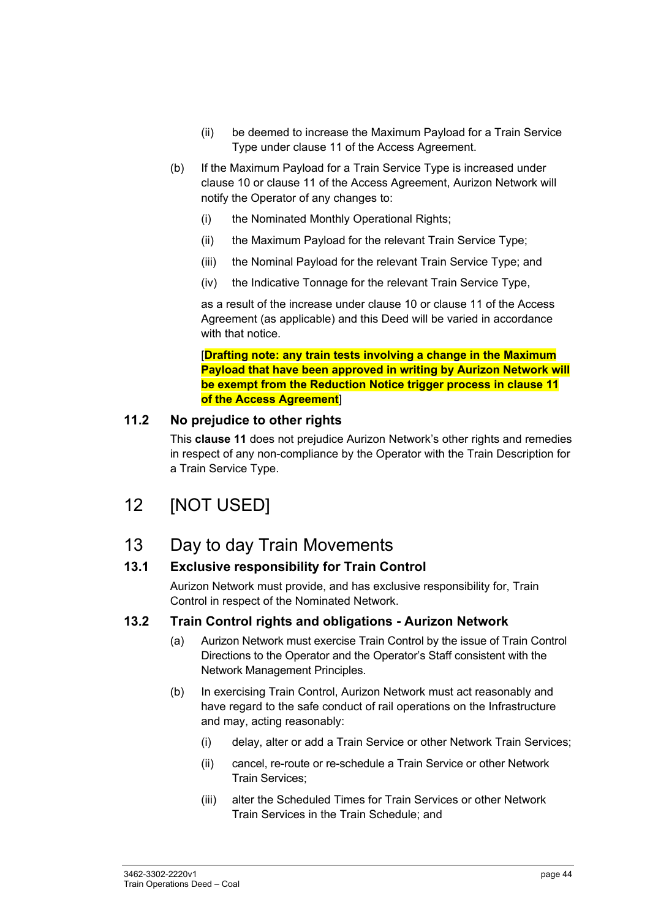(ii) be deemed to increase the Maximum Payload for a Train Service Type under clause 11 of the Access Agreement.

(b) If the Maximum Payload for a Train Service Type is increased under clause 10 or clause 11 of the Access Agreement, Aurizon Network will notify the Operator of any changes to:

(i) the Nominated Monthly Operational Rights;

(ii) the Maximum Payload for the relevant Train Service Type;

(iii) the Nominal Payload for the relevant Train Service Type; and

(iv) the Indicative Tonnage for the relevant Train Service Type,

as a result of the increase under clause 10 or clause 11 of the Access Agreement (as applicable) and this Deed will be varied in accordance with that notice.

[**Drafting note: any train tests involving a change in the Maximum Payload that have been approved in writing by Aurizon Network will be exempt from the Reduction Notice trigger process in clause 11 of the Access Agreement**]

### 11.2 No prejudice to other rights

This **clause 11** does not prejudice Aurizon Network's other rights and remedies in respect of any non-compliance by the Operator with the Train Description for a Train Service Type.

## 12 [NOT USED]

## 13 Day to day Train Movements

### 13.1 Exclusive responsibility for Train Control

Aurizon Network must provide, and has exclusive responsibility for, Train Control in respect of the Nominated Network.

### 13.2 Train Control rights and obligations - Aurizon Network

(a) Aurizon Network must exercise Train Control by the issue of Train Control Directions to the Operator and the Operator's Staff consistent with the Network Management Principles.

(b) In exercising Train Control, Aurizon Network must act reasonably and have regard to the safe conduct of rail operations on the Infrastructure and may, acting reasonably:

(i) delay, alter or add a Train Service or other Network Train Services;

(ii) cancel, re-route or re-schedule a Train Service or other Network Train Services;

(iii) alter the Scheduled Times for Train Services or other Network Train Services in the Train Schedule; and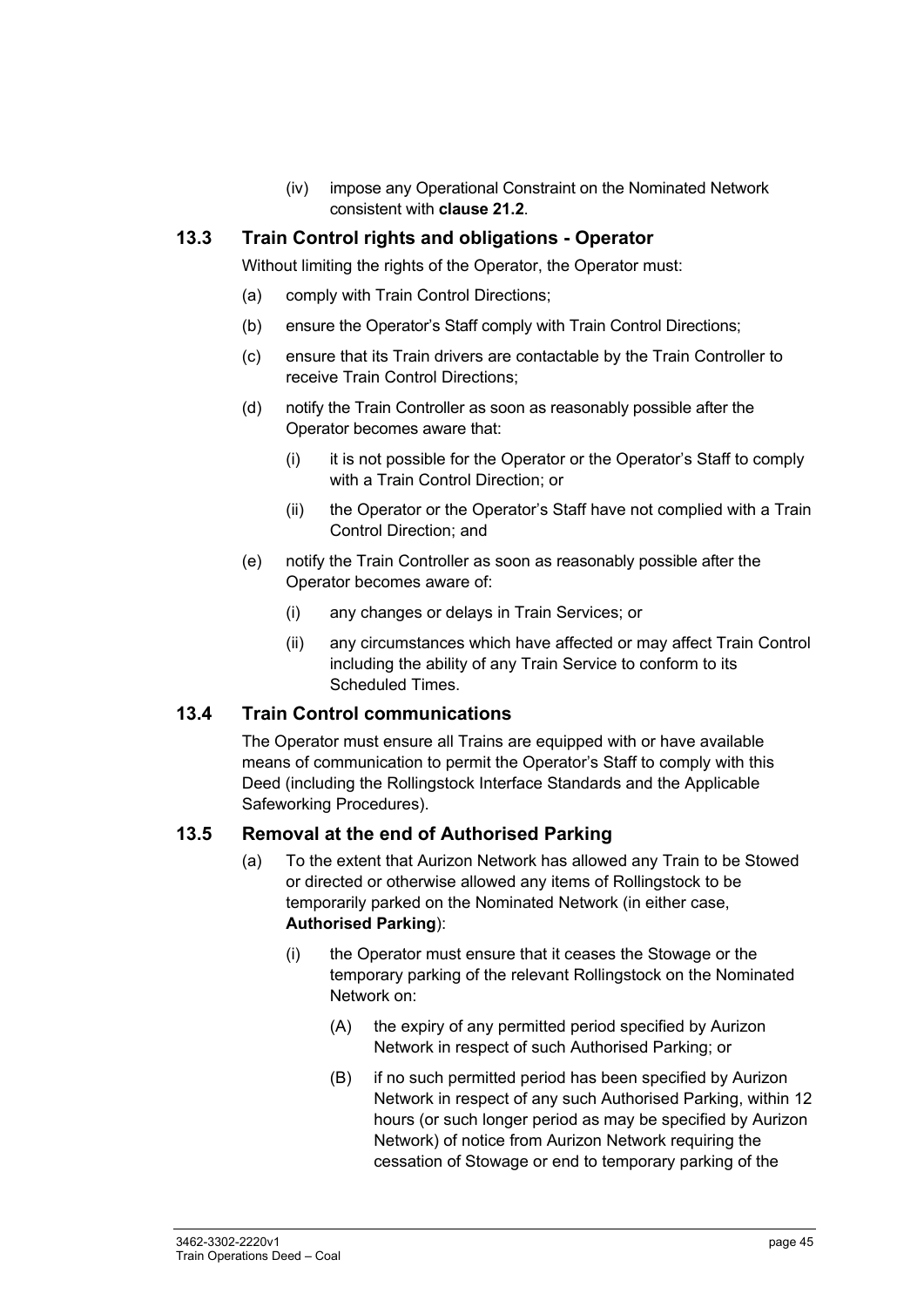(iv) impose any Operational Constraint on the Nominated Network consistent with **clause 21.2**.

## 13.3 Train Control rights and obligations - Operator

Without limiting the rights of the Operator, the Operator must:

(a) comply with Train Control Directions;

(b) ensure the Operator's Staff comply with Train Control Directions;

(c) ensure that its Train drivers are contactable by the Train Controller to receive Train Control Directions;

(d) notify the Train Controller as soon as reasonably possible after the Operator becomes aware that:

(i) it is not possible for the Operator or the Operator's Staff to comply with a Train Control Direction; or

(ii) the Operator or the Operator's Staff have not complied with a Train Control Direction; and

(e) notify the Train Controller as soon as reasonably possible after the Operator becomes aware of:

(i) any changes or delays in Train Services; or

(ii) any circumstances which have affected or may affect Train Control including the ability of any Train Service to conform to its Scheduled Times.

## 13.4 Train Control communications

The Operator must ensure all Trains are equipped with or have available means of communication to permit the Operator's Staff to comply with this Deed (including the Rollingstock Interface Standards and the Applicable Safeworking Procedures).

## 13.5 Removal at the end of Authorised Parking

(a) To the extent that Aurizon Network has allowed any Train to be Stowed or directed or otherwise allowed any items of Rollingstock to be temporarily parked on the Nominated Network (in either case, **Authorised Parking**):

(i) the Operator must ensure that it ceases the Stowage or the temporary parking of the relevant Rollingstock on the Nominated Network on:

(A) the expiry of any permitted period specified by Aurizon Network in respect of such Authorised Parking; or

(B) if no such permitted period has been specified by Aurizon Network in respect of any such Authorised Parking, within 12 hours (or such longer period as may be specified by Aurizon Network) of notice from Aurizon Network requiring the cessation of Stowage or end to temporary parking of the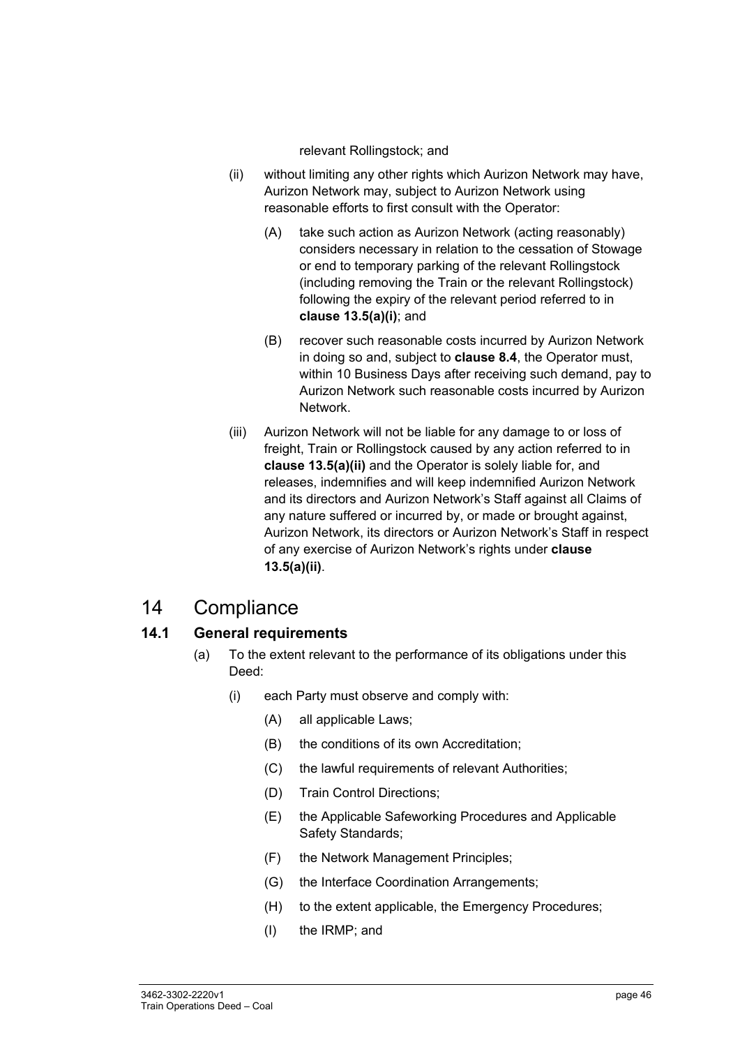relevant Rollingstock; and

(ii) without limiting any other rights which Aurizon Network may have, Aurizon Network may, subject to Aurizon Network using reasonable efforts to first consult with the Operator:

(A) take such action as Aurizon Network (acting reasonably) considers necessary in relation to the cessation of Stowage or end to temporary parking of the relevant Rollingstock (including removing the Train or the relevant Rollingstock) following the expiry of the relevant period referred to in **clause 13.5(a)(i)**; and

(B) recover such reasonable costs incurred by Aurizon Network in doing so and, subject to **clause 8.4**, the Operator must, within 10 Business Days after receiving such demand, pay to Aurizon Network such reasonable costs incurred by Aurizon Network.

(iii) Aurizon Network will not be liable for any damage to or loss of freight, Train or Rollingstock caused by any action referred to in **clause 13.5(a)(ii)** and the Operator is solely liable for, and releases, indemnifies and will keep indemnified Aurizon Network and its directors and Aurizon Network's Staff against all Claims of any nature suffered or incurred by, or made or brought against, Aurizon Network, its directors or Aurizon Network's Staff in respect of any exercise of Aurizon Network's rights under **clause 13.5(a)(ii)**.

# 14 Compliance

## 14.1 General requirements

(a) To the extent relevant to the performance of its obligations under this Deed:

(i) each Party must observe and comply with:

(A) all applicable Laws;

(B) the conditions of its own Accreditation;

(C) the lawful requirements of relevant Authorities;

(D) Train Control Directions;

(E) the Applicable Safeworking Procedures and Applicable Safety Standards;

(F) the Network Management Principles;

(G) the Interface Coordination Arrangements;

(H) to the extent applicable, the Emergency Procedures;

(I) the IRMP; and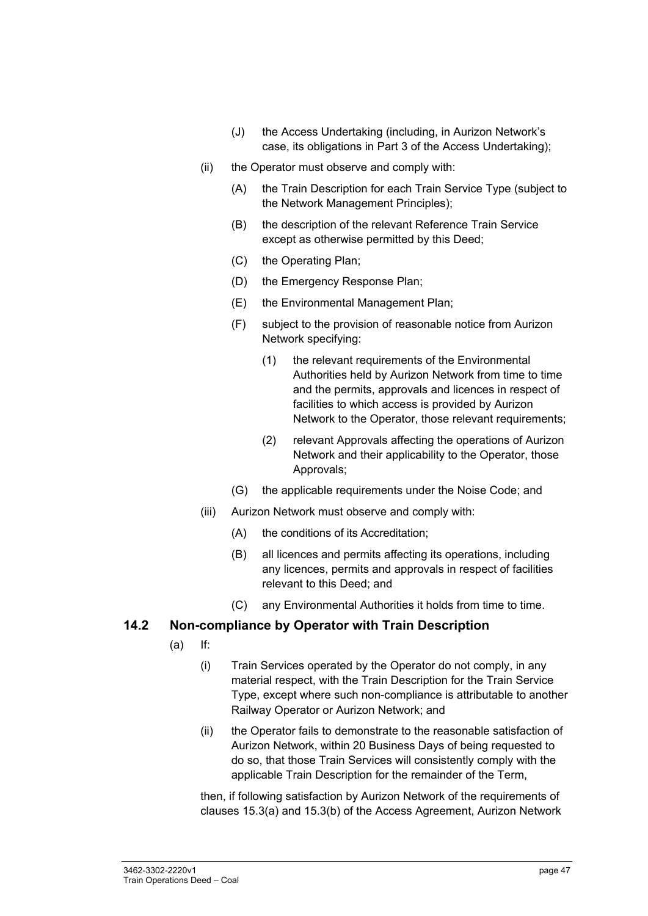(J) the Access Undertaking (including, in Aurizon Network's case, its obligations in Part 3 of the Access Undertaking);

(ii) the Operator must observe and comply with:

(A) the Train Description for each Train Service Type (subject to the Network Management Principles);

(B) the description of the relevant Reference Train Service except as otherwise permitted by this Deed;

(C) the Operating Plan;

(D) the Emergency Response Plan;

(E) the Environmental Management Plan;

(F) subject to the provision of reasonable notice from Aurizon Network specifying:

(1) the relevant requirements of the Environmental Authorities held by Aurizon Network from time to time and the permits, approvals and licences in respect of facilities to which access is provided by Aurizon Network to the Operator, those relevant requirements;

(2) relevant Approvals affecting the operations of Aurizon Network and their applicability to the Operator, those Approvals;

(G) the applicable requirements under the Noise Code; and

(iii) Aurizon Network must observe and comply with:

(A) the conditions of its Accreditation;

(B) all licences and permits affecting its operations, including any licences, permits and approvals in respect of facilities relevant to this Deed; and

(C) any Environmental Authorities it holds from time to time.

## 14.2 Non-compliance by Operator with Train Description

(a) If:

(i) Train Services operated by the Operator do not comply, in any material respect, with the Train Description for the Train Service Type, except where such non-compliance is attributable to another Railway Operator or Aurizon Network; and

(ii) the Operator fails to demonstrate to the reasonable satisfaction of Aurizon Network, within 20 Business Days of being requested to do so, that those Train Services will consistently comply with the applicable Train Description for the remainder of the Term,

then, if following satisfaction by Aurizon Network of the requirements of clauses 15.3(a) and 15.3(b) of the Access Agreement, Aurizon Network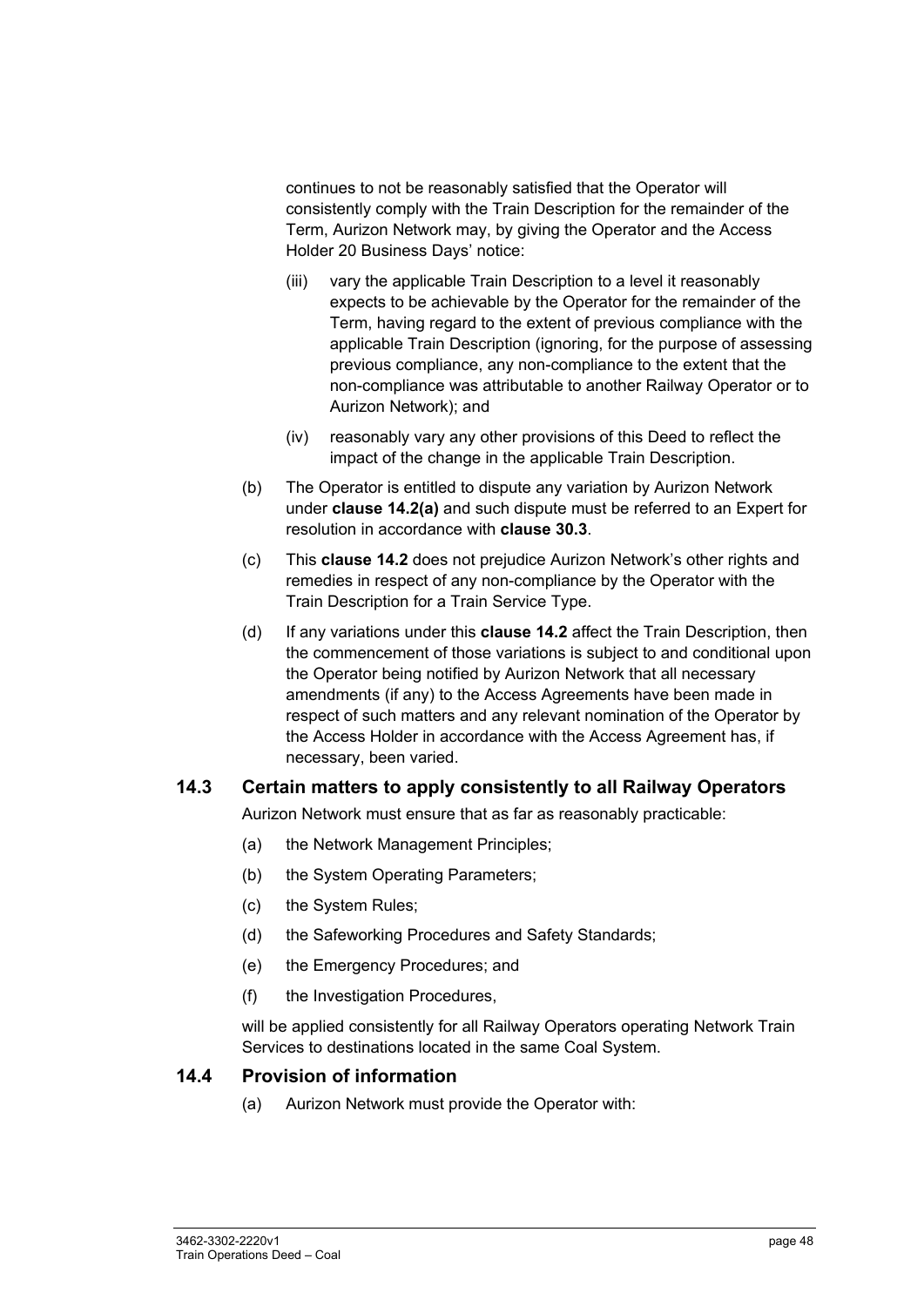continues to not be reasonably satisfied that the Operator will consistently comply with the Train Description for the remainder of the Term, Aurizon Network may, by giving the Operator and the Access Holder 20 Business Days' notice:

- (iii) vary the applicable Train Description to a level it reasonably expects to be achievable by the Operator for the remainder of the Term, having regard to the extent of previous compliance with the applicable Train Description (ignoring, for the purpose of assessing previous compliance, any non-compliance to the extent that the non-compliance was attributable to another Railway Operator or to Aurizon Network); and
- (iv) reasonably vary any other provisions of this Deed to reflect the impact of the change in the applicable Train Description.

(b) The Operator is entitled to dispute any variation by Aurizon Network under **clause 14.2(a)** and such dispute must be referred to an Expert for resolution in accordance with **clause 30.3**.

(c) This **clause 14.2** does not prejudice Aurizon Network's other rights and remedies in respect of any non-compliance by the Operator with the Train Description for a Train Service Type.

(d) If any variations under this **clause 14.2** affect the Train Description, then the commencement of those variations is subject to and conditional upon the Operator being notified by Aurizon Network that all necessary amendments (if any) to the Access Agreements have been made in respect of such matters and any relevant nomination of the Operator by the Access Holder in accordance with the Access Agreement has, if necessary, been varied.

## 14.3 Certain matters to apply consistently to all Railway Operators

Aurizon Network must ensure that as far as reasonably practicable:

- (a) the Network Management Principles;
- (b) the System Operating Parameters;
- (c) the System Rules;
- (d) the Safeworking Procedures and Safety Standards;
- (e) the Emergency Procedures; and
- (f) the Investigation Procedures,

will be applied consistently for all Railway Operators operating Network Train Services to destinations located in the same Coal System.

## 14.4 Provision of information

(a) Aurizon Network must provide the Operator with: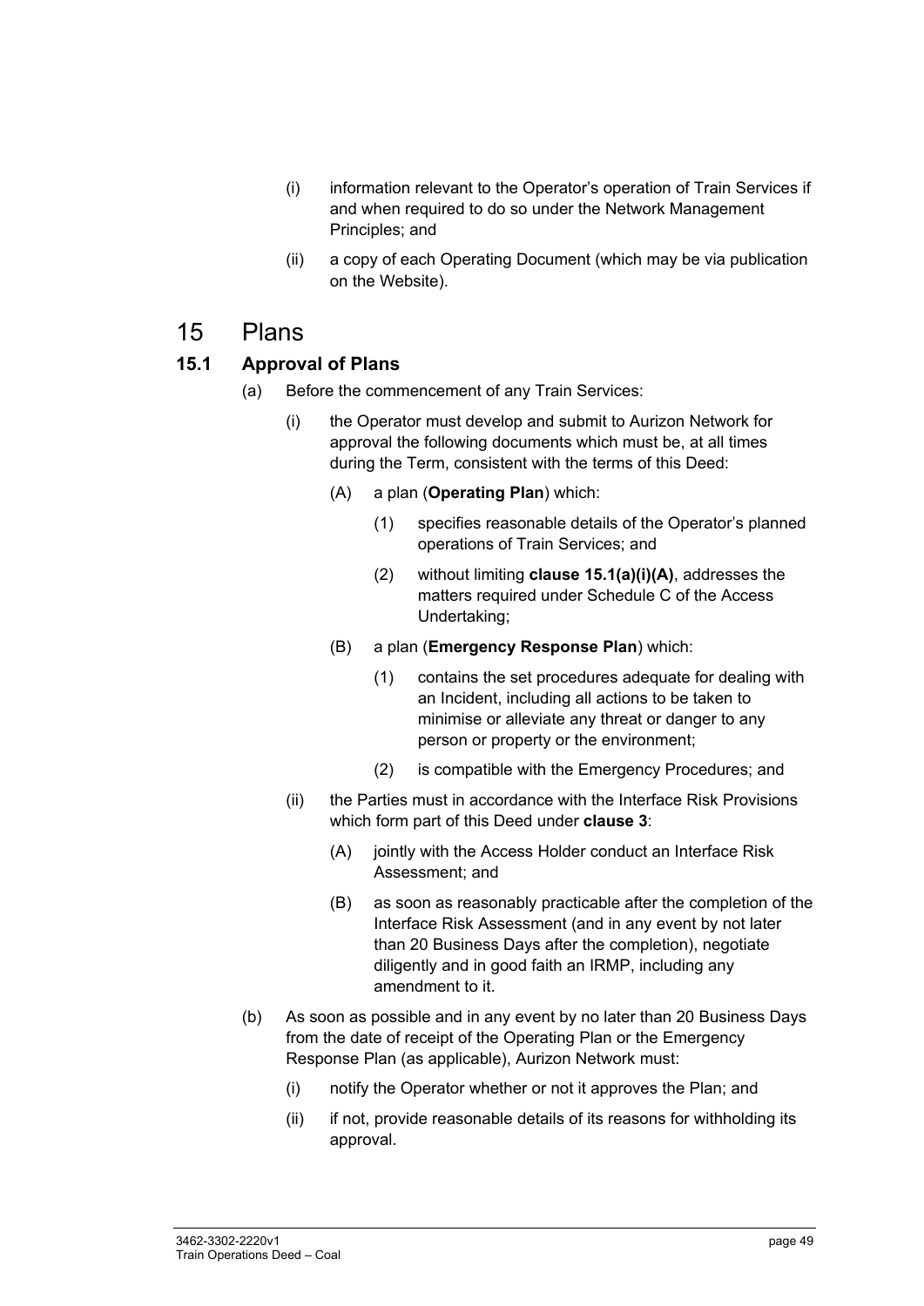(i) information relevant to the Operator's operation of Train Services if and when required to do so under the Network Management Principles; and

(ii) a copy of each Operating Document (which may be via publication on the Website).

# 15 Plans

## 15.1 Approval of Plans

(a) Before the commencement of any Train Services:

(i) the Operator must develop and submit to Aurizon Network for approval the following documents which must be, at all times during the Term, consistent with the terms of this Deed:

(A) a plan (**Operating Plan**) which:

(1) specifies reasonable details of the Operator's planned operations of Train Services; and

(2) without limiting **clause 15.1(a)(i)(A)**, addresses the matters required under Schedule C of the Access Undertaking;

(B) a plan (**Emergency Response Plan**) which:

(1) contains the set procedures adequate for dealing with an Incident, including all actions to be taken to minimise or alleviate any threat or danger to any person or property or the environment;

(2) is compatible with the Emergency Procedures; and

(ii) the Parties must in accordance with the Interface Risk Provisions which form part of this Deed under **clause 3**:

(A) jointly with the Access Holder conduct an Interface Risk Assessment; and

(B) as soon as reasonably practicable after the completion of the Interface Risk Assessment (and in any event by not later than 20 Business Days after the completion), negotiate diligently and in good faith an IRMP, including any amendment to it.

(b) As soon as possible and in any event by no later than 20 Business Days from the date of receipt of the Operating Plan or the Emergency Response Plan (as applicable), Aurizon Network must:

(i) notify the Operator whether or not it approves the Plan; and

(ii) if not, provide reasonable details of its reasons for withholding its approval.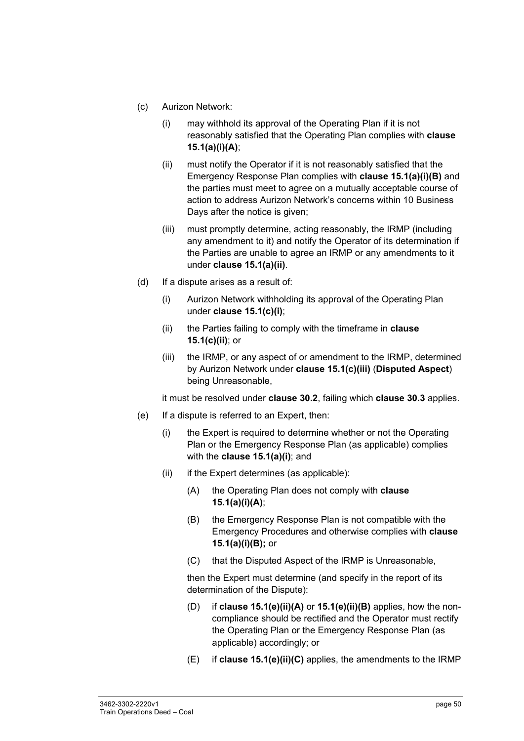(c) Aurizon Network:

  (i) may withhold its approval of the Operating Plan if it is not reasonably satisfied that the Operating Plan complies with **clause 15.1(a)(i)(A)**;

  (ii) must notify the Operator if it is not reasonably satisfied that the Emergency Response Plan complies with **clause 15.1(a)(i)(B)** and the parties must meet to agree on a mutually acceptable course of action to address Aurizon Network's concerns within 10 Business Days after the notice is given;

  (iii) must promptly determine, acting reasonably, the IRMP (including any amendment to it) and notify the Operator of its determination if the Parties are unable to agree an IRMP or any amendments to it under **clause 15.1(a)(ii)**.

(d) If a dispute arises as a result of:

  (i) Aurizon Network withholding its approval of the Operating Plan under **clause 15.1(c)(i)**;

  (ii) the Parties failing to comply with the timeframe in **clause 15.1(c)(ii)**; or

  (iii) the IRMP, or any aspect of or amendment to the IRMP, determined by Aurizon Network under **clause 15.1(c)(iii)** (**Disputed Aspect**) being Unreasonable,

  it must be resolved under **clause 30.2**, failing which **clause 30.3** applies.

(e) If a dispute is referred to an Expert, then:

  (i) the Expert is required to determine whether or not the Operating Plan or the Emergency Response Plan (as applicable) complies with the **clause 15.1(a)(i)**; and

  (ii) if the Expert determines (as applicable):

    (A) the Operating Plan does not comply with **clause 15.1(a)(i)(A)**;

    (B) the Emergency Response Plan is not compatible with the Emergency Procedures and otherwise complies with **clause 15.1(a)(i)(B);** or

    (C) that the Disputed Aspect of the IRMP is Unreasonable,

  then the Expert must determine (and specify in the report of its determination of the Dispute):

    (D) if **clause 15.1(e)(ii)(A)** or **15.1(e)(ii)(B)** applies, how the non-compliance should be rectified and the Operator must rectify the Operating Plan or the Emergency Response Plan (as applicable) accordingly; or

    (E) if **clause 15.1(e)(ii)(C)** applies, the amendments to the IRMP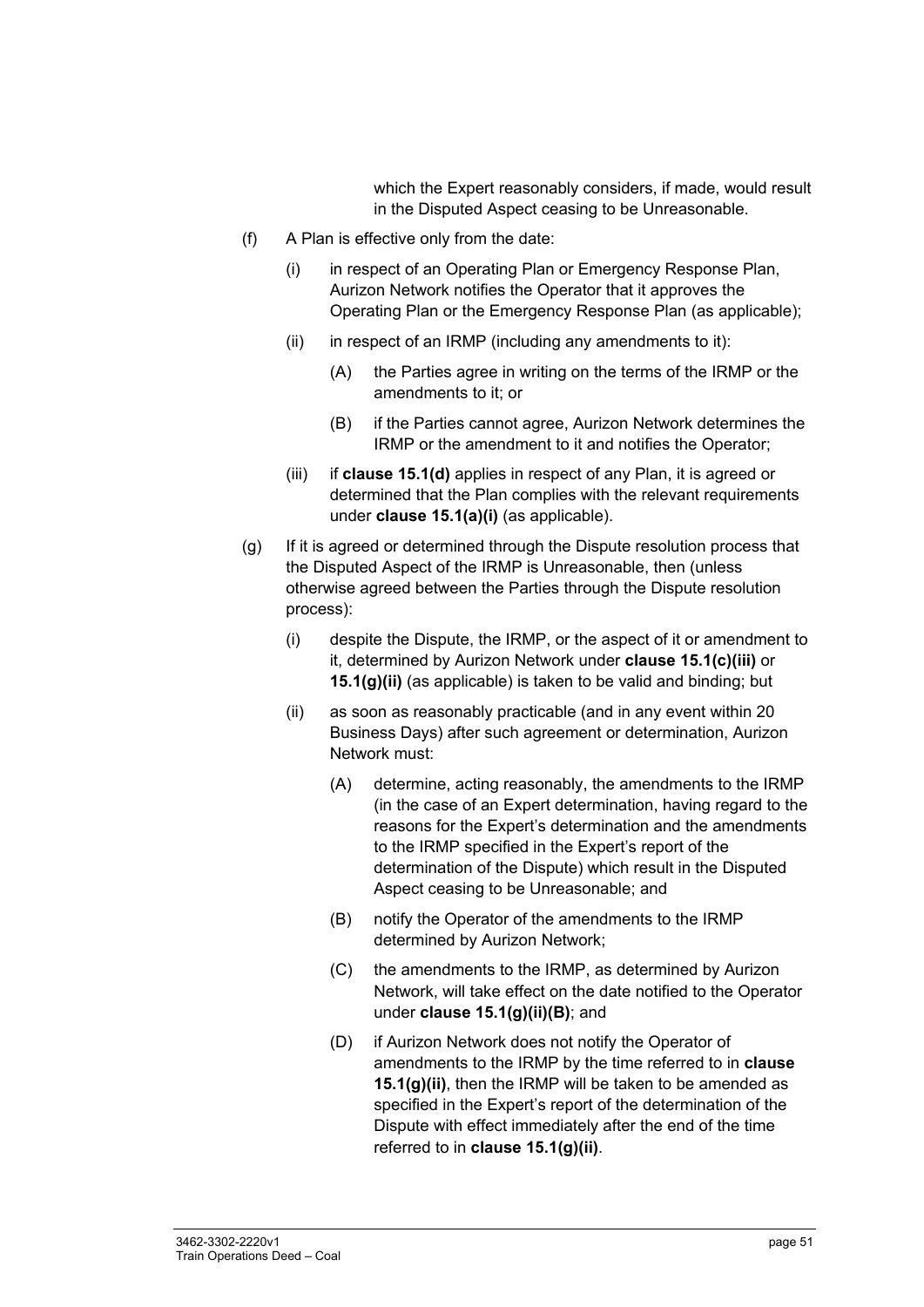which the Expert reasonably considers, if made, would result in the Disputed Aspect ceasing to be Unreasonable.

(f) A Plan is effective only from the date:

(i) in respect of an Operating Plan or Emergency Response Plan, Aurizon Network notifies the Operator that it approves the Operating Plan or the Emergency Response Plan (as applicable);

(ii) in respect of an IRMP (including any amendments to it):

(A) the Parties agree in writing on the terms of the IRMP or the amendments to it; or

(B) if the Parties cannot agree, Aurizon Network determines the IRMP or the amendment to it and notifies the Operator;

(iii) if **clause 15.1(d)** applies in respect of any Plan, it is agreed or determined that the Plan complies with the relevant requirements under **clause 15.1(a)(i)** (as applicable).

(g) If it is agreed or determined through the Dispute resolution process that the Disputed Aspect of the IRMP is Unreasonable, then (unless otherwise agreed between the Parties through the Dispute resolution process):

(i) despite the Dispute, the IRMP, or the aspect of it or amendment to it, determined by Aurizon Network under **clause 15.1(c)(iii)** or **15.1(g)(ii)** (as applicable) is taken to be valid and binding; but

(ii) as soon as reasonably practicable (and in any event within 20 Business Days) after such agreement or determination, Aurizon Network must:

(A) determine, acting reasonably, the amendments to the IRMP (in the case of an Expert determination, having regard to the reasons for the Expert's determination and the amendments to the IRMP specified in the Expert's report of the determination of the Dispute) which result in the Disputed Aspect ceasing to be Unreasonable; and

(B) notify the Operator of the amendments to the IRMP determined by Aurizon Network;

(C) the amendments to the IRMP, as determined by Aurizon Network, will take effect on the date notified to the Operator under **clause 15.1(g)(ii)(B)**; and

(D) if Aurizon Network does not notify the Operator of amendments to the IRMP by the time referred to in **clause 15.1(g)(ii)**, then the IRMP will be taken to be amended as specified in the Expert's report of the determination of the Dispute with effect immediately after the end of the time referred to in **clause 15.1(g)(ii)**.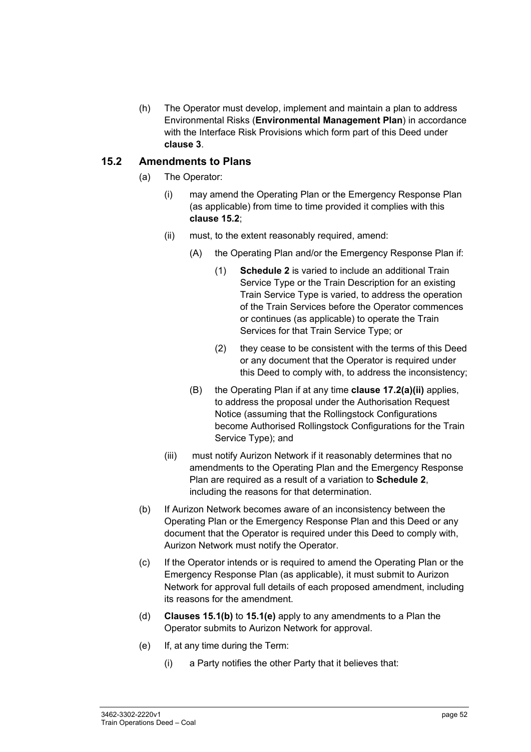(h) The Operator must develop, implement and maintain a plan to address Environmental Risks (**Environmental Management Plan**) in accordance with the Interface Risk Provisions which form part of this Deed under **clause 3**.

## 15.2 Amendments to Plans

(a) The Operator:

(i) may amend the Operating Plan or the Emergency Response Plan (as applicable) from time to time provided it complies with this **clause 15.2**;

(ii) must, to the extent reasonably required, amend:

(A) the Operating Plan and/or the Emergency Response Plan if:

(1) **Schedule 2** is varied to include an additional Train Service Type or the Train Description for an existing Train Service Type is varied, to address the operation of the Train Services before the Operator commences or continues (as applicable) to operate the Train Services for that Train Service Type; or

(2) they cease to be consistent with the terms of this Deed or any document that the Operator is required under this Deed to comply with, to address the inconsistency;

(B) the Operating Plan if at any time **clause 17.2(a)(ii)** applies, to address the proposal under the Authorisation Request Notice (assuming that the Rollingstock Configurations become Authorised Rollingstock Configurations for the Train Service Type); and

(iii) must notify Aurizon Network if it reasonably determines that no amendments to the Operating Plan and the Emergency Response Plan are required as a result of a variation to **Schedule 2**, including the reasons for that determination.

(b) If Aurizon Network becomes aware of an inconsistency between the Operating Plan or the Emergency Response Plan and this Deed or any document that the Operator is required under this Deed to comply with, Aurizon Network must notify the Operator.

(c) If the Operator intends or is required to amend the Operating Plan or the Emergency Response Plan (as applicable), it must submit to Aurizon Network for approval full details of each proposed amendment, including its reasons for the amendment.

(d) **Clauses 15.1(b)** to **15.1(e)** apply to any amendments to a Plan the Operator submits to Aurizon Network for approval.

(e) If, at any time during the Term:

(i) a Party notifies the other Party that it believes that: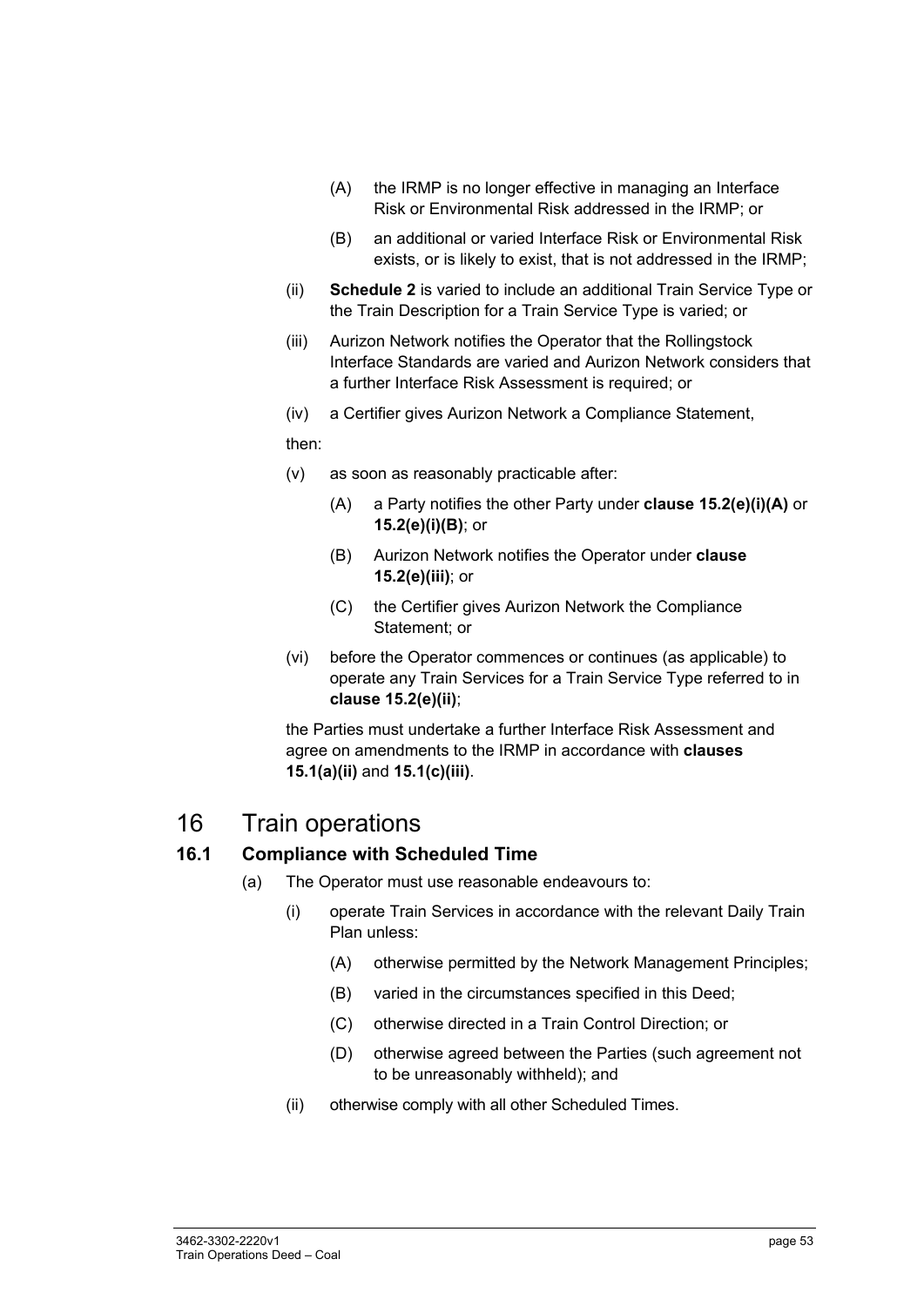(A) the IRMP is no longer effective in managing an Interface Risk or Environmental Risk addressed in the IRMP; or

(B) an additional or varied Interface Risk or Environmental Risk exists, or is likely to exist, that is not addressed in the IRMP;

(ii) **Schedule 2** is varied to include an additional Train Service Type or the Train Description for a Train Service Type is varied; or

(iii) Aurizon Network notifies the Operator that the Rollingstock Interface Standards are varied and Aurizon Network considers that a further Interface Risk Assessment is required; or

(iv) a Certifier gives Aurizon Network a Compliance Statement,

then:

(v) as soon as reasonably practicable after:

(A) a Party notifies the other Party under **clause 15.2(e)(i)(A)** or **15.2(e)(i)(B)**; or

(B) Aurizon Network notifies the Operator under **clause 15.2(e)(iii)**; or

(C) the Certifier gives Aurizon Network the Compliance Statement; or

(vi) before the Operator commences or continues (as applicable) to operate any Train Services for a Train Service Type referred to in **clause 15.2(e)(ii)**;

the Parties must undertake a further Interface Risk Assessment and agree on amendments to the IRMP in accordance with **clauses 15.1(a)(ii)** and **15.1(c)(iii)**.

# 16 Train operations

## 16.1 Compliance with Scheduled Time

(a) The Operator must use reasonable endeavours to:

(i) operate Train Services in accordance with the relevant Daily Train Plan unless:

(A) otherwise permitted by the Network Management Principles;

(B) varied in the circumstances specified in this Deed;

(C) otherwise directed in a Train Control Direction; or

(D) otherwise agreed between the Parties (such agreement not to be unreasonably withheld); and

(ii) otherwise comply with all other Scheduled Times.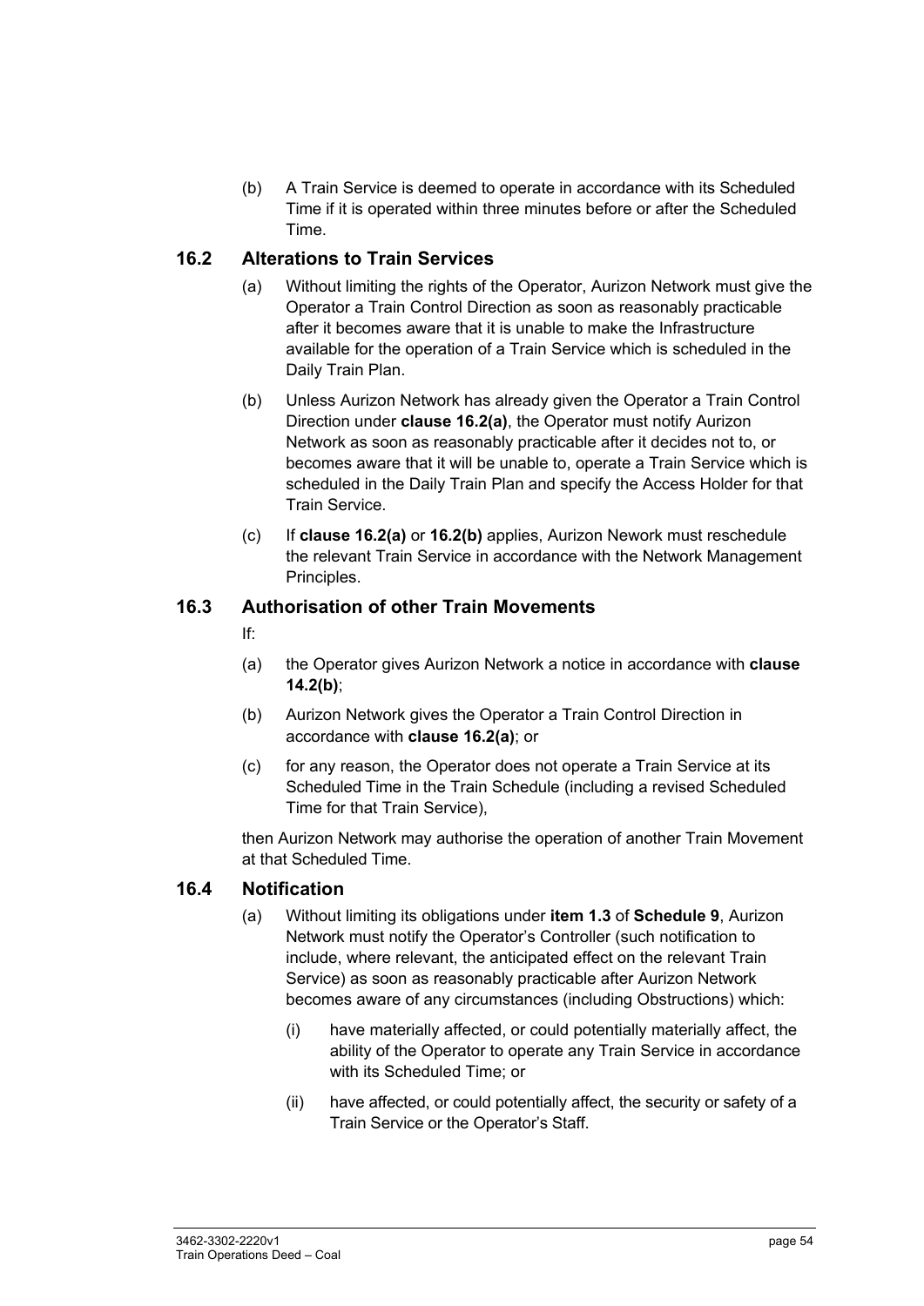(b) A Train Service is deemed to operate in accordance with its Scheduled Time if it is operated within three minutes before or after the Scheduled Time.

## 16.2 Alterations to Train Services

(a) Without limiting the rights of the Operator, Aurizon Network must give the Operator a Train Control Direction as soon as reasonably practicable after it becomes aware that it is unable to make the Infrastructure available for the operation of a Train Service which is scheduled in the Daily Train Plan.

(b) Unless Aurizon Network has already given the Operator a Train Control Direction under **clause 16.2(a)**, the Operator must notify Aurizon Network as soon as reasonably practicable after it decides not to, or becomes aware that it will be unable to, operate a Train Service which is scheduled in the Daily Train Plan and specify the Access Holder for that Train Service.

(c) If **clause 16.2(a)** or **16.2(b)** applies, Aurizon Nework must reschedule the relevant Train Service in accordance with the Network Management Principles.

## 16.3 Authorisation of other Train Movements

If:

(a) the Operator gives Aurizon Network a notice in accordance with **clause 14.2(b)**;

(b) Aurizon Network gives the Operator a Train Control Direction in accordance with **clause 16.2(a)**; or

(c) for any reason, the Operator does not operate a Train Service at its Scheduled Time in the Train Schedule (including a revised Scheduled Time for that Train Service),

then Aurizon Network may authorise the operation of another Train Movement at that Scheduled Time.

## 16.4 Notification

(a) Without limiting its obligations under **item 1.3** of **Schedule 9**, Aurizon Network must notify the Operator's Controller (such notification to include, where relevant, the anticipated effect on the relevant Train Service) as soon as reasonably practicable after Aurizon Network becomes aware of any circumstances (including Obstructions) which:

(i) have materially affected, or could potentially materially affect, the ability of the Operator to operate any Train Service in accordance with its Scheduled Time; or

(ii) have affected, or could potentially affect, the security or safety of a Train Service or the Operator's Staff.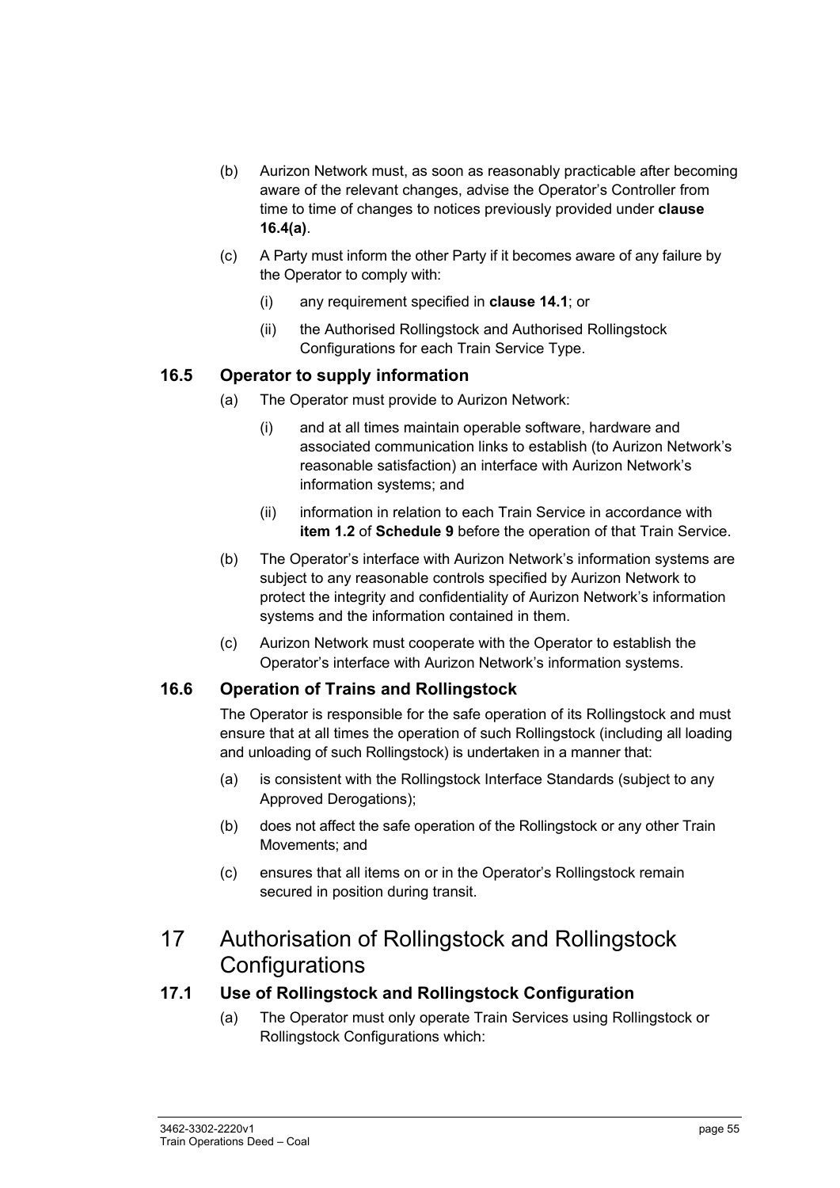(b) Aurizon Network must, as soon as reasonably practicable after becoming aware of the relevant changes, advise the Operator's Controller from time to time of changes to notices previously provided under **clause 16.4(a)**.

(c) A Party must inform the other Party if it becomes aware of any failure by the Operator to comply with:

(i) any requirement specified in **clause 14.1**; or

(ii) the Authorised Rollingstock and Authorised Rollingstock Configurations for each Train Service Type.

### 16.5 Operator to supply information

(a) The Operator must provide to Aurizon Network:

(i) and at all times maintain operable software, hardware and associated communication links to establish (to Aurizon Network's reasonable satisfaction) an interface with Aurizon Network's information systems; and

(ii) information in relation to each Train Service in accordance with **item 1.2** of **Schedule 9** before the operation of that Train Service.

(b) The Operator's interface with Aurizon Network's information systems are subject to any reasonable controls specified by Aurizon Network to protect the integrity and confidentiality of Aurizon Network's information systems and the information contained in them.

(c) Aurizon Network must cooperate with the Operator to establish the Operator's interface with Aurizon Network's information systems.

### 16.6 Operation of Trains and Rollingstock

The Operator is responsible for the safe operation of its Rollingstock and must ensure that at all times the operation of such Rollingstock (including all loading and unloading of such Rollingstock) is undertaken in a manner that:

(a) is consistent with the Rollingstock Interface Standards (subject to any Approved Derogations);

(b) does not affect the safe operation of the Rollingstock or any other Train Movements; and

(c) ensures that all items on or in the Operator's Rollingstock remain secured in position during transit.

## 17 Authorisation of Rollingstock and Rollingstock Configurations

### 17.1 Use of Rollingstock and Rollingstock Configuration

(a) The Operator must only operate Train Services using Rollingstock or Rollingstock Configurations which: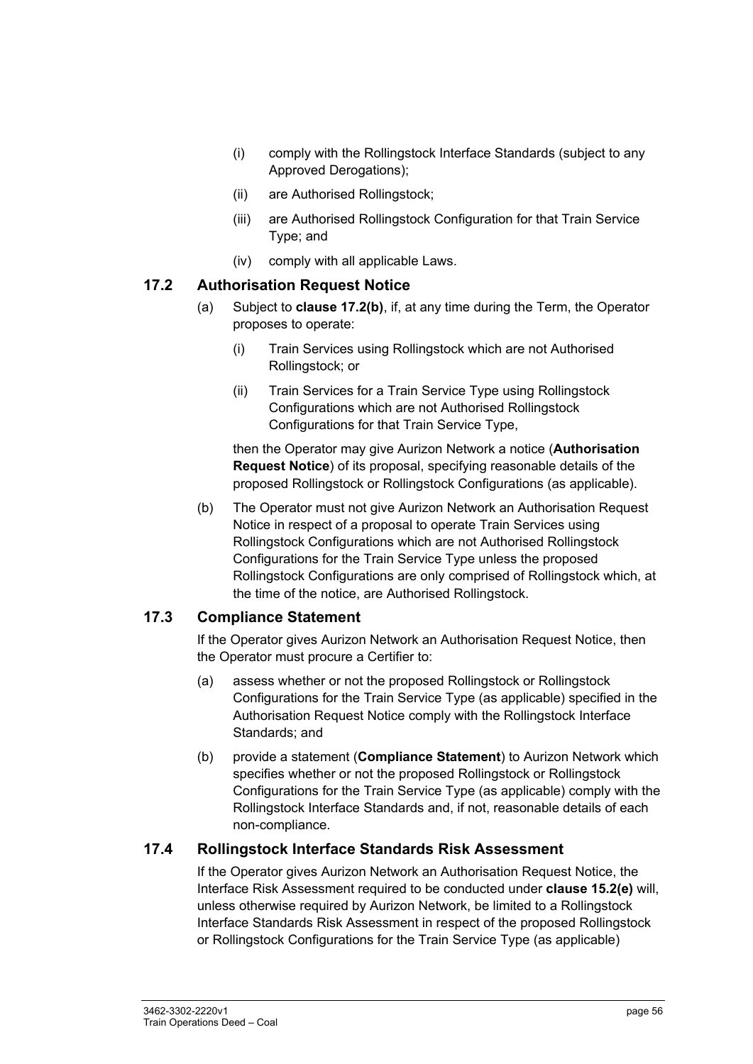(i) comply with the Rollingstock Interface Standards (subject to any Approved Derogations);

(ii) are Authorised Rollingstock;

(iii) are Authorised Rollingstock Configuration for that Train Service Type; and

(iv) comply with all applicable Laws.

## 17.2 Authorisation Request Notice

(a) Subject to **clause 17.2(b)**, if, at any time during the Term, the Operator proposes to operate:

(i) Train Services using Rollingstock which are not Authorised Rollingstock; or

(ii) Train Services for a Train Service Type using Rollingstock Configurations which are not Authorised Rollingstock Configurations for that Train Service Type,

then the Operator may give Aurizon Network a notice (**Authorisation Request Notice**) of its proposal, specifying reasonable details of the proposed Rollingstock or Rollingstock Configurations (as applicable).

(b) The Operator must not give Aurizon Network an Authorisation Request Notice in respect of a proposal to operate Train Services using Rollingstock Configurations which are not Authorised Rollingstock Configurations for the Train Service Type unless the proposed Rollingstock Configurations are only comprised of Rollingstock which, at the time of the notice, are Authorised Rollingstock.

## 17.3 Compliance Statement

If the Operator gives Aurizon Network an Authorisation Request Notice, then the Operator must procure a Certifier to:

(a) assess whether or not the proposed Rollingstock or Rollingstock Configurations for the Train Service Type (as applicable) specified in the Authorisation Request Notice comply with the Rollingstock Interface Standards; and

(b) provide a statement (**Compliance Statement**) to Aurizon Network which specifies whether or not the proposed Rollingstock or Rollingstock Configurations for the Train Service Type (as applicable) comply with the Rollingstock Interface Standards and, if not, reasonable details of each non-compliance.

## 17.4 Rollingstock Interface Standards Risk Assessment

If the Operator gives Aurizon Network an Authorisation Request Notice, the Interface Risk Assessment required to be conducted under **clause 15.2(e)** will, unless otherwise required by Aurizon Network, be limited to a Rollingstock Interface Standards Risk Assessment in respect of the proposed Rollingstock or Rollingstock Configurations for the Train Service Type (as applicable)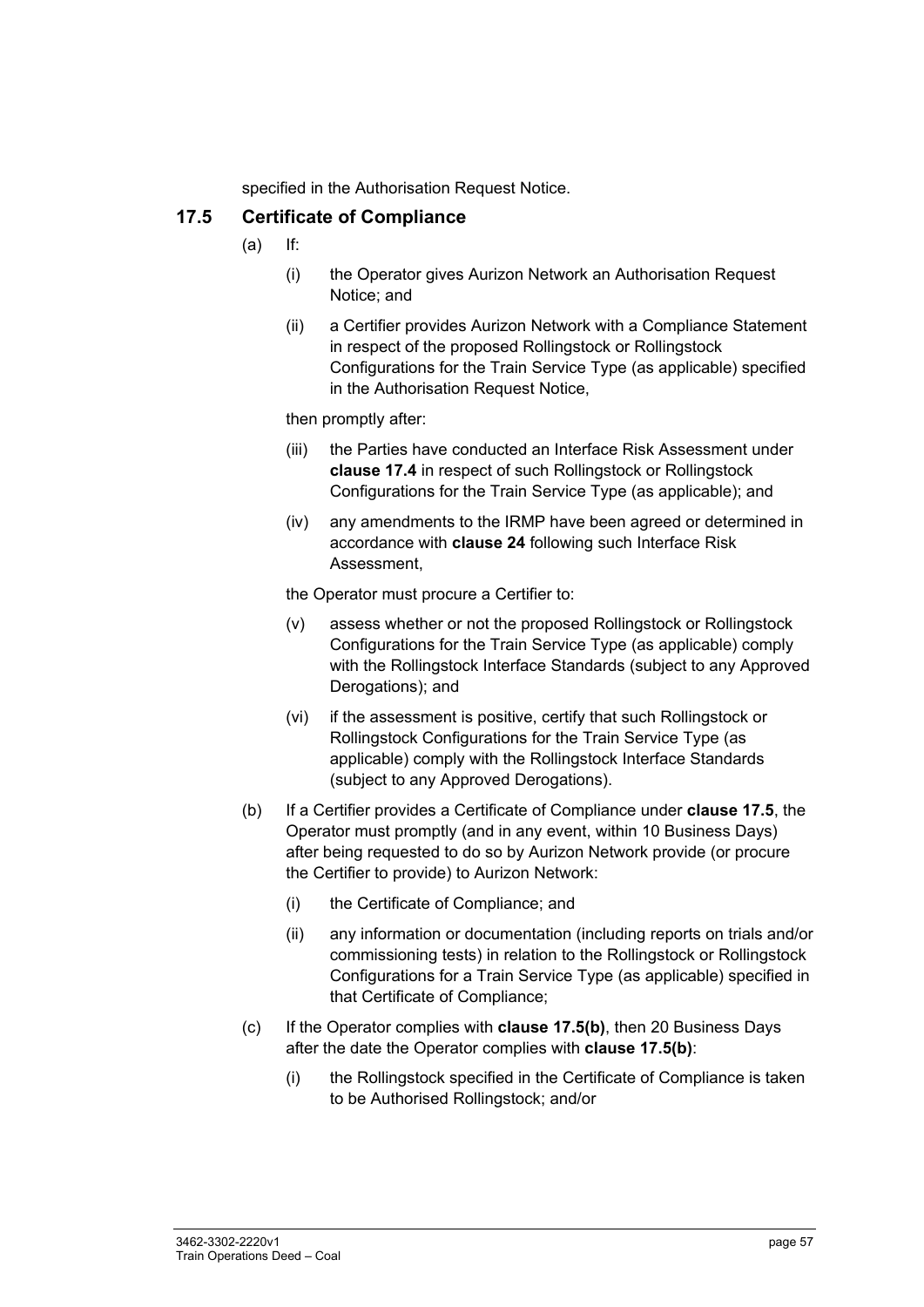specified in the Authorisation Request Notice.

### 17.5 Certificate of Compliance

(a) If:

(i) the Operator gives Aurizon Network an Authorisation Request Notice; and

(ii) a Certifier provides Aurizon Network with a Compliance Statement in respect of the proposed Rollingstock or Rollingstock Configurations for the Train Service Type (as applicable) specified in the Authorisation Request Notice,

then promptly after:

(iii) the Parties have conducted an Interface Risk Assessment under **clause 17.4** in respect of such Rollingstock or Rollingstock Configurations for the Train Service Type (as applicable); and

(iv) any amendments to the IRMP have been agreed or determined in accordance with **clause 24** following such Interface Risk Assessment,

the Operator must procure a Certifier to:

(v) assess whether or not the proposed Rollingstock or Rollingstock Configurations for the Train Service Type (as applicable) comply with the Rollingstock Interface Standards (subject to any Approved Derogations); and

(vi) if the assessment is positive, certify that such Rollingstock or Rollingstock Configurations for the Train Service Type (as applicable) comply with the Rollingstock Interface Standards (subject to any Approved Derogations).

(b) If a Certifier provides a Certificate of Compliance under **clause 17.5**, the Operator must promptly (and in any event, within 10 Business Days) after being requested to do so by Aurizon Network provide (or procure the Certifier to provide) to Aurizon Network:

(i) the Certificate of Compliance; and

(ii) any information or documentation (including reports on trials and/or commissioning tests) in relation to the Rollingstock or Rollingstock Configurations for a Train Service Type (as applicable) specified in that Certificate of Compliance;

(c) If the Operator complies with **clause 17.5(b)**, then 20 Business Days after the date the Operator complies with **clause 17.5(b)**:

(i) the Rollingstock specified in the Certificate of Compliance is taken to be Authorised Rollingstock; and/or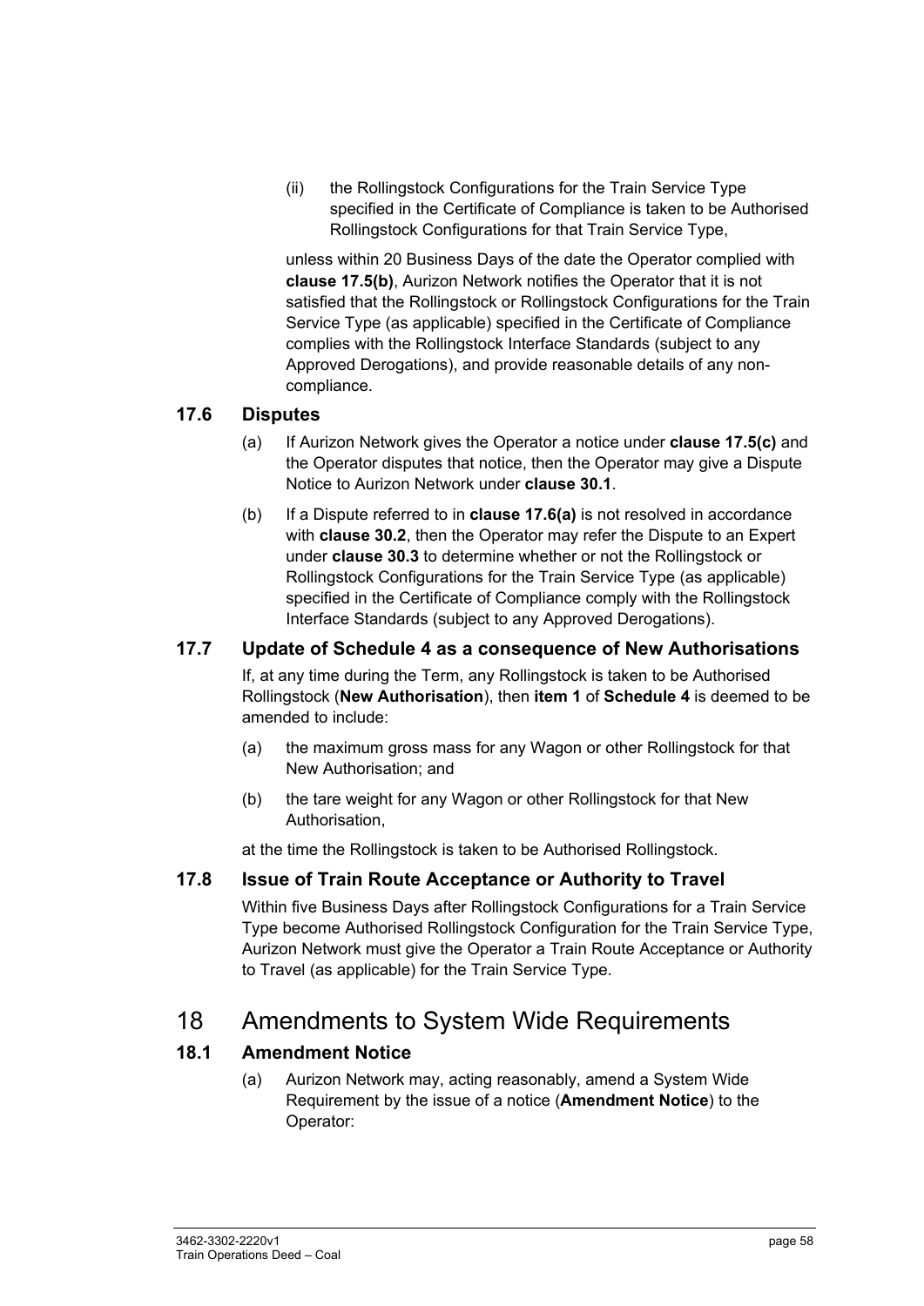(ii) the Rollingstock Configurations for the Train Service Type specified in the Certificate of Compliance is taken to be Authorised Rollingstock Configurations for that Train Service Type,

unless within 20 Business Days of the date the Operator complied with **clause 17.5(b)**, Aurizon Network notifies the Operator that it is not satisfied that the Rollingstock or Rollingstock Configurations for the Train Service Type (as applicable) specified in the Certificate of Compliance complies with the Rollingstock Interface Standards (subject to any Approved Derogations), and provide reasonable details of any non-compliance.

### 17.6 Disputes

(a) If Aurizon Network gives the Operator a notice under **clause 17.5(c)** and the Operator disputes that notice, then the Operator may give a Dispute Notice to Aurizon Network under **clause 30.1**.

(b) If a Dispute referred to in **clause 17.6(a)** is not resolved in accordance with **clause 30.2**, then the Operator may refer the Dispute to an Expert under **clause 30.3** to determine whether or not the Rollingstock or Rollingstock Configurations for the Train Service Type (as applicable) specified in the Certificate of Compliance comply with the Rollingstock Interface Standards (subject to any Approved Derogations).

### 17.7 Update of Schedule 4 as a consequence of New Authorisations

If, at any time during the Term, any Rollingstock is taken to be Authorised Rollingstock (**New Authorisation**), then **item 1** of **Schedule 4** is deemed to be amended to include:

(a) the maximum gross mass for any Wagon or other Rollingstock for that New Authorisation; and

(b) the tare weight for any Wagon or other Rollingstock for that New Authorisation,

at the time the Rollingstock is taken to be Authorised Rollingstock.

### 17.8 Issue of Train Route Acceptance or Authority to Travel

Within five Business Days after Rollingstock Configurations for a Train Service Type become Authorised Rollingstock Configuration for the Train Service Type, Aurizon Network must give the Operator a Train Route Acceptance or Authority to Travel (as applicable) for the Train Service Type.

## 18 Amendments to System Wide Requirements

### 18.1 Amendment Notice

(a) Aurizon Network may, acting reasonably, amend a System Wide Requirement by the issue of a notice (**Amendment Notice**) to the Operator: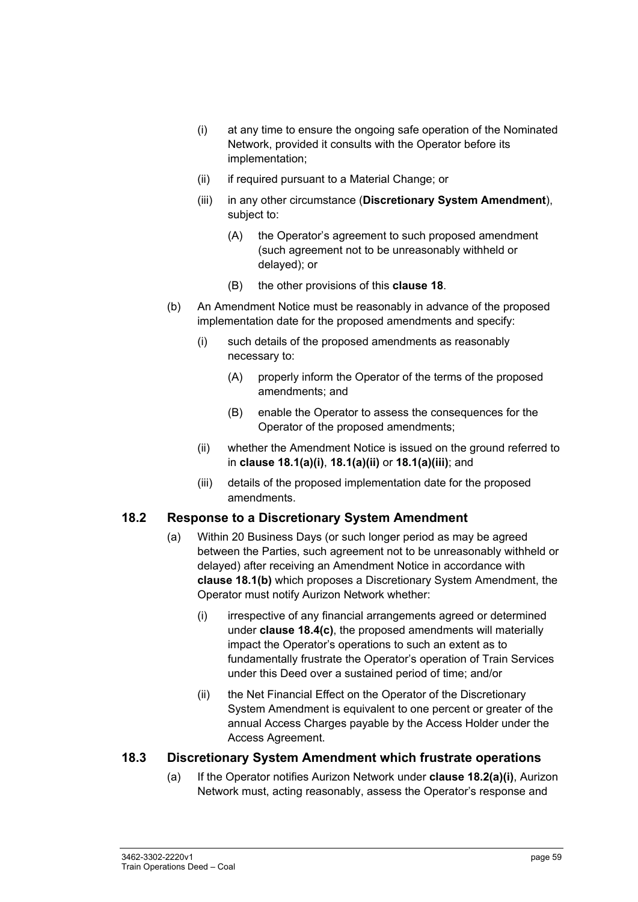(i) at any time to ensure the ongoing safe operation of the Nominated Network, provided it consults with the Operator before its implementation;

(ii) if required pursuant to a Material Change; or

(iii) in any other circumstance (**Discretionary System Amendment**), subject to:

(A) the Operator's agreement to such proposed amendment (such agreement not to be unreasonably withheld or delayed); or

(B) the other provisions of this **clause 18**.

(b) An Amendment Notice must be reasonably in advance of the proposed implementation date for the proposed amendments and specify:

(i) such details of the proposed amendments as reasonably necessary to:

(A) properly inform the Operator of the terms of the proposed amendments; and

(B) enable the Operator to assess the consequences for the Operator of the proposed amendments;

(ii) whether the Amendment Notice is issued on the ground referred to in **clause 18.1(a)(i)**, **18.1(a)(ii)** or **18.1(a)(iii)**; and

(iii) details of the proposed implementation date for the proposed amendments.

## 18.2 Response to a Discretionary System Amendment

(a) Within 20 Business Days (or such longer period as may be agreed between the Parties, such agreement not to be unreasonably withheld or delayed) after receiving an Amendment Notice in accordance with **clause 18.1(b)** which proposes a Discretionary System Amendment, the Operator must notify Aurizon Network whether:

(i) irrespective of any financial arrangements agreed or determined under **clause 18.4(c)**, the proposed amendments will materially impact the Operator's operations to such an extent as to fundamentally frustrate the Operator's operation of Train Services under this Deed over a sustained period of time; and/or

(ii) the Net Financial Effect on the Operator of the Discretionary System Amendment is equivalent to one percent or greater of the annual Access Charges payable by the Access Holder under the Access Agreement.

## 18.3 Discretionary System Amendment which frustrate operations

(a) If the Operator notifies Aurizon Network under **clause 18.2(a)(i)**, Aurizon Network must, acting reasonably, assess the Operator's response and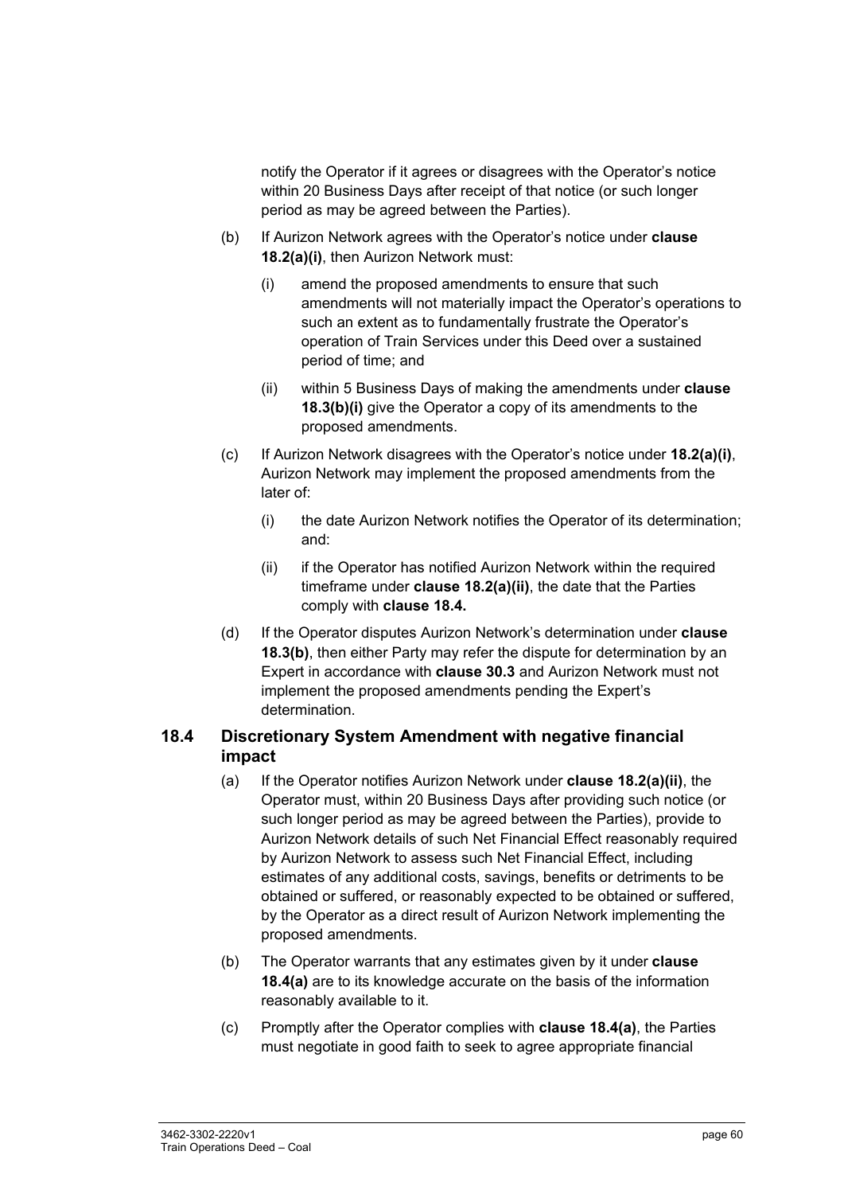notify the Operator if it agrees or disagrees with the Operator's notice within 20 Business Days after receipt of that notice (or such longer period as may be agreed between the Parties).

(b) If Aurizon Network agrees with the Operator's notice under **clause 18.2(a)(i)**, then Aurizon Network must:

   (i) amend the proposed amendments to ensure that such amendments will not materially impact the Operator's operations to such an extent as to fundamentally frustrate the Operator's operation of Train Services under this Deed over a sustained period of time; and

   (ii) within 5 Business Days of making the amendments under **clause 18.3(b)(i)** give the Operator a copy of its amendments to the proposed amendments.

(c) If Aurizon Network disagrees with the Operator's notice under **18.2(a)(i)**, Aurizon Network may implement the proposed amendments from the later of:

   (i) the date Aurizon Network notifies the Operator of its determination; and:

   (ii) if the Operator has notified Aurizon Network within the required timeframe under **clause 18.2(a)(ii)**, the date that the Parties comply with **clause 18.4.**

(d) If the Operator disputes Aurizon Network's determination under **clause 18.3(b)**, then either Party may refer the dispute for determination by an Expert in accordance with **clause 30.3** and Aurizon Network must not implement the proposed amendments pending the Expert's determination.

## 18.4 Discretionary System Amendment with negative financial impact

(a) If the Operator notifies Aurizon Network under **clause 18.2(a)(ii)**, the Operator must, within 20 Business Days after providing such notice (or such longer period as may be agreed between the Parties), provide to Aurizon Network details of such Net Financial Effect reasonably required by Aurizon Network to assess such Net Financial Effect, including estimates of any additional costs, savings, benefits or detriments to be obtained or suffered, or reasonably expected to be obtained or suffered, by the Operator as a direct result of Aurizon Network implementing the proposed amendments.

(b) The Operator warrants that any estimates given by it under **clause 18.4(a)** are to its knowledge accurate on the basis of the information reasonably available to it.

(c) Promptly after the Operator complies with **clause 18.4(a)**, the Parties must negotiate in good faith to seek to agree appropriate financial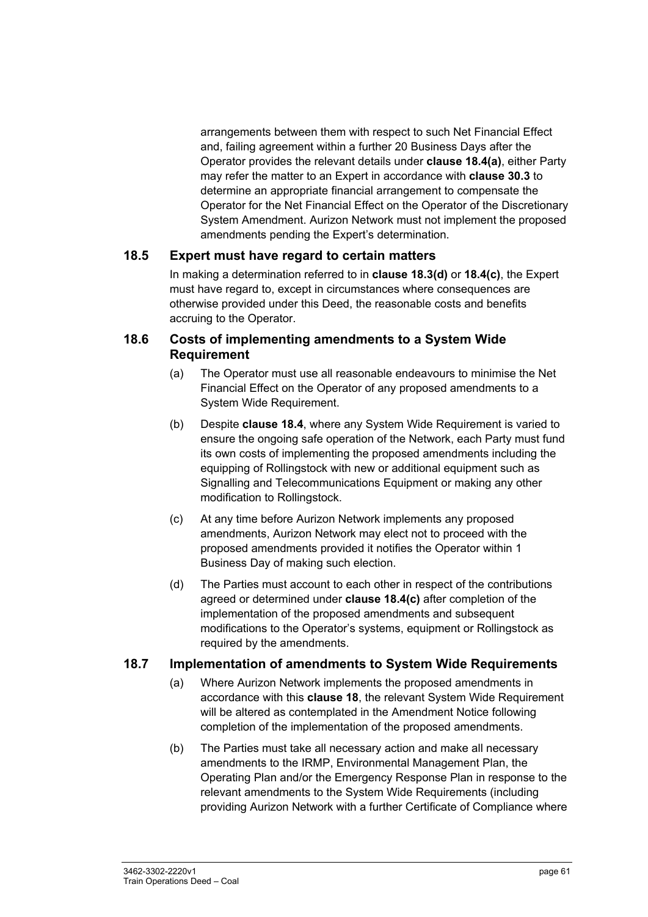arrangements between them with respect to such Net Financial Effect and, failing agreement within a further 20 Business Days after the Operator provides the relevant details under **clause 18.4(a)**, either Party may refer the matter to an Expert in accordance with **clause 30.3** to determine an appropriate financial arrangement to compensate the Operator for the Net Financial Effect on the Operator of the Discretionary System Amendment. Aurizon Network must not implement the proposed amendments pending the Expert's determination.

### 18.5 Expert must have regard to certain matters

In making a determination referred to in **clause 18.3(d)** or **18.4(c)**, the Expert must have regard to, except in circumstances where consequences are otherwise provided under this Deed, the reasonable costs and benefits accruing to the Operator.

### 18.6 Costs of implementing amendments to a System Wide Requirement

(a) The Operator must use all reasonable endeavours to minimise the Net Financial Effect on the Operator of any proposed amendments to a System Wide Requirement.

(b) Despite **clause 18.4**, where any System Wide Requirement is varied to ensure the ongoing safe operation of the Network, each Party must fund its own costs of implementing the proposed amendments including the equipping of Rollingstock with new or additional equipment such as Signalling and Telecommunications Equipment or making any other modification to Rollingstock.

(c) At any time before Aurizon Network implements any proposed amendments, Aurizon Network may elect not to proceed with the proposed amendments provided it notifies the Operator within 1 Business Day of making such election.

(d) The Parties must account to each other in respect of the contributions agreed or determined under **clause 18.4(c)** after completion of the implementation of the proposed amendments and subsequent modifications to the Operator's systems, equipment or Rollingstock as required by the amendments.

### 18.7 Implementation of amendments to System Wide Requirements

(a) Where Aurizon Network implements the proposed amendments in accordance with this **clause 18**, the relevant System Wide Requirement will be altered as contemplated in the Amendment Notice following completion of the implementation of the proposed amendments.

(b) The Parties must take all necessary action and make all necessary amendments to the IRMP, Environmental Management Plan, the Operating Plan and/or the Emergency Response Plan in response to the relevant amendments to the System Wide Requirements (including providing Aurizon Network with a further Certificate of Compliance where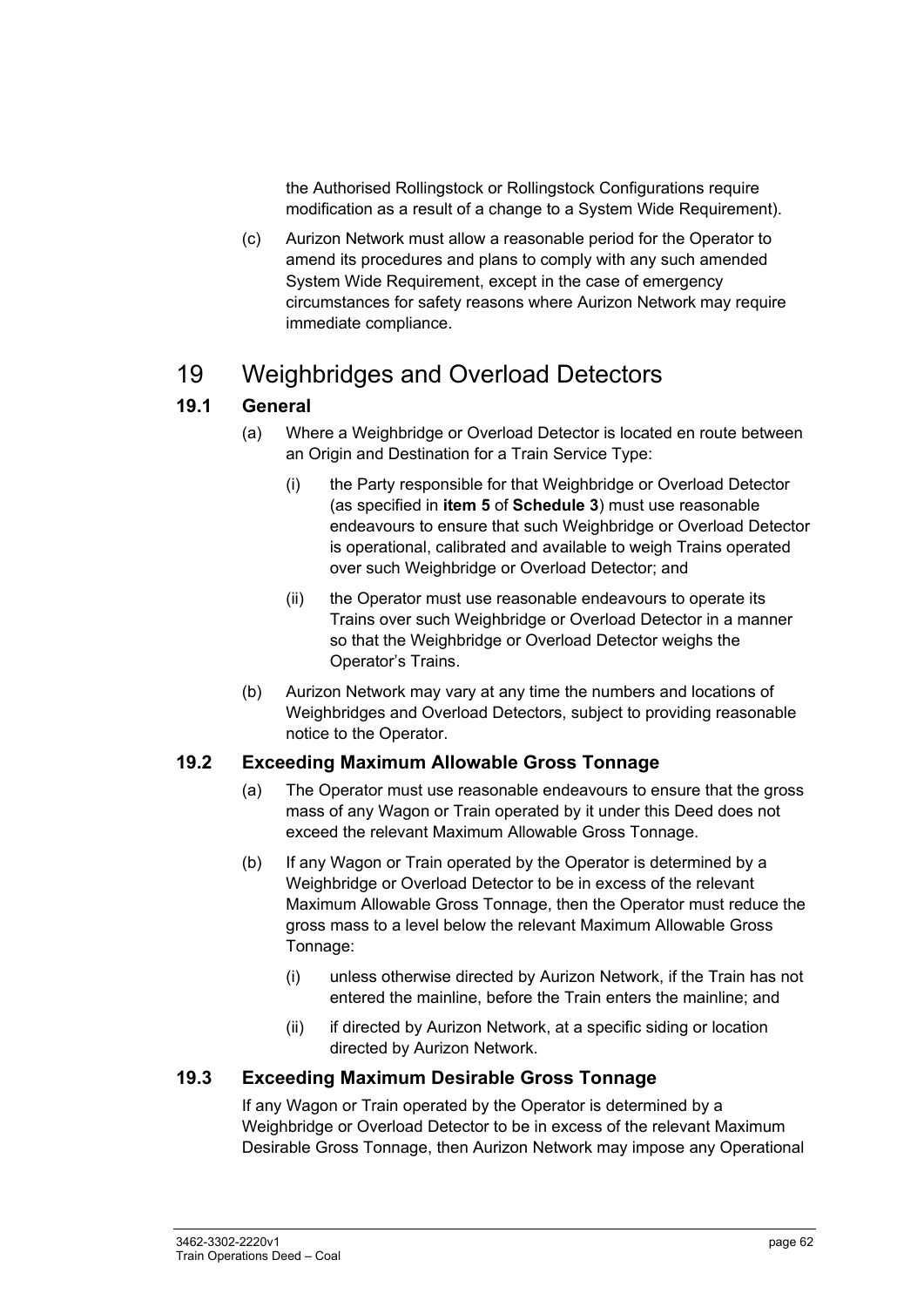the Authorised Rollingstock or Rollingstock Configurations require modification as a result of a change to a System Wide Requirement).

(c) Aurizon Network must allow a reasonable period for the Operator to amend its procedures and plans to comply with any such amended System Wide Requirement, except in the case of emergency circumstances for safety reasons where Aurizon Network may require immediate compliance.

# 19 Weighbridges and Overload Detectors

## 19.1 General

(a) Where a Weighbridge or Overload Detector is located en route between an Origin and Destination for a Train Service Type:

(i) the Party responsible for that Weighbridge or Overload Detector (as specified in **item 5** of **Schedule 3**) must use reasonable endeavours to ensure that such Weighbridge or Overload Detector is operational, calibrated and available to weigh Trains operated over such Weighbridge or Overload Detector; and

(ii) the Operator must use reasonable endeavours to operate its Trains over such Weighbridge or Overload Detector in a manner so that the Weighbridge or Overload Detector weighs the Operator's Trains.

(b) Aurizon Network may vary at any time the numbers and locations of Weighbridges and Overload Detectors, subject to providing reasonable notice to the Operator.

## 19.2 Exceeding Maximum Allowable Gross Tonnage

(a) The Operator must use reasonable endeavours to ensure that the gross mass of any Wagon or Train operated by it under this Deed does not exceed the relevant Maximum Allowable Gross Tonnage.

(b) If any Wagon or Train operated by the Operator is determined by a Weighbridge or Overload Detector to be in excess of the relevant Maximum Allowable Gross Tonnage, then the Operator must reduce the gross mass to a level below the relevant Maximum Allowable Gross Tonnage:

(i) unless otherwise directed by Aurizon Network, if the Train has not entered the mainline, before the Train enters the mainline; and

(ii) if directed by Aurizon Network, at a specific siding or location directed by Aurizon Network.

## 19.3 Exceeding Maximum Desirable Gross Tonnage

If any Wagon or Train operated by the Operator is determined by a Weighbridge or Overload Detector to be in excess of the relevant Maximum Desirable Gross Tonnage, then Aurizon Network may impose any Operational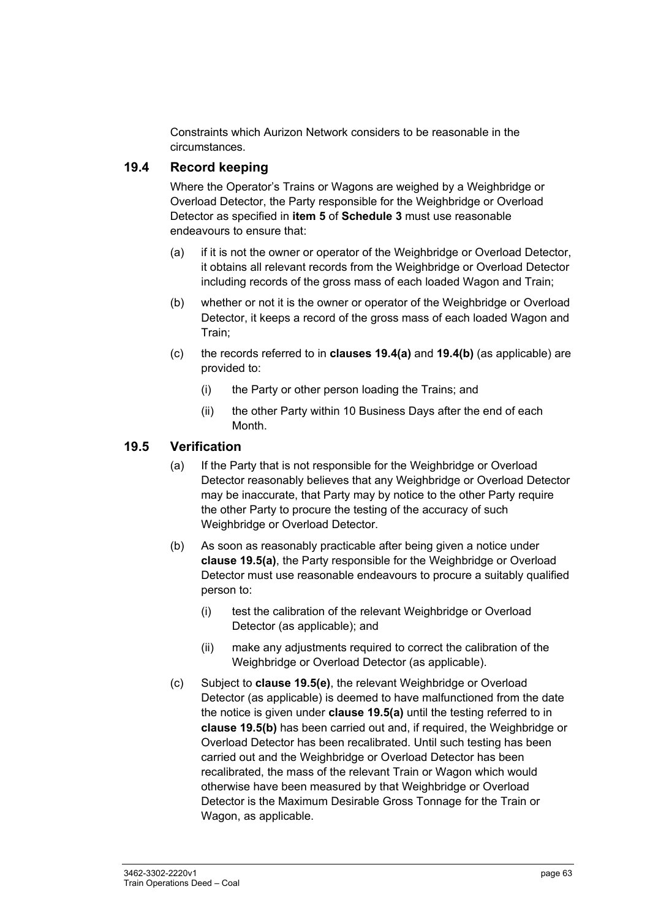Constraints which Aurizon Network considers to be reasonable in the circumstances.

## 19.4 Record keeping

Where the Operator's Trains or Wagons are weighed by a Weighbridge or Overload Detector, the Party responsible for the Weighbridge or Overload Detector as specified in **item 5** of **Schedule 3** must use reasonable endeavours to ensure that:

(a) if it is not the owner or operator of the Weighbridge or Overload Detector, it obtains all relevant records from the Weighbridge or Overload Detector including records of the gross mass of each loaded Wagon and Train;

(b) whether or not it is the owner or operator of the Weighbridge or Overload Detector, it keeps a record of the gross mass of each loaded Wagon and Train;

(c) the records referred to in **clauses 19.4(a)** and **19.4(b)** (as applicable) are provided to:

 (i) the Party or other person loading the Trains; and

 (ii) the other Party within 10 Business Days after the end of each Month.

## 19.5 Verification

(a) If the Party that is not responsible for the Weighbridge or Overload Detector reasonably believes that any Weighbridge or Overload Detector may be inaccurate, that Party may by notice to the other Party require the other Party to procure the testing of the accuracy of such Weighbridge or Overload Detector.

(b) As soon as reasonably practicable after being given a notice under **clause 19.5(a)**, the Party responsible for the Weighbridge or Overload Detector must use reasonable endeavours to procure a suitably qualified person to:

 (i) test the calibration of the relevant Weighbridge or Overload Detector (as applicable); and

 (ii) make any adjustments required to correct the calibration of the Weighbridge or Overload Detector (as applicable).

(c) Subject to **clause 19.5(e)**, the relevant Weighbridge or Overload Detector (as applicable) is deemed to have malfunctioned from the date the notice is given under **clause 19.5(a)** until the testing referred to in **clause 19.5(b)** has been carried out and, if required, the Weighbridge or Overload Detector has been recalibrated. Until such testing has been carried out and the Weighbridge or Overload Detector has been recalibrated, the mass of the relevant Train or Wagon which would otherwise have been measured by that Weighbridge or Overload Detector is the Maximum Desirable Gross Tonnage for the Train or Wagon, as applicable.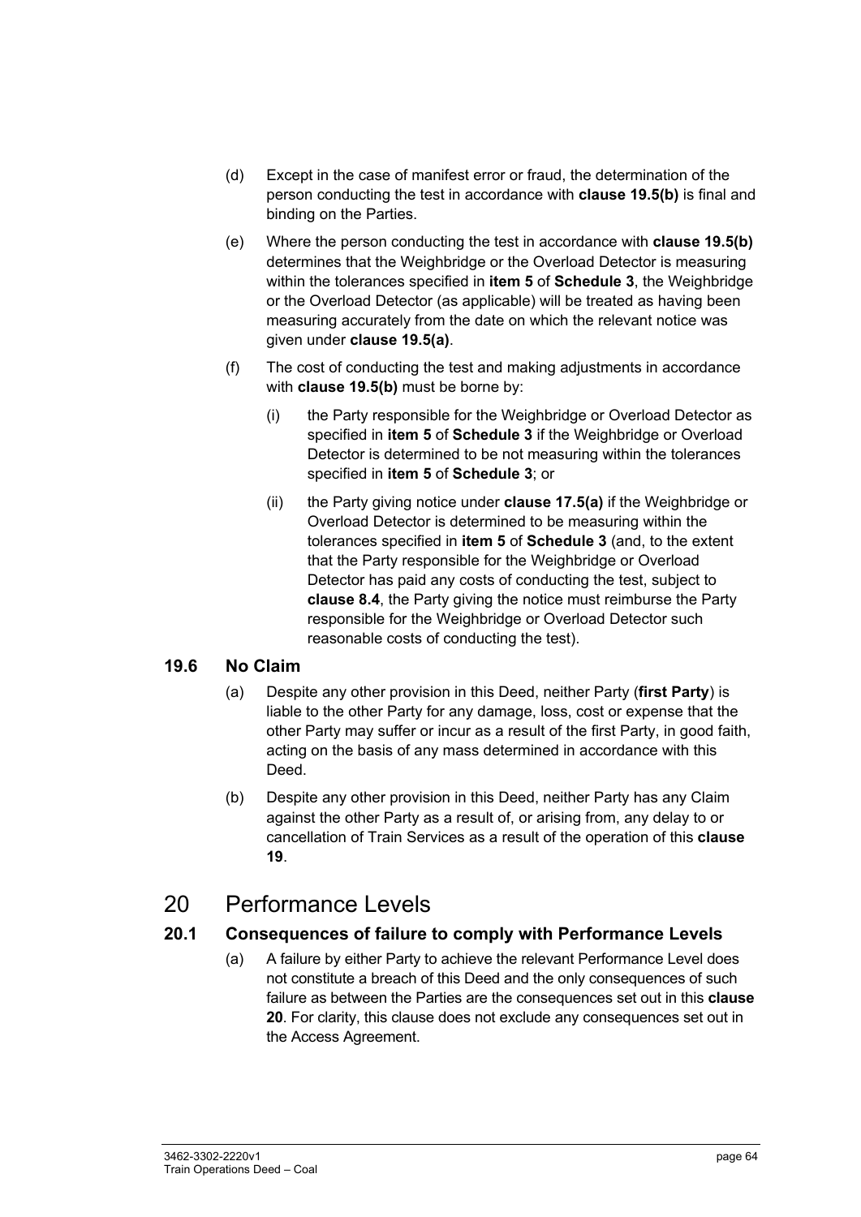(d) Except in the case of manifest error or fraud, the determination of the person conducting the test in accordance with **clause 19.5(b)** is final and binding on the Parties.

(e) Where the person conducting the test in accordance with **clause 19.5(b)** determines that the Weighbridge or the Overload Detector is measuring within the tolerances specified in **item 5** of **Schedule 3**, the Weighbridge or the Overload Detector (as applicable) will be treated as having been measuring accurately from the date on which the relevant notice was given under **clause 19.5(a)**.

(f) The cost of conducting the test and making adjustments in accordance with **clause 19.5(b)** must be borne by:

   (i) the Party responsible for the Weighbridge or Overload Detector as specified in **item 5** of **Schedule 3** if the Weighbridge or Overload Detector is determined to be not measuring within the tolerances specified in **item 5** of **Schedule 3**; or

   (ii) the Party giving notice under **clause 17.5(a)** if the Weighbridge or Overload Detector is determined to be measuring within the tolerances specified in **item 5** of **Schedule 3** (and, to the extent that the Party responsible for the Weighbridge or Overload Detector has paid any costs of conducting the test, subject to **clause 8.4**, the Party giving the notice must reimburse the Party responsible for the Weighbridge or Overload Detector such reasonable costs of conducting the test).

### 19.6 No Claim

(a) Despite any other provision in this Deed, neither Party (**first Party**) is liable to the other Party for any damage, loss, cost or expense that the other Party may suffer or incur as a result of the first Party, in good faith, acting on the basis of any mass determined in accordance with this Deed.

(b) Despite any other provision in this Deed, neither Party has any Claim against the other Party as a result of, or arising from, any delay to or cancellation of Train Services as a result of the operation of this **clause 19**.

## 20 Performance Levels

### 20.1 Consequences of failure to comply with Performance Levels

(a) A failure by either Party to achieve the relevant Performance Level does not constitute a breach of this Deed and the only consequences of such failure as between the Parties are the consequences set out in this **clause 20**. For clarity, this clause does not exclude any consequences set out in the Access Agreement.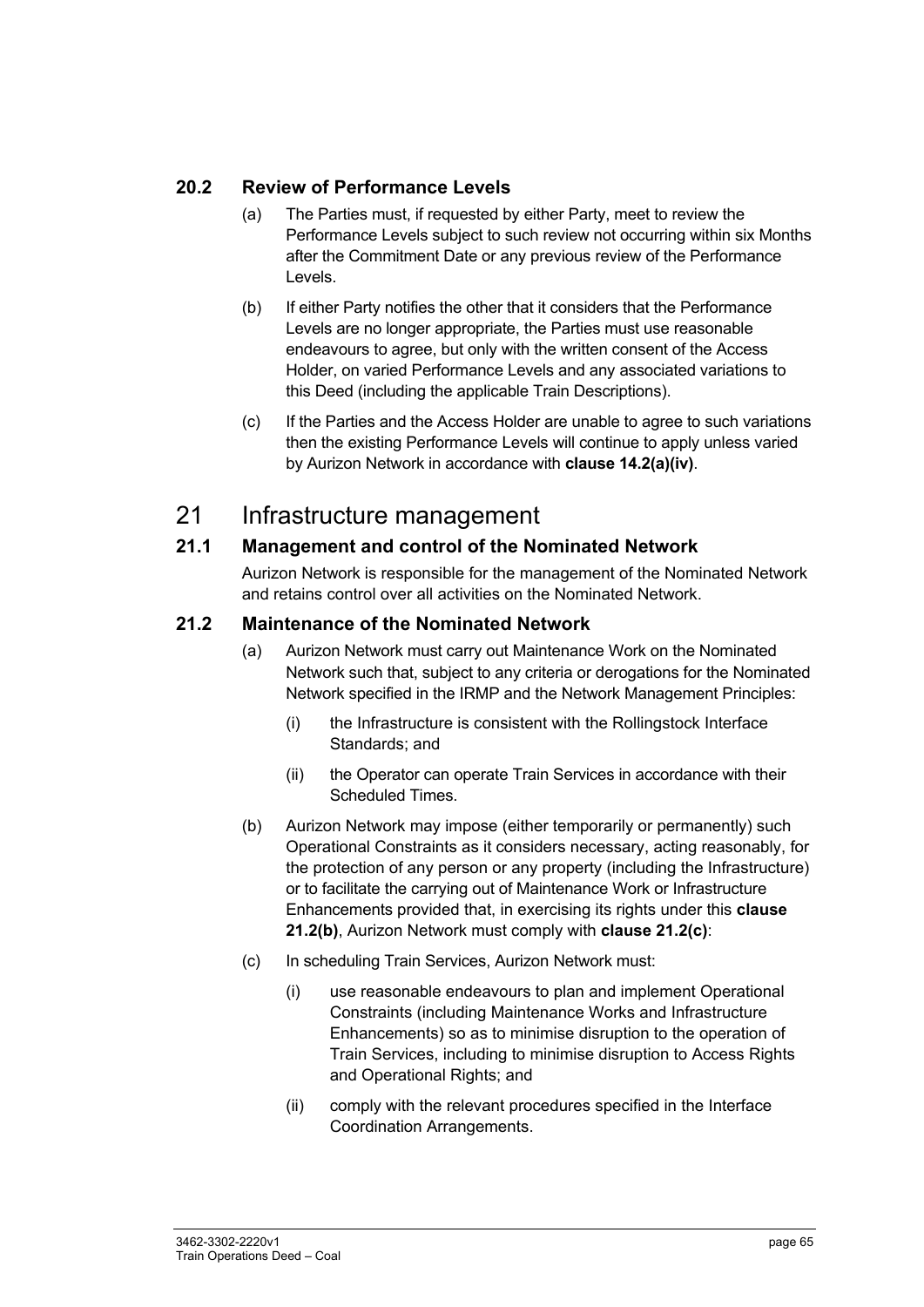### 20.2 Review of Performance Levels

(a) The Parties must, if requested by either Party, meet to review the Performance Levels subject to such review not occurring within six Months after the Commitment Date or any previous review of the Performance Levels.

(b) If either Party notifies the other that it considers that the Performance Levels are no longer appropriate, the Parties must use reasonable endeavours to agree, but only with the written consent of the Access Holder, on varied Performance Levels and any associated variations to this Deed (including the applicable Train Descriptions).

(c) If the Parties and the Access Holder are unable to agree to such variations then the existing Performance Levels will continue to apply unless varied by Aurizon Network in accordance with **clause 14.2(a)(iv)**.

# 21 Infrastructure management

### 21.1 Management and control of the Nominated Network

Aurizon Network is responsible for the management of the Nominated Network and retains control over all activities on the Nominated Network.

### 21.2 Maintenance of the Nominated Network

(a) Aurizon Network must carry out Maintenance Work on the Nominated Network such that, subject to any criteria or derogations for the Nominated Network specified in the IRMP and the Network Management Principles:

  (i) the Infrastructure is consistent with the Rollingstock Interface Standards; and

  (ii) the Operator can operate Train Services in accordance with their Scheduled Times.

(b) Aurizon Network may impose (either temporarily or permanently) such Operational Constraints as it considers necessary, acting reasonably, for the protection of any person or any property (including the Infrastructure) or to facilitate the carrying out of Maintenance Work or Infrastructure Enhancements provided that, in exercising its rights under this **clause 21.2(b)**, Aurizon Network must comply with **clause 21.2(c)**:

(c) In scheduling Train Services, Aurizon Network must:

  (i) use reasonable endeavours to plan and implement Operational Constraints (including Maintenance Works and Infrastructure Enhancements) so as to minimise disruption to the operation of Train Services, including to minimise disruption to Access Rights and Operational Rights; and

  (ii) comply with the relevant procedures specified in the Interface Coordination Arrangements.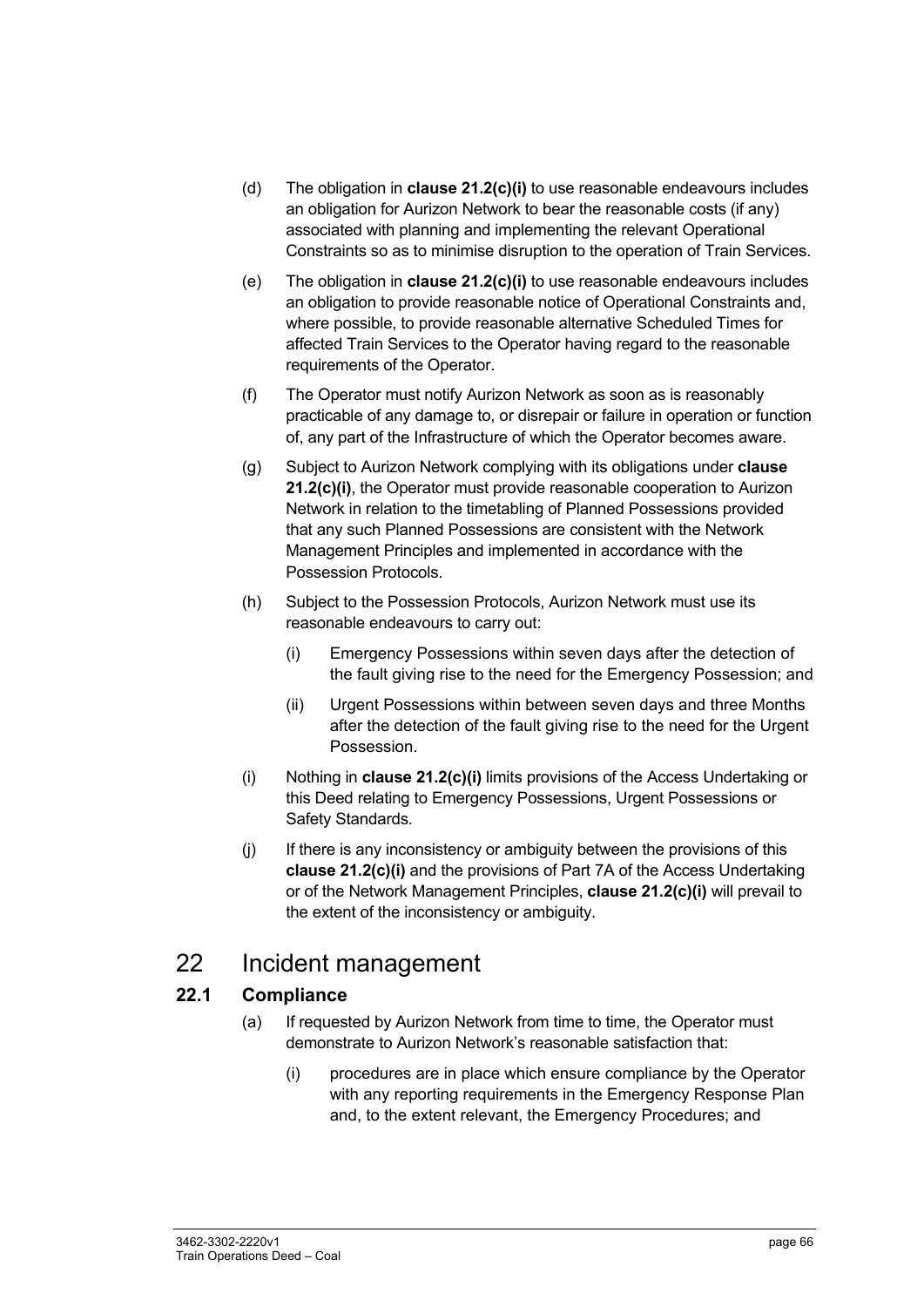(d) The obligation in **clause 21.2(c)(i)** to use reasonable endeavours includes an obligation for Aurizon Network to bear the reasonable costs (if any) associated with planning and implementing the relevant Operational Constraints so as to minimise disruption to the operation of Train Services.

(e) The obligation in **clause 21.2(c)(i)** to use reasonable endeavours includes an obligation to provide reasonable notice of Operational Constraints and, where possible, to provide reasonable alternative Scheduled Times for affected Train Services to the Operator having regard to the reasonable requirements of the Operator.

(f) The Operator must notify Aurizon Network as soon as is reasonably practicable of any damage to, or disrepair or failure in operation or function of, any part of the Infrastructure of which the Operator becomes aware.

(g) Subject to Aurizon Network complying with its obligations under **clause 21.2(c)(i)**, the Operator must provide reasonable cooperation to Aurizon Network in relation to the timetabling of Planned Possessions provided that any such Planned Possessions are consistent with the Network Management Principles and implemented in accordance with the Possession Protocols.

(h) Subject to the Possession Protocols, Aurizon Network must use its reasonable endeavours to carry out:

(i) Emergency Possessions within seven days after the detection of the fault giving rise to the need for the Emergency Possession; and

(ii) Urgent Possessions within between seven days and three Months after the detection of the fault giving rise to the need for the Urgent Possession.

(i) Nothing in **clause 21.2(c)(i)** limits provisions of the Access Undertaking or this Deed relating to Emergency Possessions, Urgent Possessions or Safety Standards.

(j) If there is any inconsistency or ambiguity between the provisions of this **clause 21.2(c)(i)** and the provisions of Part 7A of the Access Undertaking or of the Network Management Principles, **clause 21.2(c)(i)** will prevail to the extent of the inconsistency or ambiguity.

# 22 Incident management

## 22.1 Compliance

(a) If requested by Aurizon Network from time to time, the Operator must demonstrate to Aurizon Network's reasonable satisfaction that:

(i) procedures are in place which ensure compliance by the Operator with any reporting requirements in the Emergency Response Plan and, to the extent relevant, the Emergency Procedures; and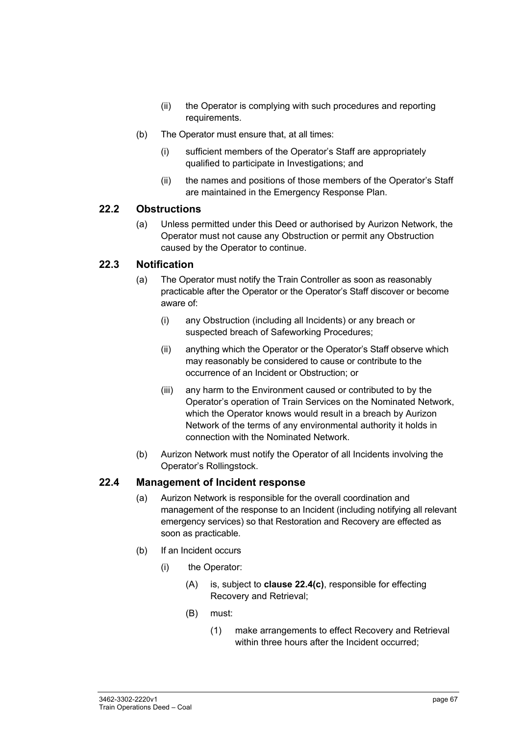(ii) the Operator is complying with such procedures and reporting requirements.

(b) The Operator must ensure that, at all times:

(i) sufficient members of the Operator's Staff are appropriately qualified to participate in Investigations; and

(ii) the names and positions of those members of the Operator's Staff are maintained in the Emergency Response Plan.

## 22.2 Obstructions

(a) Unless permitted under this Deed or authorised by Aurizon Network, the Operator must not cause any Obstruction or permit any Obstruction caused by the Operator to continue.

## 22.3 Notification

(a) The Operator must notify the Train Controller as soon as reasonably practicable after the Operator or the Operator's Staff discover or become aware of:

(i) any Obstruction (including all Incidents) or any breach or suspected breach of Safeworking Procedures;

(ii) anything which the Operator or the Operator's Staff observe which may reasonably be considered to cause or contribute to the occurrence of an Incident or Obstruction; or

(iii) any harm to the Environment caused or contributed to by the Operator's operation of Train Services on the Nominated Network, which the Operator knows would result in a breach by Aurizon Network of the terms of any environmental authority it holds in connection with the Nominated Network.

(b) Aurizon Network must notify the Operator of all Incidents involving the Operator's Rollingstock.

## 22.4 Management of Incident response

(a) Aurizon Network is responsible for the overall coordination and management of the response to an Incident (including notifying all relevant emergency services) so that Restoration and Recovery are effected as soon as practicable.

(b) If an Incident occurs

(i) the Operator:

(A) is, subject to **clause 22.4(c)**, responsible for effecting Recovery and Retrieval;

(B) must:

(1) make arrangements to effect Recovery and Retrieval within three hours after the Incident occurred;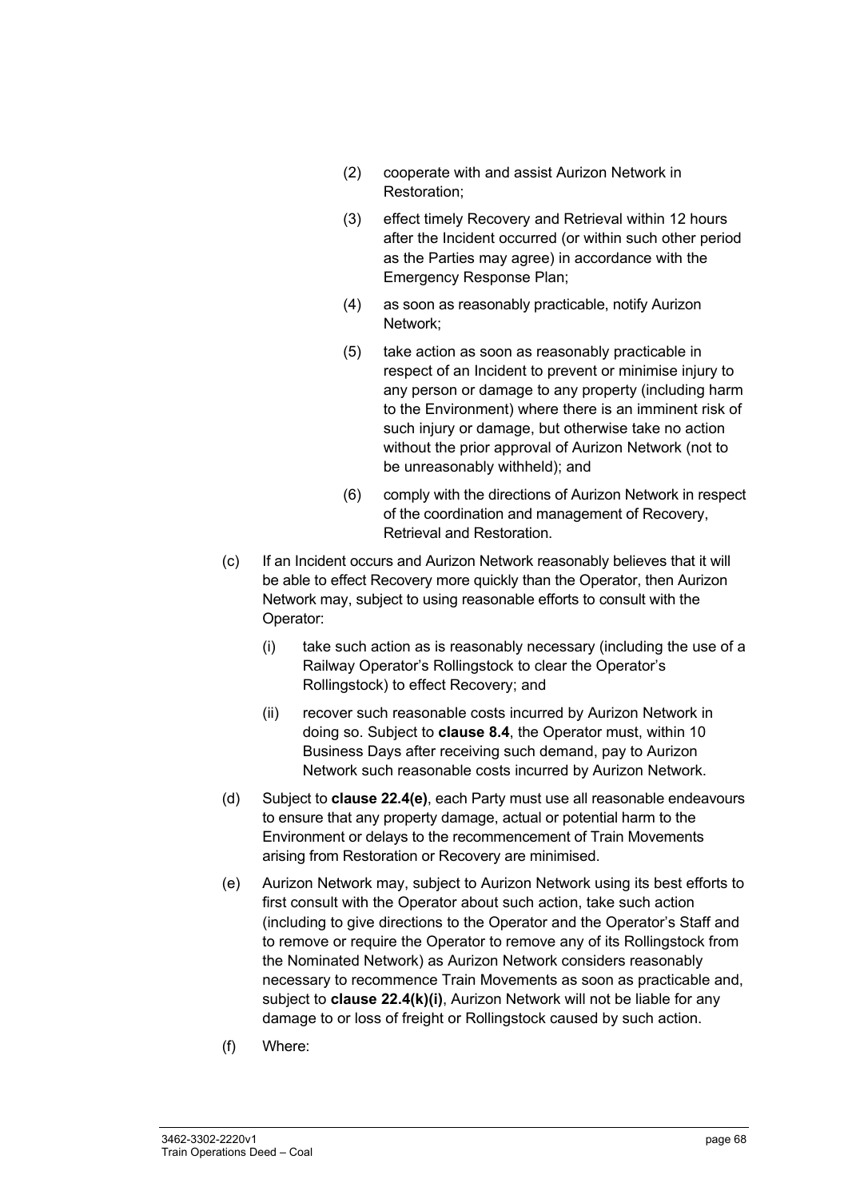(2) cooperate with and assist Aurizon Network in Restoration;

(3) effect timely Recovery and Retrieval within 12 hours after the Incident occurred (or within such other period as the Parties may agree) in accordance with the Emergency Response Plan;

(4) as soon as reasonably practicable, notify Aurizon Network;

(5) take action as soon as reasonably practicable in respect of an Incident to prevent or minimise injury to any person or damage to any property (including harm to the Environment) where there is an imminent risk of such injury or damage, but otherwise take no action without the prior approval of Aurizon Network (not to be unreasonably withheld); and

(6) comply with the directions of Aurizon Network in respect of the coordination and management of Recovery, Retrieval and Restoration.

(c) If an Incident occurs and Aurizon Network reasonably believes that it will be able to effect Recovery more quickly than the Operator, then Aurizon Network may, subject to using reasonable efforts to consult with the Operator:

(i) take such action as is reasonably necessary (including the use of a Railway Operator's Rollingstock to clear the Operator's Rollingstock) to effect Recovery; and

(ii) recover such reasonable costs incurred by Aurizon Network in doing so. Subject to **clause 8.4**, the Operator must, within 10 Business Days after receiving such demand, pay to Aurizon Network such reasonable costs incurred by Aurizon Network.

(d) Subject to **clause 22.4(e)**, each Party must use all reasonable endeavours to ensure that any property damage, actual or potential harm to the Environment or delays to the recommencement of Train Movements arising from Restoration or Recovery are minimised.

(e) Aurizon Network may, subject to Aurizon Network using its best efforts to first consult with the Operator about such action, take such action (including to give directions to the Operator and the Operator's Staff and to remove or require the Operator to remove any of its Rollingstock from the Nominated Network) as Aurizon Network considers reasonably necessary to recommence Train Movements as soon as practicable and, subject to **clause 22.4(k)(i)**, Aurizon Network will not be liable for any damage to or loss of freight or Rollingstock caused by such action.

(f) Where: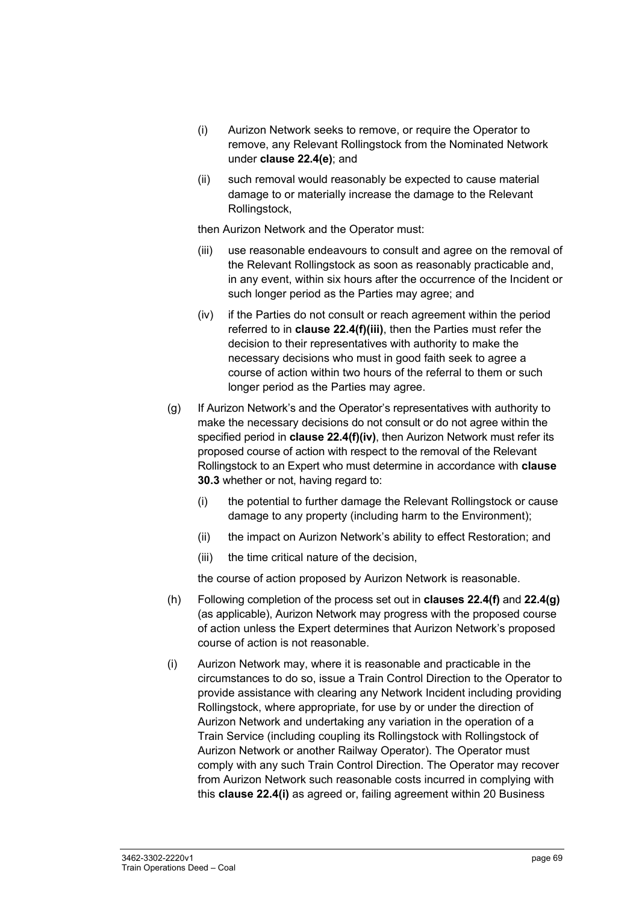(i) Aurizon Network seeks to remove, or require the Operator to remove, any Relevant Rollingstock from the Nominated Network under **clause 22.4(e)**; and

(ii) such removal would reasonably be expected to cause material damage to or materially increase the damage to the Relevant Rollingstock,

then Aurizon Network and the Operator must:

(iii) use reasonable endeavours to consult and agree on the removal of the Relevant Rollingstock as soon as reasonably practicable and, in any event, within six hours after the occurrence of the Incident or such longer period as the Parties may agree; and

(iv) if the Parties do not consult or reach agreement within the period referred to in **clause 22.4(f)(iii)**, then the Parties must refer the decision to their representatives with authority to make the necessary decisions who must in good faith seek to agree a course of action within two hours of the referral to them or such longer period as the Parties may agree.

(g) If Aurizon Network's and the Operator's representatives with authority to make the necessary decisions do not consult or do not agree within the specified period in **clause 22.4(f)(iv)**, then Aurizon Network must refer its proposed course of action with respect to the removal of the Relevant Rollingstock to an Expert who must determine in accordance with **clause 30.3** whether or not, having regard to:

(i) the potential to further damage the Relevant Rollingstock or cause damage to any property (including harm to the Environment);

(ii) the impact on Aurizon Network's ability to effect Restoration; and

(iii) the time critical nature of the decision,

the course of action proposed by Aurizon Network is reasonable.

(h) Following completion of the process set out in **clauses 22.4(f)** and **22.4(g)** (as applicable), Aurizon Network may progress with the proposed course of action unless the Expert determines that Aurizon Network's proposed course of action is not reasonable.

(i) Aurizon Network may, where it is reasonable and practicable in the circumstances to do so, issue a Train Control Direction to the Operator to provide assistance with clearing any Network Incident including providing Rollingstock, where appropriate, for use by or under the direction of Aurizon Network and undertaking any variation in the operation of a Train Service (including coupling its Rollingstock with Rollingstock of Aurizon Network or another Railway Operator). The Operator must comply with any such Train Control Direction. The Operator may recover from Aurizon Network such reasonable costs incurred in complying with this **clause 22.4(i)** as agreed or, failing agreement within 20 Business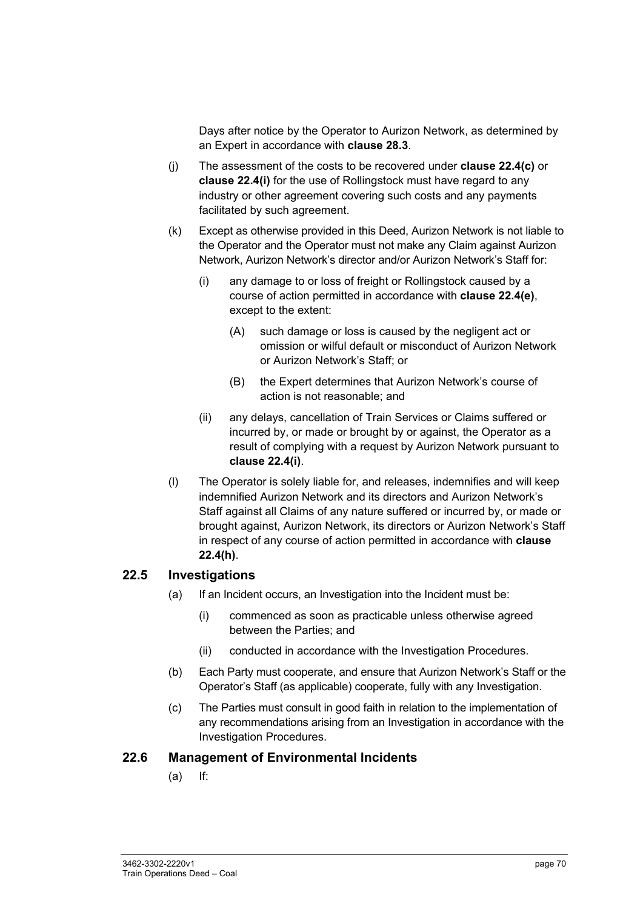Days after notice by the Operator to Aurizon Network, as determined by an Expert in accordance with **clause 28.3**.

(j) The assessment of the costs to be recovered under **clause 22.4(c)** or **clause 22.4(i)** for the use of Rollingstock must have regard to any industry or other agreement covering such costs and any payments facilitated by such agreement.

(k) Except as otherwise provided in this Deed, Aurizon Network is not liable to the Operator and the Operator must not make any Claim against Aurizon Network, Aurizon Network's director and/or Aurizon Network's Staff for:

(i) any damage to or loss of freight or Rollingstock caused by a course of action permitted in accordance with **clause 22.4(e)**, except to the extent:

(A) such damage or loss is caused by the negligent act or omission or wilful default or misconduct of Aurizon Network or Aurizon Network's Staff; or

(B) the Expert determines that Aurizon Network's course of action is not reasonable; and

(ii) any delays, cancellation of Train Services or Claims suffered or incurred by, or made or brought by or against, the Operator as a result of complying with a request by Aurizon Network pursuant to **clause 22.4(i)**.

(l) The Operator is solely liable for, and releases, indemnifies and will keep indemnified Aurizon Network and its directors and Aurizon Network's Staff against all Claims of any nature suffered or incurred by, or made or brought against, Aurizon Network, its directors or Aurizon Network's Staff in respect of any course of action permitted in accordance with **clause 22.4(h)**.

## 22.5 Investigations

(a) If an Incident occurs, an Investigation into the Incident must be:

(i) commenced as soon as practicable unless otherwise agreed between the Parties; and

(ii) conducted in accordance with the Investigation Procedures.

(b) Each Party must cooperate, and ensure that Aurizon Network's Staff or the Operator's Staff (as applicable) cooperate, fully with any Investigation.

(c) The Parties must consult in good faith in relation to the implementation of any recommendations arising from an Investigation in accordance with the Investigation Procedures.

## 22.6 Management of Environmental Incidents

(a) If: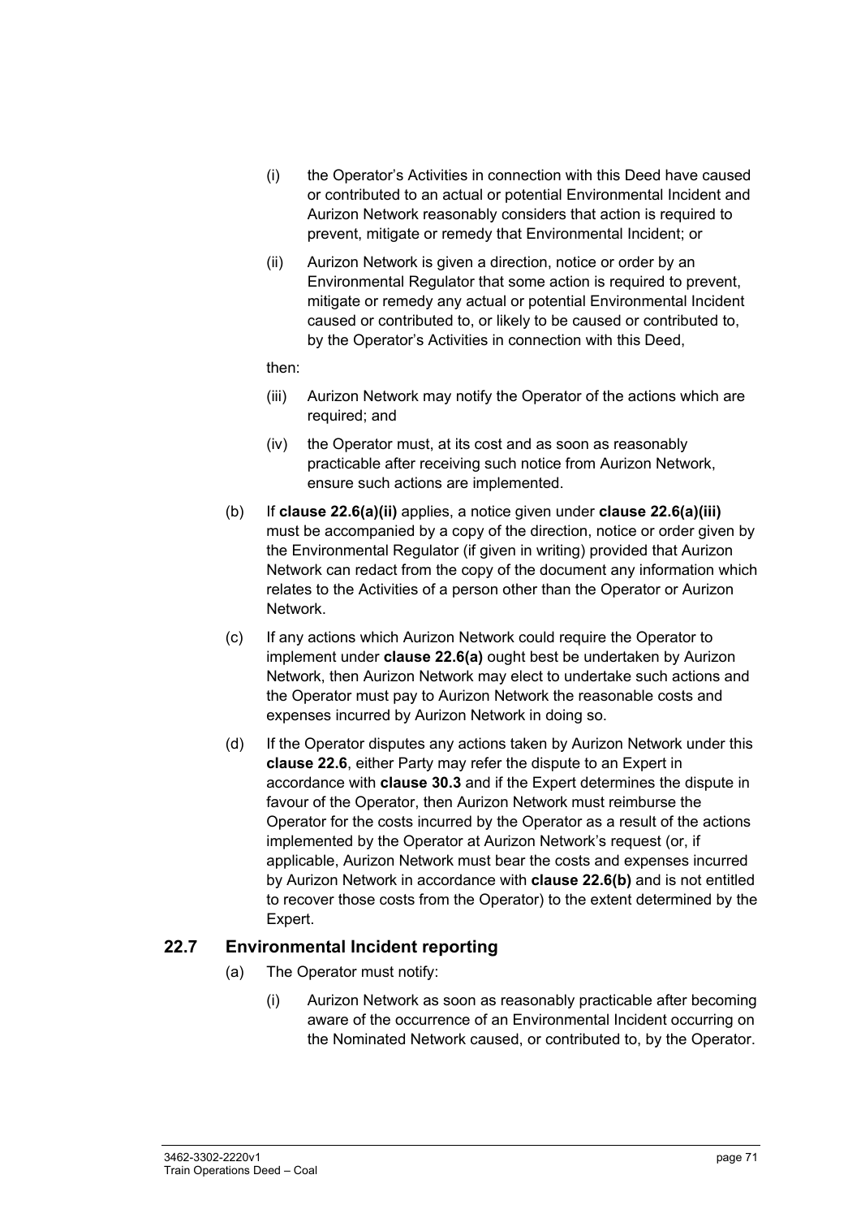(i) the Operator's Activities in connection with this Deed have caused or contributed to an actual or potential Environmental Incident and Aurizon Network reasonably considers that action is required to prevent, mitigate or remedy that Environmental Incident; or

(ii) Aurizon Network is given a direction, notice or order by an Environmental Regulator that some action is required to prevent, mitigate or remedy any actual or potential Environmental Incident caused or contributed to, or likely to be caused or contributed to, by the Operator's Activities in connection with this Deed,

then:

(iii) Aurizon Network may notify the Operator of the actions which are required; and

(iv) the Operator must, at its cost and as soon as reasonably practicable after receiving such notice from Aurizon Network, ensure such actions are implemented.

(b) If **clause 22.6(a)(ii)** applies, a notice given under **clause 22.6(a)(iii)** must be accompanied by a copy of the direction, notice or order given by the Environmental Regulator (if given in writing) provided that Aurizon Network can redact from the copy of the document any information which relates to the Activities of a person other than the Operator or Aurizon Network.

(c) If any actions which Aurizon Network could require the Operator to implement under **clause 22.6(a)** ought best be undertaken by Aurizon Network, then Aurizon Network may elect to undertake such actions and the Operator must pay to Aurizon Network the reasonable costs and expenses incurred by Aurizon Network in doing so.

(d) If the Operator disputes any actions taken by Aurizon Network under this **clause 22.6**, either Party may refer the dispute to an Expert in accordance with **clause 30.3** and if the Expert determines the dispute in favour of the Operator, then Aurizon Network must reimburse the Operator for the costs incurred by the Operator as a result of the actions implemented by the Operator at Aurizon Network's request (or, if applicable, Aurizon Network must bear the costs and expenses incurred by Aurizon Network in accordance with **clause 22.6(b)** and is not entitled to recover those costs from the Operator) to the extent determined by the Expert.

## 22.7 Environmental Incident reporting

(a) The Operator must notify:

(i) Aurizon Network as soon as reasonably practicable after becoming aware of the occurrence of an Environmental Incident occurring on the Nominated Network caused, or contributed to, by the Operator.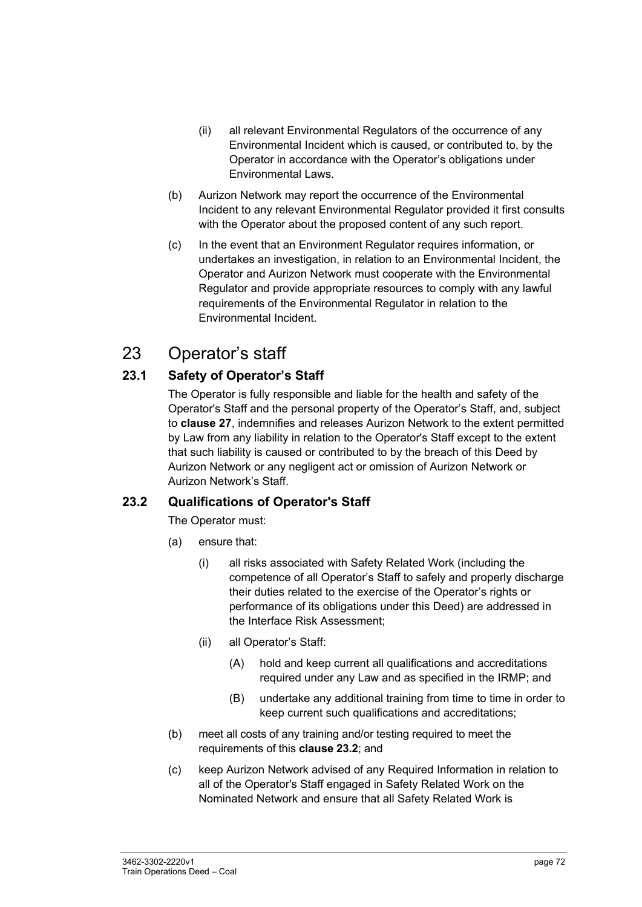(ii) all relevant Environmental Regulators of the occurrence of any Environmental Incident which is caused, or contributed to, by the Operator in accordance with the Operator's obligations under Environmental Laws.

(b) Aurizon Network may report the occurrence of the Environmental Incident to any relevant Environmental Regulator provided it first consults with the Operator about the proposed content of any such report.

(c) In the event that an Environment Regulator requires information, or undertakes an investigation, in relation to an Environmental Incident, the Operator and Aurizon Network must cooperate with the Environmental Regulator and provide appropriate resources to comply with any lawful requirements of the Environmental Regulator in relation to the Environmental Incident.

# 23 Operator's staff

## 23.1 Safety of Operator's Staff

The Operator is fully responsible and liable for the health and safety of the Operator's Staff and the personal property of the Operator's Staff, and, subject to **clause 27**, indemnifies and releases Aurizon Network to the extent permitted by Law from any liability in relation to the Operator's Staff except to the extent that such liability is caused or contributed to by the breach of this Deed by Aurizon Network or any negligent act or omission of Aurizon Network or Aurizon Network's Staff.

## 23.2 Qualifications of Operator's Staff

The Operator must:

(a) ensure that:

(i) all risks associated with Safety Related Work (including the competence of all Operator's Staff to safely and properly discharge their duties related to the exercise of the Operator's rights or performance of its obligations under this Deed) are addressed in the Interface Risk Assessment;

(ii) all Operator's Staff:

(A) hold and keep current all qualifications and accreditations required under any Law and as specified in the IRMP; and

(B) undertake any additional training from time to time in order to keep current such qualifications and accreditations;

(b) meet all costs of any training and/or testing required to meet the requirements of this **clause 23.2**; and

(c) keep Aurizon Network advised of any Required Information in relation to all of the Operator's Staff engaged in Safety Related Work on the Nominated Network and ensure that all Safety Related Work is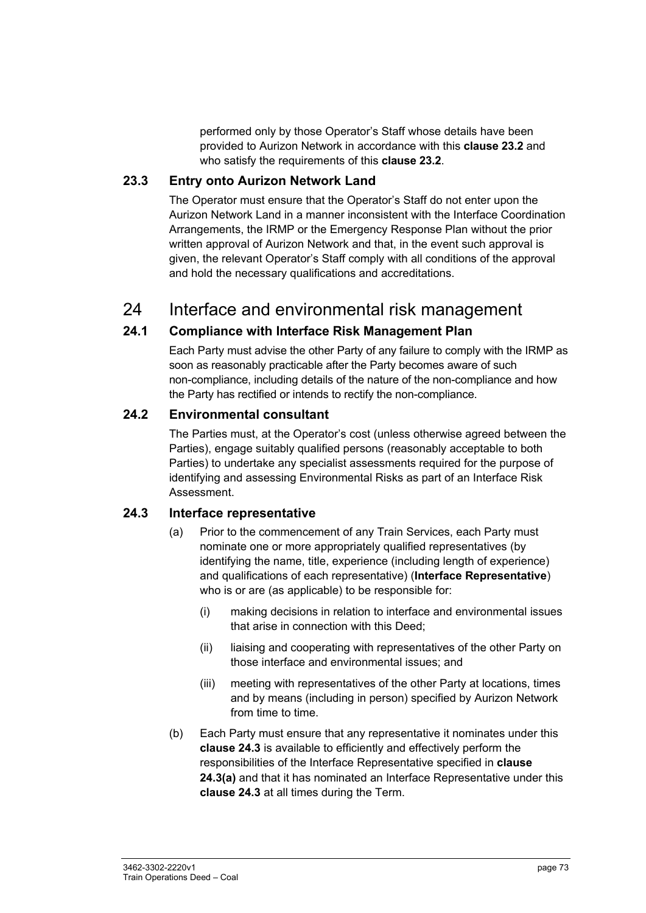performed only by those Operator's Staff whose details have been provided to Aurizon Network in accordance with this **clause 23.2** and who satisfy the requirements of this **clause 23.2**.

### 23.3 Entry onto Aurizon Network Land

The Operator must ensure that the Operator's Staff do not enter upon the Aurizon Network Land in a manner inconsistent with the Interface Coordination Arrangements, the IRMP or the Emergency Response Plan without the prior written approval of Aurizon Network and that, in the event such approval is given, the relevant Operator's Staff comply with all conditions of the approval and hold the necessary qualifications and accreditations.

## 24 Interface and environmental risk management

### 24.1 Compliance with Interface Risk Management Plan

Each Party must advise the other Party of any failure to comply with the IRMP as soon as reasonably practicable after the Party becomes aware of such non-compliance, including details of the nature of the non-compliance and how the Party has rectified or intends to rectify the non-compliance.

### 24.2 Environmental consultant

The Parties must, at the Operator's cost (unless otherwise agreed between the Parties), engage suitably qualified persons (reasonably acceptable to both Parties) to undertake any specialist assessments required for the purpose of identifying and assessing Environmental Risks as part of an Interface Risk Assessment.

### 24.3 Interface representative

(a) Prior to the commencement of any Train Services, each Party must nominate one or more appropriately qualified representatives (by identifying the name, title, experience (including length of experience) and qualifications of each representative) (**Interface Representative**) who is or are (as applicable) to be responsible for:

  (i) making decisions in relation to interface and environmental issues that arise in connection with this Deed;

  (ii) liaising and cooperating with representatives of the other Party on those interface and environmental issues; and

  (iii) meeting with representatives of the other Party at locations, times and by means (including in person) specified by Aurizon Network from time to time.

(b) Each Party must ensure that any representative it nominates under this **clause 24.3** is available to efficiently and effectively perform the responsibilities of the Interface Representative specified in **clause 24.3(a)** and that it has nominated an Interface Representative under this **clause 24.3** at all times during the Term.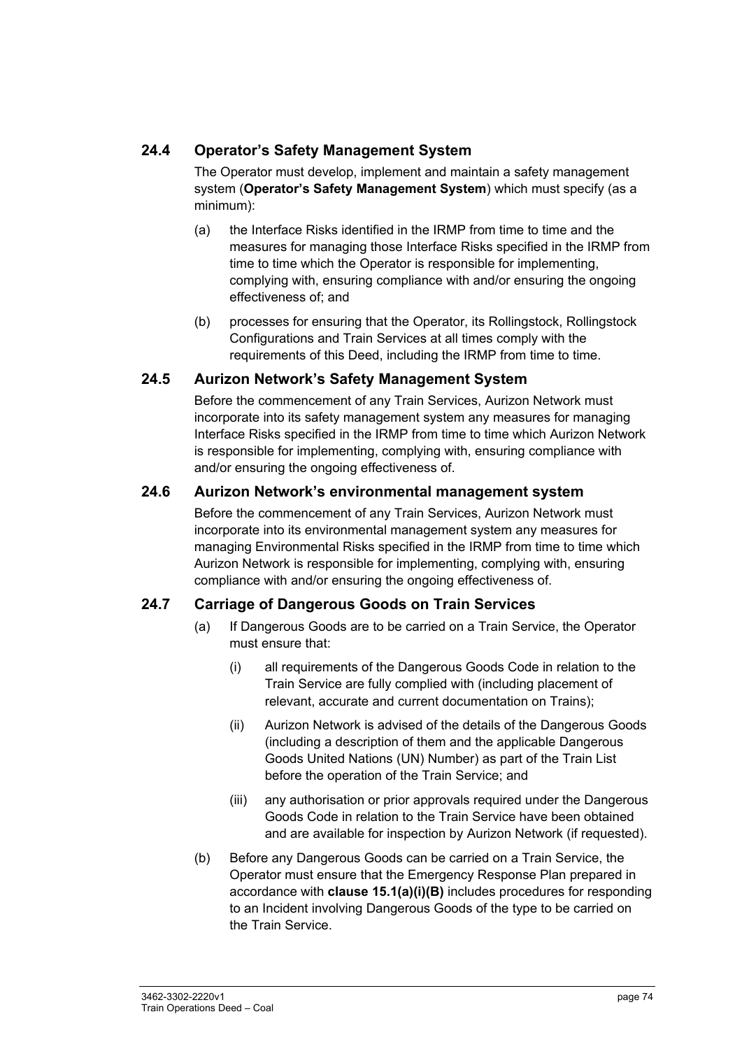## 24.4 Operator's Safety Management System

The Operator must develop, implement and maintain a safety management system (**Operator's Safety Management System**) which must specify (as a minimum):

(a) the Interface Risks identified in the IRMP from time to time and the measures for managing those Interface Risks specified in the IRMP from time to time which the Operator is responsible for implementing, complying with, ensuring compliance with and/or ensuring the ongoing effectiveness of; and

(b) processes for ensuring that the Operator, its Rollingstock, Rollingstock Configurations and Train Services at all times comply with the requirements of this Deed, including the IRMP from time to time.

## 24.5 Aurizon Network's Safety Management System

Before the commencement of any Train Services, Aurizon Network must incorporate into its safety management system any measures for managing Interface Risks specified in the IRMP from time to time which Aurizon Network is responsible for implementing, complying with, ensuring compliance with and/or ensuring the ongoing effectiveness of.

## 24.6 Aurizon Network's environmental management system

Before the commencement of any Train Services, Aurizon Network must incorporate into its environmental management system any measures for managing Environmental Risks specified in the IRMP from time to time which Aurizon Network is responsible for implementing, complying with, ensuring compliance with and/or ensuring the ongoing effectiveness of.

## 24.7 Carriage of Dangerous Goods on Train Services

(a) If Dangerous Goods are to be carried on a Train Service, the Operator must ensure that:

   (i) all requirements of the Dangerous Goods Code in relation to the Train Service are fully complied with (including placement of relevant, accurate and current documentation on Trains);

   (ii) Aurizon Network is advised of the details of the Dangerous Goods (including a description of them and the applicable Dangerous Goods United Nations (UN) Number) as part of the Train List before the operation of the Train Service; and

   (iii) any authorisation or prior approvals required under the Dangerous Goods Code in relation to the Train Service have been obtained and are available for inspection by Aurizon Network (if requested).

(b) Before any Dangerous Goods can be carried on a Train Service, the Operator must ensure that the Emergency Response Plan prepared in accordance with **clause 15.1(a)(i)(B)** includes procedures for responding to an Incident involving Dangerous Goods of the type to be carried on the Train Service.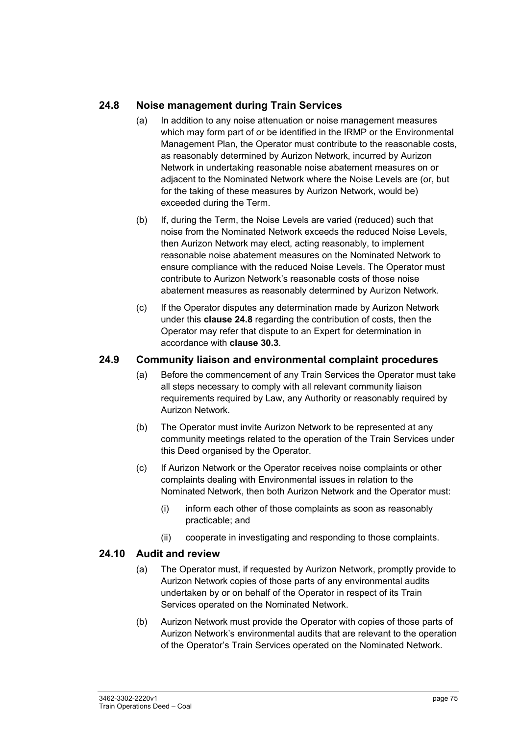## 24.8 Noise management during Train Services

(a) In addition to any noise attenuation or noise management measures which may form part of or be identified in the IRMP or the Environmental Management Plan, the Operator must contribute to the reasonable costs, as reasonably determined by Aurizon Network, incurred by Aurizon Network in undertaking reasonable noise abatement measures on or adjacent to the Nominated Network where the Noise Levels are (or, but for the taking of these measures by Aurizon Network, would be) exceeded during the Term.

(b) If, during the Term, the Noise Levels are varied (reduced) such that noise from the Nominated Network exceeds the reduced Noise Levels, then Aurizon Network may elect, acting reasonably, to implement reasonable noise abatement measures on the Nominated Network to ensure compliance with the reduced Noise Levels. The Operator must contribute to Aurizon Network's reasonable costs of those noise abatement measures as reasonably determined by Aurizon Network.

(c) If the Operator disputes any determination made by Aurizon Network under this **clause 24.8** regarding the contribution of costs, then the Operator may refer that dispute to an Expert for determination in accordance with **clause 30.3**.

## 24.9 Community liaison and environmental complaint procedures

(a) Before the commencement of any Train Services the Operator must take all steps necessary to comply with all relevant community liaison requirements required by Law, any Authority or reasonably required by Aurizon Network.

(b) The Operator must invite Aurizon Network to be represented at any community meetings related to the operation of the Train Services under this Deed organised by the Operator.

(c) If Aurizon Network or the Operator receives noise complaints or other complaints dealing with Environmental issues in relation to the Nominated Network, then both Aurizon Network and the Operator must:

  (i) inform each other of those complaints as soon as reasonably practicable; and

  (ii) cooperate in investigating and responding to those complaints.

## 24.10 Audit and review

(a) The Operator must, if requested by Aurizon Network, promptly provide to Aurizon Network copies of those parts of any environmental audits undertaken by or on behalf of the Operator in respect of its Train Services operated on the Nominated Network.

(b) Aurizon Network must provide the Operator with copies of those parts of Aurizon Network's environmental audits that are relevant to the operation of the Operator's Train Services operated on the Nominated Network.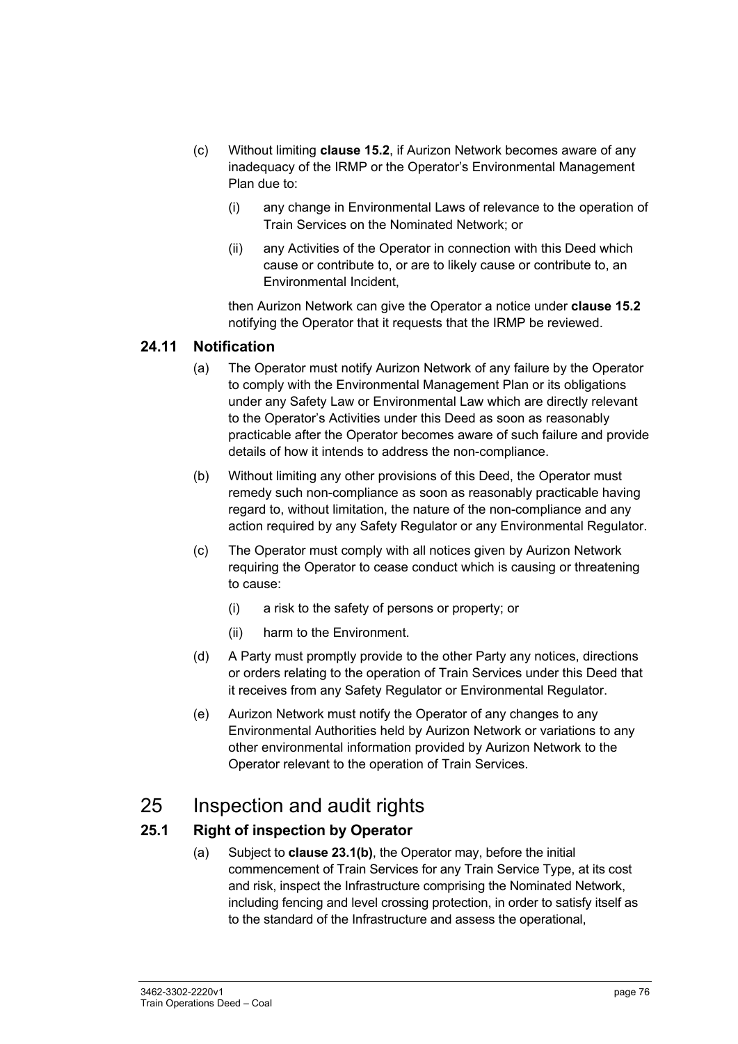(c) Without limiting **clause 15.2**, if Aurizon Network becomes aware of any inadequacy of the IRMP or the Operator's Environmental Management Plan due to:

   (i) any change in Environmental Laws of relevance to the operation of Train Services on the Nominated Network; or

   (ii) any Activities of the Operator in connection with this Deed which cause or contribute to, or are to likely cause or contribute to, an Environmental Incident,

   then Aurizon Network can give the Operator a notice under **clause 15.2** notifying the Operator that it requests that the IRMP be reviewed.

### 24.11 Notification

(a) The Operator must notify Aurizon Network of any failure by the Operator to comply with the Environmental Management Plan or its obligations under any Safety Law or Environmental Law which are directly relevant to the Operator's Activities under this Deed as soon as reasonably practicable after the Operator becomes aware of such failure and provide details of how it intends to address the non-compliance.

(b) Without limiting any other provisions of this Deed, the Operator must remedy such non-compliance as soon as reasonably practicable having regard to, without limitation, the nature of the non-compliance and any action required by any Safety Regulator or any Environmental Regulator.

(c) The Operator must comply with all notices given by Aurizon Network requiring the Operator to cease conduct which is causing or threatening to cause:

   (i) a risk to the safety of persons or property; or

   (ii) harm to the Environment.

(d) A Party must promptly provide to the other Party any notices, directions or orders relating to the operation of Train Services under this Deed that it receives from any Safety Regulator or Environmental Regulator.

(e) Aurizon Network must notify the Operator of any changes to any Environmental Authorities held by Aurizon Network or variations to any other environmental information provided by Aurizon Network to the Operator relevant to the operation of Train Services.

## 25 Inspection and audit rights

### 25.1 Right of inspection by Operator

(a) Subject to **clause 23.1(b)**, the Operator may, before the initial commencement of Train Services for any Train Service Type, at its cost and risk, inspect the Infrastructure comprising the Nominated Network, including fencing and level crossing protection, in order to satisfy itself as to the standard of the Infrastructure and assess the operational,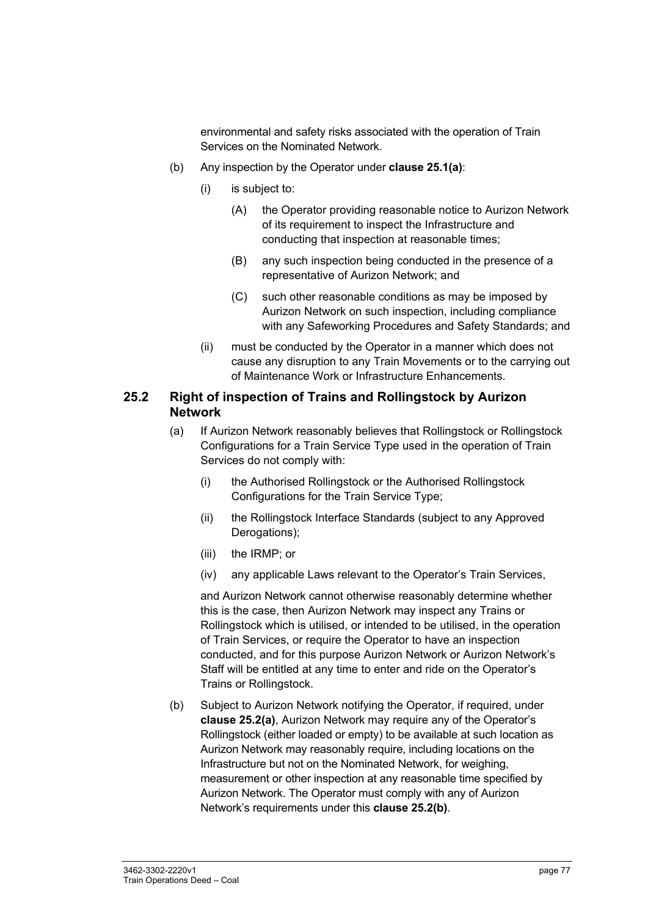environmental and safety risks associated with the operation of Train Services on the Nominated Network.

(b) Any inspection by the Operator under **clause 25.1(a)**:

(i) is subject to:

(A) the Operator providing reasonable notice to Aurizon Network of its requirement to inspect the Infrastructure and conducting that inspection at reasonable times;

(B) any such inspection being conducted in the presence of a representative of Aurizon Network; and

(C) such other reasonable conditions as may be imposed by Aurizon Network on such inspection, including compliance with any Safeworking Procedures and Safety Standards; and

(ii) must be conducted by the Operator in a manner which does not cause any disruption to any Train Movements or to the carrying out of Maintenance Work or Infrastructure Enhancements.

## 25.2 Right of inspection of Trains and Rollingstock by Aurizon Network

(a) If Aurizon Network reasonably believes that Rollingstock or Rollingstock Configurations for a Train Service Type used in the operation of Train Services do not comply with:

(i) the Authorised Rollingstock or the Authorised Rollingstock Configurations for the Train Service Type;

(ii) the Rollingstock Interface Standards (subject to any Approved Derogations);

(iii) the IRMP; or

(iv) any applicable Laws relevant to the Operator's Train Services,

and Aurizon Network cannot otherwise reasonably determine whether this is the case, then Aurizon Network may inspect any Trains or Rollingstock which is utilised, or intended to be utilised, in the operation of Train Services, or require the Operator to have an inspection conducted, and for this purpose Aurizon Network or Aurizon Network's Staff will be entitled at any time to enter and ride on the Operator's Trains or Rollingstock.

(b) Subject to Aurizon Network notifying the Operator, if required, under **clause 25.2(a)**, Aurizon Network may require any of the Operator's Rollingstock (either loaded or empty) to be available at such location as Aurizon Network may reasonably require, including locations on the Infrastructure but not on the Nominated Network, for weighing, measurement or other inspection at any reasonable time specified by Aurizon Network. The Operator must comply with any of Aurizon Network's requirements under this **clause 25.2(b)**.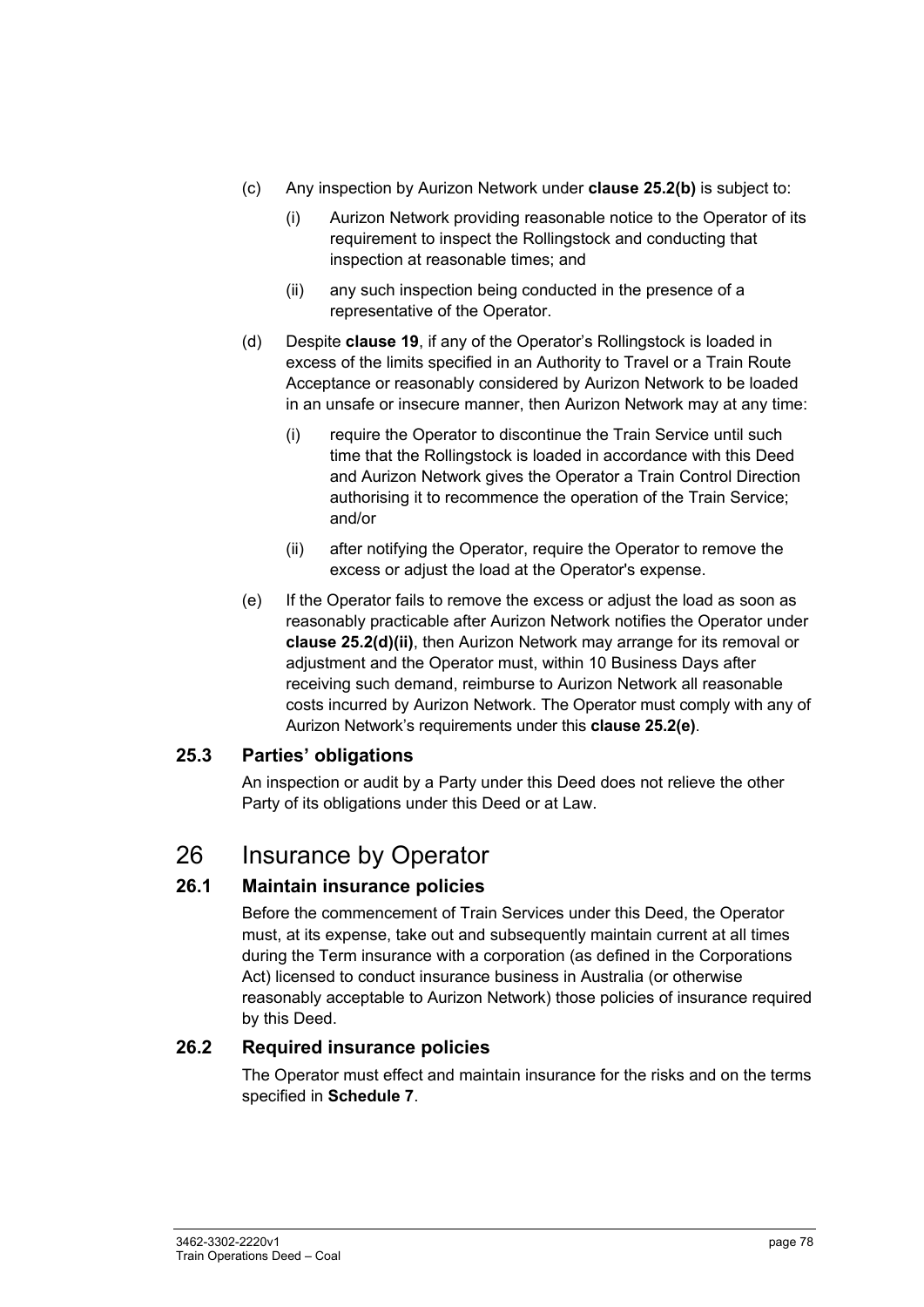(c) Any inspection by Aurizon Network under **clause 25.2(b)** is subject to:

  (i) Aurizon Network providing reasonable notice to the Operator of its requirement to inspect the Rollingstock and conducting that inspection at reasonable times; and

  (ii) any such inspection being conducted in the presence of a representative of the Operator.

(d) Despite **clause 19**, if any of the Operator's Rollingstock is loaded in excess of the limits specified in an Authority to Travel or a Train Route Acceptance or reasonably considered by Aurizon Network to be loaded in an unsafe or insecure manner, then Aurizon Network may at any time:

  (i) require the Operator to discontinue the Train Service until such time that the Rollingstock is loaded in accordance with this Deed and Aurizon Network gives the Operator a Train Control Direction authorising it to recommence the operation of the Train Service; and/or

  (ii) after notifying the Operator, require the Operator to remove the excess or adjust the load at the Operator's expense.

(e) If the Operator fails to remove the excess or adjust the load as soon as reasonably practicable after Aurizon Network notifies the Operator under **clause 25.2(d)(ii)**, then Aurizon Network may arrange for its removal or adjustment and the Operator must, within 10 Business Days after receiving such demand, reimburse to Aurizon Network all reasonable costs incurred by Aurizon Network. The Operator must comply with any of Aurizon Network's requirements under this **clause 25.2(e)**.

### 25.3 Parties' obligations

An inspection or audit by a Party under this Deed does not relieve the other Party of its obligations under this Deed or at Law.

## 26 Insurance by Operator

### 26.1 Maintain insurance policies

Before the commencement of Train Services under this Deed, the Operator must, at its expense, take out and subsequently maintain current at all times during the Term insurance with a corporation (as defined in the Corporations Act) licensed to conduct insurance business in Australia (or otherwise reasonably acceptable to Aurizon Network) those policies of insurance required by this Deed.

### 26.2 Required insurance policies

The Operator must effect and maintain insurance for the risks and on the terms specified in **Schedule 7**.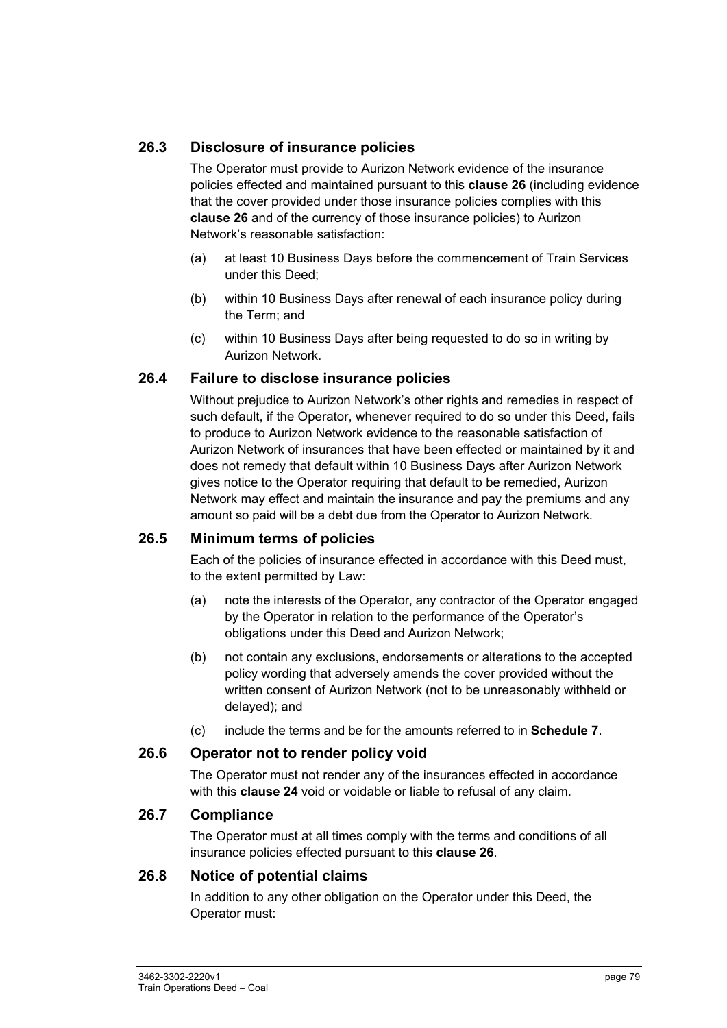### 26.3 Disclosure of insurance policies

The Operator must provide to Aurizon Network evidence of the insurance policies effected and maintained pursuant to this **clause 26** (including evidence that the cover provided under those insurance policies complies with this **clause 26** and of the currency of those insurance policies) to Aurizon Network's reasonable satisfaction:

(a) at least 10 Business Days before the commencement of Train Services under this Deed;

(b) within 10 Business Days after renewal of each insurance policy during the Term; and

(c) within 10 Business Days after being requested to do so in writing by Aurizon Network.

### 26.4 Failure to disclose insurance policies

Without prejudice to Aurizon Network's other rights and remedies in respect of such default, if the Operator, whenever required to do so under this Deed, fails to produce to Aurizon Network evidence to the reasonable satisfaction of Aurizon Network of insurances that have been effected or maintained by it and does not remedy that default within 10 Business Days after Aurizon Network gives notice to the Operator requiring that default to be remedied, Aurizon Network may effect and maintain the insurance and pay the premiums and any amount so paid will be a debt due from the Operator to Aurizon Network.

### 26.5 Minimum terms of policies

Each of the policies of insurance effected in accordance with this Deed must, to the extent permitted by Law:

(a) note the interests of the Operator, any contractor of the Operator engaged by the Operator in relation to the performance of the Operator's obligations under this Deed and Aurizon Network;

(b) not contain any exclusions, endorsements or alterations to the accepted policy wording that adversely amends the cover provided without the written consent of Aurizon Network (not to be unreasonably withheld or delayed); and

(c) include the terms and be for the amounts referred to in **Schedule 7**.

### 26.6 Operator not to render policy void

The Operator must not render any of the insurances effected in accordance with this **clause 24** void or voidable or liable to refusal of any claim.

### 26.7 Compliance

The Operator must at all times comply with the terms and conditions of all insurance policies effected pursuant to this **clause 26**.

### 26.8 Notice of potential claims

In addition to any other obligation on the Operator under this Deed, the Operator must: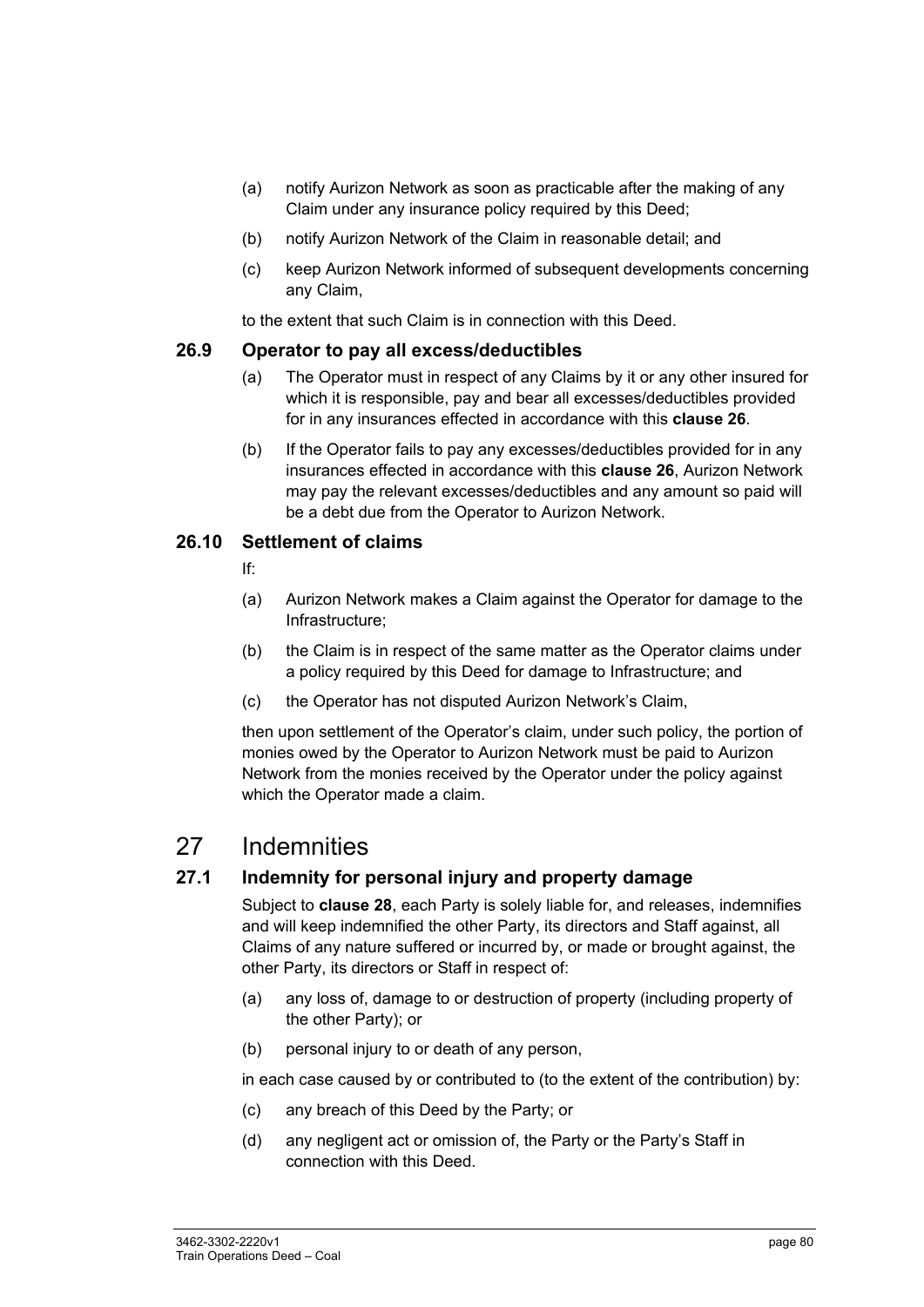(a) notify Aurizon Network as soon as practicable after the making of any Claim under any insurance policy required by this Deed;

(b) notify Aurizon Network of the Claim in reasonable detail; and

(c) keep Aurizon Network informed of subsequent developments concerning any Claim,

to the extent that such Claim is in connection with this Deed.

### 26.9 Operator to pay all excess/deductibles

(a) The Operator must in respect of any Claims by it or any other insured for which it is responsible, pay and bear all excesses/deductibles provided for in any insurances effected in accordance with this **clause 26**.

(b) If the Operator fails to pay any excesses/deductibles provided for in any insurances effected in accordance with this **clause 26**, Aurizon Network may pay the relevant excesses/deductibles and any amount so paid will be a debt due from the Operator to Aurizon Network.

### 26.10 Settlement of claims

If:

(a) Aurizon Network makes a Claim against the Operator for damage to the Infrastructure;

(b) the Claim is in respect of the same matter as the Operator claims under a policy required by this Deed for damage to Infrastructure; and

(c) the Operator has not disputed Aurizon Network's Claim,

then upon settlement of the Operator's claim, under such policy, the portion of monies owed by the Operator to Aurizon Network must be paid to Aurizon Network from the monies received by the Operator under the policy against which the Operator made a claim.

# 27 Indemnities

### 27.1 Indemnity for personal injury and property damage

Subject to **clause 28**, each Party is solely liable for, and releases, indemnifies and will keep indemnified the other Party, its directors and Staff against, all Claims of any nature suffered or incurred by, or made or brought against, the other Party, its directors or Staff in respect of:

(a) any loss of, damage to or destruction of property (including property of the other Party); or

(b) personal injury to or death of any person,

in each case caused by or contributed to (to the extent of the contribution) by:

(c) any breach of this Deed by the Party; or

(d) any negligent act or omission of, the Party or the Party's Staff in connection with this Deed.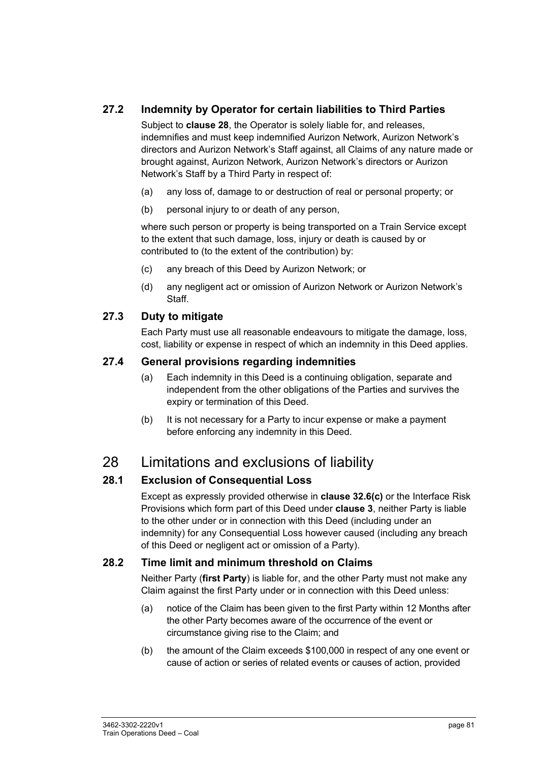### 27.2 Indemnity by Operator for certain liabilities to Third Parties

Subject to **clause 28**, the Operator is solely liable for, and releases, indemnifies and must keep indemnified Aurizon Network, Aurizon Network's directors and Aurizon Network's Staff against, all Claims of any nature made or brought against, Aurizon Network, Aurizon Network's directors or Aurizon Network's Staff by a Third Party in respect of:

(a) any loss of, damage to or destruction of real or personal property; or

(b) personal injury to or death of any person,

where such person or property is being transported on a Train Service except to the extent that such damage, loss, injury or death is caused by or contributed to (to the extent of the contribution) by:

(c) any breach of this Deed by Aurizon Network; or

(d) any negligent act or omission of Aurizon Network or Aurizon Network's Staff.

### 27.3 Duty to mitigate

Each Party must use all reasonable endeavours to mitigate the damage, loss, cost, liability or expense in respect of which an indemnity in this Deed applies.

### 27.4 General provisions regarding indemnities

(a) Each indemnity in this Deed is a continuing obligation, separate and independent from the other obligations of the Parties and survives the expiry or termination of this Deed.

(b) It is not necessary for a Party to incur expense or make a payment before enforcing any indemnity in this Deed.

## 28 Limitations and exclusions of liability

### 28.1 Exclusion of Consequential Loss

Except as expressly provided otherwise in **clause 32.6(c)** or the Interface Risk Provisions which form part of this Deed under **clause 3**, neither Party is liable to the other under or in connection with this Deed (including under an indemnity) for any Consequential Loss however caused (including any breach of this Deed or negligent act or omission of a Party).

### 28.2 Time limit and minimum threshold on Claims

Neither Party (**first Party**) is liable for, and the other Party must not make any Claim against the first Party under or in connection with this Deed unless:

(a) notice of the Claim has been given to the first Party within 12 Months after the other Party becomes aware of the occurrence of the event or circumstance giving rise to the Claim; and

(b) the amount of the Claim exceeds $100,000 in respect of any one event or cause of action or series of related events or causes of action, provided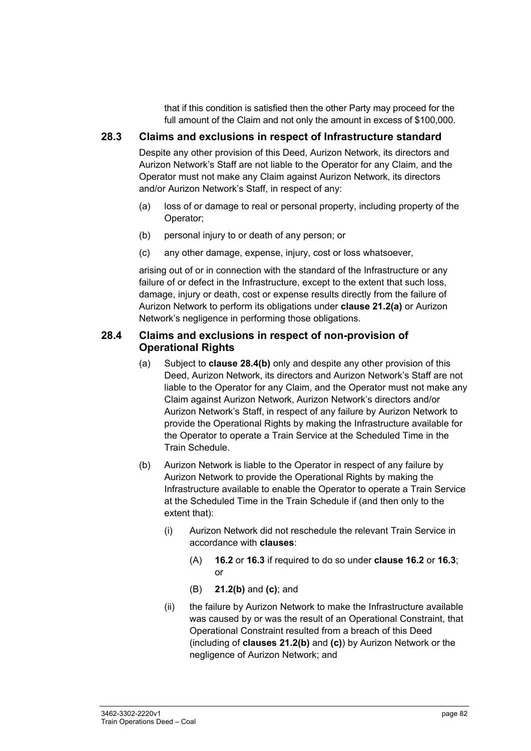that if this condition is satisfied then the other Party may proceed for the full amount of the Claim and not only the amount in excess of $100,000.

## 28.3 Claims and exclusions in respect of Infrastructure standard

Despite any other provision of this Deed, Aurizon Network, its directors and Aurizon Network's Staff are not liable to the Operator for any Claim, and the Operator must not make any Claim against Aurizon Network, its directors and/or Aurizon Network's Staff, in respect of any:

(a) loss of or damage to real or personal property, including property of the Operator;

(b) personal injury to or death of any person; or

(c) any other damage, expense, injury, cost or loss whatsoever,

arising out of or in connection with the standard of the Infrastructure or any failure of or defect in the Infrastructure, except to the extent that such loss, damage, injury or death, cost or expense results directly from the failure of Aurizon Network to perform its obligations under **clause 21.2(a)** or Aurizon Network's negligence in performing those obligations.

## 28.4 Claims and exclusions in respect of non-provision of Operational Rights

(a) Subject to **clause 28.4(b)** only and despite any other provision of this Deed, Aurizon Network, its directors and Aurizon Network's Staff are not liable to the Operator for any Claim, and the Operator must not make any Claim against Aurizon Network, Aurizon Network's directors and/or Aurizon Network's Staff, in respect of any failure by Aurizon Network to provide the Operational Rights by making the Infrastructure available for the Operator to operate a Train Service at the Scheduled Time in the Train Schedule.

(b) Aurizon Network is liable to the Operator in respect of any failure by Aurizon Network to provide the Operational Rights by making the Infrastructure available to enable the Operator to operate a Train Service at the Scheduled Time in the Train Schedule if (and then only to the extent that):

   (i) Aurizon Network did not reschedule the relevant Train Service in accordance with **clauses**:

      (A) **16.2** or **16.3** if required to do so under **clause 16.2** or **16.3**; or

      (B) **21.2(b)** and **(c)**; and

   (ii) the failure by Aurizon Network to make the Infrastructure available was caused by or was the result of an Operational Constraint, that Operational Constraint resulted from a breach of this Deed (including of **clauses 21.2(b)** and **(c)**) by Aurizon Network or the negligence of Aurizon Network; and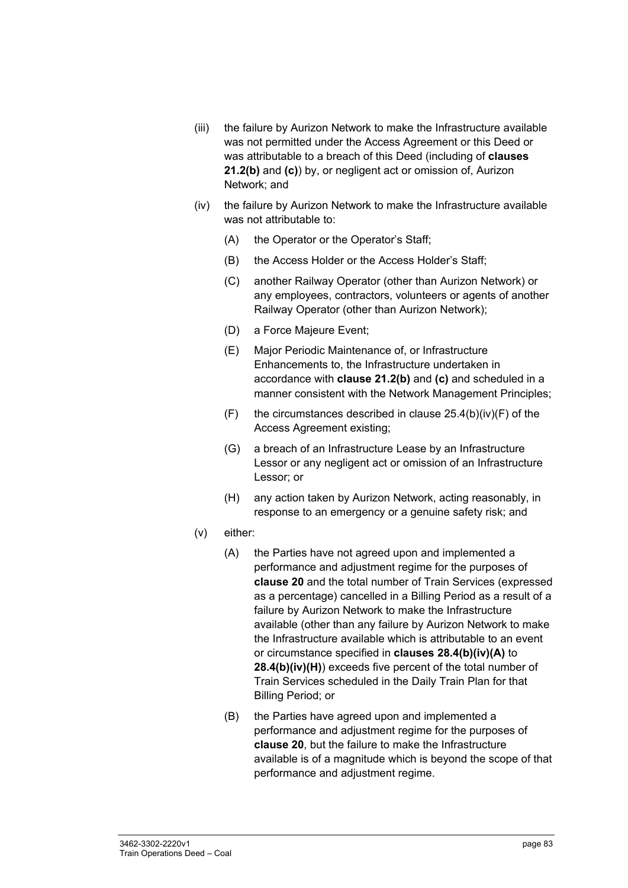(iii) the failure by Aurizon Network to make the Infrastructure available was not permitted under the Access Agreement or this Deed or was attributable to a breach of this Deed (including of **clauses 21.2(b)** and **(c)**) by, or negligent act or omission of, Aurizon Network; and

(iv) the failure by Aurizon Network to make the Infrastructure available was not attributable to:

(A) the Operator or the Operator's Staff;

(B) the Access Holder or the Access Holder's Staff;

(C) another Railway Operator (other than Aurizon Network) or any employees, contractors, volunteers or agents of another Railway Operator (other than Aurizon Network);

(D) a Force Majeure Event;

(E) Major Periodic Maintenance of, or Infrastructure Enhancements to, the Infrastructure undertaken in accordance with **clause 21.2(b)** and **(c)** and scheduled in a manner consistent with the Network Management Principles;

(F) the circumstances described in clause 25.4(b)(iv)(F) of the Access Agreement existing;

(G) a breach of an Infrastructure Lease by an Infrastructure Lessor or any negligent act or omission of an Infrastructure Lessor; or

(H) any action taken by Aurizon Network, acting reasonably, in response to an emergency or a genuine safety risk; and

(v) either:

(A) the Parties have not agreed upon and implemented a performance and adjustment regime for the purposes of **clause 20** and the total number of Train Services (expressed as a percentage) cancelled in a Billing Period as a result of a failure by Aurizon Network to make the Infrastructure available (other than any failure by Aurizon Network to make the Infrastructure available which is attributable to an event or circumstance specified in **clauses 28.4(b)(iv)(A)** to **28.4(b)(iv)(H)**) exceeds five percent of the total number of Train Services scheduled in the Daily Train Plan for that Billing Period; or

(B) the Parties have agreed upon and implemented a performance and adjustment regime for the purposes of **clause 20**, but the failure to make the Infrastructure available is of a magnitude which is beyond the scope of that performance and adjustment regime.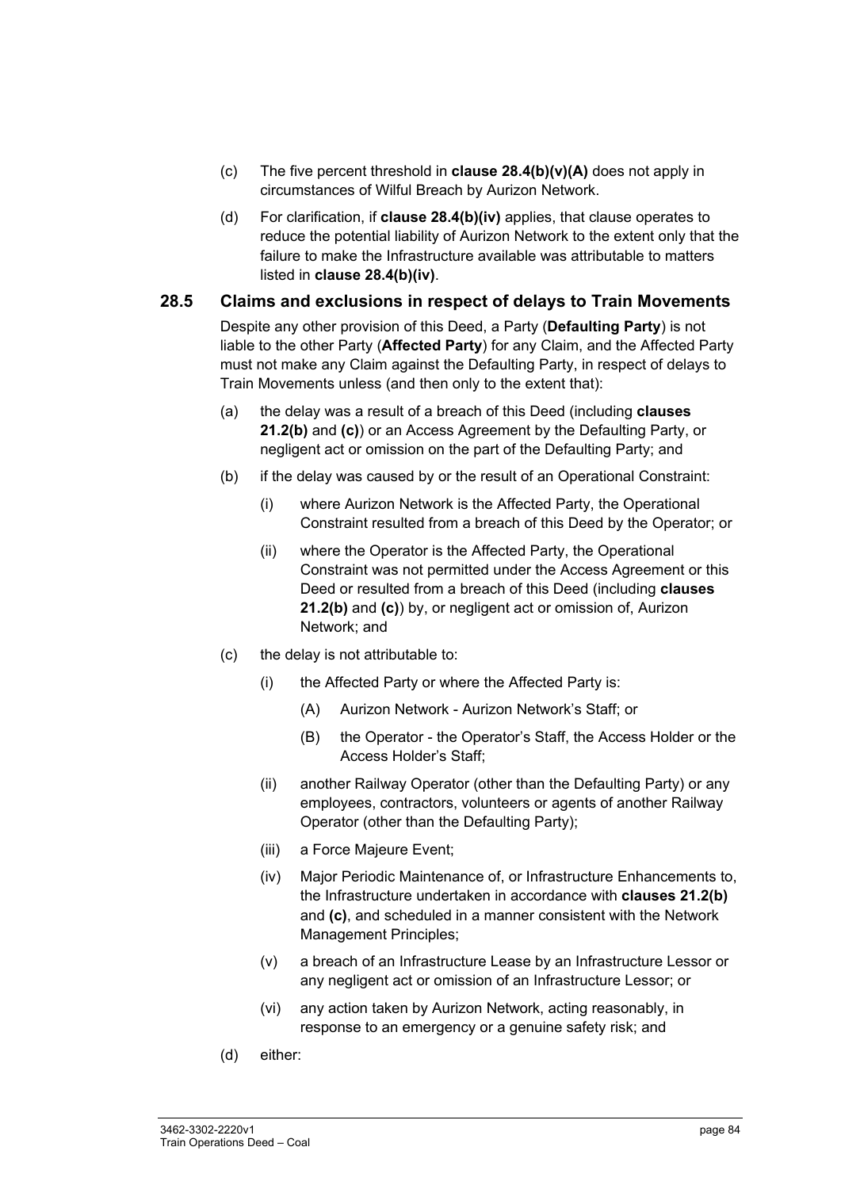(c) The five percent threshold in **clause 28.4(b)(v)(A)** does not apply in circumstances of Wilful Breach by Aurizon Network.

(d) For clarification, if **clause 28.4(b)(iv)** applies, that clause operates to reduce the potential liability of Aurizon Network to the extent only that the failure to make the Infrastructure available was attributable to matters listed in **clause 28.4(b)(iv)**.

## 28.5 Claims and exclusions in respect of delays to Train Movements

Despite any other provision of this Deed, a Party (**Defaulting Party**) is not liable to the other Party (**Affected Party**) for any Claim, and the Affected Party must not make any Claim against the Defaulting Party, in respect of delays to Train Movements unless (and then only to the extent that):

(a) the delay was a result of a breach of this Deed (including **clauses 21.2(b)** and **(c)**) or an Access Agreement by the Defaulting Party, or negligent act or omission on the part of the Defaulting Party; and

(b) if the delay was caused by or the result of an Operational Constraint:

  (i) where Aurizon Network is the Affected Party, the Operational Constraint resulted from a breach of this Deed by the Operator; or

  (ii) where the Operator is the Affected Party, the Operational Constraint was not permitted under the Access Agreement or this Deed or resulted from a breach of this Deed (including **clauses 21.2(b)** and **(c)**) by, or negligent act or omission of, Aurizon Network; and

(c) the delay is not attributable to:

  (i) the Affected Party or where the Affected Party is:

    (A) Aurizon Network - Aurizon Network's Staff; or

    (B) the Operator - the Operator's Staff, the Access Holder or the Access Holder's Staff;

  (ii) another Railway Operator (other than the Defaulting Party) or any employees, contractors, volunteers or agents of another Railway Operator (other than the Defaulting Party);

  (iii) a Force Majeure Event;

  (iv) Major Periodic Maintenance of, or Infrastructure Enhancements to, the Infrastructure undertaken in accordance with **clauses 21.2(b)** and **(c)**, and scheduled in a manner consistent with the Network Management Principles;

  (v) a breach of an Infrastructure Lease by an Infrastructure Lessor or any negligent act or omission of an Infrastructure Lessor; or

  (vi) any action taken by Aurizon Network, acting reasonably, in response to an emergency or a genuine safety risk; and

(d) either: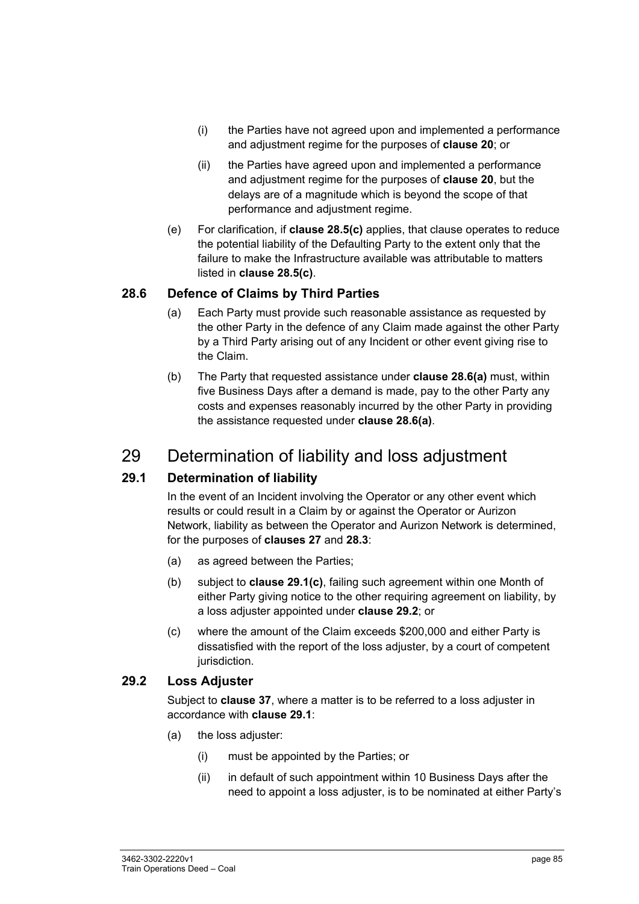(i) the Parties have not agreed upon and implemented a performance and adjustment regime for the purposes of **clause 20**; or

(ii) the Parties have agreed upon and implemented a performance and adjustment regime for the purposes of **clause 20**, but the delays are of a magnitude which is beyond the scope of that performance and adjustment regime.

(e) For clarification, if **clause 28.5(c)** applies, that clause operates to reduce the potential liability of the Defaulting Party to the extent only that the failure to make the Infrastructure available was attributable to matters listed in **clause 28.5(c)**.

### 28.6 Defence of Claims by Third Parties

(a) Each Party must provide such reasonable assistance as requested by the other Party in the defence of any Claim made against the other Party by a Third Party arising out of any Incident or other event giving rise to the Claim.

(b) The Party that requested assistance under **clause 28.6(a)** must, within five Business Days after a demand is made, pay to the other Party any costs and expenses reasonably incurred by the other Party in providing the assistance requested under **clause 28.6(a)**.

## 29 Determination of liability and loss adjustment

### 29.1 Determination of liability

In the event of an Incident involving the Operator or any other event which results or could result in a Claim by or against the Operator or Aurizon Network, liability as between the Operator and Aurizon Network is determined, for the purposes of **clauses 27** and **28.3**:

(a) as agreed between the Parties;

(b) subject to **clause 29.1(c)**, failing such agreement within one Month of either Party giving notice to the other requiring agreement on liability, by a loss adjuster appointed under **clause 29.2**; or

(c) where the amount of the Claim exceeds $200,000 and either Party is dissatisfied with the report of the loss adjuster, by a court of competent jurisdiction.

### 29.2 Loss Adjuster

Subject to **clause 37**, where a matter is to be referred to a loss adjuster in accordance with **clause 29.1**:

(a) the loss adjuster:

(i) must be appointed by the Parties; or

(ii) in default of such appointment within 10 Business Days after the need to appoint a loss adjuster, is to be nominated at either Party's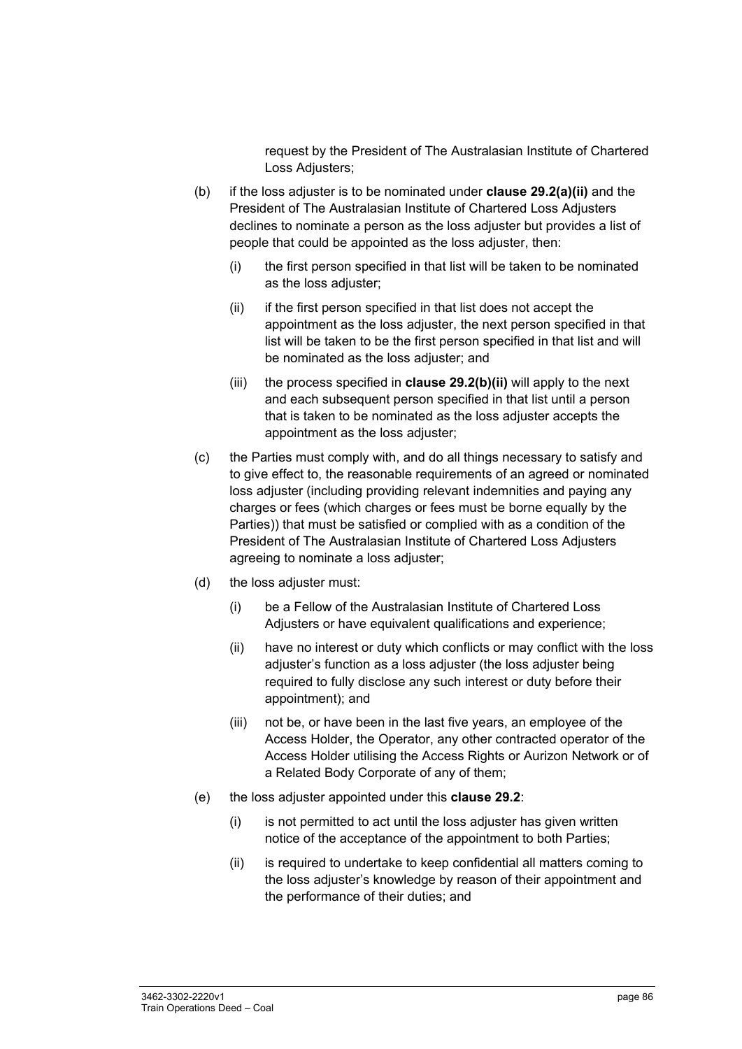request by the President of The Australasian Institute of Chartered Loss Adjusters;

(b) if the loss adjuster is to be nominated under **clause 29.2(a)(ii)** and the President of The Australasian Institute of Chartered Loss Adjusters declines to nominate a person as the loss adjuster but provides a list of people that could be appointed as the loss adjuster, then:

   (i) the first person specified in that list will be taken to be nominated as the loss adjuster;

   (ii) if the first person specified in that list does not accept the appointment as the loss adjuster, the next person specified in that list will be taken to be the first person specified in that list and will be nominated as the loss adjuster; and

   (iii) the process specified in **clause 29.2(b)(ii)** will apply to the next and each subsequent person specified in that list until a person that is taken to be nominated as the loss adjuster accepts the appointment as the loss adjuster;

(c) the Parties must comply with, and do all things necessary to satisfy and to give effect to, the reasonable requirements of an agreed or nominated loss adjuster (including providing relevant indemnities and paying any charges or fees (which charges or fees must be borne equally by the Parties)) that must be satisfied or complied with as a condition of the President of The Australasian Institute of Chartered Loss Adjusters agreeing to nominate a loss adjuster;

(d) the loss adjuster must:

   (i) be a Fellow of the Australasian Institute of Chartered Loss Adjusters or have equivalent qualifications and experience;

   (ii) have no interest or duty which conflicts or may conflict with the loss adjuster's function as a loss adjuster (the loss adjuster being required to fully disclose any such interest or duty before their appointment); and

   (iii) not be, or have been in the last five years, an employee of the Access Holder, the Operator, any other contracted operator of the Access Holder utilising the Access Rights or Aurizon Network or of a Related Body Corporate of any of them;

(e) the loss adjuster appointed under this **clause 29.2**:

   (i) is not permitted to act until the loss adjuster has given written notice of the acceptance of the appointment to both Parties;

   (ii) is required to undertake to keep confidential all matters coming to the loss adjuster's knowledge by reason of their appointment and the performance of their duties; and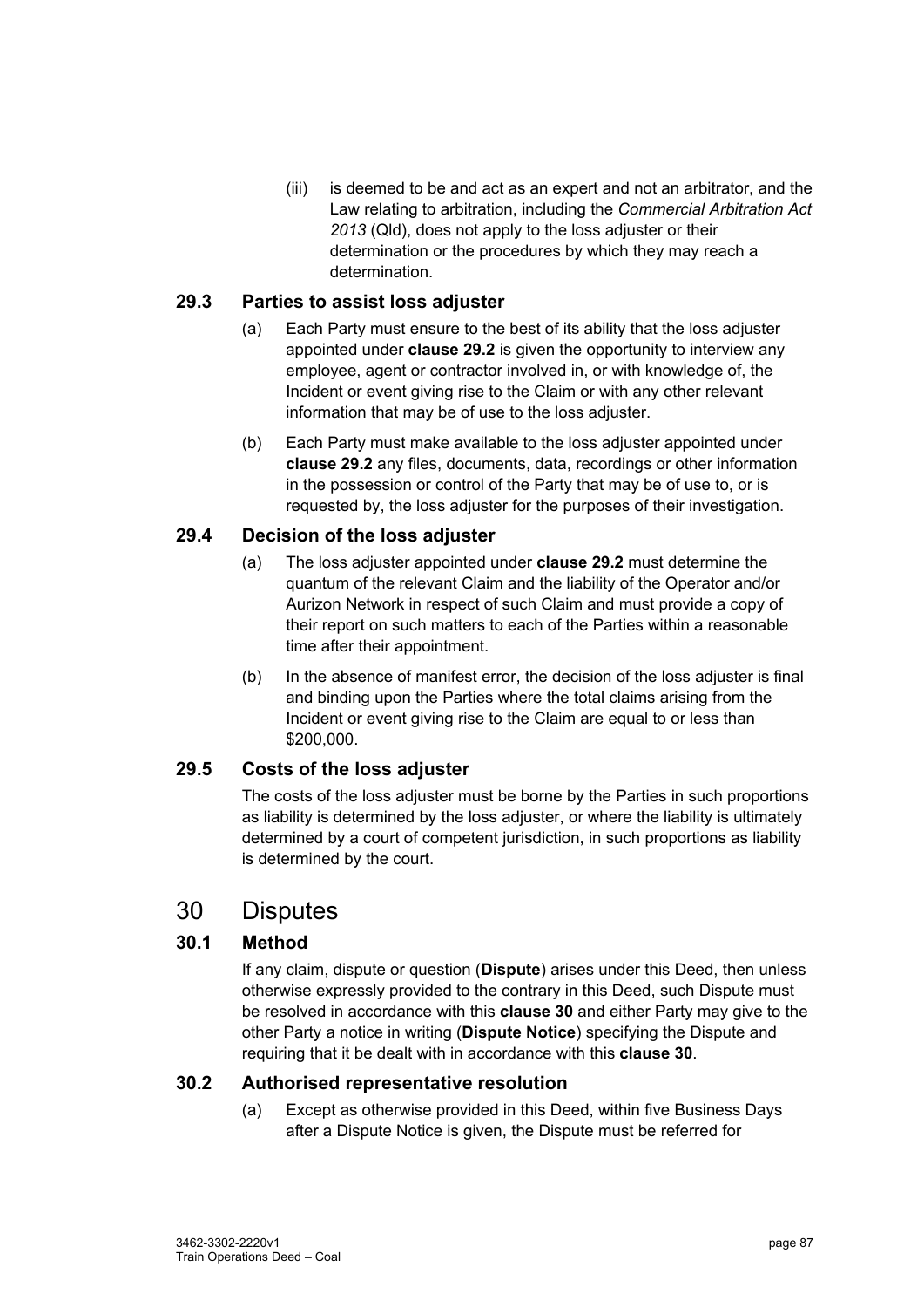(iii) is deemed to be and act as an expert and not an arbitrator, and the Law relating to arbitration, including the *Commercial Arbitration Act 2013* (Qld), does not apply to the loss adjuster or their determination or the procedures by which they may reach a determination.

### 29.3 Parties to assist loss adjuster

(a) Each Party must ensure to the best of its ability that the loss adjuster appointed under **clause 29.2** is given the opportunity to interview any employee, agent or contractor involved in, or with knowledge of, the Incident or event giving rise to the Claim or with any other relevant information that may be of use to the loss adjuster.

(b) Each Party must make available to the loss adjuster appointed under **clause 29.2** any files, documents, data, recordings or other information in the possession or control of the Party that may be of use to, or is requested by, the loss adjuster for the purposes of their investigation.

### 29.4 Decision of the loss adjuster

(a) The loss adjuster appointed under **clause 29.2** must determine the quantum of the relevant Claim and the liability of the Operator and/or Aurizon Network in respect of such Claim and must provide a copy of their report on such matters to each of the Parties within a reasonable time after their appointment.

(b) In the absence of manifest error, the decision of the loss adjuster is final and binding upon the Parties where the total claims arising from the Incident or event giving rise to the Claim are equal to or less than $200,000.

### 29.5 Costs of the loss adjuster

The costs of the loss adjuster must be borne by the Parties in such proportions as liability is determined by the loss adjuster, or where the liability is ultimately determined by a court of competent jurisdiction, in such proportions as liability is determined by the court.

## 30 Disputes

### 30.1 Method

If any claim, dispute or question (**Dispute**) arises under this Deed, then unless otherwise expressly provided to the contrary in this Deed, such Dispute must be resolved in accordance with this **clause 30** and either Party may give to the other Party a notice in writing (**Dispute Notice**) specifying the Dispute and requiring that it be dealt with in accordance with this **clause 30**.

### 30.2 Authorised representative resolution

(a) Except as otherwise provided in this Deed, within five Business Days after a Dispute Notice is given, the Dispute must be referred for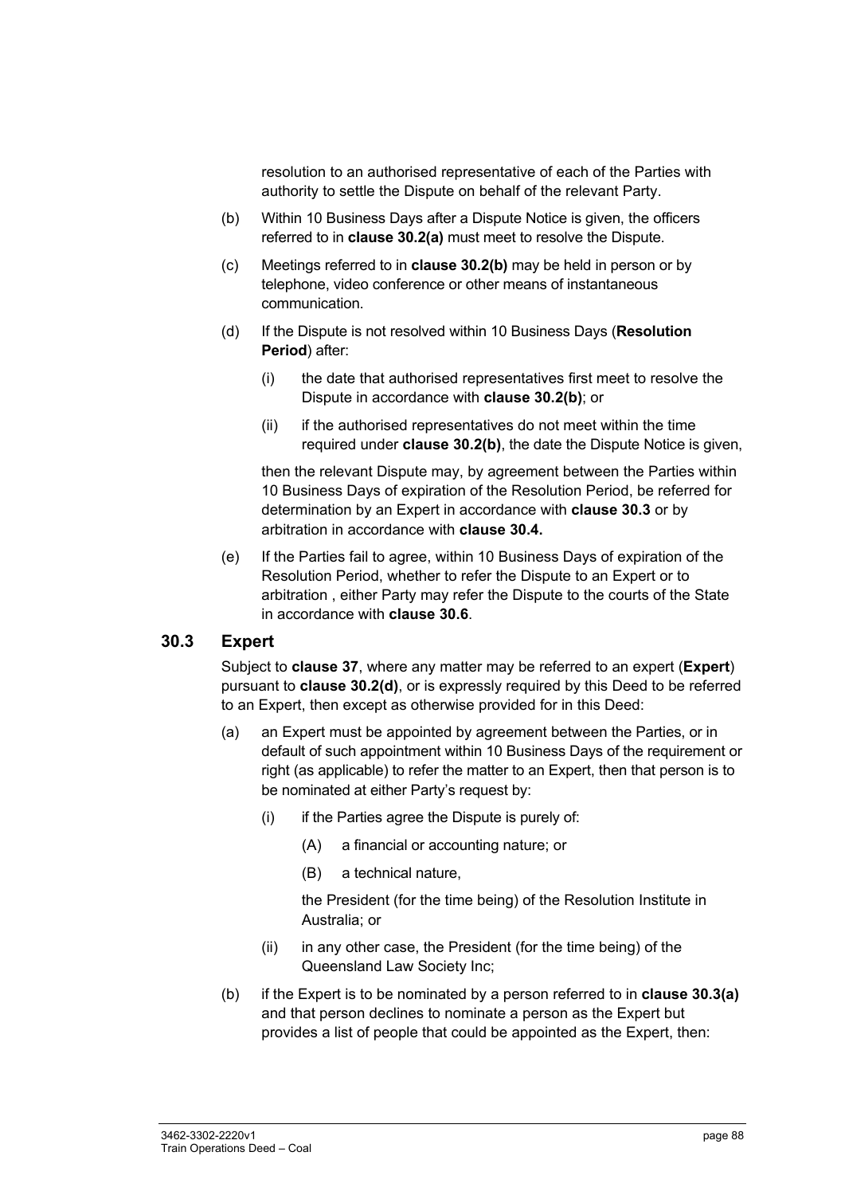resolution to an authorised representative of each of the Parties with authority to settle the Dispute on behalf of the relevant Party.

(b) Within 10 Business Days after a Dispute Notice is given, the officers referred to in **clause 30.2(a)** must meet to resolve the Dispute.

(c) Meetings referred to in **clause 30.2(b)** may be held in person or by telephone, video conference or other means of instantaneous communication.

(d) If the Dispute is not resolved within 10 Business Days (**Resolution Period**) after:

  (i) the date that authorised representatives first meet to resolve the Dispute in accordance with **clause 30.2(b)**; or

  (ii) if the authorised representatives do not meet within the time required under **clause 30.2(b)**, the date the Dispute Notice is given,

  then the relevant Dispute may, by agreement between the Parties within 10 Business Days of expiration of the Resolution Period, be referred for determination by an Expert in accordance with **clause 30.3** or by arbitration in accordance with **clause 30.4.**

(e) If the Parties fail to agree, within 10 Business Days of expiration of the Resolution Period, whether to refer the Dispute to an Expert or to arbitration , either Party may refer the Dispute to the courts of the State in accordance with **clause 30.6**.

## 30.3 Expert

Subject to **clause 37**, where any matter may be referred to an expert (**Expert**) pursuant to **clause 30.2(d)**, or is expressly required by this Deed to be referred to an Expert, then except as otherwise provided for in this Deed:

(a) an Expert must be appointed by agreement between the Parties, or in default of such appointment within 10 Business Days of the requirement or right (as applicable) to refer the matter to an Expert, then that person is to be nominated at either Party's request by:

  (i) if the Parties agree the Dispute is purely of:

    (A) a financial or accounting nature; or

    (B) a technical nature,

    the President (for the time being) of the Resolution Institute in Australia; or

  (ii) in any other case, the President (for the time being) of the Queensland Law Society Inc;

(b) if the Expert is to be nominated by a person referred to in **clause 30.3(a)** and that person declines to nominate a person as the Expert but provides a list of people that could be appointed as the Expert, then: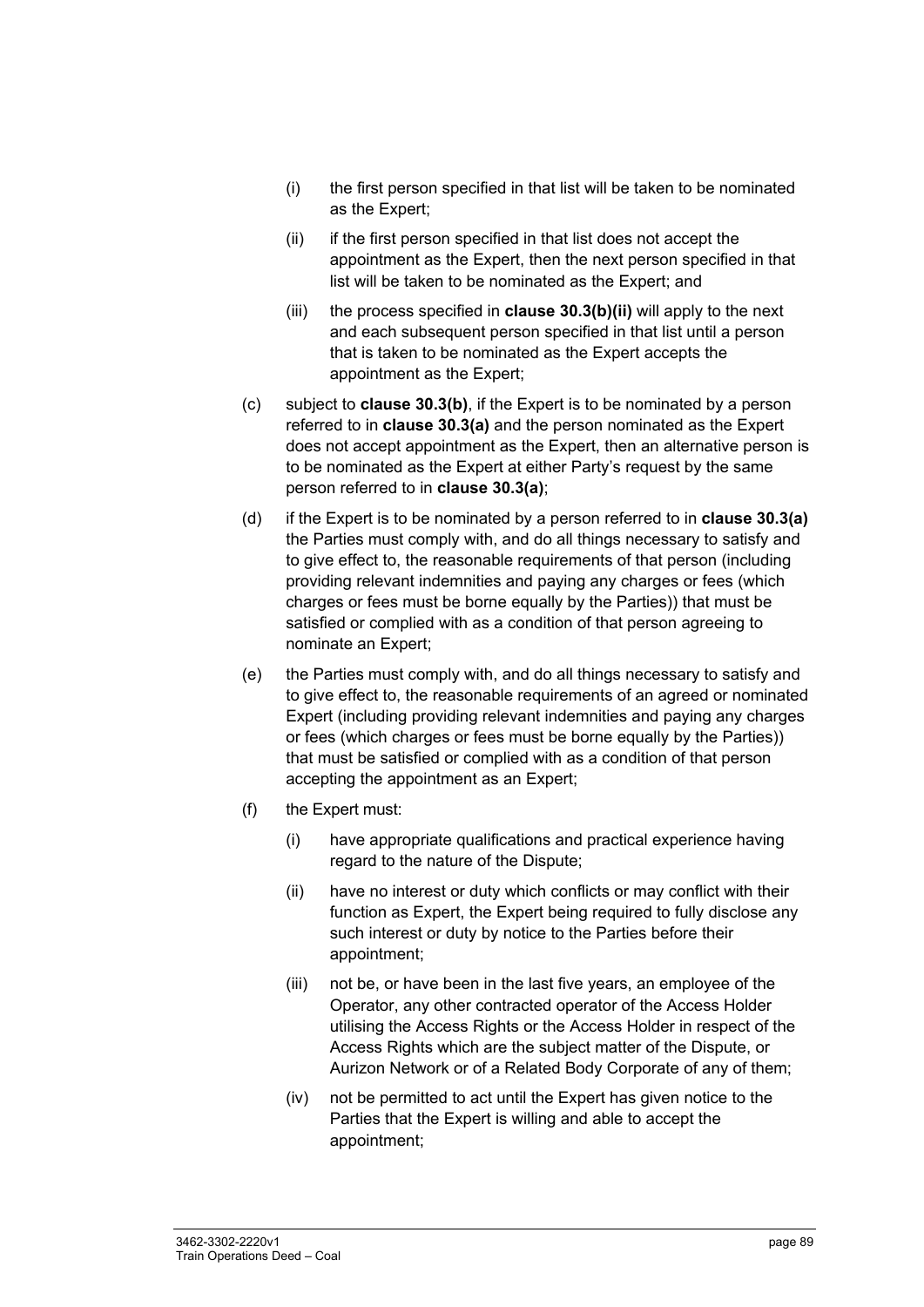(i) the first person specified in that list will be taken to be nominated as the Expert;

(ii) if the first person specified in that list does not accept the appointment as the Expert, then the next person specified in that list will be taken to be nominated as the Expert; and

(iii) the process specified in **clause 30.3(b)(ii)** will apply to the next and each subsequent person specified in that list until a person that is taken to be nominated as the Expert accepts the appointment as the Expert;

(c) subject to **clause 30.3(b)**, if the Expert is to be nominated by a person referred to in **clause 30.3(a)** and the person nominated as the Expert does not accept appointment as the Expert, then an alternative person is to be nominated as the Expert at either Party's request by the same person referred to in **clause 30.3(a)**;

(d) if the Expert is to be nominated by a person referred to in **clause 30.3(a)** the Parties must comply with, and do all things necessary to satisfy and to give effect to, the reasonable requirements of that person (including providing relevant indemnities and paying any charges or fees (which charges or fees must be borne equally by the Parties)) that must be satisfied or complied with as a condition of that person agreeing to nominate an Expert;

(e) the Parties must comply with, and do all things necessary to satisfy and to give effect to, the reasonable requirements of an agreed or nominated Expert (including providing relevant indemnities and paying any charges or fees (which charges or fees must be borne equally by the Parties)) that must be satisfied or complied with as a condition of that person accepting the appointment as an Expert;

(f) the Expert must:

(i) have appropriate qualifications and practical experience having regard to the nature of the Dispute;

(ii) have no interest or duty which conflicts or may conflict with their function as Expert, the Expert being required to fully disclose any such interest or duty by notice to the Parties before their appointment;

(iii) not be, or have been in the last five years, an employee of the Operator, any other contracted operator of the Access Holder utilising the Access Rights or the Access Holder in respect of the Access Rights which are the subject matter of the Dispute, or Aurizon Network or of a Related Body Corporate of any of them;

(iv) not be permitted to act until the Expert has given notice to the Parties that the Expert is willing and able to accept the appointment;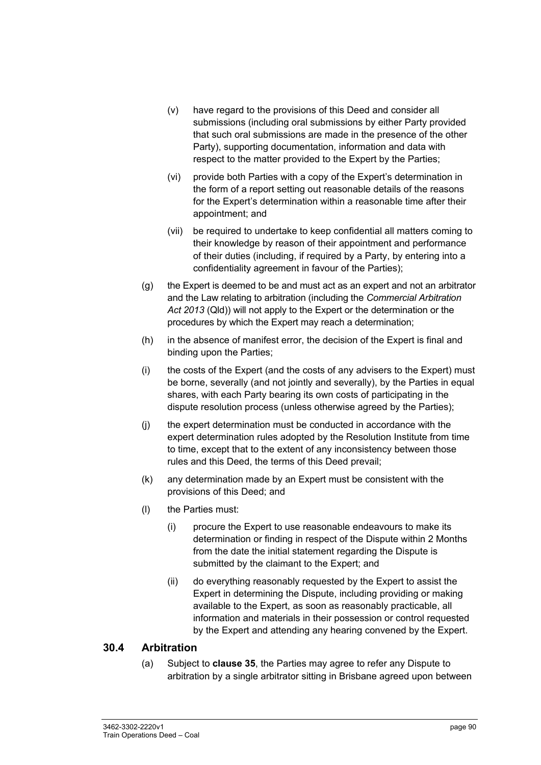(v) have regard to the provisions of this Deed and consider all submissions (including oral submissions by either Party provided that such oral submissions are made in the presence of the other Party), supporting documentation, information and data with respect to the matter provided to the Expert by the Parties;

(vi) provide both Parties with a copy of the Expert's determination in the form of a report setting out reasonable details of the reasons for the Expert's determination within a reasonable time after their appointment; and

(vii) be required to undertake to keep confidential all matters coming to their knowledge by reason of their appointment and performance of their duties (including, if required by a Party, by entering into a confidentiality agreement in favour of the Parties);

(g) the Expert is deemed to be and must act as an expert and not an arbitrator and the Law relating to arbitration (including the *Commercial Arbitration Act 2013* (Qld)) will not apply to the Expert or the determination or the procedures by which the Expert may reach a determination;

(h) in the absence of manifest error, the decision of the Expert is final and binding upon the Parties;

(i) the costs of the Expert (and the costs of any advisers to the Expert) must be borne, severally (and not jointly and severally), by the Parties in equal shares, with each Party bearing its own costs of participating in the dispute resolution process (unless otherwise agreed by the Parties);

(j) the expert determination must be conducted in accordance with the expert determination rules adopted by the Resolution Institute from time to time, except that to the extent of any inconsistency between those rules and this Deed, the terms of this Deed prevail;

(k) any determination made by an Expert must be consistent with the provisions of this Deed; and

(l) the Parties must:

(i) procure the Expert to use reasonable endeavours to make its determination or finding in respect of the Dispute within 2 Months from the date the initial statement regarding the Dispute is submitted by the claimant to the Expert; and

(ii) do everything reasonably requested by the Expert to assist the Expert in determining the Dispute, including providing or making available to the Expert, as soon as reasonably practicable, all information and materials in their possession or control requested by the Expert and attending any hearing convened by the Expert.

## 30.4 Arbitration

(a) Subject to **clause 35**, the Parties may agree to refer any Dispute to arbitration by a single arbitrator sitting in Brisbane agreed upon between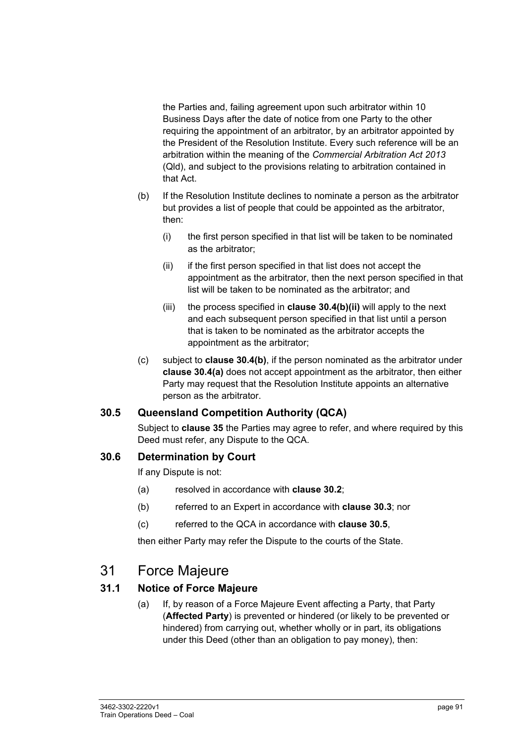the Parties and, failing agreement upon such arbitrator within 10 Business Days after the date of notice from one Party to the other requiring the appointment of an arbitrator, by an arbitrator appointed by the President of the Resolution Institute. Every such reference will be an arbitration within the meaning of the *Commercial Arbitration Act 2013* (Qld), and subject to the provisions relating to arbitration contained in that Act.

(b) If the Resolution Institute declines to nominate a person as the arbitrator but provides a list of people that could be appointed as the arbitrator, then:

   (i) the first person specified in that list will be taken to be nominated as the arbitrator;

   (ii) if the first person specified in that list does not accept the appointment as the arbitrator, then the next person specified in that list will be taken to be nominated as the arbitrator; and

   (iii) the process specified in **clause 30.4(b)(ii)** will apply to the next and each subsequent person specified in that list until a person that is taken to be nominated as the arbitrator accepts the appointment as the arbitrator;

(c) subject to **clause 30.4(b)**, if the person nominated as the arbitrator under **clause 30.4(a)** does not accept appointment as the arbitrator, then either Party may request that the Resolution Institute appoints an alternative person as the arbitrator.

### 30.5 Queensland Competition Authority (QCA)

Subject to **clause 35** the Parties may agree to refer, and where required by this Deed must refer, any Dispute to the QCA.

### 30.6 Determination by Court

If any Dispute is not:

(a) resolved in accordance with **clause 30.2**;

(b) referred to an Expert in accordance with **clause 30.3**; nor

(c) referred to the QCA in accordance with **clause 30.5**,

then either Party may refer the Dispute to the courts of the State.

## 31 Force Majeure

### 31.1 Notice of Force Majeure

(a) If, by reason of a Force Majeure Event affecting a Party, that Party (**Affected Party**) is prevented or hindered (or likely to be prevented or hindered) from carrying out, whether wholly or in part, its obligations under this Deed (other than an obligation to pay money), then: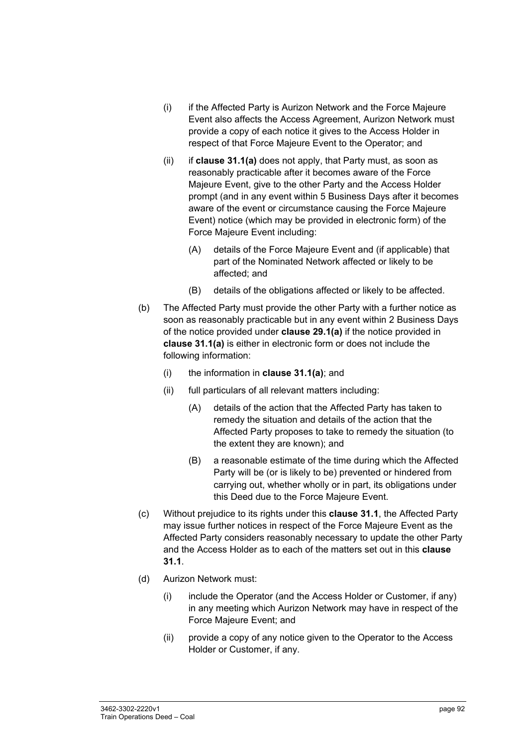(i) if the Affected Party is Aurizon Network and the Force Majeure Event also affects the Access Agreement, Aurizon Network must provide a copy of each notice it gives to the Access Holder in respect of that Force Majeure Event to the Operator; and

(ii) if **clause 31.1(a)** does not apply, that Party must, as soon as reasonably practicable after it becomes aware of the Force Majeure Event, give to the other Party and the Access Holder prompt (and in any event within 5 Business Days after it becomes aware of the event or circumstance causing the Force Majeure Event) notice (which may be provided in electronic form) of the Force Majeure Event including:

(A) details of the Force Majeure Event and (if applicable) that part of the Nominated Network affected or likely to be affected; and

(B) details of the obligations affected or likely to be affected.

(b) The Affected Party must provide the other Party with a further notice as soon as reasonably practicable but in any event within 2 Business Days of the notice provided under **clause 29.1(a)** if the notice provided in **clause 31.1(a)** is either in electronic form or does not include the following information:

(i) the information in **clause 31.1(a)**; and

(ii) full particulars of all relevant matters including:

(A) details of the action that the Affected Party has taken to remedy the situation and details of the action that the Affected Party proposes to take to remedy the situation (to the extent they are known); and

(B) a reasonable estimate of the time during which the Affected Party will be (or is likely to be) prevented or hindered from carrying out, whether wholly or in part, its obligations under this Deed due to the Force Majeure Event.

(c) Without prejudice to its rights under this **clause 31.1**, the Affected Party may issue further notices in respect of the Force Majeure Event as the Affected Party considers reasonably necessary to update the other Party and the Access Holder as to each of the matters set out in this **clause 31.1**.

(d) Aurizon Network must:

(i) include the Operator (and the Access Holder or Customer, if any) in any meeting which Aurizon Network may have in respect of the Force Majeure Event; and

(ii) provide a copy of any notice given to the Operator to the Access Holder or Customer, if any.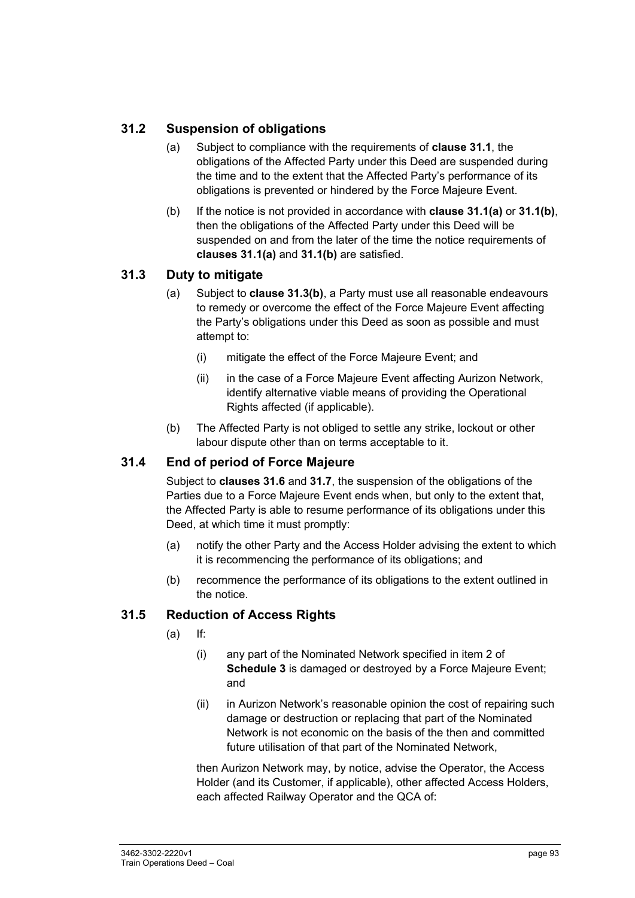## 31.2 Suspension of obligations

(a) Subject to compliance with the requirements of **clause 31.1**, the obligations of the Affected Party under this Deed are suspended during the time and to the extent that the Affected Party's performance of its obligations is prevented or hindered by the Force Majeure Event.

(b) If the notice is not provided in accordance with **clause 31.1(a)** or **31.1(b)**, then the obligations of the Affected Party under this Deed will be suspended on and from the later of the time the notice requirements of **clauses 31.1(a)** and **31.1(b)** are satisfied.

## 31.3 Duty to mitigate

(a) Subject to **clause 31.3(b)**, a Party must use all reasonable endeavours to remedy or overcome the effect of the Force Majeure Event affecting the Party's obligations under this Deed as soon as possible and must attempt to:

(i) mitigate the effect of the Force Majeure Event; and

(ii) in the case of a Force Majeure Event affecting Aurizon Network, identify alternative viable means of providing the Operational Rights affected (if applicable).

(b) The Affected Party is not obliged to settle any strike, lockout or other labour dispute other than on terms acceptable to it.

## 31.4 End of period of Force Majeure

Subject to **clauses 31.6** and **31.7**, the suspension of the obligations of the Parties due to a Force Majeure Event ends when, but only to the extent that, the Affected Party is able to resume performance of its obligations under this Deed, at which time it must promptly:

(a) notify the other Party and the Access Holder advising the extent to which it is recommencing the performance of its obligations; and

(b) recommence the performance of its obligations to the extent outlined in the notice.

## 31.5 Reduction of Access Rights

(a) If:

(i) any part of the Nominated Network specified in item 2 of **Schedule 3** is damaged or destroyed by a Force Majeure Event; and

(ii) in Aurizon Network's reasonable opinion the cost of repairing such damage or destruction or replacing that part of the Nominated Network is not economic on the basis of the then and committed future utilisation of that part of the Nominated Network,

then Aurizon Network may, by notice, advise the Operator, the Access Holder (and its Customer, if applicable), other affected Access Holders, each affected Railway Operator and the QCA of: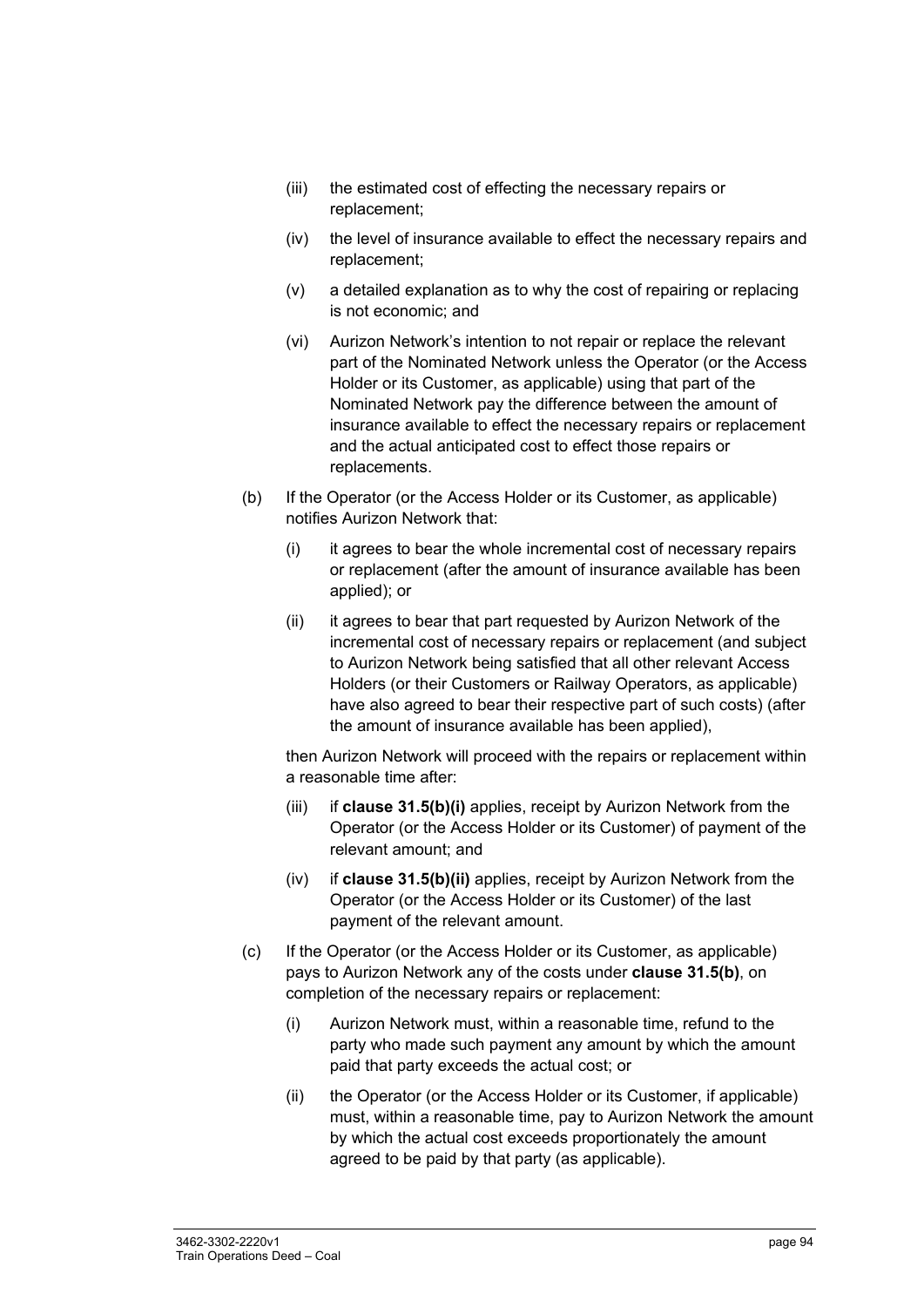(iii) the estimated cost of effecting the necessary repairs or replacement;

(iv) the level of insurance available to effect the necessary repairs and replacement;

(v) a detailed explanation as to why the cost of repairing or replacing is not economic; and

(vi) Aurizon Network's intention to not repair or replace the relevant part of the Nominated Network unless the Operator (or the Access Holder or its Customer, as applicable) using that part of the Nominated Network pay the difference between the amount of insurance available to effect the necessary repairs or replacement and the actual anticipated cost to effect those repairs or replacements.

(b) If the Operator (or the Access Holder or its Customer, as applicable) notifies Aurizon Network that:

(i) it agrees to bear the whole incremental cost of necessary repairs or replacement (after the amount of insurance available has been applied); or

(ii) it agrees to bear that part requested by Aurizon Network of the incremental cost of necessary repairs or replacement (and subject to Aurizon Network being satisfied that all other relevant Access Holders (or their Customers or Railway Operators, as applicable) have also agreed to bear their respective part of such costs) (after the amount of insurance available has been applied),

then Aurizon Network will proceed with the repairs or replacement within a reasonable time after:

(iii) if **clause 31.5(b)(i)** applies, receipt by Aurizon Network from the Operator (or the Access Holder or its Customer) of payment of the relevant amount; and

(iv) if **clause 31.5(b)(ii)** applies, receipt by Aurizon Network from the Operator (or the Access Holder or its Customer) of the last payment of the relevant amount.

(c) If the Operator (or the Access Holder or its Customer, as applicable) pays to Aurizon Network any of the costs under **clause 31.5(b)**, on completion of the necessary repairs or replacement:

(i) Aurizon Network must, within a reasonable time, refund to the party who made such payment any amount by which the amount paid that party exceeds the actual cost; or

(ii) the Operator (or the Access Holder or its Customer, if applicable) must, within a reasonable time, pay to Aurizon Network the amount by which the actual cost exceeds proportionately the amount agreed to be paid by that party (as applicable).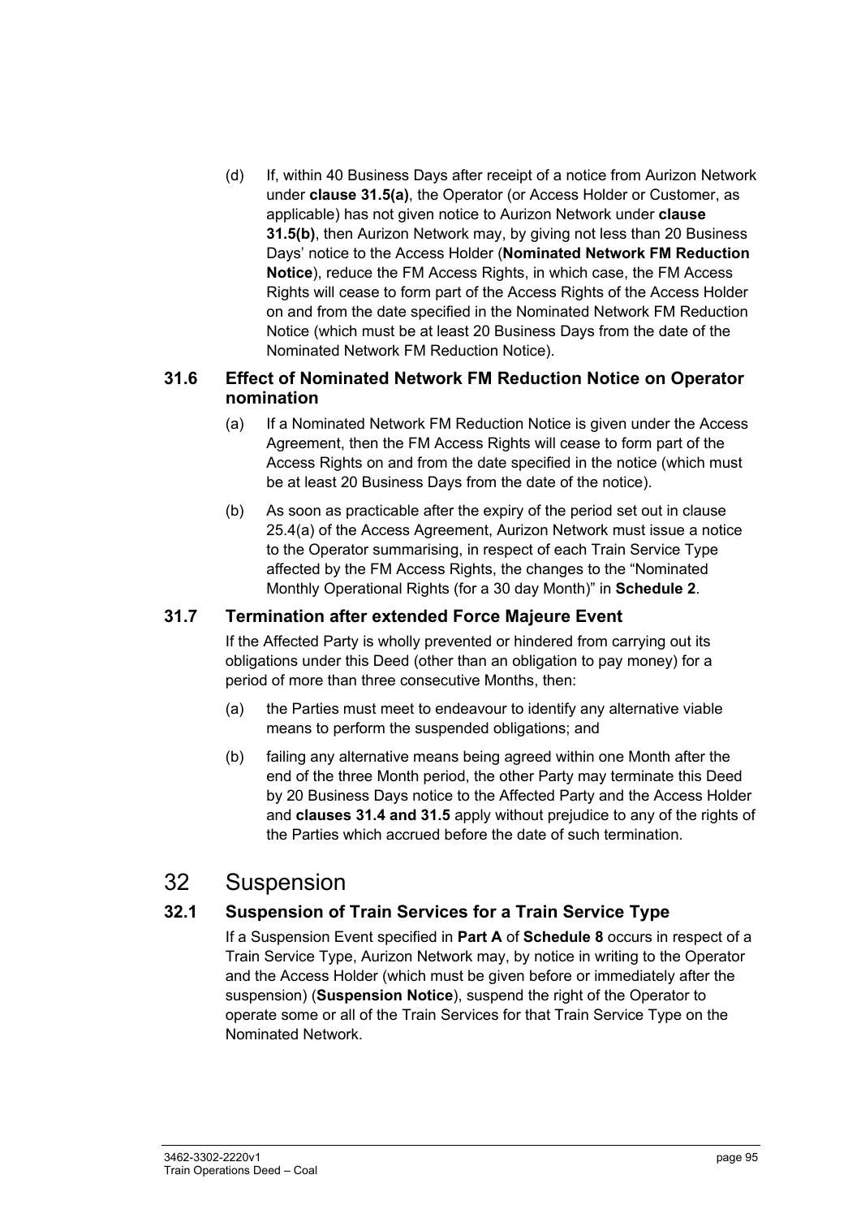(d) If, within 40 Business Days after receipt of a notice from Aurizon Network under **clause 31.5(a)**, the Operator (or Access Holder or Customer, as applicable) has not given notice to Aurizon Network under **clause 31.5(b)**, then Aurizon Network may, by giving not less than 20 Business Days' notice to the Access Holder (**Nominated Network FM Reduction Notice**), reduce the FM Access Rights, in which case, the FM Access Rights will cease to form part of the Access Rights of the Access Holder on and from the date specified in the Nominated Network FM Reduction Notice (which must be at least 20 Business Days from the date of the Nominated Network FM Reduction Notice).

### 31.6 Effect of Nominated Network FM Reduction Notice on Operator nomination

(a) If a Nominated Network FM Reduction Notice is given under the Access Agreement, then the FM Access Rights will cease to form part of the Access Rights on and from the date specified in the notice (which must be at least 20 Business Days from the date of the notice).

(b) As soon as practicable after the expiry of the period set out in clause 25.4(a) of the Access Agreement, Aurizon Network must issue a notice to the Operator summarising, in respect of each Train Service Type affected by the FM Access Rights, the changes to the "Nominated Monthly Operational Rights (for a 30 day Month)" in **Schedule 2**.

### 31.7 Termination after extended Force Majeure Event

If the Affected Party is wholly prevented or hindered from carrying out its obligations under this Deed (other than an obligation to pay money) for a period of more than three consecutive Months, then:

(a) the Parties must meet to endeavour to identify any alternative viable means to perform the suspended obligations; and

(b) failing any alternative means being agreed within one Month after the end of the three Month period, the other Party may terminate this Deed by 20 Business Days notice to the Affected Party and the Access Holder and **clauses 31.4 and 31.5** apply without prejudice to any of the rights of the Parties which accrued before the date of such termination.

## 32 Suspension

### 32.1 Suspension of Train Services for a Train Service Type

If a Suspension Event specified in **Part A** of **Schedule 8** occurs in respect of a Train Service Type, Aurizon Network may, by notice in writing to the Operator and the Access Holder (which must be given before or immediately after the suspension) (**Suspension Notice**), suspend the right of the Operator to operate some or all of the Train Services for that Train Service Type on the Nominated Network.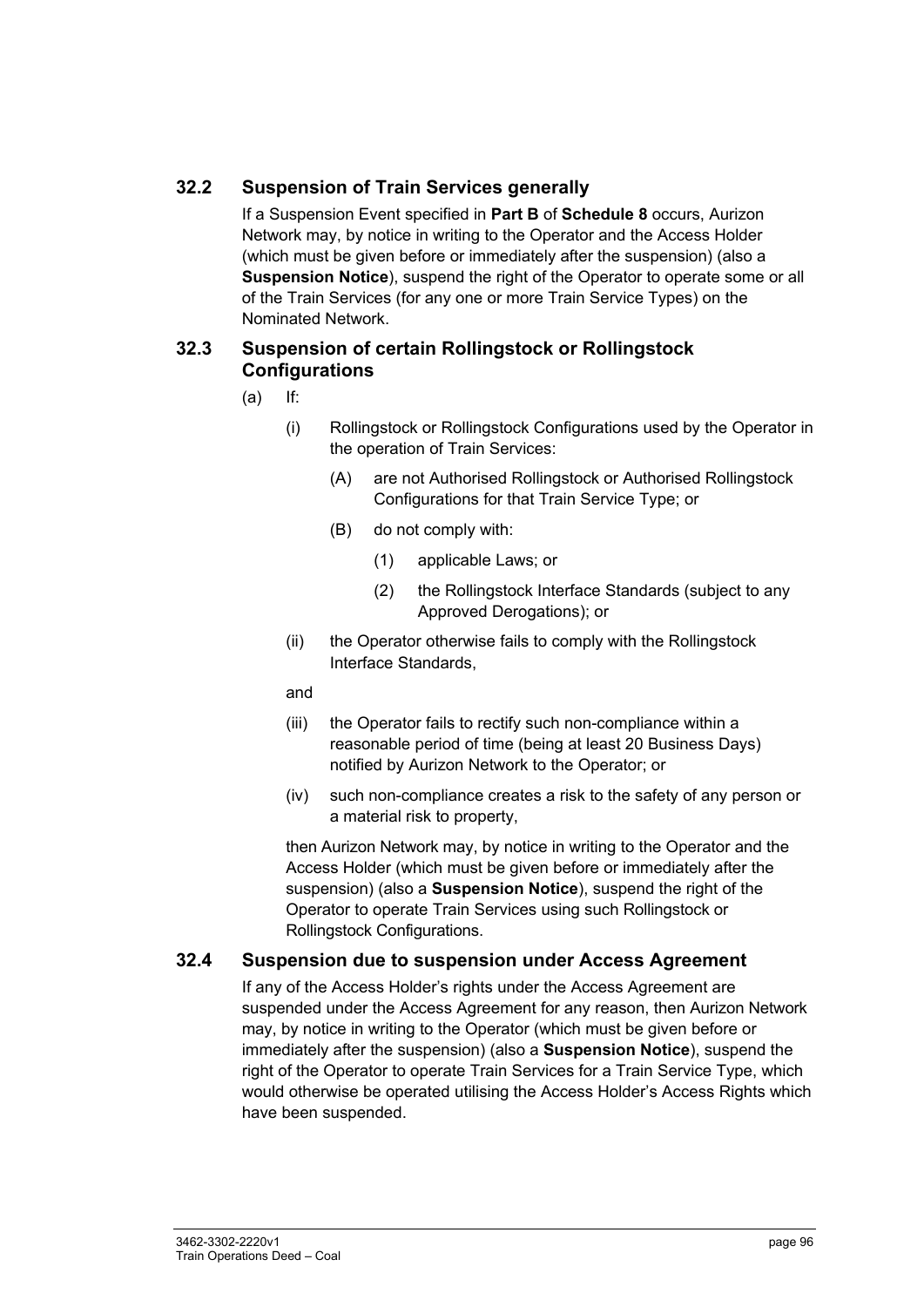### 32.2 Suspension of Train Services generally

If a Suspension Event specified in **Part B** of **Schedule 8** occurs, Aurizon Network may, by notice in writing to the Operator and the Access Holder (which must be given before or immediately after the suspension) (also a **Suspension Notice**), suspend the right of the Operator to operate some or all of the Train Services (for any one or more Train Service Types) on the Nominated Network.

### 32.3 Suspension of certain Rollingstock or Rollingstock Configurations

(a) If:

  (i) Rollingstock or Rollingstock Configurations used by the Operator in the operation of Train Services:

    (A) are not Authorised Rollingstock or Authorised Rollingstock Configurations for that Train Service Type; or

    (B) do not comply with:

      (1) applicable Laws; or

      (2) the Rollingstock Interface Standards (subject to any Approved Derogations); or

  (ii) the Operator otherwise fails to comply with the Rollingstock Interface Standards,

  and

  (iii) the Operator fails to rectify such non-compliance within a reasonable period of time (being at least 20 Business Days) notified by Aurizon Network to the Operator; or

  (iv) such non-compliance creates a risk to the safety of any person or a material risk to property,

  then Aurizon Network may, by notice in writing to the Operator and the Access Holder (which must be given before or immediately after the suspension) (also a **Suspension Notice**), suspend the right of the Operator to operate Train Services using such Rollingstock or Rollingstock Configurations.

### 32.4 Suspension due to suspension under Access Agreement

If any of the Access Holder's rights under the Access Agreement are suspended under the Access Agreement for any reason, then Aurizon Network may, by notice in writing to the Operator (which must be given before or immediately after the suspension) (also a **Suspension Notice**), suspend the right of the Operator to operate Train Services for a Train Service Type, which would otherwise be operated utilising the Access Holder's Access Rights which have been suspended.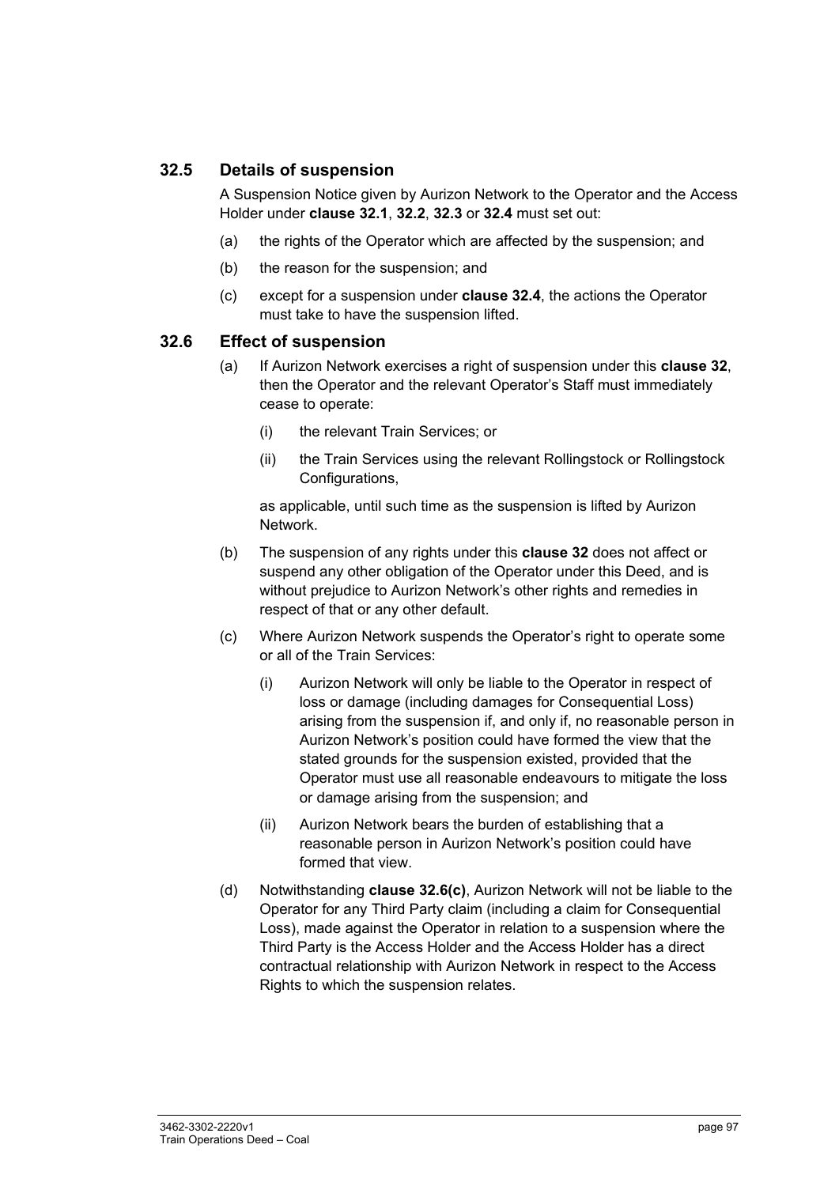## 32.5 Details of suspension

A Suspension Notice given by Aurizon Network to the Operator and the Access Holder under **clause 32.1**, **32.2**, **32.3** or **32.4** must set out:

(a) the rights of the Operator which are affected by the suspension; and

(b) the reason for the suspension; and

(c) except for a suspension under **clause 32.4**, the actions the Operator must take to have the suspension lifted.

## 32.6 Effect of suspension

(a) If Aurizon Network exercises a right of suspension under this **clause 32**, then the Operator and the relevant Operator's Staff must immediately cease to operate:

   (i) the relevant Train Services; or

   (ii) the Train Services using the relevant Rollingstock or Rollingstock Configurations,

   as applicable, until such time as the suspension is lifted by Aurizon Network.

(b) The suspension of any rights under this **clause 32** does not affect or suspend any other obligation of the Operator under this Deed, and is without prejudice to Aurizon Network's other rights and remedies in respect of that or any other default.

(c) Where Aurizon Network suspends the Operator's right to operate some or all of the Train Services:

   (i) Aurizon Network will only be liable to the Operator in respect of loss or damage (including damages for Consequential Loss) arising from the suspension if, and only if, no reasonable person in Aurizon Network's position could have formed the view that the stated grounds for the suspension existed, provided that the Operator must use all reasonable endeavours to mitigate the loss or damage arising from the suspension; and

   (ii) Aurizon Network bears the burden of establishing that a reasonable person in Aurizon Network's position could have formed that view.

(d) Notwithstanding **clause 32.6(c)**, Aurizon Network will not be liable to the Operator for any Third Party claim (including a claim for Consequential Loss), made against the Operator in relation to a suspension where the Third Party is the Access Holder and the Access Holder has a direct contractual relationship with Aurizon Network in respect to the Access Rights to which the suspension relates.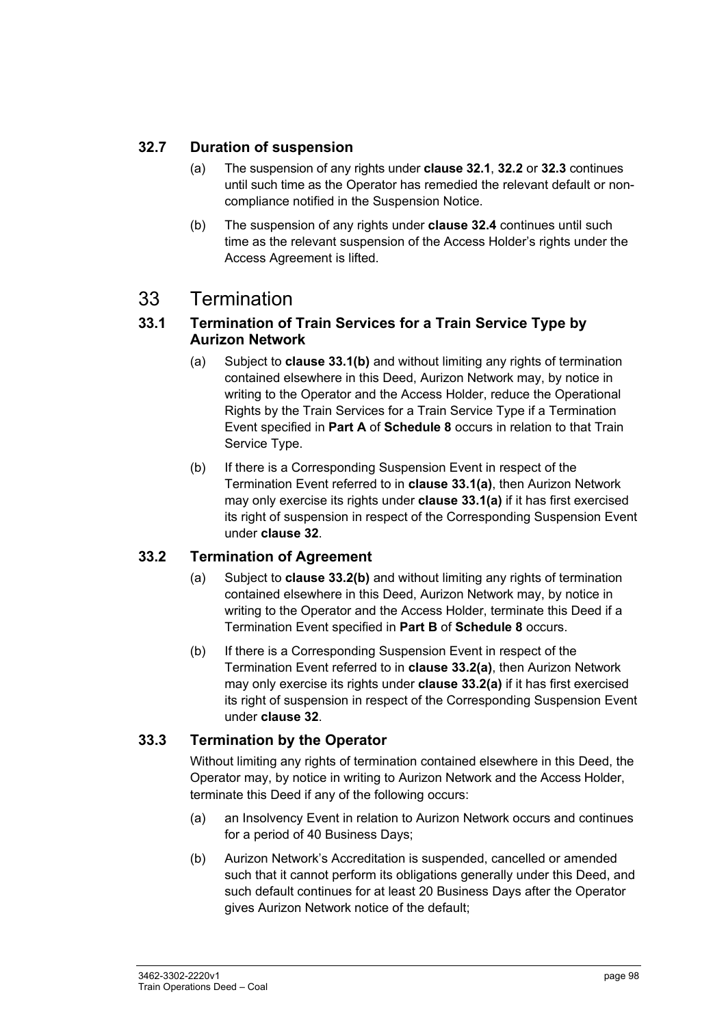### 32.7 Duration of suspension

(a) The suspension of any rights under **clause 32.1**, **32.2** or **32.3** continues until such time as the Operator has remedied the relevant default or non-compliance notified in the Suspension Notice.

(b) The suspension of any rights under **clause 32.4** continues until such time as the relevant suspension of the Access Holder's rights under the Access Agreement is lifted.

# 33 Termination

### 33.1 Termination of Train Services for a Train Service Type by Aurizon Network

(a) Subject to **clause 33.1(b)** and without limiting any rights of termination contained elsewhere in this Deed, Aurizon Network may, by notice in writing to the Operator and the Access Holder, reduce the Operational Rights by the Train Services for a Train Service Type if a Termination Event specified in **Part A** of **Schedule 8** occurs in relation to that Train Service Type.

(b) If there is a Corresponding Suspension Event in respect of the Termination Event referred to in **clause 33.1(a)**, then Aurizon Network may only exercise its rights under **clause 33.1(a)** if it has first exercised its right of suspension in respect of the Corresponding Suspension Event under **clause 32**.

### 33.2 Termination of Agreement

(a) Subject to **clause 33.2(b)** and without limiting any rights of termination contained elsewhere in this Deed, Aurizon Network may, by notice in writing to the Operator and the Access Holder, terminate this Deed if a Termination Event specified in **Part B** of **Schedule 8** occurs.

(b) If there is a Corresponding Suspension Event in respect of the Termination Event referred to in **clause 33.2(a)**, then Aurizon Network may only exercise its rights under **clause 33.2(a)** if it has first exercised its right of suspension in respect of the Corresponding Suspension Event under **clause 32**.

### 33.3 Termination by the Operator

Without limiting any rights of termination contained elsewhere in this Deed, the Operator may, by notice in writing to Aurizon Network and the Access Holder, terminate this Deed if any of the following occurs:

(a) an Insolvency Event in relation to Aurizon Network occurs and continues for a period of 40 Business Days;

(b) Aurizon Network's Accreditation is suspended, cancelled or amended such that it cannot perform its obligations generally under this Deed, and such default continues for at least 20 Business Days after the Operator gives Aurizon Network notice of the default;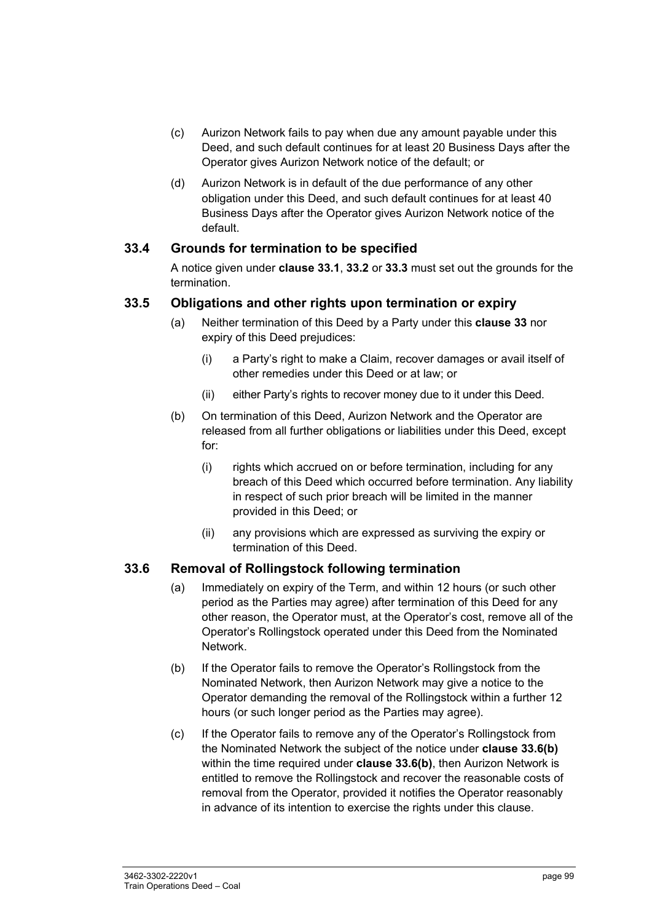(c) Aurizon Network fails to pay when due any amount payable under this Deed, and such default continues for at least 20 Business Days after the Operator gives Aurizon Network notice of the default; or

(d) Aurizon Network is in default of the due performance of any other obligation under this Deed, and such default continues for at least 40 Business Days after the Operator gives Aurizon Network notice of the default.

## 33.4 Grounds for termination to be specified

A notice given under **clause 33.1**, **33.2** or **33.3** must set out the grounds for the termination.

## 33.5 Obligations and other rights upon termination or expiry

(a) Neither termination of this Deed by a Party under this **clause 33** nor expiry of this Deed prejudices:

(i) a Party's right to make a Claim, recover damages or avail itself of other remedies under this Deed or at law; or

(ii) either Party's rights to recover money due to it under this Deed.

(b) On termination of this Deed, Aurizon Network and the Operator are released from all further obligations or liabilities under this Deed, except for:

(i) rights which accrued on or before termination, including for any breach of this Deed which occurred before termination. Any liability in respect of such prior breach will be limited in the manner provided in this Deed; or

(ii) any provisions which are expressed as surviving the expiry or termination of this Deed.

## 33.6 Removal of Rollingstock following termination

(a) Immediately on expiry of the Term, and within 12 hours (or such other period as the Parties may agree) after termination of this Deed for any other reason, the Operator must, at the Operator's cost, remove all of the Operator's Rollingstock operated under this Deed from the Nominated Network.

(b) If the Operator fails to remove the Operator's Rollingstock from the Nominated Network, then Aurizon Network may give a notice to the Operator demanding the removal of the Rollingstock within a further 12 hours (or such longer period as the Parties may agree).

(c) If the Operator fails to remove any of the Operator's Rollingstock from the Nominated Network the subject of the notice under **clause 33.6(b)** within the time required under **clause 33.6(b)**, then Aurizon Network is entitled to remove the Rollingstock and recover the reasonable costs of removal from the Operator, provided it notifies the Operator reasonably in advance of its intention to exercise the rights under this clause.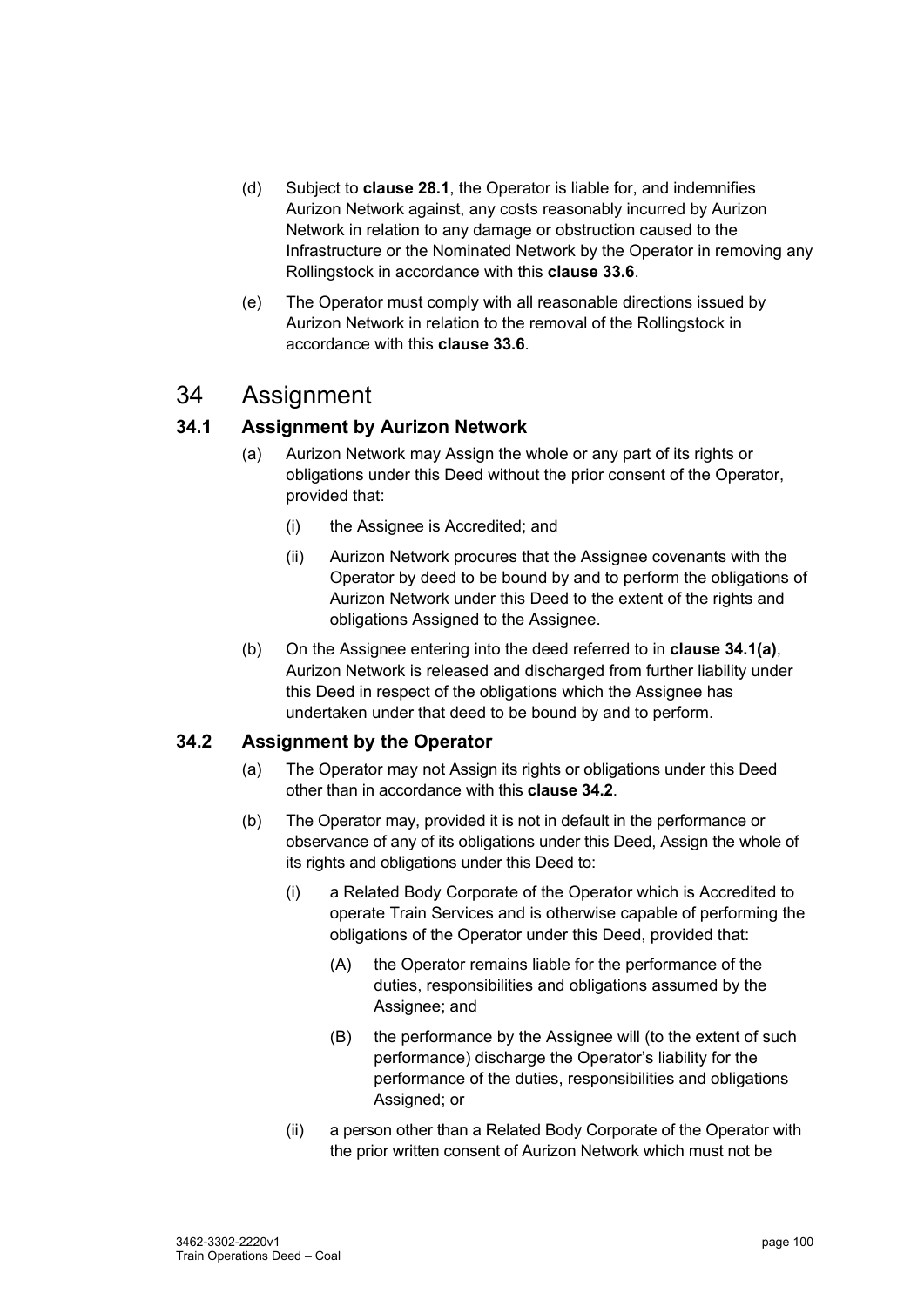(d) Subject to **clause 28.1**, the Operator is liable for, and indemnifies Aurizon Network against, any costs reasonably incurred by Aurizon Network in relation to any damage or obstruction caused to the Infrastructure or the Nominated Network by the Operator in removing any Rollingstock in accordance with this **clause 33.6**.

(e) The Operator must comply with all reasonable directions issued by Aurizon Network in relation to the removal of the Rollingstock in accordance with this **clause 33.6**.

# 34 Assignment

## 34.1 Assignment by Aurizon Network

(a) Aurizon Network may Assign the whole or any part of its rights or obligations under this Deed without the prior consent of the Operator, provided that:

   (i) the Assignee is Accredited; and

   (ii) Aurizon Network procures that the Assignee covenants with the Operator by deed to be bound by and to perform the obligations of Aurizon Network under this Deed to the extent of the rights and obligations Assigned to the Assignee.

(b) On the Assignee entering into the deed referred to in **clause 34.1(a)**, Aurizon Network is released and discharged from further liability under this Deed in respect of the obligations which the Assignee has undertaken under that deed to be bound by and to perform.

## 34.2 Assignment by the Operator

(a) The Operator may not Assign its rights or obligations under this Deed other than in accordance with this **clause 34.2**.

(b) The Operator may, provided it is not in default in the performance or observance of any of its obligations under this Deed, Assign the whole of its rights and obligations under this Deed to:

   (i) a Related Body Corporate of the Operator which is Accredited to operate Train Services and is otherwise capable of performing the obligations of the Operator under this Deed, provided that:

      (A) the Operator remains liable for the performance of the duties, responsibilities and obligations assumed by the Assignee; and

      (B) the performance by the Assignee will (to the extent of such performance) discharge the Operator's liability for the performance of the duties, responsibilities and obligations Assigned; or

   (ii) a person other than a Related Body Corporate of the Operator with the prior written consent of Aurizon Network which must not be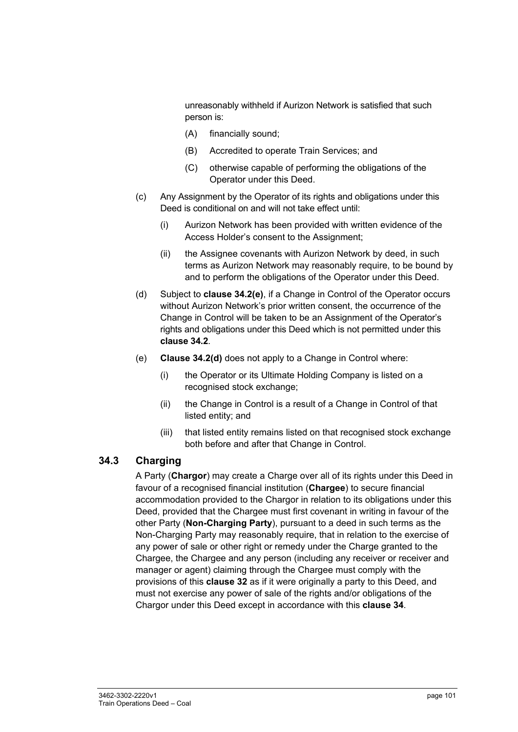unreasonably withheld if Aurizon Network is satisfied that such person is:

(A) financially sound;

(B) Accredited to operate Train Services; and

(C) otherwise capable of performing the obligations of the Operator under this Deed.

(c) Any Assignment by the Operator of its rights and obligations under this Deed is conditional on and will not take effect until:

(i) Aurizon Network has been provided with written evidence of the Access Holder's consent to the Assignment;

(ii) the Assignee covenants with Aurizon Network by deed, in such terms as Aurizon Network may reasonably require, to be bound by and to perform the obligations of the Operator under this Deed.

(d) Subject to **clause 34.2(e)**, if a Change in Control of the Operator occurs without Aurizon Network's prior written consent, the occurrence of the Change in Control will be taken to be an Assignment of the Operator's rights and obligations under this Deed which is not permitted under this **clause 34.2**.

(e) **Clause 34.2(d)** does not apply to a Change in Control where:

(i) the Operator or its Ultimate Holding Company is listed on a recognised stock exchange;

(ii) the Change in Control is a result of a Change in Control of that listed entity; and

(iii) that listed entity remains listed on that recognised stock exchange both before and after that Change in Control.

## 34.3 Charging

A Party (**Chargor**) may create a Charge over all of its rights under this Deed in favour of a recognised financial institution (**Chargee**) to secure financial accommodation provided to the Chargor in relation to its obligations under this Deed, provided that the Chargee must first covenant in writing in favour of the other Party (**Non-Charging Party**), pursuant to a deed in such terms as the Non-Charging Party may reasonably require, that in relation to the exercise of any power of sale or other right or remedy under the Charge granted to the Chargee, the Chargee and any person (including any receiver or receiver and manager or agent) claiming through the Chargee must comply with the provisions of this **clause 32** as if it were originally a party to this Deed, and must not exercise any power of sale of the rights and/or obligations of the Chargor under this Deed except in accordance with this **clause 34**.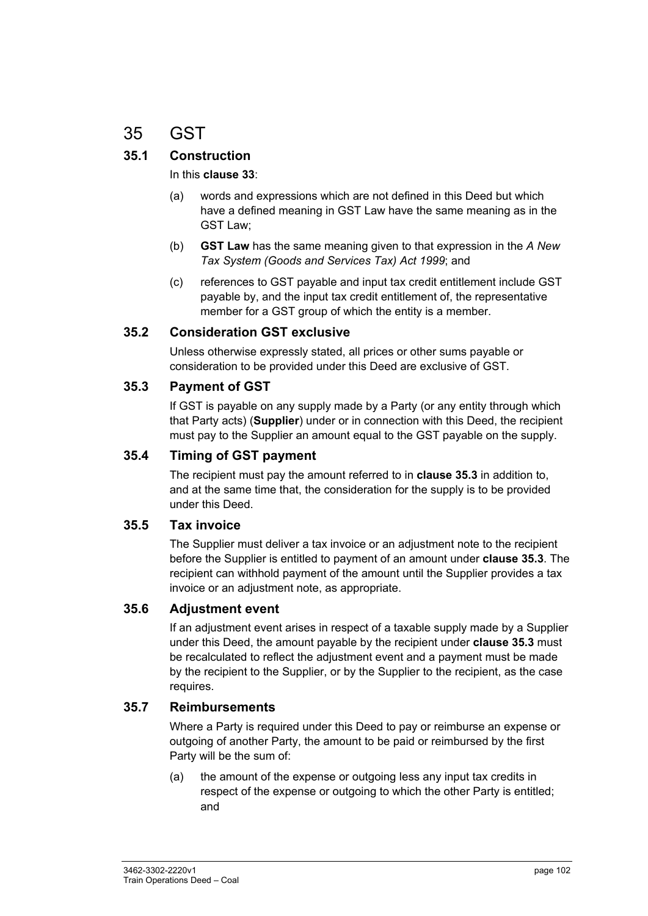# 35 GST

## 35.1 Construction

In this **clause 33**:

(a) words and expressions which are not defined in this Deed but which have a defined meaning in GST Law have the same meaning as in the GST Law;

(b) **GST Law** has the same meaning given to that expression in the *A New Tax System (Goods and Services Tax) Act 1999*; and

(c) references to GST payable and input tax credit entitlement include GST payable by, and the input tax credit entitlement of, the representative member for a GST group of which the entity is a member.

## 35.2 Consideration GST exclusive

Unless otherwise expressly stated, all prices or other sums payable or consideration to be provided under this Deed are exclusive of GST.

## 35.3 Payment of GST

If GST is payable on any supply made by a Party (or any entity through which that Party acts) (**Supplier**) under or in connection with this Deed, the recipient must pay to the Supplier an amount equal to the GST payable on the supply.

## 35.4 Timing of GST payment

The recipient must pay the amount referred to in **clause 35.3** in addition to, and at the same time that, the consideration for the supply is to be provided under this Deed.

## 35.5 Tax invoice

The Supplier must deliver a tax invoice or an adjustment note to the recipient before the Supplier is entitled to payment of an amount under **clause 35.3**. The recipient can withhold payment of the amount until the Supplier provides a tax invoice or an adjustment note, as appropriate.

## 35.6 Adjustment event

If an adjustment event arises in respect of a taxable supply made by a Supplier under this Deed, the amount payable by the recipient under **clause 35.3** must be recalculated to reflect the adjustment event and a payment must be made by the recipient to the Supplier, or by the Supplier to the recipient, as the case requires.

## 35.7 Reimbursements

Where a Party is required under this Deed to pay or reimburse an expense or outgoing of another Party, the amount to be paid or reimbursed by the first Party will be the sum of:

(a) the amount of the expense or outgoing less any input tax credits in respect of the expense or outgoing to which the other Party is entitled; and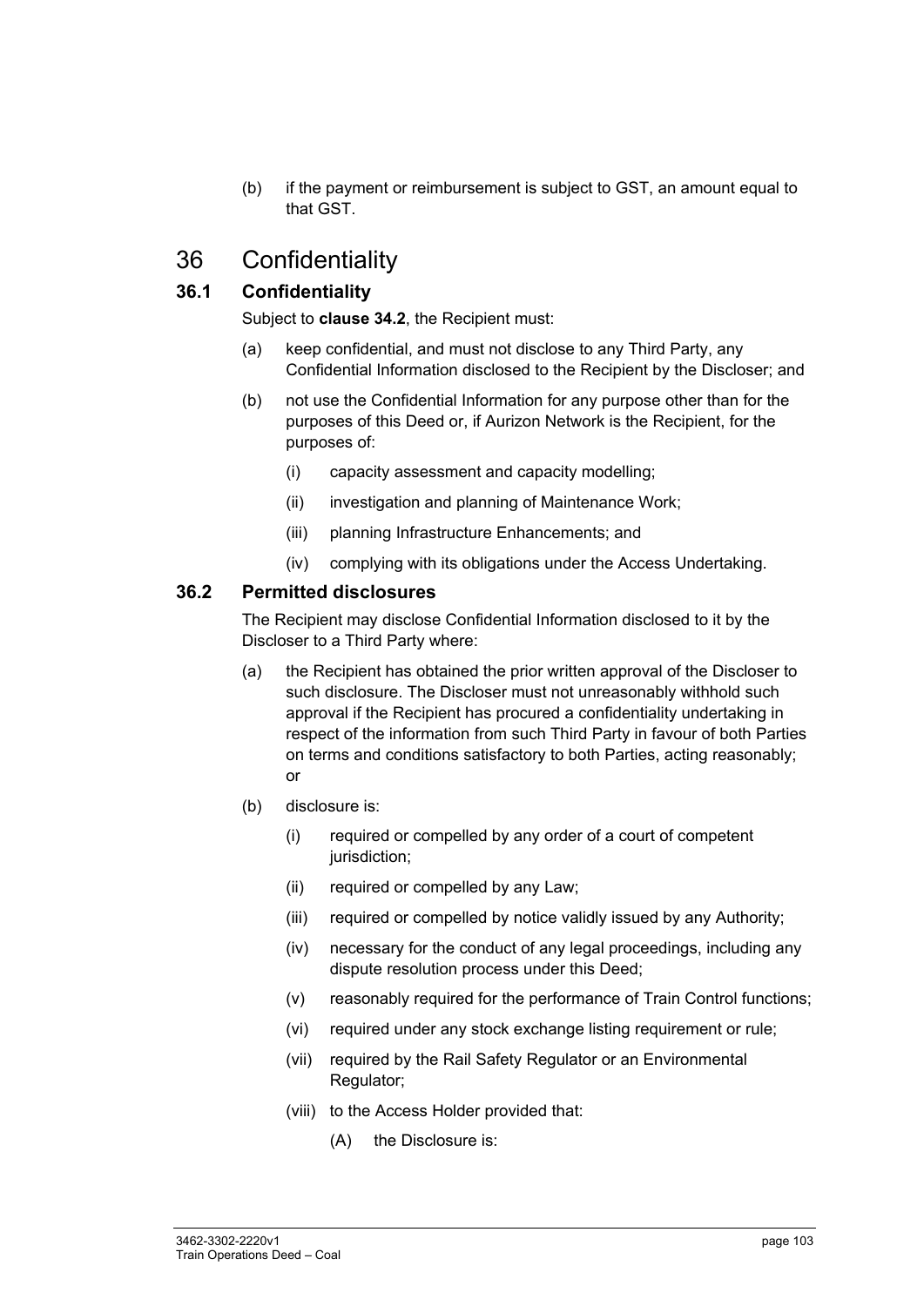(b) if the payment or reimbursement is subject to GST, an amount equal to that GST.

# 36 Confidentiality

## 36.1 Confidentiality

Subject to **clause 34.2**, the Recipient must:

(a) keep confidential, and must not disclose to any Third Party, any Confidential Information disclosed to the Recipient by the Discloser; and

(b) not use the Confidential Information for any purpose other than for the purposes of this Deed or, if Aurizon Network is the Recipient, for the purposes of:

(i) capacity assessment and capacity modelling;

(ii) investigation and planning of Maintenance Work;

(iii) planning Infrastructure Enhancements; and

(iv) complying with its obligations under the Access Undertaking.

## 36.2 Permitted disclosures

The Recipient may disclose Confidential Information disclosed to it by the Discloser to a Third Party where:

(a) the Recipient has obtained the prior written approval of the Discloser to such disclosure. The Discloser must not unreasonably withhold such approval if the Recipient has procured a confidentiality undertaking in respect of the information from such Third Party in favour of both Parties on terms and conditions satisfactory to both Parties, acting reasonably; or

(b) disclosure is:

(i) required or compelled by any order of a court of competent jurisdiction;

(ii) required or compelled by any Law;

(iii) required or compelled by notice validly issued by any Authority;

(iv) necessary for the conduct of any legal proceedings, including any dispute resolution process under this Deed;

(v) reasonably required for the performance of Train Control functions;

(vi) required under any stock exchange listing requirement or rule;

(vii) required by the Rail Safety Regulator or an Environmental Regulator;

(viii) to the Access Holder provided that:

(A) the Disclosure is: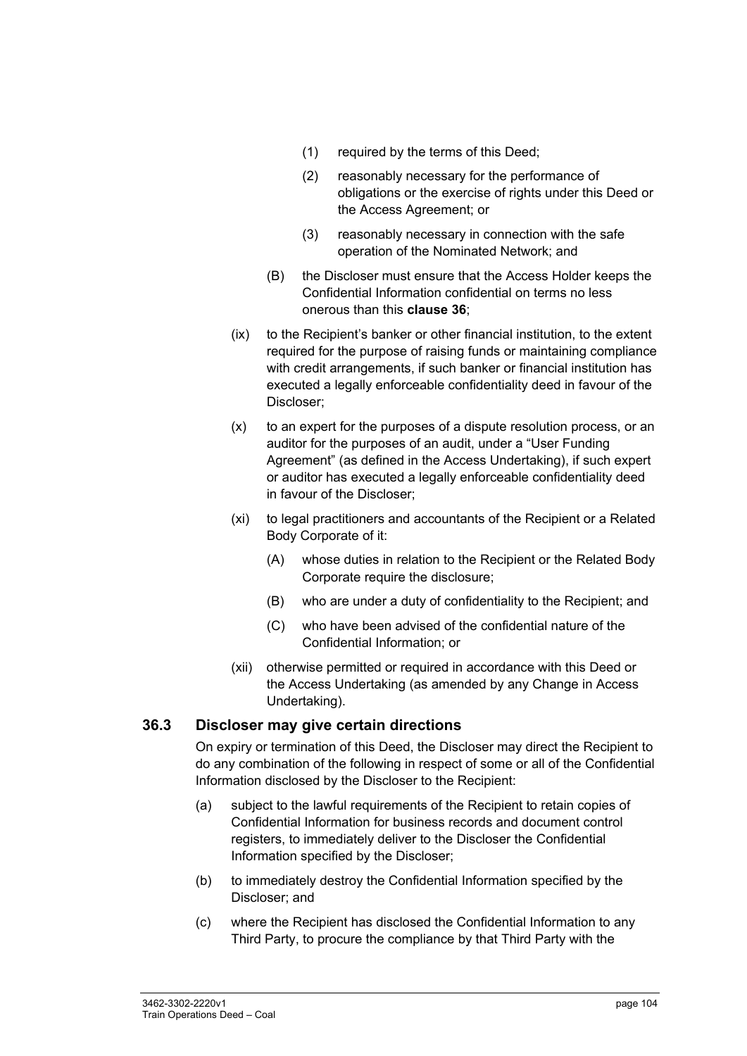(1) required by the terms of this Deed;

(2) reasonably necessary for the performance of obligations or the exercise of rights under this Deed or the Access Agreement; or

(3) reasonably necessary in connection with the safe operation of the Nominated Network; and

(B) the Discloser must ensure that the Access Holder keeps the Confidential Information confidential on terms no less onerous than this **clause 36**;

(ix) to the Recipient's banker or other financial institution, to the extent required for the purpose of raising funds or maintaining compliance with credit arrangements, if such banker or financial institution has executed a legally enforceable confidentiality deed in favour of the Discloser;

(x) to an expert for the purposes of a dispute resolution process, or an auditor for the purposes of an audit, under a "User Funding Agreement" (as defined in the Access Undertaking), if such expert or auditor has executed a legally enforceable confidentiality deed in favour of the Discloser;

(xi) to legal practitioners and accountants of the Recipient or a Related Body Corporate of it:

(A) whose duties in relation to the Recipient or the Related Body Corporate require the disclosure;

(B) who are under a duty of confidentiality to the Recipient; and

(C) who have been advised of the confidential nature of the Confidential Information; or

(xii) otherwise permitted or required in accordance with this Deed or the Access Undertaking (as amended by any Change in Access Undertaking).

## 36.3 Discloser may give certain directions

On expiry or termination of this Deed, the Discloser may direct the Recipient to do any combination of the following in respect of some or all of the Confidential Information disclosed by the Discloser to the Recipient:

(a) subject to the lawful requirements of the Recipient to retain copies of Confidential Information for business records and document control registers, to immediately deliver to the Discloser the Confidential Information specified by the Discloser;

(b) to immediately destroy the Confidential Information specified by the Discloser; and

(c) where the Recipient has disclosed the Confidential Information to any Third Party, to procure the compliance by that Third Party with the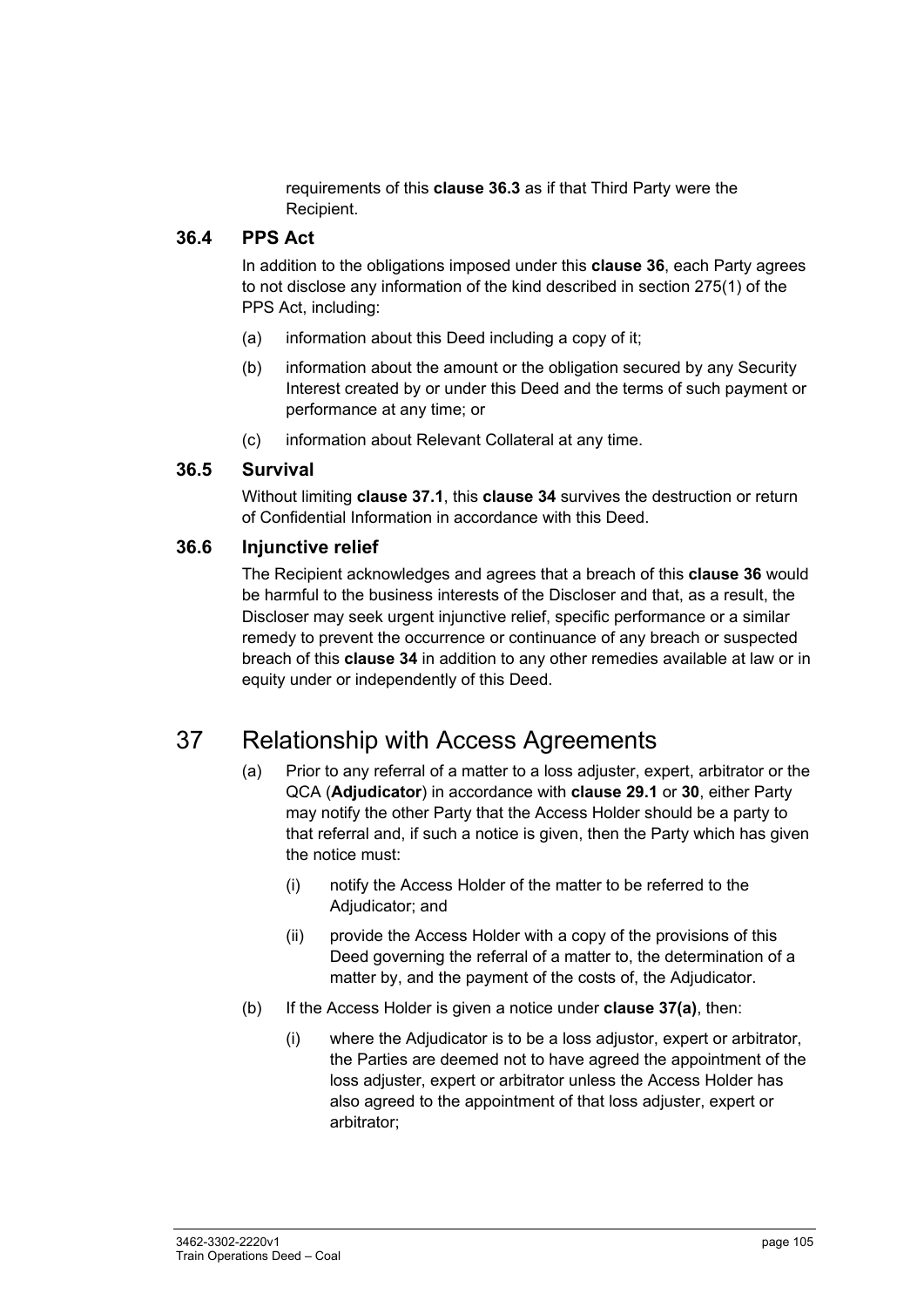requirements of this **clause 36.3** as if that Third Party were the Recipient.

### 36.4 PPS Act

In addition to the obligations imposed under this **clause 36**, each Party agrees to not disclose any information of the kind described in section 275(1) of the PPS Act, including:

(a) information about this Deed including a copy of it;

(b) information about the amount or the obligation secured by any Security Interest created by or under this Deed and the terms of such payment or performance at any time; or

(c) information about Relevant Collateral at any time.

### 36.5 Survival

Without limiting **clause 37.1**, this **clause 34** survives the destruction or return of Confidential Information in accordance with this Deed.

### 36.6 Injunctive relief

The Recipient acknowledges and agrees that a breach of this **clause 36** would be harmful to the business interests of the Discloser and that, as a result, the Discloser may seek urgent injunctive relief, specific performance or a similar remedy to prevent the occurrence or continuance of any breach or suspected breach of this **clause 34** in addition to any other remedies available at law or in equity under or independently of this Deed.

## 37 Relationship with Access Agreements

(a) Prior to any referral of a matter to a loss adjuster, expert, arbitrator or the QCA (**Adjudicator**) in accordance with **clause 29.1** or **30**, either Party may notify the other Party that the Access Holder should be a party to that referral and, if such a notice is given, then the Party which has given the notice must:

(i) notify the Access Holder of the matter to be referred to the Adjudicator; and

(ii) provide the Access Holder with a copy of the provisions of this Deed governing the referral of a matter to, the determination of a matter by, and the payment of the costs of, the Adjudicator.

(b) If the Access Holder is given a notice under **clause 37(a)**, then:

(i) where the Adjudicator is to be a loss adjustor, expert or arbitrator, the Parties are deemed not to have agreed the appointment of the loss adjuster, expert or arbitrator unless the Access Holder has also agreed to the appointment of that loss adjuster, expert or arbitrator;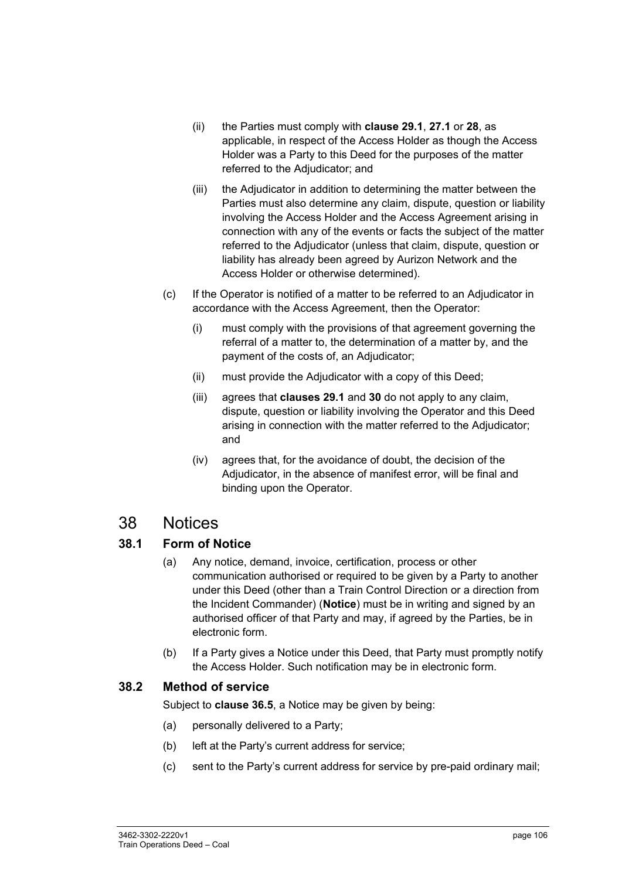(ii) the Parties must comply with **clause 29.1**, **27.1** or **28**, as applicable, in respect of the Access Holder as though the Access Holder was a Party to this Deed for the purposes of the matter referred to the Adjudicator; and

(iii) the Adjudicator in addition to determining the matter between the Parties must also determine any claim, dispute, question or liability involving the Access Holder and the Access Agreement arising in connection with any of the events or facts the subject of the matter referred to the Adjudicator (unless that claim, dispute, question or liability has already been agreed by Aurizon Network and the Access Holder or otherwise determined).

(c) If the Operator is notified of a matter to be referred to an Adjudicator in accordance with the Access Agreement, then the Operator:

(i) must comply with the provisions of that agreement governing the referral of a matter to, the determination of a matter by, and the payment of the costs of, an Adjudicator;

(ii) must provide the Adjudicator with a copy of this Deed;

(iii) agrees that **clauses 29.1** and **30** do not apply to any claim, dispute, question or liability involving the Operator and this Deed arising in connection with the matter referred to the Adjudicator; and

(iv) agrees that, for the avoidance of doubt, the decision of the Adjudicator, in the absence of manifest error, will be final and binding upon the Operator.

# 38 Notices

## 38.1 Form of Notice

(a) Any notice, demand, invoice, certification, process or other communication authorised or required to be given by a Party to another under this Deed (other than a Train Control Direction or a direction from the Incident Commander) (**Notice**) must be in writing and signed by an authorised officer of that Party and may, if agreed by the Parties, be in electronic form.

(b) If a Party gives a Notice under this Deed, that Party must promptly notify the Access Holder. Such notification may be in electronic form.

## 38.2 Method of service

Subject to **clause 36.5**, a Notice may be given by being:

(a) personally delivered to a Party;

(b) left at the Party's current address for service;

(c) sent to the Party's current address for service by pre-paid ordinary mail;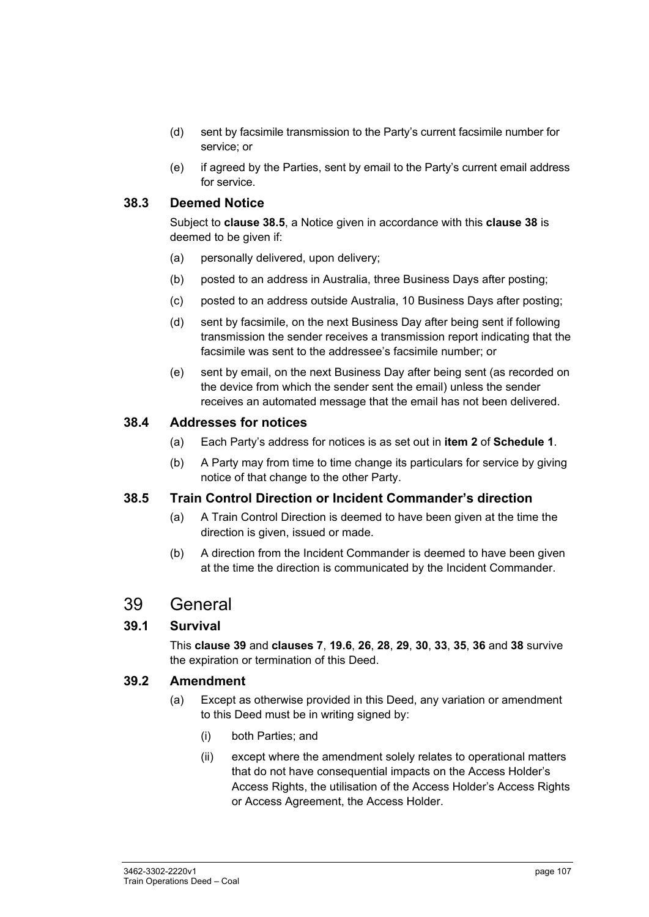(d) sent by facsimile transmission to the Party's current facsimile number for service; or

(e) if agreed by the Parties, sent by email to the Party's current email address for service.

### 38.3 Deemed Notice

Subject to **clause 38.5**, a Notice given in accordance with this **clause 38** is deemed to be given if:

(a) personally delivered, upon delivery;

(b) posted to an address in Australia, three Business Days after posting;

(c) posted to an address outside Australia, 10 Business Days after posting;

(d) sent by facsimile, on the next Business Day after being sent if following transmission the sender receives a transmission report indicating that the facsimile was sent to the addressee's facsimile number; or

(e) sent by email, on the next Business Day after being sent (as recorded on the device from which the sender sent the email) unless the sender receives an automated message that the email has not been delivered.

### 38.4 Addresses for notices

(a) Each Party's address for notices is as set out in **item 2** of **Schedule 1**.

(b) A Party may from time to time change its particulars for service by giving notice of that change to the other Party.

### 38.5 Train Control Direction or Incident Commander's direction

(a) A Train Control Direction is deemed to have been given at the time the direction is given, issued or made.

(b) A direction from the Incident Commander is deemed to have been given at the time the direction is communicated by the Incident Commander.

## 39 General

### 39.1 Survival

This **clause 39** and **clauses 7**, **19.6**, **26**, **28**, **29**, **30**, **33**, **35**, **36** and **38** survive the expiration or termination of this Deed.

### 39.2 Amendment

(a) Except as otherwise provided in this Deed, any variation or amendment to this Deed must be in writing signed by:

(i) both Parties; and

(ii) except where the amendment solely relates to operational matters that do not have consequential impacts on the Access Holder's Access Rights, the utilisation of the Access Holder's Access Rights or Access Agreement, the Access Holder.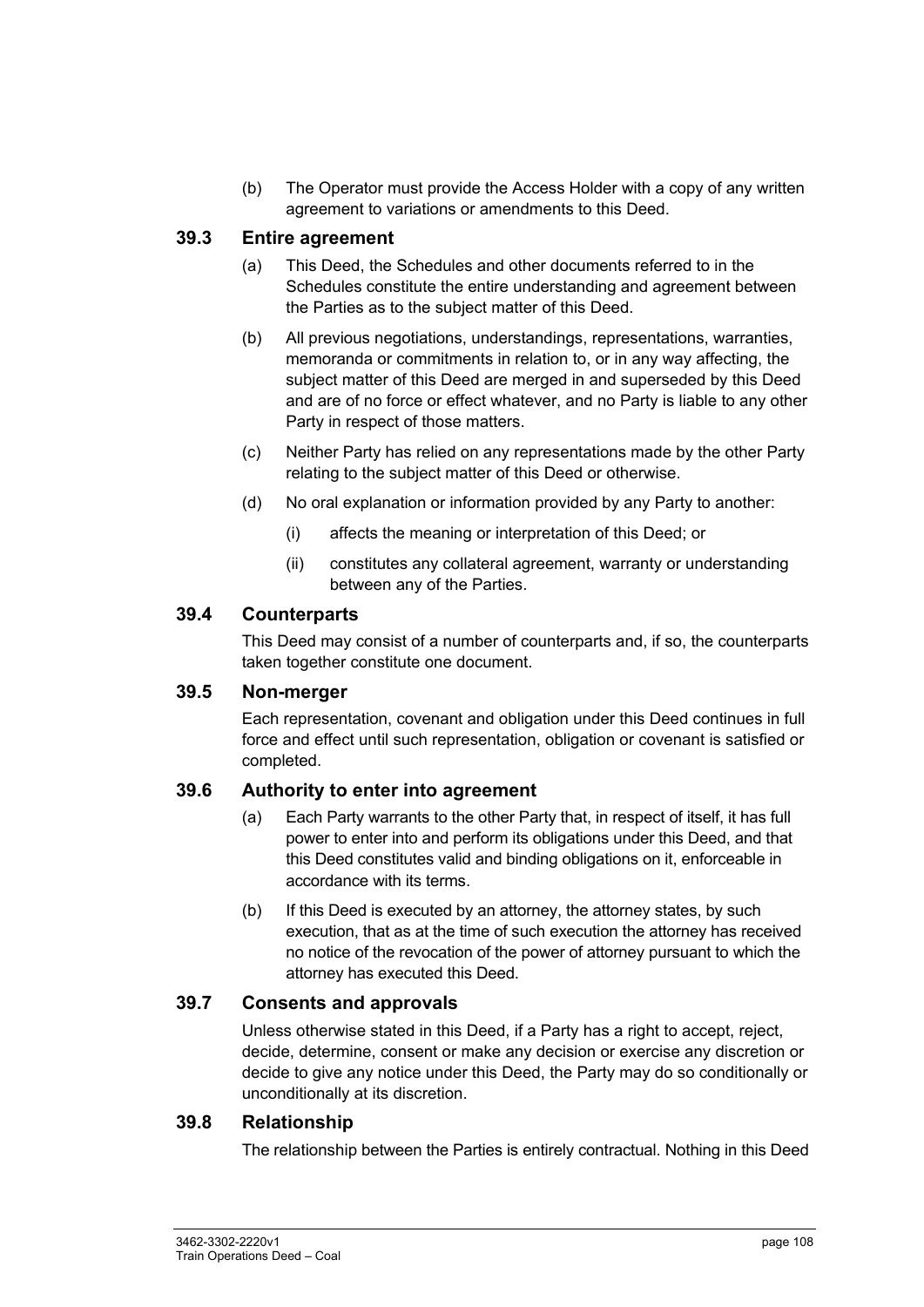(b) The Operator must provide the Access Holder with a copy of any written agreement to variations or amendments to this Deed.

### 39.3 Entire agreement

(a) This Deed, the Schedules and other documents referred to in the Schedules constitute the entire understanding and agreement between the Parties as to the subject matter of this Deed.

(b) All previous negotiations, understandings, representations, warranties, memoranda or commitments in relation to, or in any way affecting, the subject matter of this Deed are merged in and superseded by this Deed and are of no force or effect whatever, and no Party is liable to any other Party in respect of those matters.

(c) Neither Party has relied on any representations made by the other Party relating to the subject matter of this Deed or otherwise.

(d) No oral explanation or information provided by any Party to another:

(i) affects the meaning or interpretation of this Deed; or

(ii) constitutes any collateral agreement, warranty or understanding between any of the Parties.

### 39.4 Counterparts

This Deed may consist of a number of counterparts and, if so, the counterparts taken together constitute one document.

### 39.5 Non-merger

Each representation, covenant and obligation under this Deed continues in full force and effect until such representation, obligation or covenant is satisfied or completed.

### 39.6 Authority to enter into agreement

(a) Each Party warrants to the other Party that, in respect of itself, it has full power to enter into and perform its obligations under this Deed, and that this Deed constitutes valid and binding obligations on it, enforceable in accordance with its terms.

(b) If this Deed is executed by an attorney, the attorney states, by such execution, that as at the time of such execution the attorney has received no notice of the revocation of the power of attorney pursuant to which the attorney has executed this Deed.

### 39.7 Consents and approvals

Unless otherwise stated in this Deed, if a Party has a right to accept, reject, decide, determine, consent or make any decision or exercise any discretion or decide to give any notice under this Deed, the Party may do so conditionally or unconditionally at its discretion.

### 39.8 Relationship

The relationship between the Parties is entirely contractual. Nothing in this Deed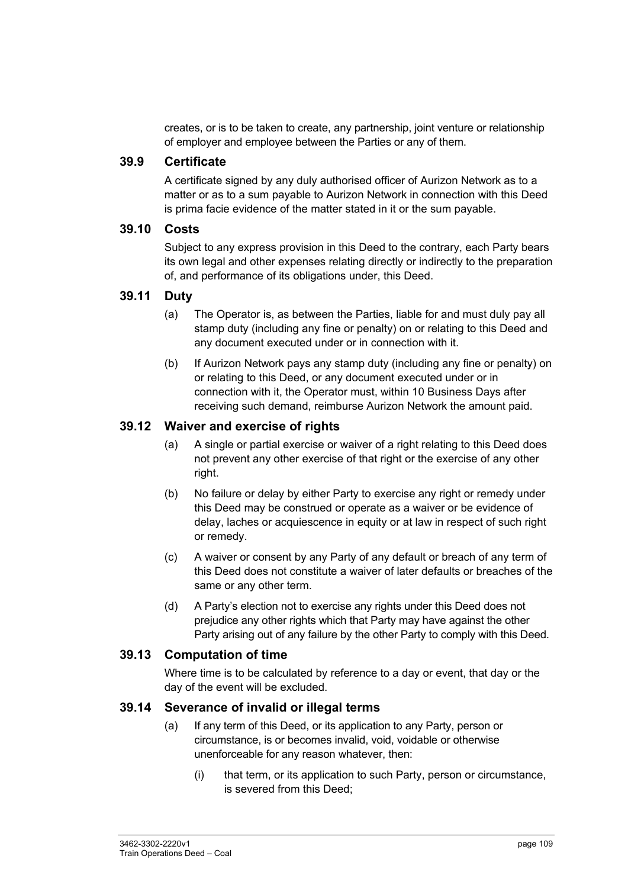creates, or is to be taken to create, any partnership, joint venture or relationship of employer and employee between the Parties or any of them.

### 39.9 Certificate

A certificate signed by any duly authorised officer of Aurizon Network as to a matter or as to a sum payable to Aurizon Network in connection with this Deed is prima facie evidence of the matter stated in it or the sum payable.

### 39.10 Costs

Subject to any express provision in this Deed to the contrary, each Party bears its own legal and other expenses relating directly or indirectly to the preparation of, and performance of its obligations under, this Deed.

### 39.11 Duty

(a) The Operator is, as between the Parties, liable for and must duly pay all stamp duty (including any fine or penalty) on or relating to this Deed and any document executed under or in connection with it.

(b) If Aurizon Network pays any stamp duty (including any fine or penalty) on or relating to this Deed, or any document executed under or in connection with it, the Operator must, within 10 Business Days after receiving such demand, reimburse Aurizon Network the amount paid.

### 39.12 Waiver and exercise of rights

(a) A single or partial exercise or waiver of a right relating to this Deed does not prevent any other exercise of that right or the exercise of any other right.

(b) No failure or delay by either Party to exercise any right or remedy under this Deed may be construed or operate as a waiver or be evidence of delay, laches or acquiescence in equity or at law in respect of such right or remedy.

(c) A waiver or consent by any Party of any default or breach of any term of this Deed does not constitute a waiver of later defaults or breaches of the same or any other term.

(d) A Party's election not to exercise any rights under this Deed does not prejudice any other rights which that Party may have against the other Party arising out of any failure by the other Party to comply with this Deed.

### 39.13 Computation of time

Where time is to be calculated by reference to a day or event, that day or the day of the event will be excluded.

### 39.14 Severance of invalid or illegal terms

(a) If any term of this Deed, or its application to any Party, person or circumstance, is or becomes invalid, void, voidable or otherwise unenforceable for any reason whatever, then:

(i) that term, or its application to such Party, person or circumstance, is severed from this Deed;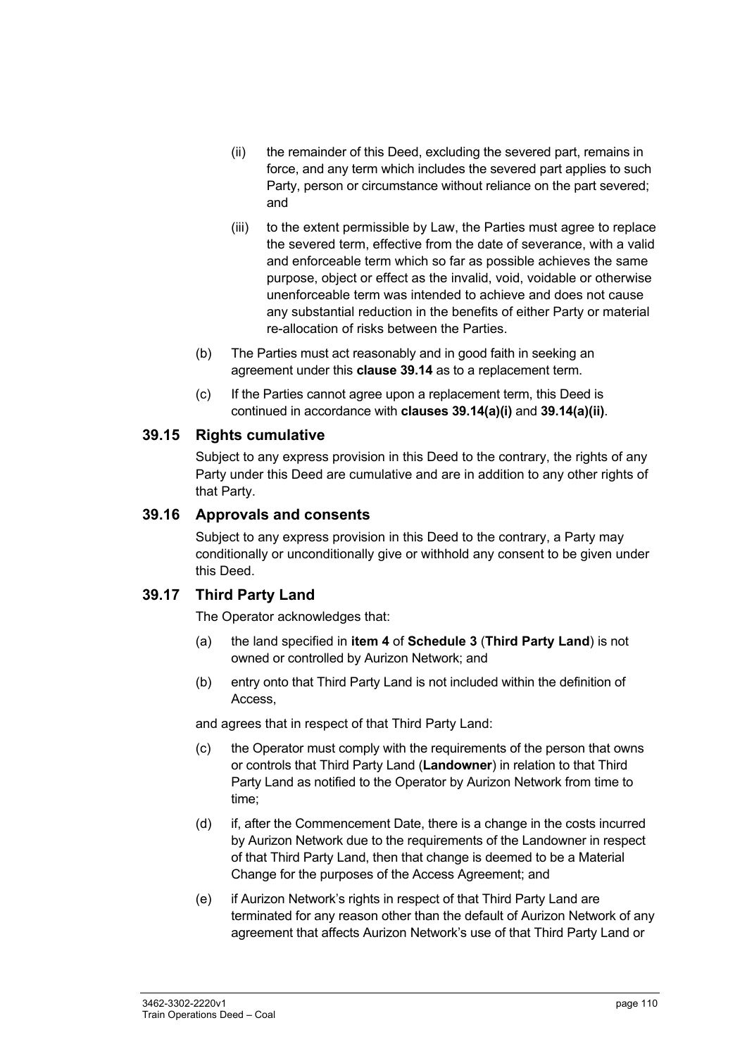(ii) the remainder of this Deed, excluding the severed part, remains in force, and any term which includes the severed part applies to such Party, person or circumstance without reliance on the part severed; and

(iii) to the extent permissible by Law, the Parties must agree to replace the severed term, effective from the date of severance, with a valid and enforceable term which so far as possible achieves the same purpose, object or effect as the invalid, void, voidable or otherwise unenforceable term was intended to achieve and does not cause any substantial reduction in the benefits of either Party or material re-allocation of risks between the Parties.

(b) The Parties must act reasonably and in good faith in seeking an agreement under this **clause 39.14** as to a replacement term.

(c) If the Parties cannot agree upon a replacement term, this Deed is continued in accordance with **clauses 39.14(a)(i)** and **39.14(a)(ii)**.

## 39.15 Rights cumulative

Subject to any express provision in this Deed to the contrary, the rights of any Party under this Deed are cumulative and are in addition to any other rights of that Party.

## 39.16 Approvals and consents

Subject to any express provision in this Deed to the contrary, a Party may conditionally or unconditionally give or withhold any consent to be given under this Deed.

## 39.17 Third Party Land

The Operator acknowledges that:

(a) the land specified in **item 4** of **Schedule 3** (**Third Party Land**) is not owned or controlled by Aurizon Network; and

(b) entry onto that Third Party Land is not included within the definition of Access,

and agrees that in respect of that Third Party Land:

(c) the Operator must comply with the requirements of the person that owns or controls that Third Party Land (**Landowner**) in relation to that Third Party Land as notified to the Operator by Aurizon Network from time to time;

(d) if, after the Commencement Date, there is a change in the costs incurred by Aurizon Network due to the requirements of the Landowner in respect of that Third Party Land, then that change is deemed to be a Material Change for the purposes of the Access Agreement; and

(e) if Aurizon Network's rights in respect of that Third Party Land are terminated for any reason other than the default of Aurizon Network of any agreement that affects Aurizon Network's use of that Third Party Land or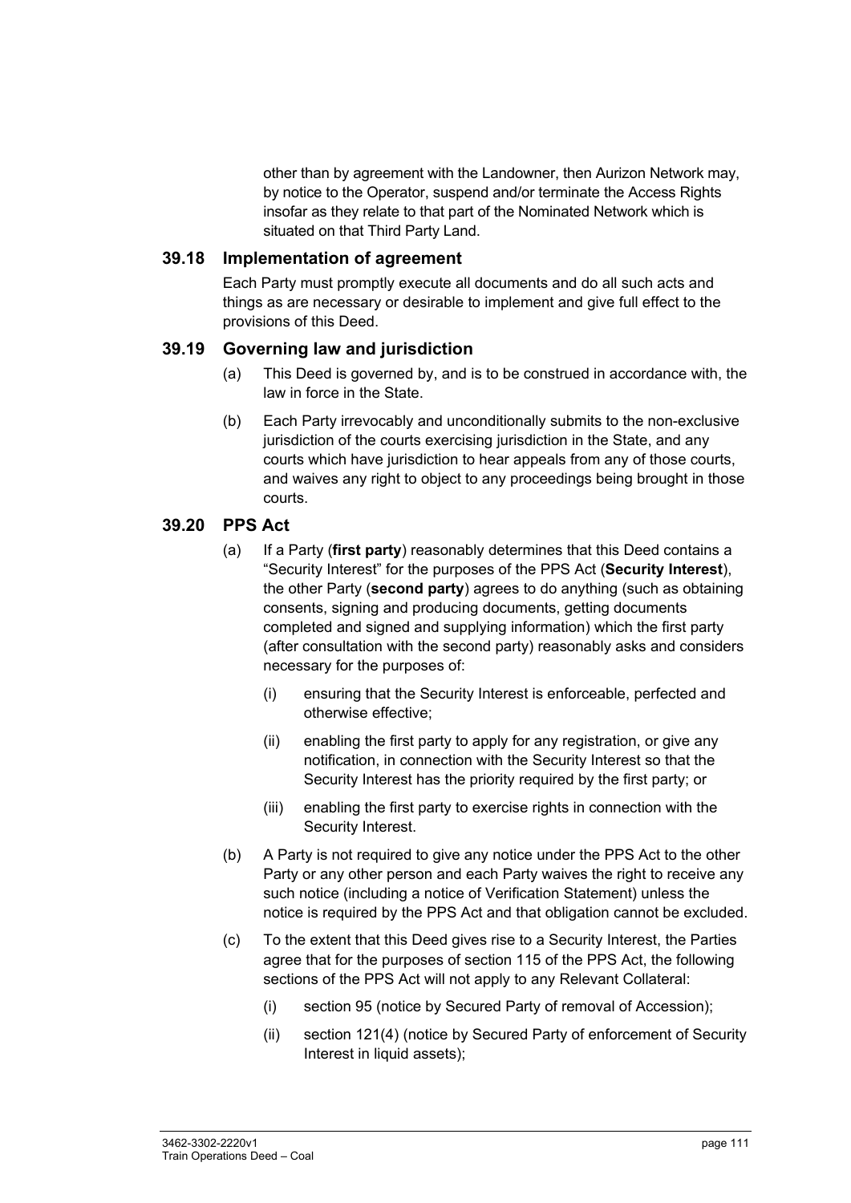other than by agreement with the Landowner, then Aurizon Network may, by notice to the Operator, suspend and/or terminate the Access Rights insofar as they relate to that part of the Nominated Network which is situated on that Third Party Land.

### 39.18 Implementation of agreement

Each Party must promptly execute all documents and do all such acts and things as are necessary or desirable to implement and give full effect to the provisions of this Deed.

### 39.19 Governing law and jurisdiction

(a) This Deed is governed by, and is to be construed in accordance with, the law in force in the State.

(b) Each Party irrevocably and unconditionally submits to the non-exclusive jurisdiction of the courts exercising jurisdiction in the State, and any courts which have jurisdiction to hear appeals from any of those courts, and waives any right to object to any proceedings being brought in those courts.

### 39.20 PPS Act

(a) If a Party (**first party**) reasonably determines that this Deed contains a "Security Interest" for the purposes of the PPS Act (**Security Interest**), the other Party (**second party**) agrees to do anything (such as obtaining consents, signing and producing documents, getting documents completed and signed and supplying information) which the first party (after consultation with the second party) reasonably asks and considers necessary for the purposes of:

   (i) ensuring that the Security Interest is enforceable, perfected and otherwise effective;

   (ii) enabling the first party to apply for any registration, or give any notification, in connection with the Security Interest so that the Security Interest has the priority required by the first party; or

   (iii) enabling the first party to exercise rights in connection with the Security Interest.

(b) A Party is not required to give any notice under the PPS Act to the other Party or any other person and each Party waives the right to receive any such notice (including a notice of Verification Statement) unless the notice is required by the PPS Act and that obligation cannot be excluded.

(c) To the extent that this Deed gives rise to a Security Interest, the Parties agree that for the purposes of section 115 of the PPS Act, the following sections of the PPS Act will not apply to any Relevant Collateral:

   (i) section 95 (notice by Secured Party of removal of Accession);

   (ii) section 121(4) (notice by Secured Party of enforcement of Security Interest in liquid assets);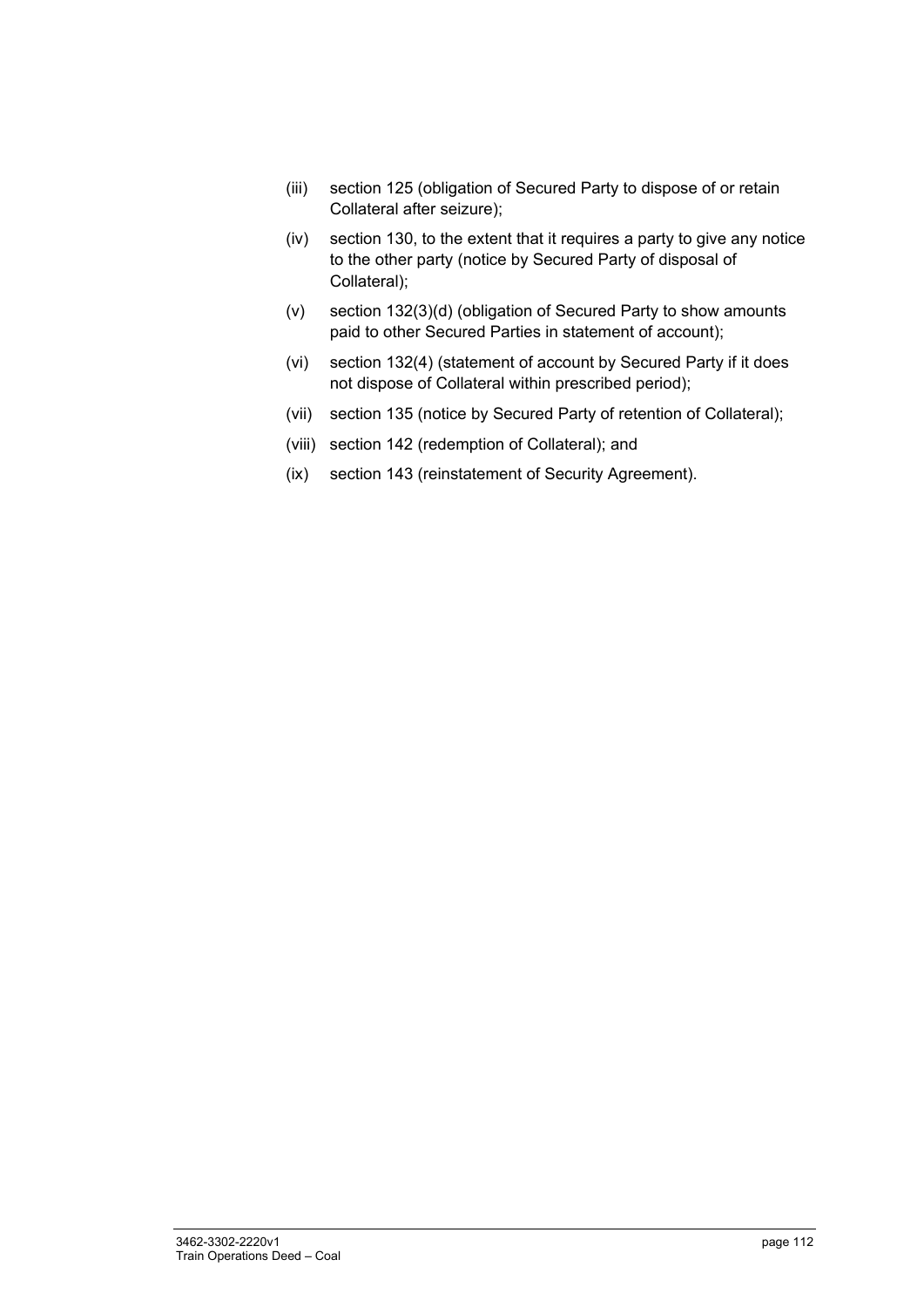(iii) section 125 (obligation of Secured Party to dispose of or retain Collateral after seizure);

(iv) section 130, to the extent that it requires a party to give any notice to the other party (notice by Secured Party of disposal of Collateral);

(v) section 132(3)(d) (obligation of Secured Party to show amounts paid to other Secured Parties in statement of account);

(vi) section 132(4) (statement of account by Secured Party if it does not dispose of Collateral within prescribed period);

(vii) section 135 (notice by Secured Party of retention of Collateral);

(viii) section 142 (redemption of Collateral); and

(ix) section 143 (reinstatement of Security Agreement).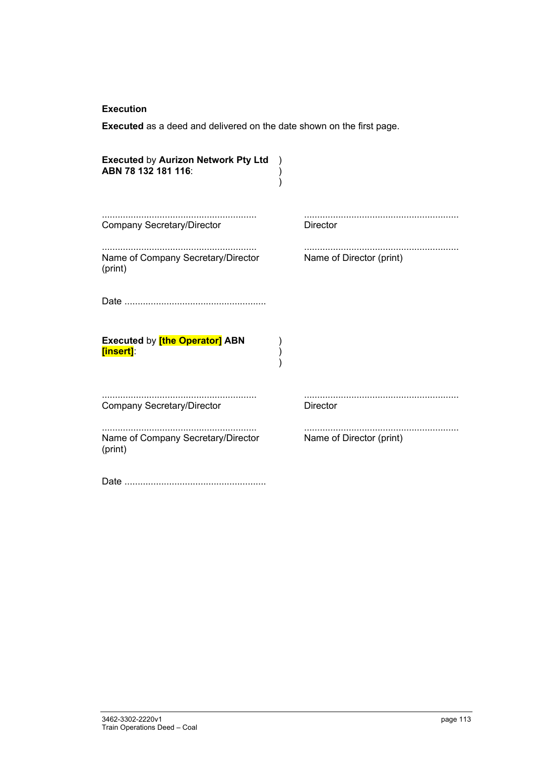**Execution**

**Executed** as a deed and delivered on the date shown on the first page.

**Executed** by **Aurizon Network Pty Ltd ABN 78 132 181 116**: )
)
)

.......................................................... 
Company Secretary/Director

.......................................................... 
Director

.......................................................... 
Name of Company Secretary/Director (print)

.......................................................... 
Name of Director (print)

Date ......................................................

**Executed** by **[the Operator] ABN [insert]**: )
)
)

.......................................................... 
Company Secretary/Director

.......................................................... 
Director

.......................................................... 
Name of Company Secretary/Director (print)

.......................................................... 
Name of Director (print)

Date ......................................................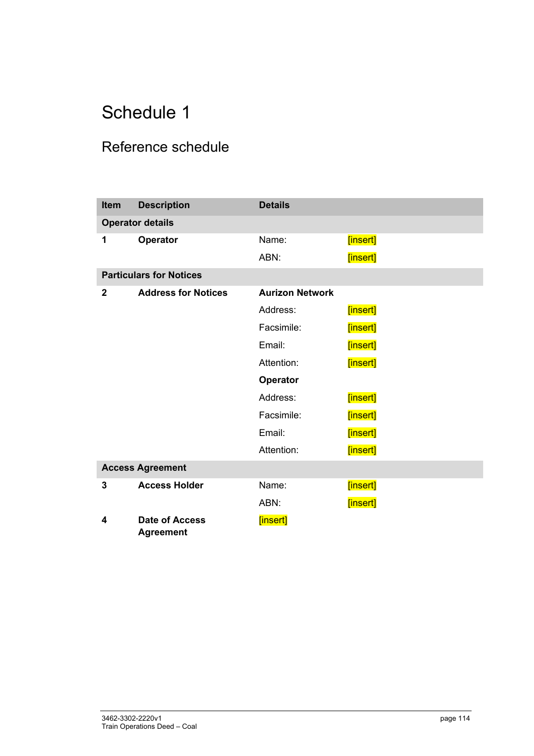# Schedule 1

## Reference schedule

| Item | Description | Details | |
|---|---|---|---|
| **Operator details** | | | |
| **1** | **Operator** | Name: | [insert] |
| | | ABN: | [insert] |
| **Particulars for Notices** | | | |
| **2** | **Address for Notices** | **Aurizon Network** | |
| | | Address: | [insert] |
| | | Facsimile: | [insert] |
| | | Email: | [insert] |
| | | Attention: | [insert] |
| | | **Operator** | |
| | | Address: | [insert] |
| | | Facsimile: | [insert] |
| | | Email: | [insert] |
| | | Attention: | [insert] |
| **Access Agreement** | | | |
| **3** | **Access Holder** | Name: | [insert] |
| | | ABN: | [insert] |
| **4** | **Date of Access Agreement** | [insert] | |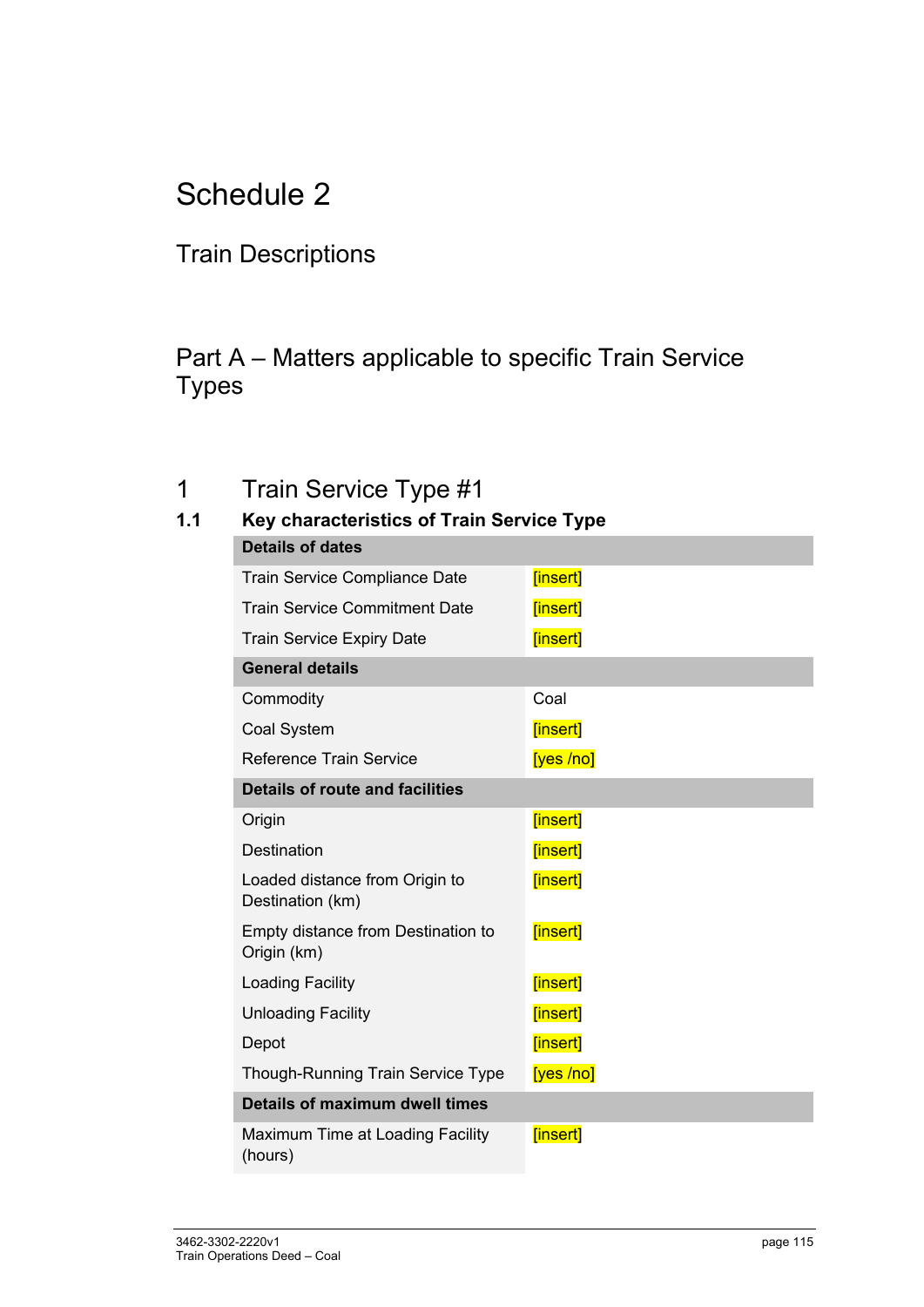# Schedule 2

## Train Descriptions

## Part A – Matters applicable to specific Train Service Types

## 1 Train Service Type #1

### 1.1 Key characteristics of Train Service Type

| **Details of dates** | |
|---|---|
| Train Service Compliance Date | [insert] |
| Train Service Commitment Date | [insert] |
| Train Service Expiry Date | [insert] |
| **General details** | |
| Commodity | Coal |
| Coal System | [insert] |
| Reference Train Service | [yes /no] |
| **Details of route and facilities** | |
| Origin | [insert] |
| Destination | [insert] |
| Loaded distance from Origin to Destination (km) | [insert] |
| Empty distance from Destination to Origin (km) | [insert] |
| Loading Facility | [insert] |
| Unloading Facility | [insert] |
| Depot | [insert] |
| Though-Running Train Service Type | [yes /no] |
| **Details of maximum dwell times** | |
| Maximum Time at Loading Facility (hours) | [insert] |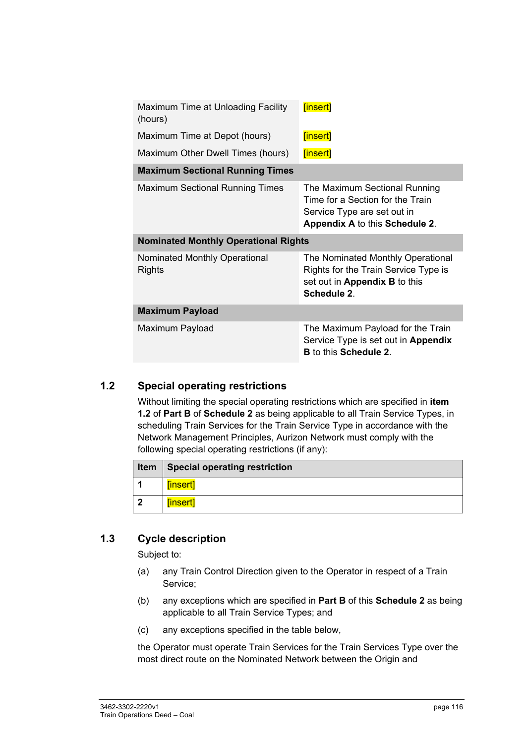| | |
|---|---|
| Maximum Time at Unloading Facility (hours) | [insert] |
| Maximum Time at Depot (hours) | [insert] |
| Maximum Other Dwell Times (hours) | [insert] |
| **Maximum Sectional Running Times** | |
| Maximum Sectional Running Times | The Maximum Sectional Running Time for a Section for the Train Service Type are set out in **Appendix A** to this **Schedule 2**. |
| **Nominated Monthly Operational Rights** | |
| Nominated Monthly Operational Rights | The Nominated Monthly Operational Rights for the Train Service Type is set out in **Appendix B** to this **Schedule 2**. |
| **Maximum Payload** | |
| Maximum Payload | The Maximum Payload for the Train Service Type is set out in **Appendix B** to this **Schedule 2**. |

## 1.2 Special operating restrictions

Without limiting the special operating restrictions which are specified in **item 1.2** of **Part B** of **Schedule 2** as being applicable to all Train Service Types, in scheduling Train Services for the Train Service Type in accordance with the Network Management Principles, Aurizon Network must comply with the following special operating restrictions (if any):

| Item | Special operating restriction |
|---|---|
| **1** | [insert] |
| **2** | [insert] |

## 1.3 Cycle description

Subject to:

(a) any Train Control Direction given to the Operator in respect of a Train Service;

(b) any exceptions which are specified in **Part B** of this **Schedule 2** as being applicable to all Train Service Types; and

(c) any exceptions specified in the table below,

the Operator must operate Train Services for the Train Services Type over the most direct route on the Nominated Network between the Origin and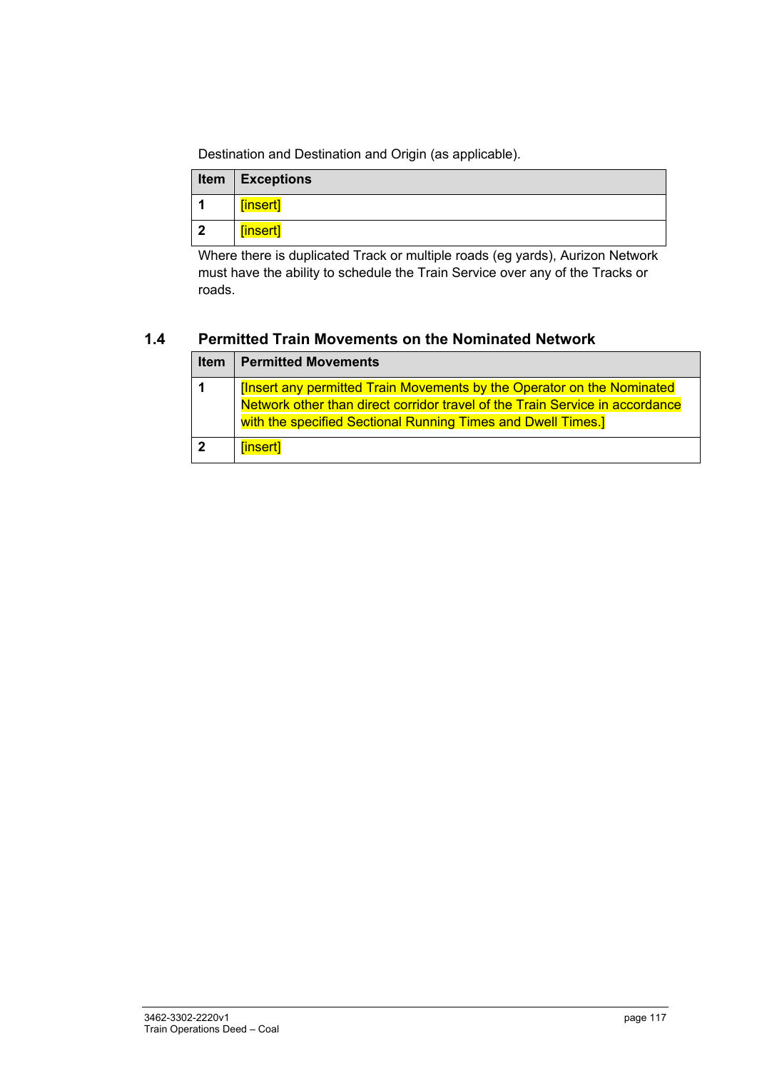Destination and Destination and Origin (as applicable).

| Item | Exceptions |
| --- | --- |
| 1 | [insert] |
| 2 | [insert] |

Where there is duplicated Track or multiple roads (eg yards), Aurizon Network must have the ability to schedule the Train Service over any of the Tracks or roads.

## 1.4 Permitted Train Movements on the Nominated Network

| Item | Permitted Movements |
| --- | --- |
| 1 | [Insert any permitted Train Movements by the Operator on the Nominated Network other than direct corridor travel of the Train Service in accordance with the specified Sectional Running Times and Dwell Times.] |
| 2 | [insert] |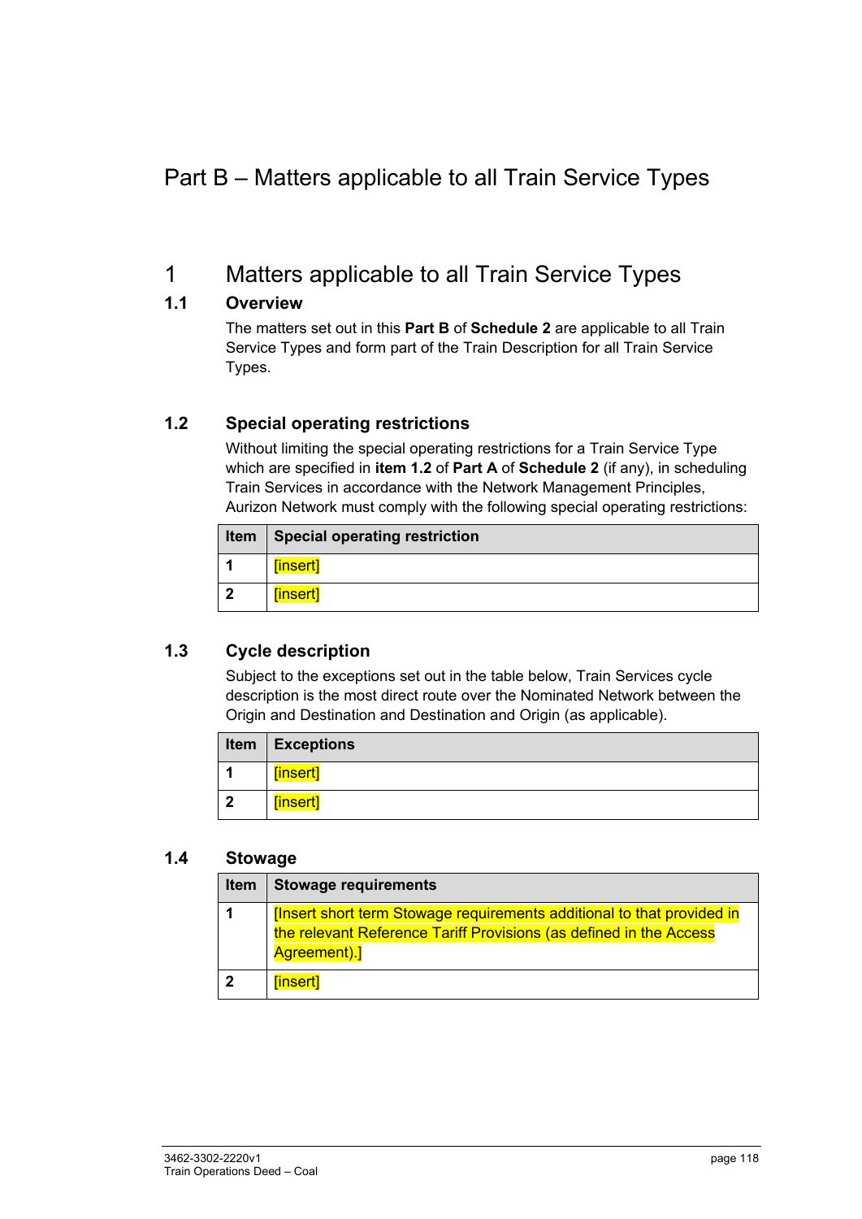# Part B – Matters applicable to all Train Service Types

## 1 Matters applicable to all Train Service Types

### 1.1 Overview

The matters set out in this **Part B** of **Schedule 2** are applicable to all Train Service Types and form part of the Train Description for all Train Service Types.

### 1.2 Special operating restrictions

Without limiting the special operating restrictions for a Train Service Type which are specified in **item 1.2** of **Part A** of **Schedule 2** (if any), in scheduling Train Services in accordance with the Network Management Principles, Aurizon Network must comply with the following special operating restrictions:

| Item | Special operating restriction |
|---|---|
| **1** | [insert] |
| **2** | [insert] |

### 1.3 Cycle description

Subject to the exceptions set out in the table below, Train Services cycle description is the most direct route over the Nominated Network between the Origin and Destination and Destination and Origin (as applicable).

| Item | Exceptions |
|---|---|
| **1** | [insert] |
| **2** | [insert] |

### 1.4 Stowage

| Item | Stowage requirements |
|---|---|
| **1** | [Insert short term Stowage requirements additional to that provided in the relevant Reference Tariff Provisions (as defined in the Access Agreement).] |
| **2** | [insert] |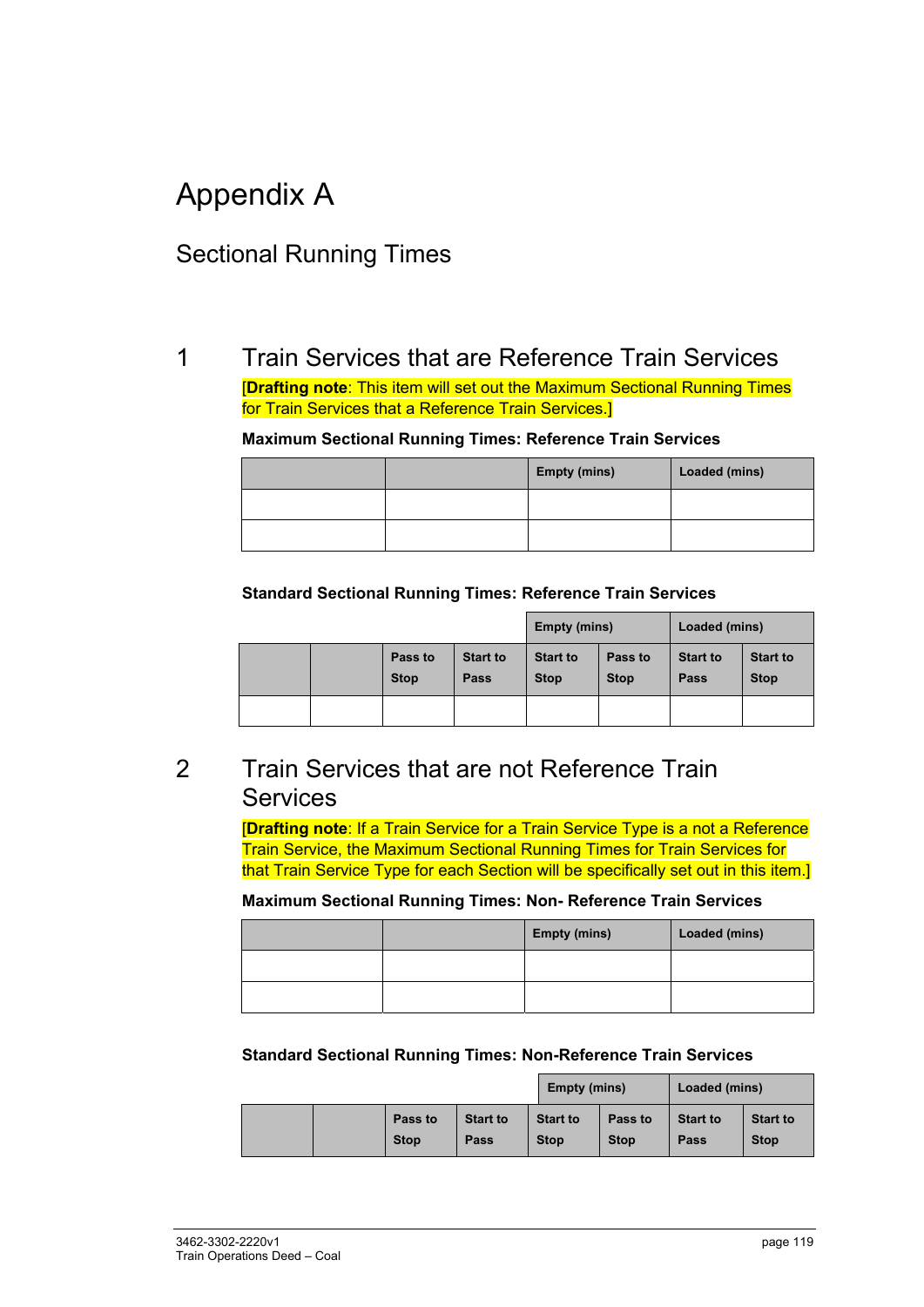# Appendix A

## Sectional Running Times

### 1 Train Services that are Reference Train Services

[**Drafting note**: This item will set out the Maximum Sectional Running Times for Train Services that a Reference Train Services.]

**Maximum Sectional Running Times: Reference Train Services**

| | | Empty (mins) | Loaded (mins) |
|---|---|---|---|
| | | | |
| | | | |

**Standard Sectional Running Times: Reference Train Services**

| | | | | Empty (mins) | | Loaded (mins) | |
|---|---|---|---|---|---|---|---|
| | | Pass to Stop | Start to Pass | Start to Stop | Pass to Stop | Start to Pass | Start to Stop |
| | | | | | | | |

### 2 Train Services that are not Reference Train Services

[**Drafting note**: If a Train Service for a Train Service Type is a not a Reference Train Service, the Maximum Sectional Running Times for Train Services for that Train Service Type for each Section will be specifically set out in this item.]

**Maximum Sectional Running Times: Non- Reference Train Services**

| | | Empty (mins) | Loaded (mins) |
|---|---|---|---|
| | | | |
| | | | |

**Standard Sectional Running Times: Non-Reference Train Services**

| | | | | Empty (mins) | | Loaded (mins) | |
|---|---|---|---|---|---|---|---|
| | | Pass to Stop | Start to Pass | Start to Stop | Pass to Stop | Start to Pass | Start to Stop |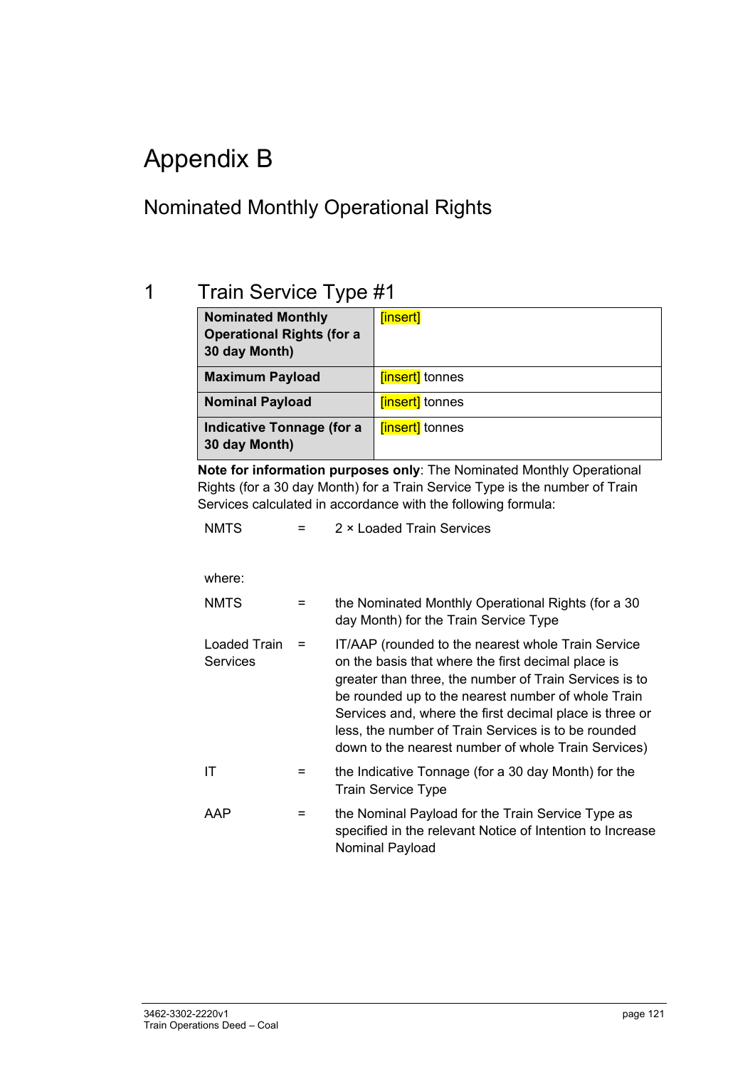# Appendix B

## Nominated Monthly Operational Rights

### 1 Train Service Type #1

| **Nominated Monthly Operational Rights (for a 30 day Month)** | [insert] |
|---|---|
| **Maximum Payload** | [insert] tonnes |
| **Nominal Payload** | [insert] tonnes |
| **Indicative Tonnage (for a 30 day Month)** | [insert] tonnes |

**Note for information purposes only**: The Nominated Monthly Operational Rights (for a 30 day Month) for a Train Service Type is the number of Train Services calculated in accordance with the following formula:

NMTS = 2 × Loaded Train Services

where:

| | | |
|---|---|---|
| NMTS | = | the Nominated Monthly Operational Rights (for a 30 day Month) for the Train Service Type |
| Loaded Train Services | = | IT/AAP (rounded to the nearest whole Train Service on the basis that where the first decimal place is greater than three, the number of Train Services is to be rounded up to the nearest number of whole Train Services and, where the first decimal place is three or less, the number of Train Services is to be rounded down to the nearest number of whole Train Services) |
| IT | = | the Indicative Tonnage (for a 30 day Month) for the Train Service Type |
| AAP | = | the Nominal Payload for the Train Service Type as specified in the relevant Notice of Intention to Increase Nominal Payload |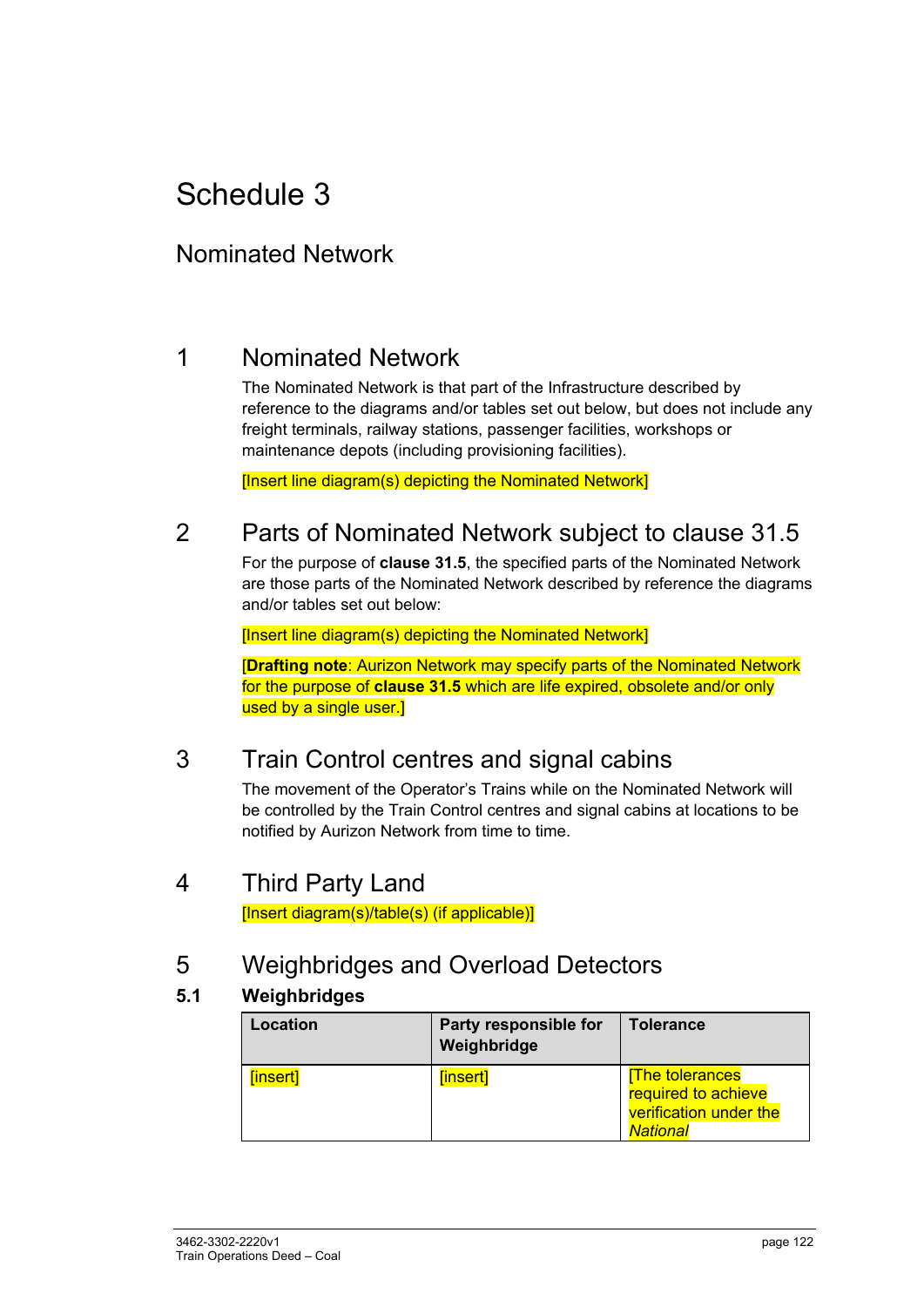# Schedule 3

## Nominated Network

## 1 Nominated Network

The Nominated Network is that part of the Infrastructure described by reference to the diagrams and/or tables set out below, but does not include any freight terminals, railway stations, passenger facilities, workshops or maintenance depots (including provisioning facilities).

[Insert line diagram(s) depicting the Nominated Network]

## 2 Parts of Nominated Network subject to clause 31.5

For the purpose of **clause 31.5**, the specified parts of the Nominated Network are those parts of the Nominated Network described by reference the diagrams and/or tables set out below:

[Insert line diagram(s) depicting the Nominated Network]

[**Drafting note**: Aurizon Network may specify parts of the Nominated Network for the purpose of **clause 31.5** which are life expired, obsolete and/or only used by a single user.]

## 3 Train Control centres and signal cabins

The movement of the Operator's Trains while on the Nominated Network will be controlled by the Train Control centres and signal cabins at locations to be notified by Aurizon Network from time to time.

## 4 Third Party Land

[Insert diagram(s)/table(s) (if applicable)]

## 5 Weighbridges and Overload Detectors

### 5.1 Weighbridges

| Location | Party responsible for Weighbridge | Tolerance |
|---|---|---|
| [insert] | [insert] | [The tolerances required to achieve verification under the *National* |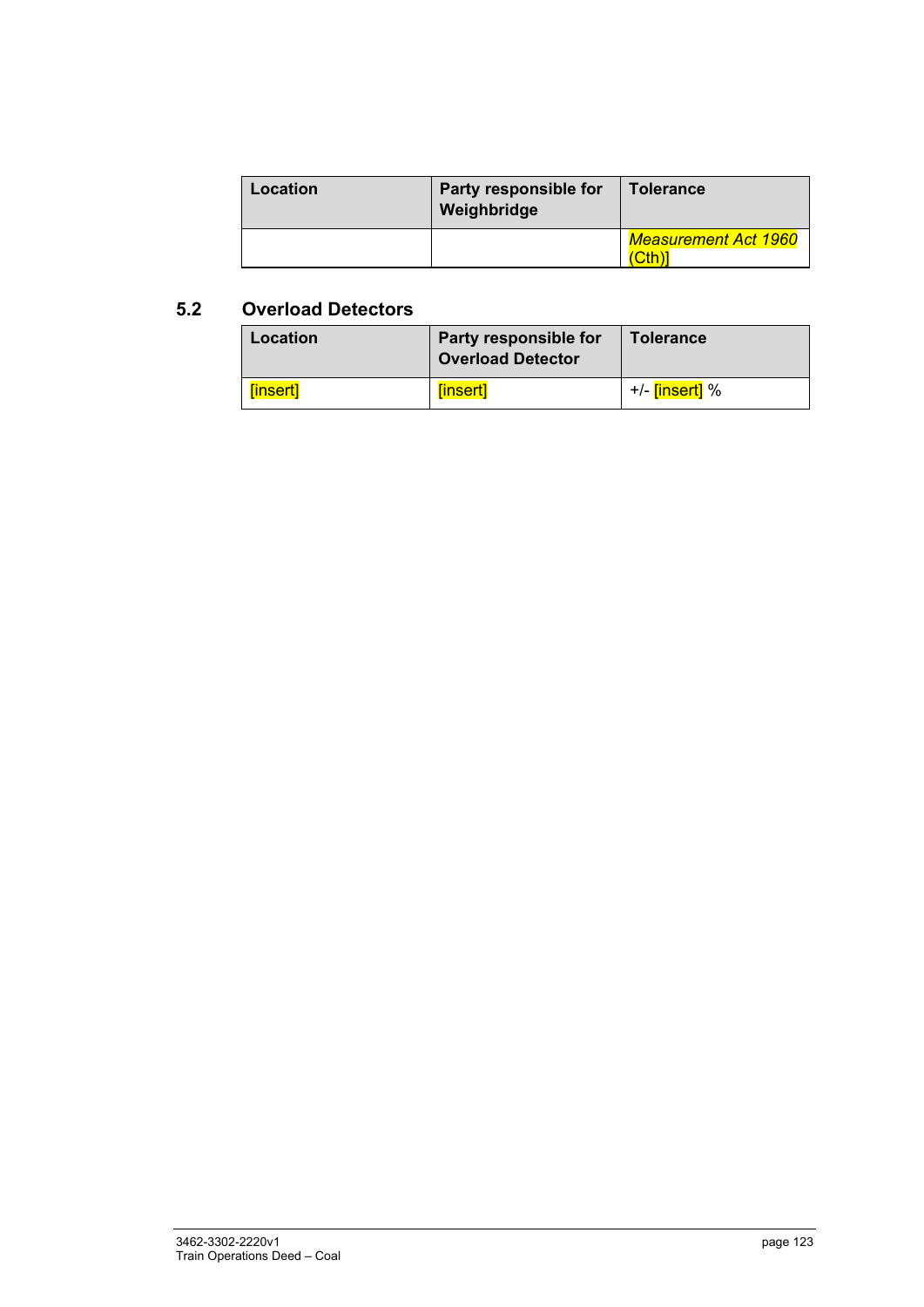| Location | Party responsible for Weighbridge | Tolerance |
| --- | --- | --- |
| | | *Measurement Act 1960* (Cth)] |

## 5.2 Overload Detectors

| Location | Party responsible for Overload Detector | Tolerance |
| --- | --- | --- |
| [insert] | [insert] | +/- [insert] % |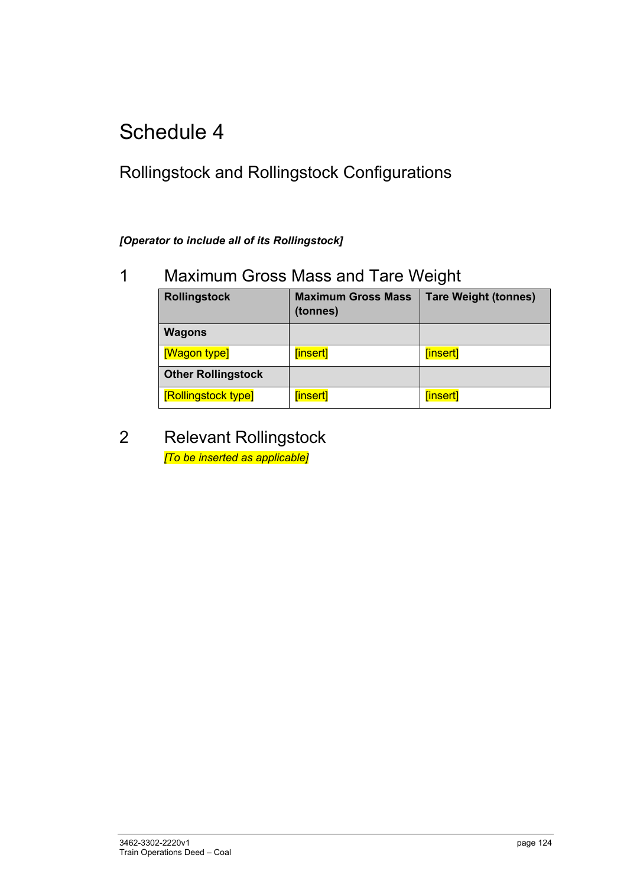# Schedule 4

## Rollingstock and Rollingstock Configurations

***[Operator to include all of its Rollingstock]***

## 1 Maximum Gross Mass and Tare Weight

| Rollingstock | Maximum Gross Mass (tonnes) | Tare Weight (tonnes) |
| --- | --- | --- |
| **Wagons** | | |
| [Wagon type] | [insert] | [insert] |
| **Other Rollingstock** | | |
| [Rollingstock type] | [insert] | [insert] |

## 2 Relevant Rollingstock

*[To be inserted as applicable]*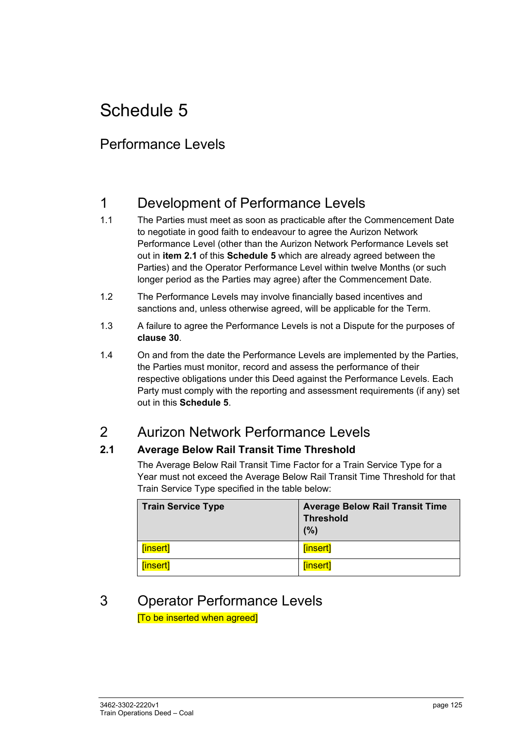# Schedule 5

## Performance Levels

## 1 Development of Performance Levels

1.1 The Parties must meet as soon as practicable after the Commencement Date to negotiate in good faith to endeavour to agree the Aurizon Network Performance Level (other than the Aurizon Network Performance Levels set out in **item 2.1** of this **Schedule 5** which are already agreed between the Parties) and the Operator Performance Level within twelve Months (or such longer period as the Parties may agree) after the Commencement Date.

1.2 The Performance Levels may involve financially based incentives and sanctions and, unless otherwise agreed, will be applicable for the Term.

1.3 A failure to agree the Performance Levels is not a Dispute for the purposes of **clause 30**.

1.4 On and from the date the Performance Levels are implemented by the Parties, the Parties must monitor, record and assess the performance of their respective obligations under this Deed against the Performance Levels. Each Party must comply with the reporting and assessment requirements (if any) set out in this **Schedule 5**.

## 2 Aurizon Network Performance Levels

### 2.1 Average Below Rail Transit Time Threshold

The Average Below Rail Transit Time Factor for a Train Service Type for a Year must not exceed the Average Below Rail Transit Time Threshold for that Train Service Type specified in the table below:

| Train Service Type | Average Below Rail Transit Time Threshold (%) |
|---|---|
| [insert] | [insert] |
| [insert] | [insert] |

## 3 Operator Performance Levels

[To be inserted when agreed]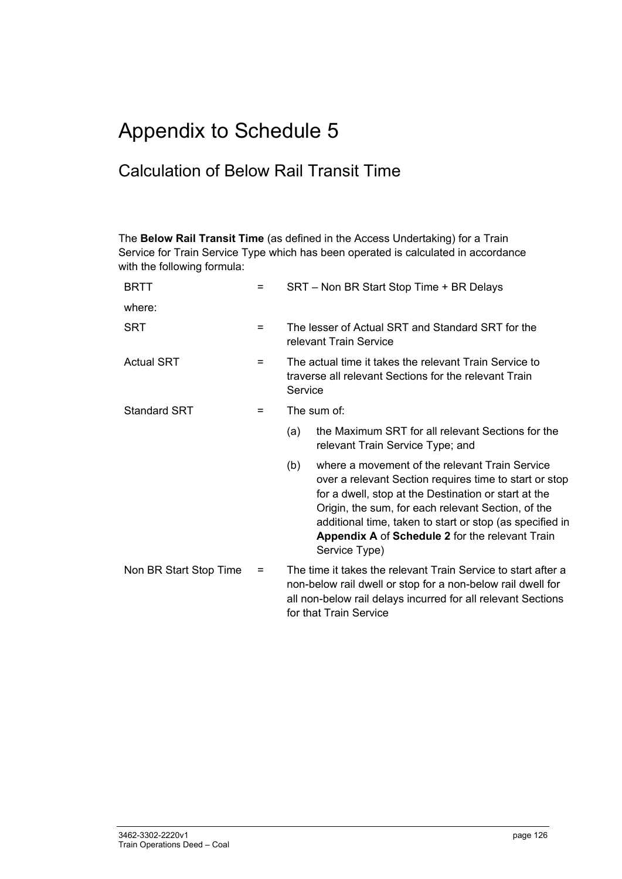# Appendix to Schedule 5

## Calculation of Below Rail Transit Time

The **Below Rail Transit Time** (as defined in the Access Undertaking) for a Train Service for Train Service Type which has been operated is calculated in accordance with the following formula:

| | | |
|---|---|---|
| BRTT | = | SRT – Non BR Start Stop Time + BR Delays |
| where: | | |
| SRT | = | The lesser of Actual SRT and Standard SRT for the relevant Train Service |
| Actual SRT | = | The actual time it takes the relevant Train Service to traverse all relevant Sections for the relevant Train Service |
| Standard SRT | = | The sum of:<br>(a) the Maximum SRT for all relevant Sections for the relevant Train Service Type; and<br>(b) where a movement of the relevant Train Service over a relevant Section requires time to start or stop for a dwell, stop at the Destination or start at the Origin, the sum, for each relevant Section, of the additional time, taken to start or stop (as specified in **Appendix A** of **Schedule 2** for the relevant Train Service Type) |
| Non BR Start Stop Time | = | The time it takes the relevant Train Service to start after a non-below rail dwell or stop for a non-below rail dwell for all non-below rail delays incurred for all relevant Sections for that Train Service |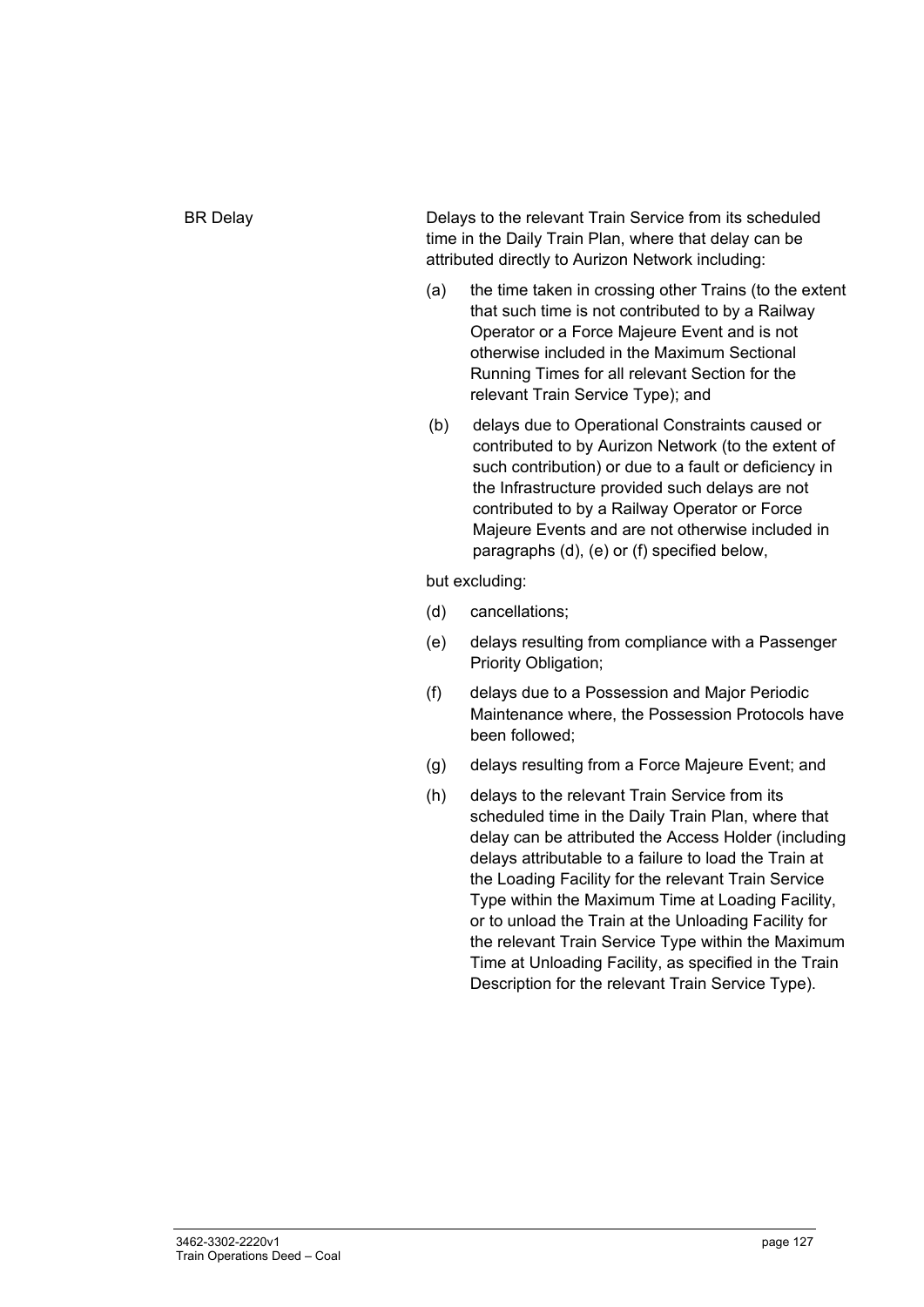**BR Delay**

Delays to the relevant Train Service from its scheduled time in the Daily Train Plan, where that delay can be attributed directly to Aurizon Network including:

(a) the time taken in crossing other Trains (to the extent that such time is not contributed to by a Railway Operator or a Force Majeure Event and is not otherwise included in the Maximum Sectional Running Times for all relevant Section for the relevant Train Service Type); and

(b) delays due to Operational Constraints caused or contributed to by Aurizon Network (to the extent of such contribution) or due to a fault or deficiency in the Infrastructure provided such delays are not contributed to by a Railway Operator or Force Majeure Events and are not otherwise included in paragraphs (d), (e) or (f) specified below,

but excluding:

(d) cancellations;

(e) delays resulting from compliance with a Passenger Priority Obligation;

(f) delays due to a Possession and Major Periodic Maintenance where, the Possession Protocols have been followed;

(g) delays resulting from a Force Majeure Event; and

(h) delays to the relevant Train Service from its scheduled time in the Daily Train Plan, where that delay can be attributed the Access Holder (including delays attributable to a failure to load the Train at the Loading Facility for the relevant Train Service Type within the Maximum Time at Loading Facility, or to unload the Train at the Unloading Facility for the relevant Train Service Type within the Maximum Time at Unloading Facility, as specified in the Train Description for the relevant Train Service Type).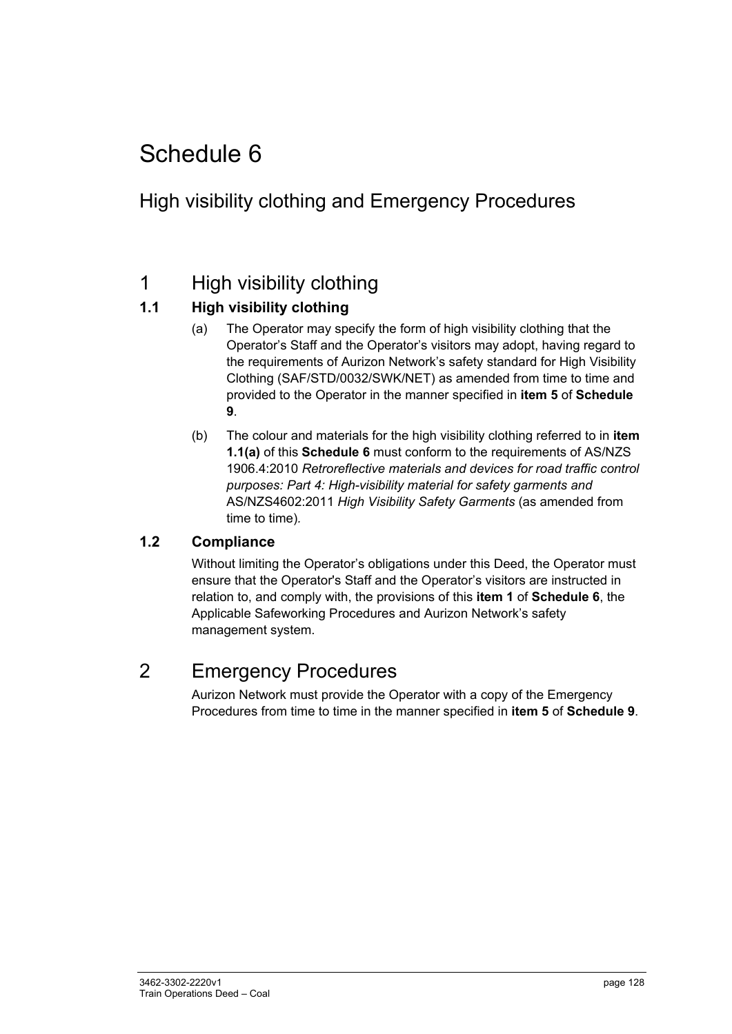# Schedule 6

## High visibility clothing and Emergency Procedures

## 1 High visibility clothing

### 1.1 High visibility clothing

(a) The Operator may specify the form of high visibility clothing that the Operator's Staff and the Operator's visitors may adopt, having regard to the requirements of Aurizon Network's safety standard for High Visibility Clothing (SAF/STD/0032/SWK/NET) as amended from time to time and provided to the Operator in the manner specified in **item 5** of **Schedule 9**.

(b) The colour and materials for the high visibility clothing referred to in **item 1.1(a)** of this **Schedule 6** must conform to the requirements of AS/NZS 1906.4:2010 *Retroreflective materials and devices for road traffic control purposes: Part 4: High-visibility material for safety garments and* AS/NZS4602:2011 *High Visibility Safety Garments* (as amended from time to time).

### 1.2 Compliance

Without limiting the Operator's obligations under this Deed, the Operator must ensure that the Operator's Staff and the Operator's visitors are instructed in relation to, and comply with, the provisions of this **item 1** of **Schedule 6**, the Applicable Safeworking Procedures and Aurizon Network's safety management system.

## 2 Emergency Procedures

Aurizon Network must provide the Operator with a copy of the Emergency Procedures from time to time in the manner specified in **item 5** of **Schedule 9**.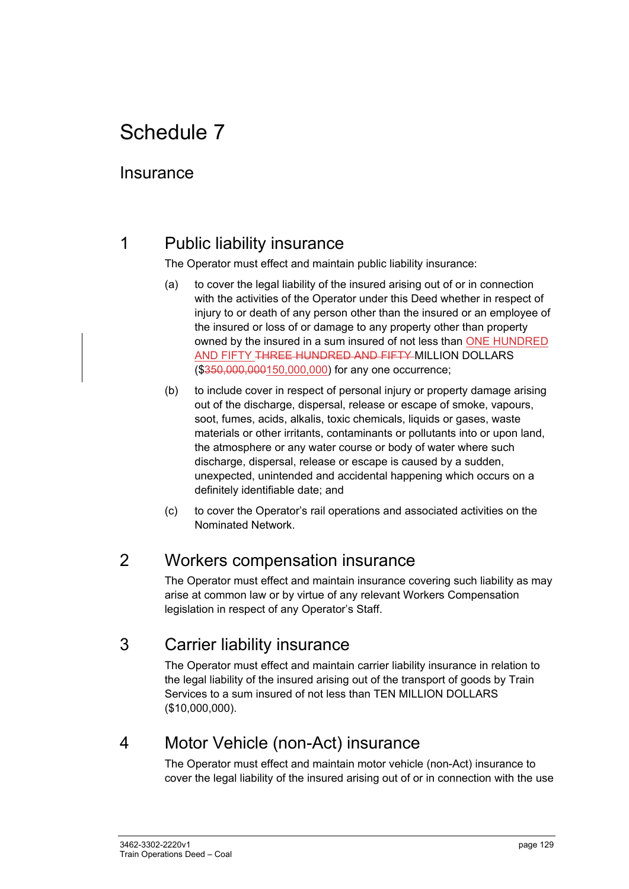# Schedule 7

## Insurance

### 1 Public liability insurance

The Operator must effect and maintain public liability insurance:

(a) to cover the legal liability of the insured arising out of or in connection with the activities of the Operator under this Deed whether in respect of injury to or death of any person other than the insured or an employee of the insured or loss of or damage to any property other than property owned by the insured in a sum insured of not less than ONE HUNDRED AND FIFTY ~~THREE HUNDRED AND FIFTY~~ MILLION DOLLARS ($~~350,000,000~~150,000,000) for any one occurrence;

(b) to include cover in respect of personal injury or property damage arising out of the discharge, dispersal, release or escape of smoke, vapours, soot, fumes, acids, alkalis, toxic chemicals, liquids or gases, waste materials or other irritants, contaminants or pollutants into or upon land, the atmosphere or any water course or body of water where such discharge, dispersal, release or escape is caused by a sudden, unexpected, unintended and accidental happening which occurs on a definitely identifiable date; and

(c) to cover the Operator's rail operations and associated activities on the Nominated Network.

### 2 Workers compensation insurance

The Operator must effect and maintain insurance covering such liability as may arise at common law or by virtue of any relevant Workers Compensation legislation in respect of any Operator's Staff.

### 3 Carrier liability insurance

The Operator must effect and maintain carrier liability insurance in relation to the legal liability of the insured arising out of the transport of goods by Train Services to a sum insured of not less than TEN MILLION DOLLARS ($10,000,000).

### 4 Motor Vehicle (non-Act) insurance

The Operator must effect and maintain motor vehicle (non-Act) insurance to cover the legal liability of the insured arising out of or in connection with the use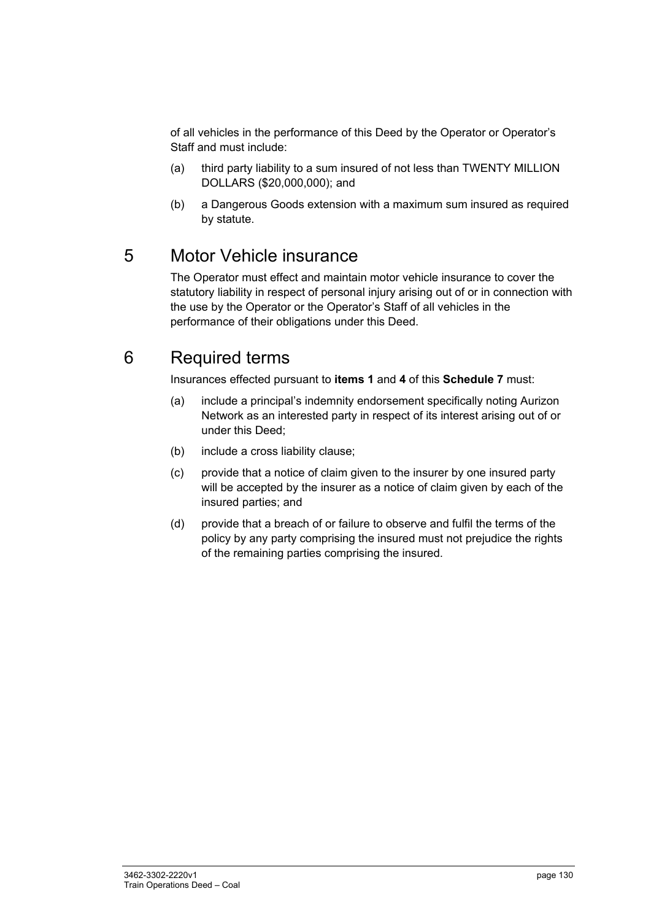of all vehicles in the performance of this Deed by the Operator or Operator's Staff and must include:

(a) third party liability to a sum insured of not less than TWENTY MILLION DOLLARS ($20,000,000); and

(b) a Dangerous Goods extension with a maximum sum insured as required by statute.

## 5 Motor Vehicle insurance

The Operator must effect and maintain motor vehicle insurance to cover the statutory liability in respect of personal injury arising out of or in connection with the use by the Operator or the Operator's Staff of all vehicles in the performance of their obligations under this Deed.

## 6 Required terms

Insurances effected pursuant to **items 1** and **4** of this **Schedule 7** must:

(a) include a principal's indemnity endorsement specifically noting Aurizon Network as an interested party in respect of its interest arising out of or under this Deed;

(b) include a cross liability clause;

(c) provide that a notice of claim given to the insurer by one insured party will be accepted by the insurer as a notice of claim given by each of the insured parties; and

(d) provide that a breach of or failure to observe and fulfil the terms of the policy by any party comprising the insured must not prejudice the rights of the remaining parties comprising the insured.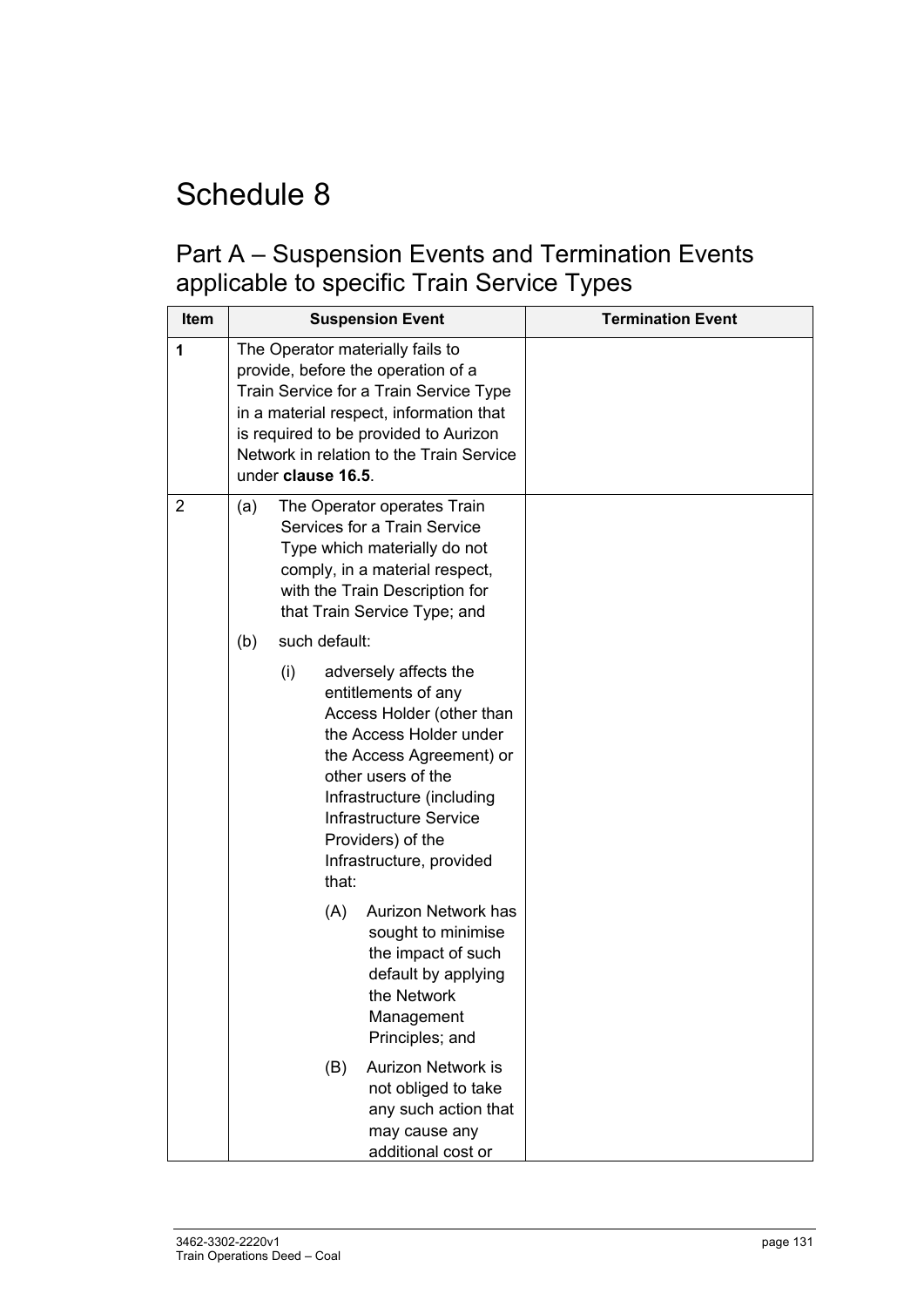# Schedule 8

## Part A – Suspension Events and Termination Events applicable to specific Train Service Types

| Item | Suspension Event | Termination Event |
|---|---|---|
| **1** | The Operator materially fails to provide, before the operation of a Train Service for a Train Service Type in a material respect, information that is required to be provided to Aurizon Network in relation to the Train Service under **clause 16.5**. | |
| 2 | (a) The Operator operates Train Services for a Train Service Type which materially do not comply, in a material respect, with the Train Description for that Train Service Type; and<br><br>(b) such default:<br><br>(i) adversely affects the entitlements of any Access Holder (other than the Access Holder under the Access Agreement) or other users of the Infrastructure (including Infrastructure Service Providers) of the Infrastructure, provided that:<br><br>(A) Aurizon Network has sought to minimise the impact of such default by applying the Network Management Principles; and<br><br>(B) Aurizon Network is not obliged to take any such action that may cause any additional cost or | |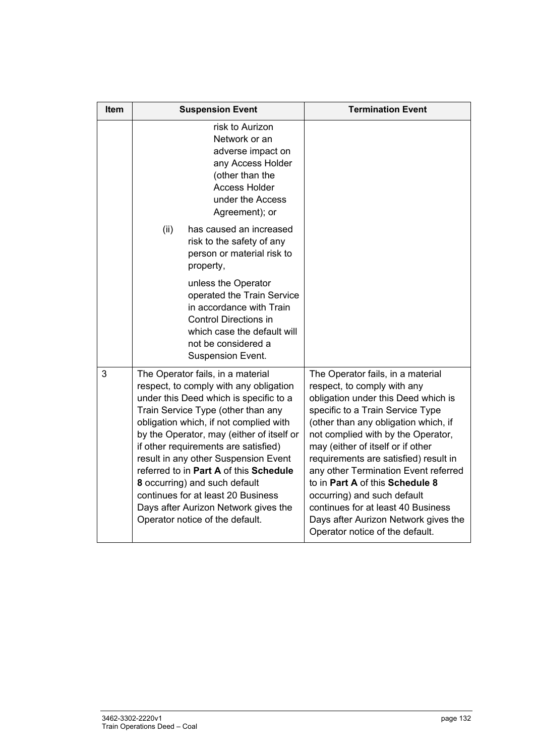| Item | Suspension Event | Termination Event |
| --- | --- | --- |
| | risk to Aurizon Network or an adverse impact on any Access Holder (other than the Access Holder under the Access Agreement); or<br><br>(ii) has caused an increased risk to the safety of any person or material risk to property,<br><br>unless the Operator operated the Train Service in accordance with Train Control Directions in which case the default will not be considered a Suspension Event. | |
| 3 | The Operator fails, in a material respect, to comply with any obligation under this Deed which is specific to a Train Service Type (other than any obligation which, if not complied with by the Operator, may (either of itself or if other requirements are satisfied) result in any other Suspension Event referred to in **Part A** of this **Schedule 8** occurring) and such default continues for at least 20 Business Days after Aurizon Network gives the Operator notice of the default. | The Operator fails, in a material respect, to comply with any obligation under this Deed which is specific to a Train Service Type (other than any obligation which, if not complied with by the Operator, may (either of itself or if other requirements are satisfied) result in any other Termination Event referred to in **Part A** of this **Schedule 8** occurring) and such default continues for at least 40 Business Days after Aurizon Network gives the Operator notice of the default. |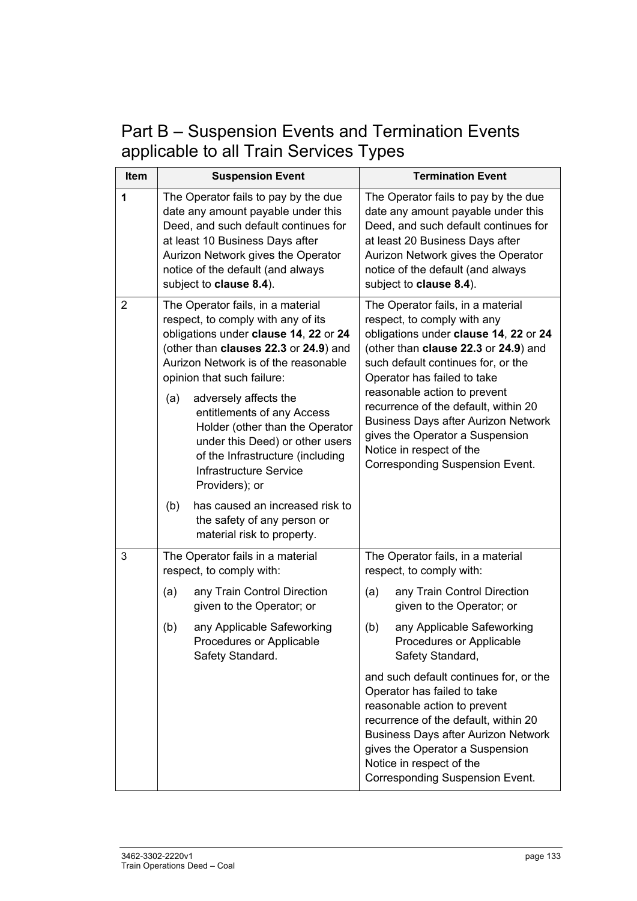## Part B – Suspension Events and Termination Events applicable to all Train Services Types

| Item | Suspension Event | Termination Event |
|---|---|---|
| **1** | The Operator fails to pay by the due date any amount payable under this Deed, and such default continues for at least 10 Business Days after Aurizon Network gives the Operator notice of the default (and always subject to **clause 8.4**). | The Operator fails to pay by the due date any amount payable under this Deed, and such default continues for at least 20 Business Days after Aurizon Network gives the Operator notice of the default (and always subject to **clause 8.4**). |
| 2 | The Operator fails, in a material respect, to comply with any of its obligations under **clause 14**, **22** or **24** (other than **clauses 22.3** or **24.9**) and Aurizon Network is of the reasonable opinion that such failure:<br>(a) adversely affects the entitlements of any Access Holder (other than the Operator under this Deed) or other users of the Infrastructure (including Infrastructure Service Providers); or<br>(b) has caused an increased risk to the safety of any person or material risk to property. | The Operator fails, in a material respect, to comply with any obligations under **clause 14**, **22** or **24** (other than **clause 22.3** or **24.9**) and such default continues for, or the Operator has failed to take reasonable action to prevent recurrence of the default, within 20 Business Days after Aurizon Network gives the Operator a Suspension Notice in respect of the Corresponding Suspension Event. |
| 3 | The Operator fails in a material respect, to comply with:<br>(a) any Train Control Direction given to the Operator; or<br>(b) any Applicable Safeworking Procedures or Applicable Safety Standard. | The Operator fails, in a material respect, to comply with:<br>(a) any Train Control Direction given to the Operator; or<br>(b) any Applicable Safeworking Procedures or Applicable Safety Standard,<br>and such default continues for, or the Operator has failed to take reasonable action to prevent recurrence of the default, within 20 Business Days after Aurizon Network gives the Operator a Suspension Notice in respect of the Corresponding Suspension Event. |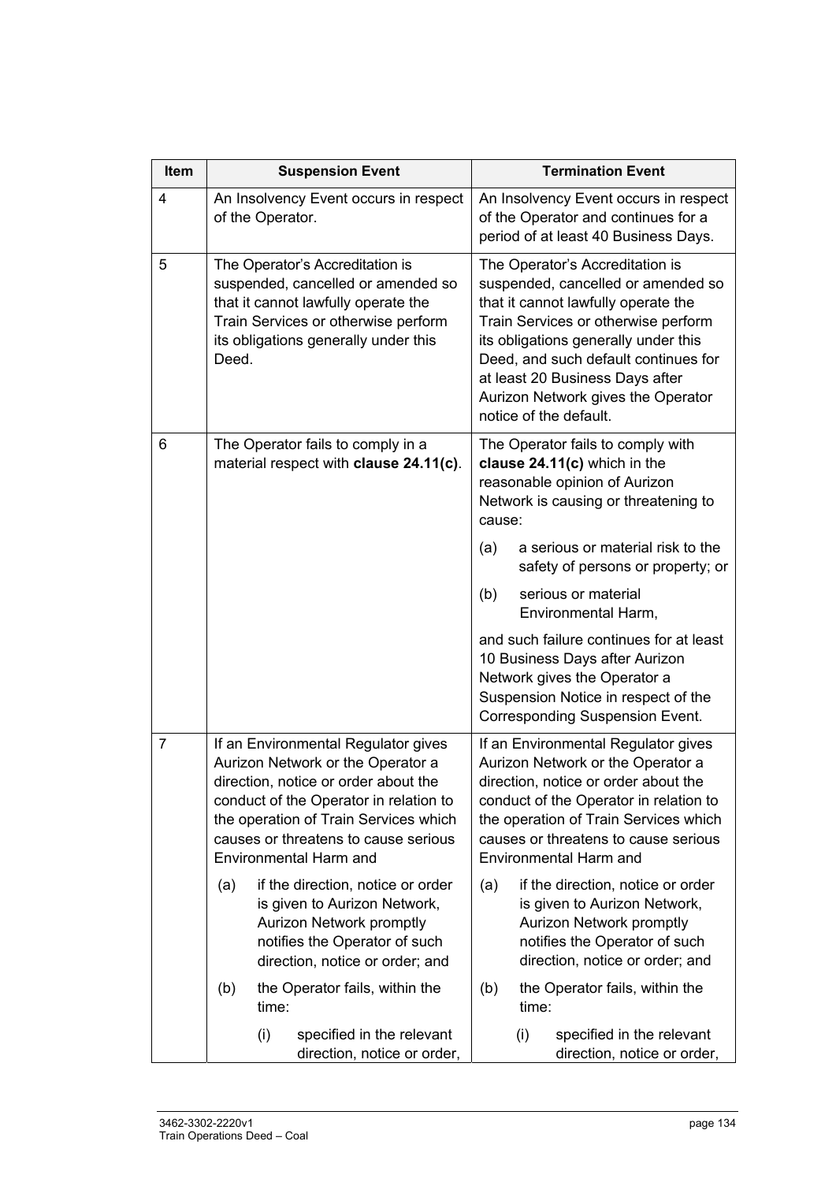| Item | Suspension Event | Termination Event |
| --- | --- | --- |
| 4 | An Insolvency Event occurs in respect of the Operator. | An Insolvency Event occurs in respect of the Operator and continues for a period of at least 40 Business Days. |
| 5 | The Operator's Accreditation is suspended, cancelled or amended so that it cannot lawfully operate the Train Services or otherwise perform its obligations generally under this Deed. | The Operator's Accreditation is suspended, cancelled or amended so that it cannot lawfully operate the Train Services or otherwise perform its obligations generally under this Deed, and such default continues for at least 20 Business Days after Aurizon Network gives the Operator notice of the default. |
| 6 | The Operator fails to comply in a material respect with **clause 24.11(c)**. | The Operator fails to comply with **clause 24.11(c)** which in the reasonable opinion of Aurizon Network is causing or threatening to cause:<br>(a) a serious or material risk to the safety of persons or property; or<br>(b) serious or material Environmental Harm,<br>and such failure continues for at least 10 Business Days after Aurizon Network gives the Operator a Suspension Notice in respect of the Corresponding Suspension Event. |
| 7 | If an Environmental Regulator gives Aurizon Network or the Operator a direction, notice or order about the conduct of the Operator in relation to the operation of Train Services which causes or threatens to cause serious Environmental Harm and<br>(a) if the direction, notice or order is given to Aurizon Network, Aurizon Network promptly notifies the Operator of such direction, notice or order; and<br>(b) the Operator fails, within the time:<br>(i) specified in the relevant direction, notice or order, | If an Environmental Regulator gives Aurizon Network or the Operator a direction, notice or order about the conduct of the Operator in relation to the operation of Train Services which causes or threatens to cause serious Environmental Harm and<br>(a) if the direction, notice or order is given to Aurizon Network, Aurizon Network promptly notifies the Operator of such direction, notice or order; and<br>(b) the Operator fails, within the time:<br>(i) specified in the relevant direction, notice or order, |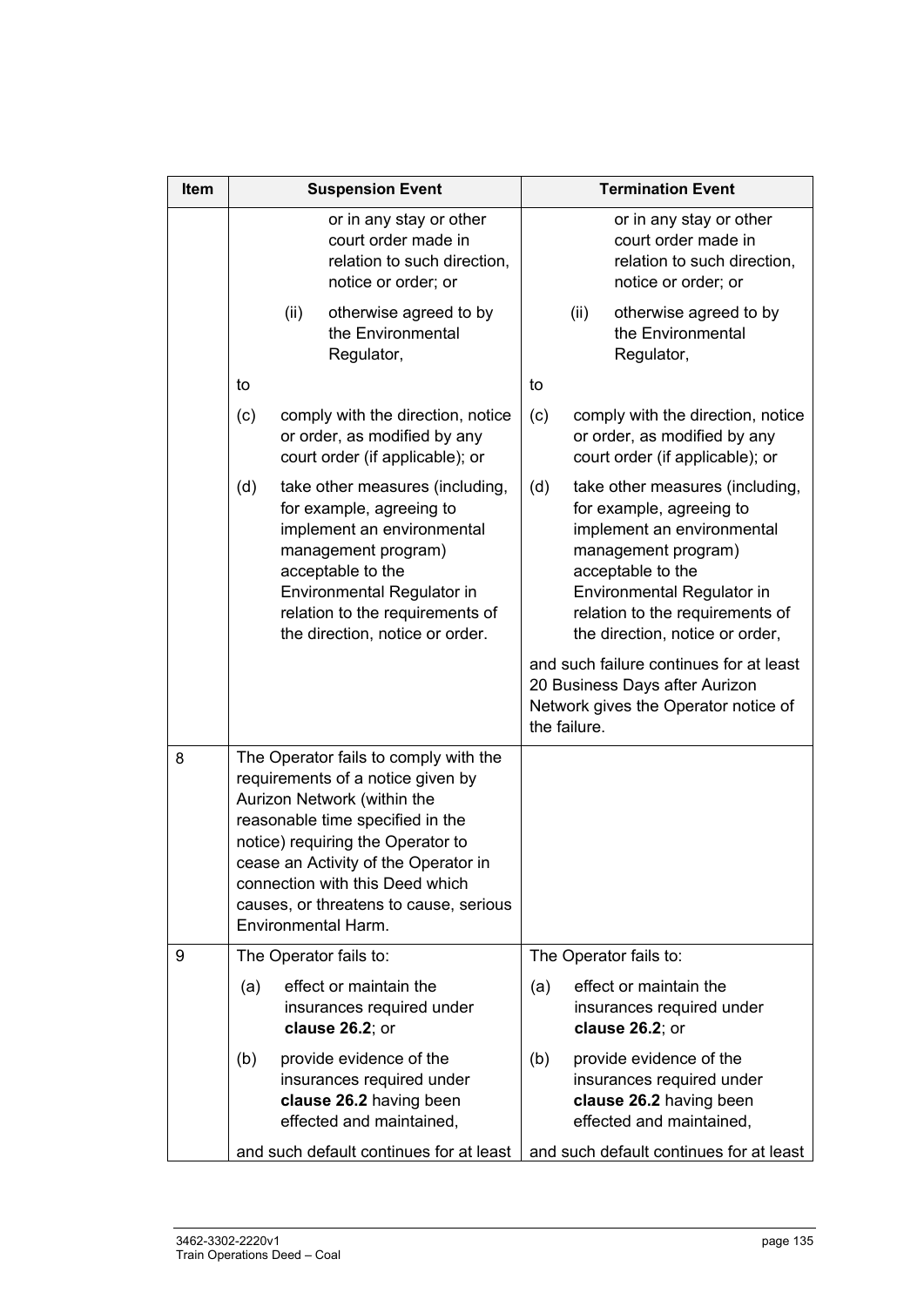| Item | Suspension Event | Termination Event |
|---|---|---|
| | or in any stay or other court order made in relation to such direction, notice or order; or<br><br>(ii) otherwise agreed to by the Environmental Regulator,<br><br>to<br><br>(c) comply with the direction, notice or order, as modified by any court order (if applicable); or<br><br>(d) take other measures (including, for example, agreeing to implement an environmental management program) acceptable to the Environmental Regulator in relation to the requirements of the direction, notice or order. | or in any stay or other court order made in relation to such direction, notice or order; or<br><br>(ii) otherwise agreed to by the Environmental Regulator,<br><br>to<br><br>(c) comply with the direction, notice or order, as modified by any court order (if applicable); or<br><br>(d) take other measures (including, for example, agreeing to implement an environmental management program) acceptable to the Environmental Regulator in relation to the requirements of the direction, notice or order,<br><br>and such failure continues for at least 20 Business Days after Aurizon Network gives the Operator notice of the failure. |
| 8 | The Operator fails to comply with the requirements of a notice given by Aurizon Network (within the reasonable time specified in the notice) requiring the Operator to cease an Activity of the Operator in connection with this Deed which causes, or threatens to cause, serious Environmental Harm. | |
| 9 | The Operator fails to:<br><br>(a) effect or maintain the insurances required under **clause 26.2**; or<br><br>(b) provide evidence of the insurances required under **clause 26.2** having been effected and maintained,<br><br>and such default continues for at least | The Operator fails to:<br><br>(a) effect or maintain the insurances required under **clause 26.2**; or<br><br>(b) provide evidence of the insurances required under **clause 26.2** having been effected and maintained,<br><br>and such default continues for at least |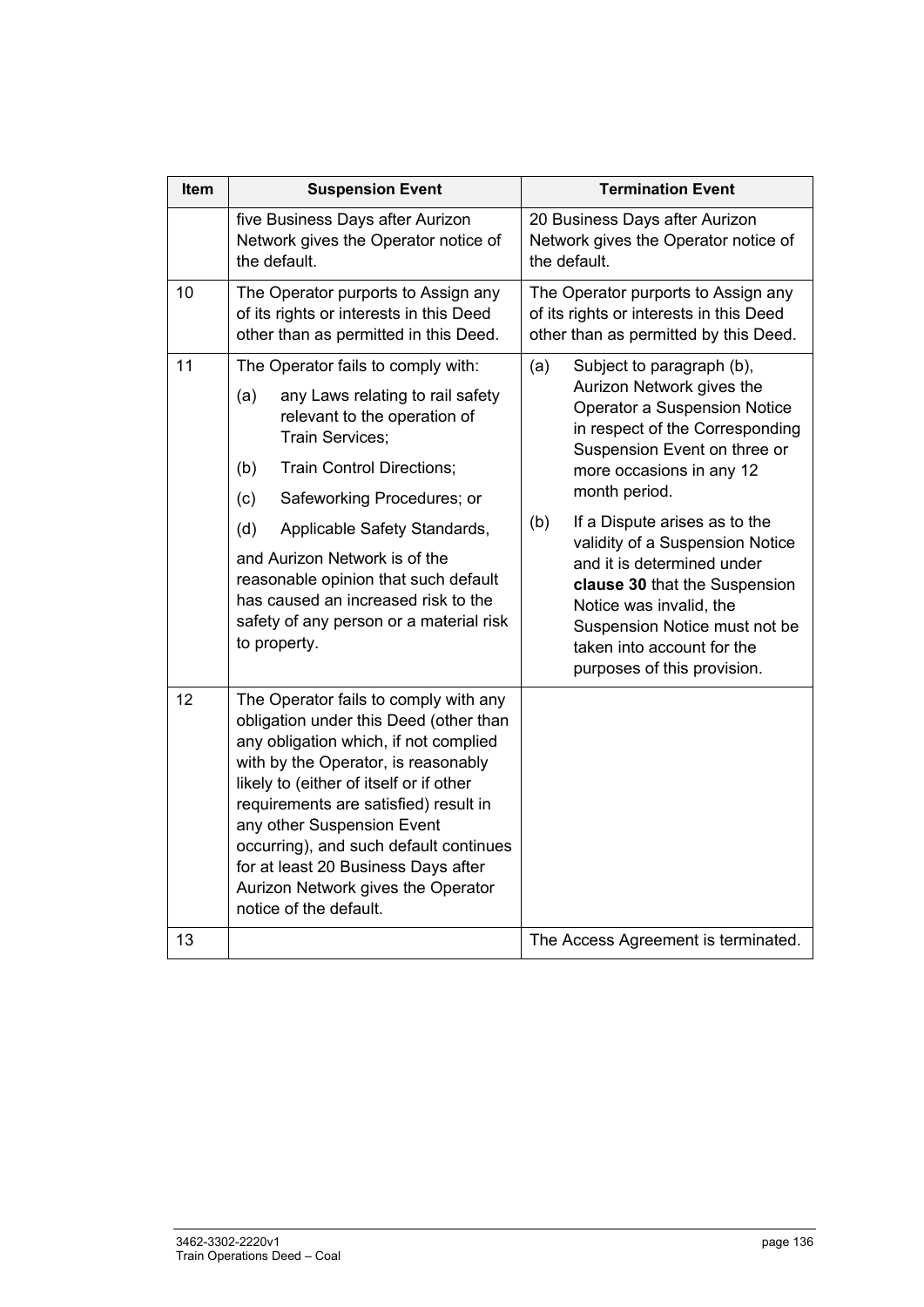| Item | Suspension Event | Termination Event |
|---|---|---|
| | five Business Days after Aurizon Network gives the Operator notice of the default. | 20 Business Days after Aurizon Network gives the Operator notice of the default. |
| 10 | The Operator purports to Assign any of its rights or interests in this Deed other than as permitted in this Deed. | The Operator purports to Assign any of its rights or interests in this Deed other than as permitted by this Deed. |
| 11 | The Operator fails to comply with:<br>(a) any Laws relating to rail safety relevant to the operation of Train Services;<br>(b) Train Control Directions;<br>(c) Safeworking Procedures; or<br>(d) Applicable Safety Standards,<br>and Aurizon Network is of the reasonable opinion that such default has caused an increased risk to the safety of any person or a material risk to property. | (a) Subject to paragraph (b), Aurizon Network gives the Operator a Suspension Notice in respect of the Corresponding Suspension Event on three or more occasions in any 12 month period.<br>(b) If a Dispute arises as to the validity of a Suspension Notice and it is determined under **clause 30** that the Suspension Notice was invalid, the Suspension Notice must not be taken into account for the purposes of this provision. |
| 12 | The Operator fails to comply with any obligation under this Deed (other than any obligation which, if not complied with by the Operator, is reasonably likely to (either of itself or if other requirements are satisfied) result in any other Suspension Event occurring), and such default continues for at least 20 Business Days after Aurizon Network gives the Operator notice of the default. | |
| 13 | | The Access Agreement is terminated. |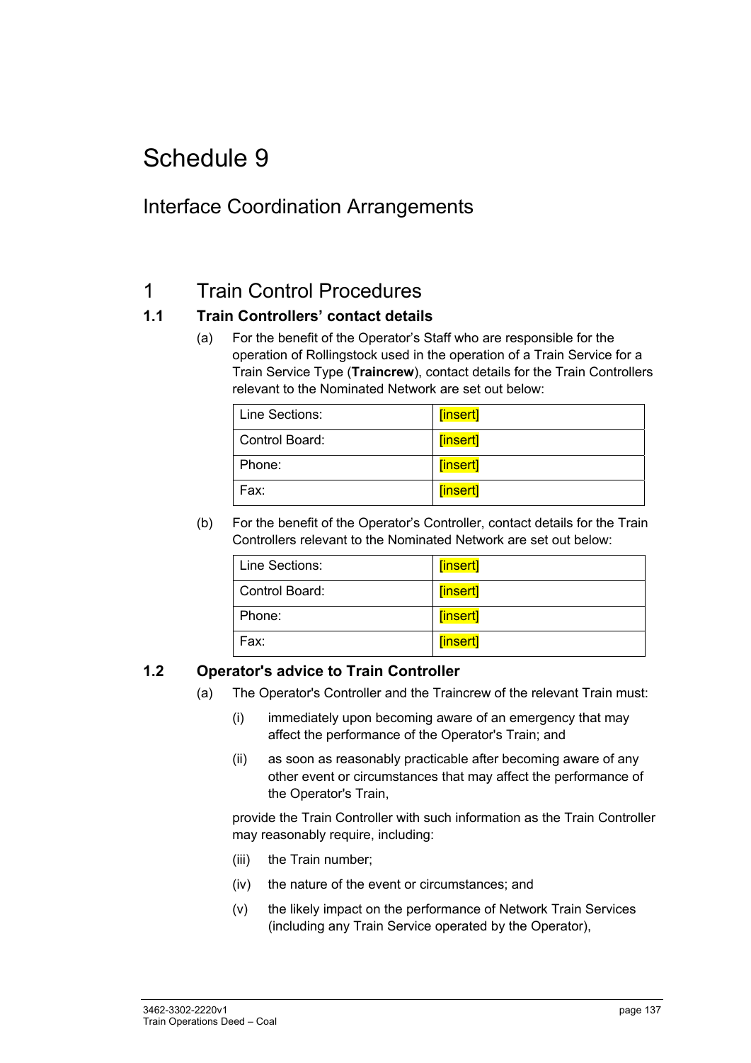# Schedule 9

## Interface Coordination Arrangements

## 1 Train Control Procedures

### 1.1 Train Controllers' contact details

(a) For the benefit of the Operator's Staff who are responsible for the operation of Rollingstock used in the operation of a Train Service for a Train Service Type (**Traincrew**), contact details for the Train Controllers relevant to the Nominated Network are set out below:

| | |
|---|---|
| Line Sections: | [insert] |
| Control Board: | [insert] |
| Phone: | [insert] |
| Fax: | [insert] |

(b) For the benefit of the Operator's Controller, contact details for the Train Controllers relevant to the Nominated Network are set out below:

| | |
|---|---|
| Line Sections: | [insert] |
| Control Board: | [insert] |
| Phone: | [insert] |
| Fax: | [insert] |

### 1.2 Operator's advice to Train Controller

(a) The Operator's Controller and the Traincrew of the relevant Train must:

(i) immediately upon becoming aware of an emergency that may affect the performance of the Operator's Train; and

(ii) as soon as reasonably practicable after becoming aware of any other event or circumstances that may affect the performance of the Operator's Train,

provide the Train Controller with such information as the Train Controller may reasonably require, including:

(iii) the Train number;

(iv) the nature of the event or circumstances; and

(v) the likely impact on the performance of Network Train Services (including any Train Service operated by the Operator),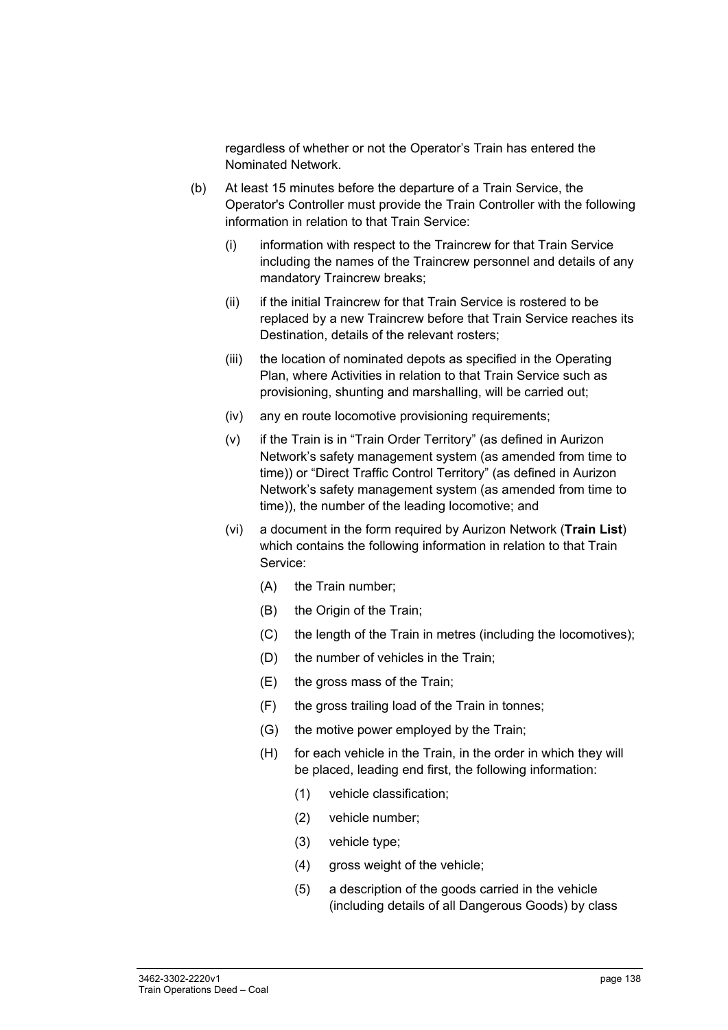regardless of whether or not the Operator's Train has entered the Nominated Network.

(b) At least 15 minutes before the departure of a Train Service, the Operator's Controller must provide the Train Controller with the following information in relation to that Train Service:

  (i) information with respect to the Traincrew for that Train Service including the names of the Traincrew personnel and details of any mandatory Traincrew breaks;

  (ii) if the initial Traincrew for that Train Service is rostered to be replaced by a new Traincrew before that Train Service reaches its Destination, details of the relevant rosters;

  (iii) the location of nominated depots as specified in the Operating Plan, where Activities in relation to that Train Service such as provisioning, shunting and marshalling, will be carried out;

  (iv) any en route locomotive provisioning requirements;

  (v) if the Train is in "Train Order Territory" (as defined in Aurizon Network's safety management system (as amended from time to time)) or "Direct Traffic Control Territory" (as defined in Aurizon Network's safety management system (as amended from time to time)), the number of the leading locomotive; and

  (vi) a document in the form required by Aurizon Network (**Train List**) which contains the following information in relation to that Train Service:

    (A) the Train number;

    (B) the Origin of the Train;

    (C) the length of the Train in metres (including the locomotives);

    (D) the number of vehicles in the Train;

    (E) the gross mass of the Train;

    (F) the gross trailing load of the Train in tonnes;

    (G) the motive power employed by the Train;

    (H) for each vehicle in the Train, in the order in which they will be placed, leading end first, the following information:

      (1) vehicle classification;

      (2) vehicle number;

      (3) vehicle type;

      (4) gross weight of the vehicle;

      (5) a description of the goods carried in the vehicle (including details of all Dangerous Goods) by class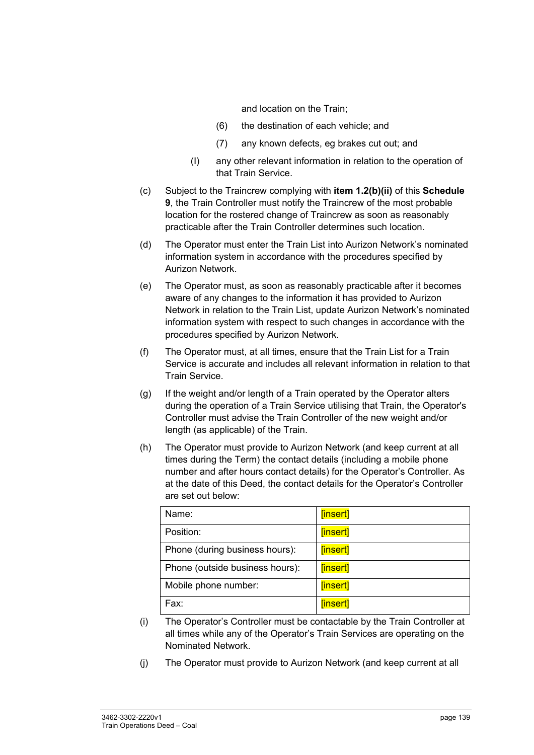and location on the Train;

(6) the destination of each vehicle; and

(7) any known defects, eg brakes cut out; and

(l) any other relevant information in relation to the operation of that Train Service.

(c) Subject to the Traincrew complying with **item 1.2(b)(ii)** of this **Schedule 9**, the Train Controller must notify the Traincrew of the most probable location for the rostered change of Traincrew as soon as reasonably practicable after the Train Controller determines such location.

(d) The Operator must enter the Train List into Aurizon Network's nominated information system in accordance with the procedures specified by Aurizon Network.

(e) The Operator must, as soon as reasonably practicable after it becomes aware of any changes to the information it has provided to Aurizon Network in relation to the Train List, update Aurizon Network's nominated information system with respect to such changes in accordance with the procedures specified by Aurizon Network.

(f) The Operator must, at all times, ensure that the Train List for a Train Service is accurate and includes all relevant information in relation to that Train Service.

(g) If the weight and/or length of a Train operated by the Operator alters during the operation of a Train Service utilising that Train, the Operator's Controller must advise the Train Controller of the new weight and/or length (as applicable) of the Train.

(h) The Operator must provide to Aurizon Network (and keep current at all times during the Term) the contact details (including a mobile phone number and after hours contact details) for the Operator's Controller. As at the date of this Deed, the contact details for the Operator's Controller are set out below:

| | |
|---|---|
| Name: | [insert] |
| Position: | [insert] |
| Phone (during business hours): | [insert] |
| Phone (outside business hours): | [insert] |
| Mobile phone number: | [insert] |
| Fax: | [insert] |

(i) The Operator's Controller must be contactable by the Train Controller at all times while any of the Operator's Train Services are operating on the Nominated Network.

(j) The Operator must provide to Aurizon Network (and keep current at all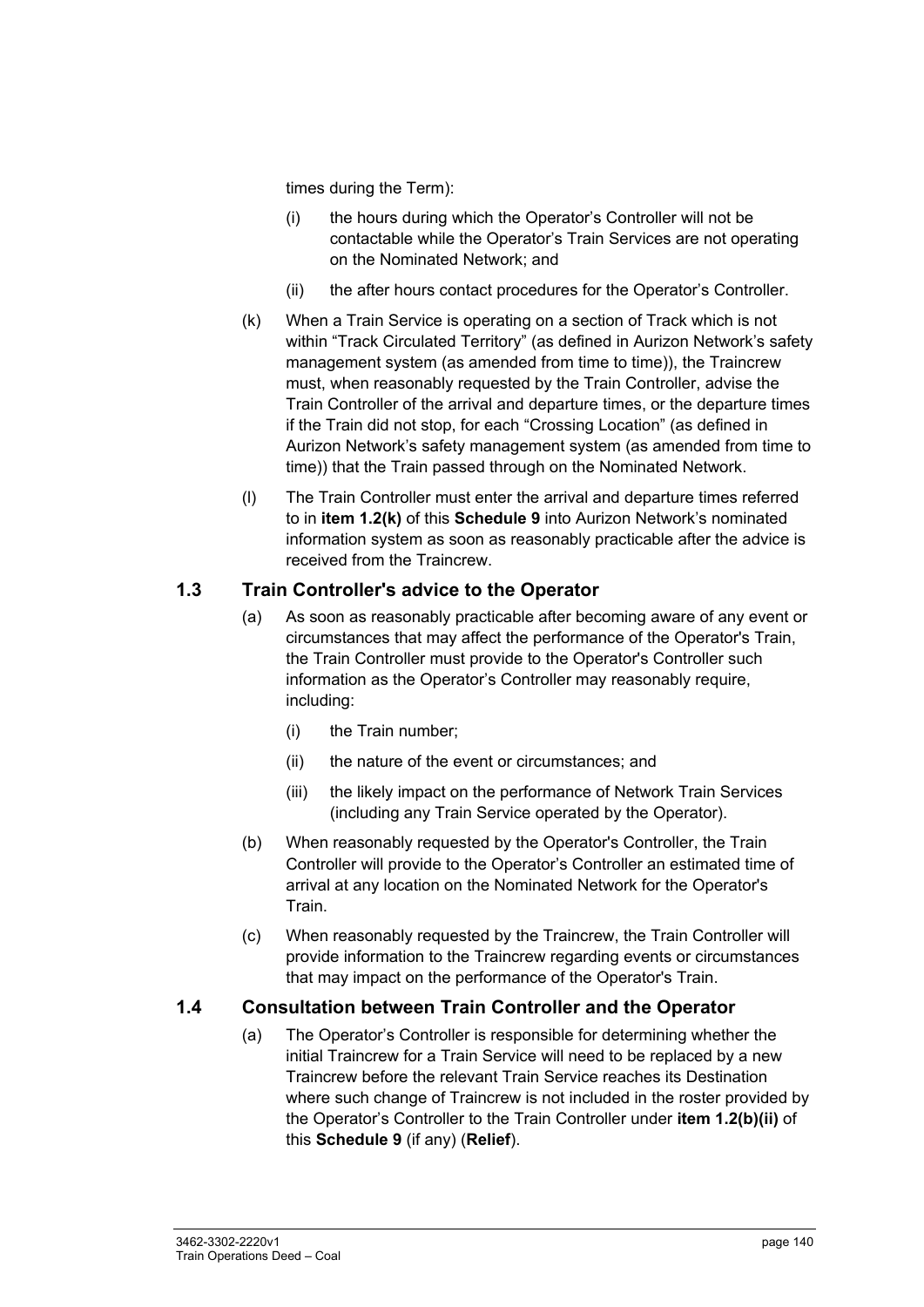times during the Term):

(i) the hours during which the Operator's Controller will not be contactable while the Operator's Train Services are not operating on the Nominated Network; and

(ii) the after hours contact procedures for the Operator's Controller.

(k) When a Train Service is operating on a section of Track which is not within "Track Circulated Territory" (as defined in Aurizon Network's safety management system (as amended from time to time)), the Traincrew must, when reasonably requested by the Train Controller, advise the Train Controller of the arrival and departure times, or the departure times if the Train did not stop, for each "Crossing Location" (as defined in Aurizon Network's safety management system (as amended from time to time)) that the Train passed through on the Nominated Network.

(l) The Train Controller must enter the arrival and departure times referred to in **item 1.2(k)** of this **Schedule 9** into Aurizon Network's nominated information system as soon as reasonably practicable after the advice is received from the Traincrew.

### 1.3 Train Controller's advice to the Operator

(a) As soon as reasonably practicable after becoming aware of any event or circumstances that may affect the performance of the Operator's Train, the Train Controller must provide to the Operator's Controller such information as the Operator's Controller may reasonably require, including:

(i) the Train number;

(ii) the nature of the event or circumstances; and

(iii) the likely impact on the performance of Network Train Services (including any Train Service operated by the Operator).

(b) When reasonably requested by the Operator's Controller, the Train Controller will provide to the Operator's Controller an estimated time of arrival at any location on the Nominated Network for the Operator's Train.

(c) When reasonably requested by the Traincrew, the Train Controller will provide information to the Traincrew regarding events or circumstances that may impact on the performance of the Operator's Train.

### 1.4 Consultation between Train Controller and the Operator

(a) The Operator's Controller is responsible for determining whether the initial Traincrew for a Train Service will need to be replaced by a new Traincrew before the relevant Train Service reaches its Destination where such change of Traincrew is not included in the roster provided by the Operator's Controller to the Train Controller under **item 1.2(b)(ii)** of this **Schedule 9** (if any) (**Relief**).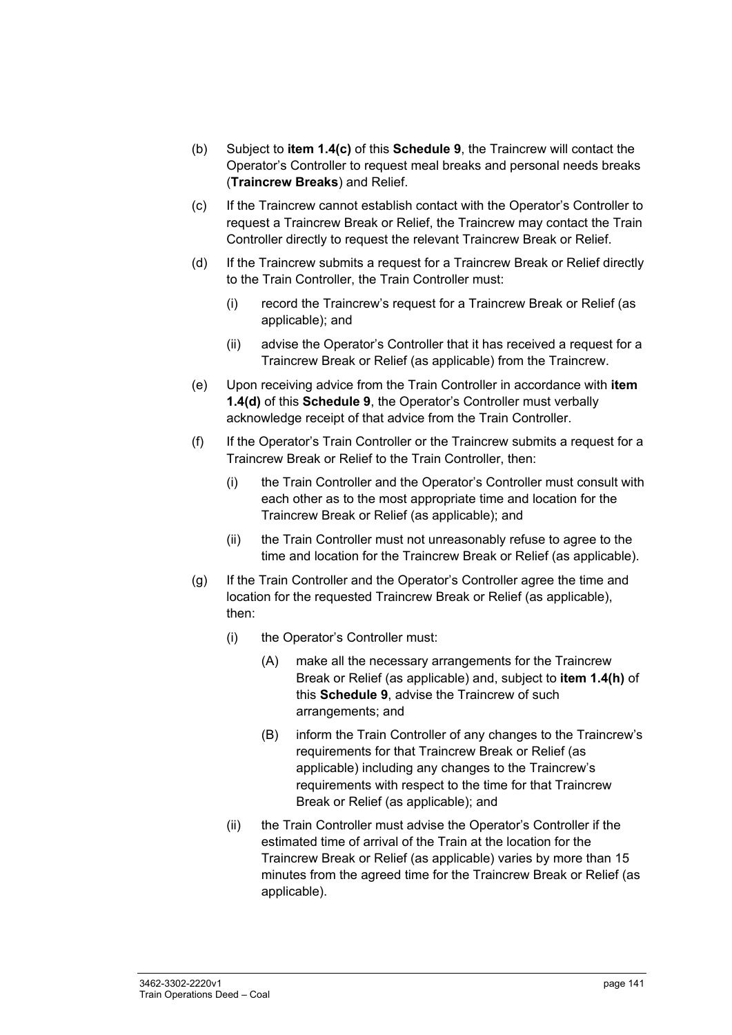(b) Subject to **item 1.4(c)** of this **Schedule 9**, the Traincrew will contact the Operator's Controller to request meal breaks and personal needs breaks (**Traincrew Breaks**) and Relief.

(c) If the Traincrew cannot establish contact with the Operator's Controller to request a Traincrew Break or Relief, the Traincrew may contact the Train Controller directly to request the relevant Traincrew Break or Relief.

(d) If the Traincrew submits a request for a Traincrew Break or Relief directly to the Train Controller, the Train Controller must:

  (i) record the Traincrew's request for a Traincrew Break or Relief (as applicable); and

  (ii) advise the Operator's Controller that it has received a request for a Traincrew Break or Relief (as applicable) from the Traincrew.

(e) Upon receiving advice from the Train Controller in accordance with **item 1.4(d)** of this **Schedule 9**, the Operator's Controller must verbally acknowledge receipt of that advice from the Train Controller.

(f) If the Operator's Train Controller or the Traincrew submits a request for a Traincrew Break or Relief to the Train Controller, then:

  (i) the Train Controller and the Operator's Controller must consult with each other as to the most appropriate time and location for the Traincrew Break or Relief (as applicable); and

  (ii) the Train Controller must not unreasonably refuse to agree to the time and location for the Traincrew Break or Relief (as applicable).

(g) If the Train Controller and the Operator's Controller agree the time and location for the requested Traincrew Break or Relief (as applicable), then:

  (i) the Operator's Controller must:

    (A) make all the necessary arrangements for the Traincrew Break or Relief (as applicable) and, subject to **item 1.4(h)** of this **Schedule 9**, advise the Traincrew of such arrangements; and

    (B) inform the Train Controller of any changes to the Traincrew's requirements for that Traincrew Break or Relief (as applicable) including any changes to the Traincrew's requirements with respect to the time for that Traincrew Break or Relief (as applicable); and

  (ii) the Train Controller must advise the Operator's Controller if the estimated time of arrival of the Train at the location for the Traincrew Break or Relief (as applicable) varies by more than 15 minutes from the agreed time for the Traincrew Break or Relief (as applicable).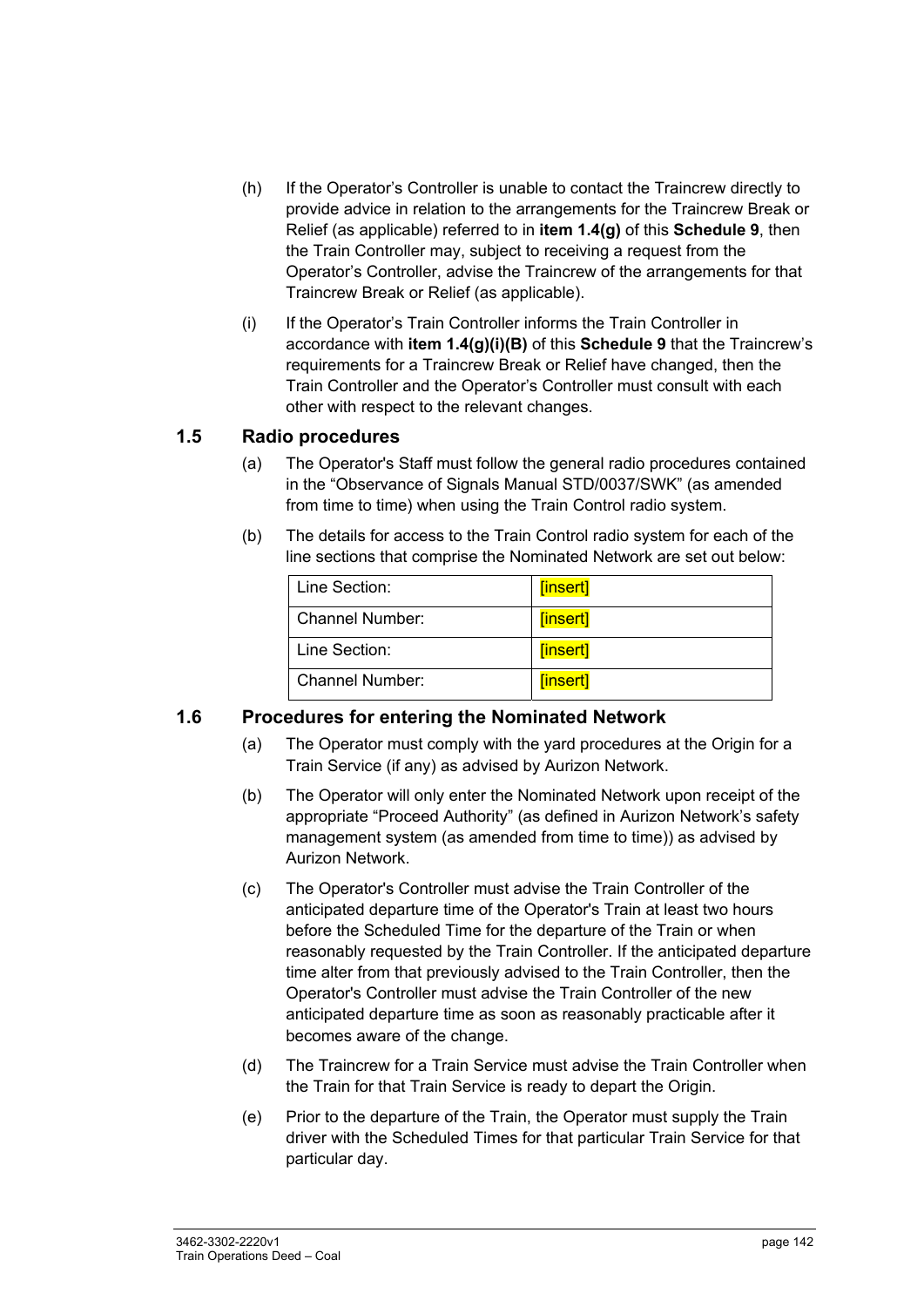(h) If the Operator's Controller is unable to contact the Traincrew directly to provide advice in relation to the arrangements for the Traincrew Break or Relief (as applicable) referred to in **item 1.4(g)** of this **Schedule 9**, then the Train Controller may, subject to receiving a request from the Operator's Controller, advise the Traincrew of the arrangements for that Traincrew Break or Relief (as applicable).

(i) If the Operator's Train Controller informs the Train Controller in accordance with **item 1.4(g)(i)(B)** of this **Schedule 9** that the Traincrew's requirements for a Traincrew Break or Relief have changed, then the Train Controller and the Operator's Controller must consult with each other with respect to the relevant changes.

## 1.5 Radio procedures

(a) The Operator's Staff must follow the general radio procedures contained in the "Observance of Signals Manual STD/0037/SWK" (as amended from time to time) when using the Train Control radio system.

(b) The details for access to the Train Control radio system for each of the line sections that comprise the Nominated Network are set out below:

| Line Section: | [insert] |
|---|---|
| Channel Number: | [insert] |
| Line Section: | [insert] |
| Channel Number: | [insert] |

## 1.6 Procedures for entering the Nominated Network

(a) The Operator must comply with the yard procedures at the Origin for a Train Service (if any) as advised by Aurizon Network.

(b) The Operator will only enter the Nominated Network upon receipt of the appropriate "Proceed Authority" (as defined in Aurizon Network's safety management system (as amended from time to time)) as advised by Aurizon Network.

(c) The Operator's Controller must advise the Train Controller of the anticipated departure time of the Operator's Train at least two hours before the Scheduled Time for the departure of the Train or when reasonably requested by the Train Controller. If the anticipated departure time alter from that previously advised to the Train Controller, then the Operator's Controller must advise the Train Controller of the new anticipated departure time as soon as reasonably practicable after it becomes aware of the change.

(d) The Traincrew for a Train Service must advise the Train Controller when the Train for that Train Service is ready to depart the Origin.

(e) Prior to the departure of the Train, the Operator must supply the Train driver with the Scheduled Times for that particular Train Service for that particular day.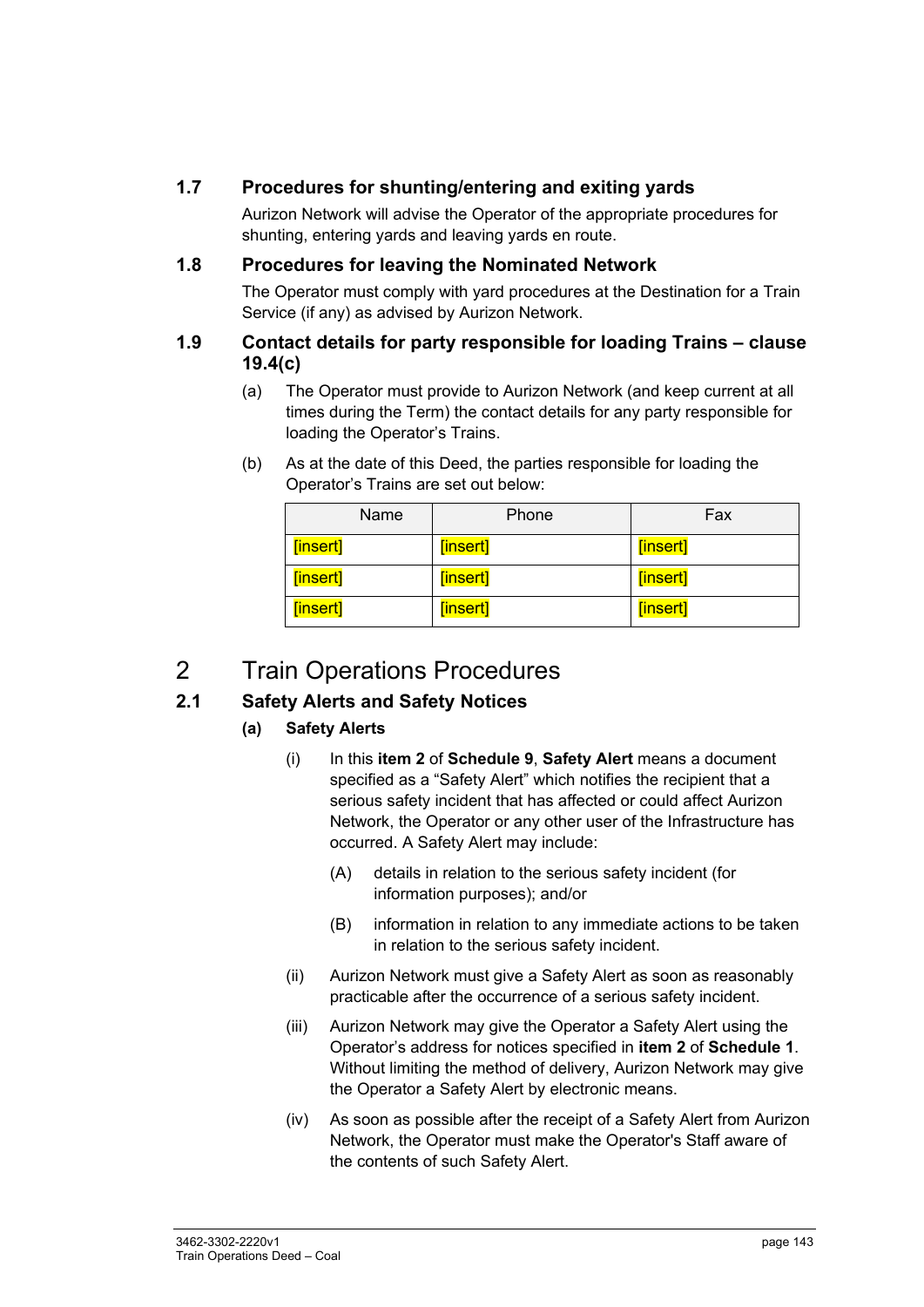### 1.7 Procedures for shunting/entering and exiting yards

Aurizon Network will advise the Operator of the appropriate procedures for shunting, entering yards and leaving yards en route.

### 1.8 Procedures for leaving the Nominated Network

The Operator must comply with yard procedures at the Destination for a Train Service (if any) as advised by Aurizon Network.

### 1.9 Contact details for party responsible for loading Trains – clause 19.4(c)

(a) The Operator must provide to Aurizon Network (and keep current at all times during the Term) the contact details for any party responsible for loading the Operator's Trains.

(b) As at the date of this Deed, the parties responsible for loading the Operator's Trains are set out below:

| Name | Phone | Fax |
|---|---|---|
| [insert] | [insert] | [insert] |
| [insert] | [insert] | [insert] |
| [insert] | [insert] | [insert] |

# 2 Train Operations Procedures

### 2.1 Safety Alerts and Safety Notices

**(a) Safety Alerts**

(i) In this **item 2** of **Schedule 9**, **Safety Alert** means a document specified as a "Safety Alert" which notifies the recipient that a serious safety incident that has affected or could affect Aurizon Network, the Operator or any other user of the Infrastructure has occurred. A Safety Alert may include:

(A) details in relation to the serious safety incident (for information purposes); and/or

(B) information in relation to any immediate actions to be taken in relation to the serious safety incident.

(ii) Aurizon Network must give a Safety Alert as soon as reasonably practicable after the occurrence of a serious safety incident.

(iii) Aurizon Network may give the Operator a Safety Alert using the Operator's address for notices specified in **item 2** of **Schedule 1**. Without limiting the method of delivery, Aurizon Network may give the Operator a Safety Alert by electronic means.

(iv) As soon as possible after the receipt of a Safety Alert from Aurizon Network, the Operator must make the Operator's Staff aware of the contents of such Safety Alert.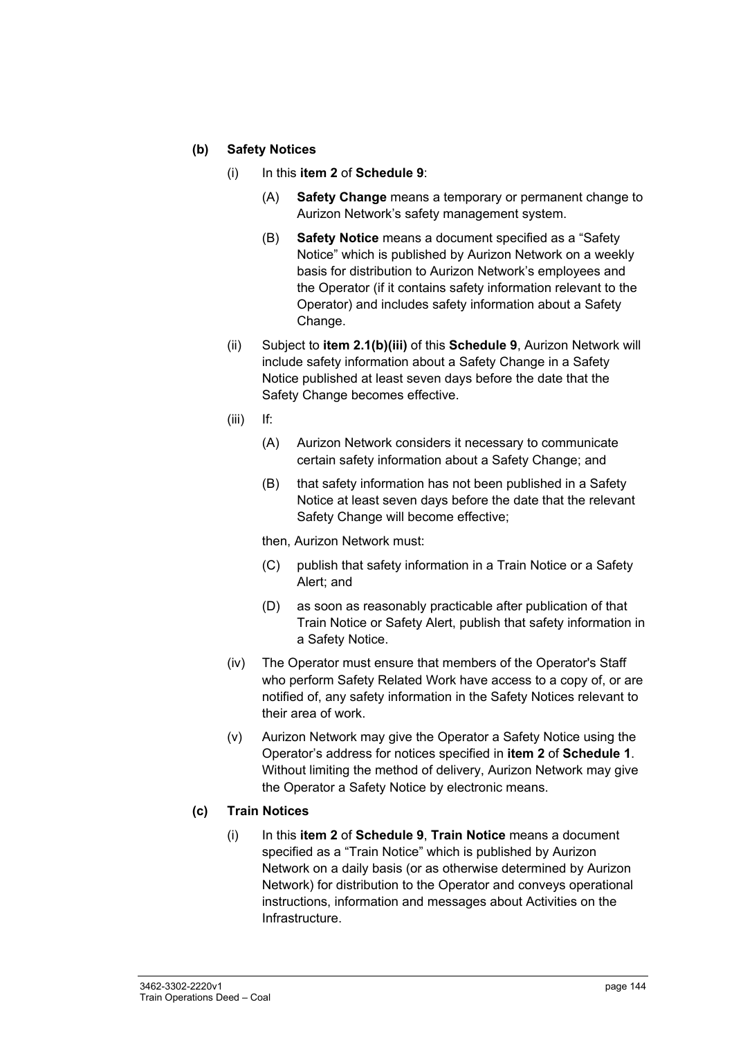**(b) Safety Notices**

(i) In this **item 2** of **Schedule 9**:

(A) **Safety Change** means a temporary or permanent change to Aurizon Network's safety management system.

(B) **Safety Notice** means a document specified as a "Safety Notice" which is published by Aurizon Network on a weekly basis for distribution to Aurizon Network's employees and the Operator (if it contains safety information relevant to the Operator) and includes safety information about a Safety Change.

(ii) Subject to **item 2.1(b)(iii)** of this **Schedule 9**, Aurizon Network will include safety information about a Safety Change in a Safety Notice published at least seven days before the date that the Safety Change becomes effective.

(iii) If:

(A) Aurizon Network considers it necessary to communicate certain safety information about a Safety Change; and

(B) that safety information has not been published in a Safety Notice at least seven days before the date that the relevant Safety Change will become effective;

then, Aurizon Network must:

(C) publish that safety information in a Train Notice or a Safety Alert; and

(D) as soon as reasonably practicable after publication of that Train Notice or Safety Alert, publish that safety information in a Safety Notice.

(iv) The Operator must ensure that members of the Operator's Staff who perform Safety Related Work have access to a copy of, or are notified of, any safety information in the Safety Notices relevant to their area of work.

(v) Aurizon Network may give the Operator a Safety Notice using the Operator's address for notices specified in **item 2** of **Schedule 1**. Without limiting the method of delivery, Aurizon Network may give the Operator a Safety Notice by electronic means.

**(c) Train Notices**

(i) In this **item 2** of **Schedule 9**, **Train Notice** means a document specified as a "Train Notice" which is published by Aurizon Network on a daily basis (or as otherwise determined by Aurizon Network) for distribution to the Operator and conveys operational instructions, information and messages about Activities on the Infrastructure.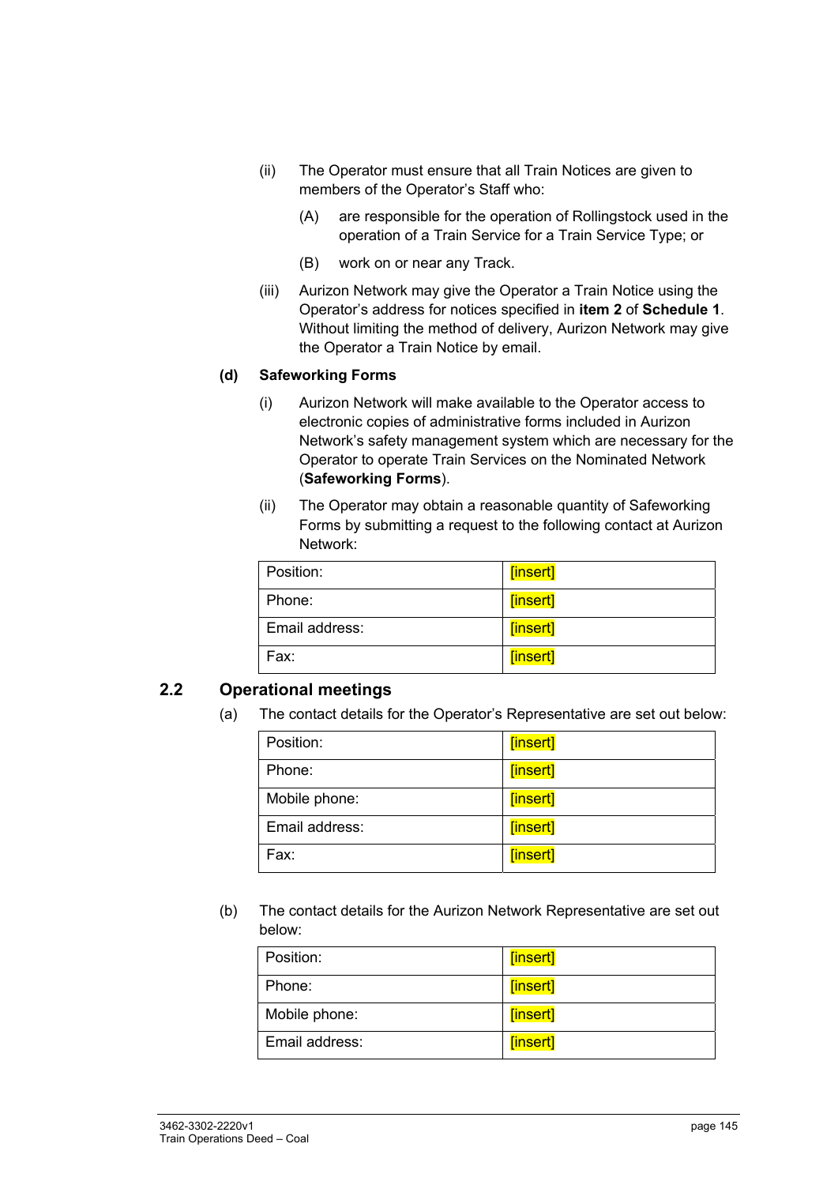(ii) The Operator must ensure that all Train Notices are given to members of the Operator's Staff who:

(A) are responsible for the operation of Rollingstock used in the operation of a Train Service for a Train Service Type; or

(B) work on or near any Track.

(iii) Aurizon Network may give the Operator a Train Notice using the Operator's address for notices specified in **item 2** of **Schedule 1**. Without limiting the method of delivery, Aurizon Network may give the Operator a Train Notice by email.

**(d) Safeworking Forms**

(i) Aurizon Network will make available to the Operator access to electronic copies of administrative forms included in Aurizon Network's safety management system which are necessary for the Operator to operate Train Services on the Nominated Network (**Safeworking Forms**).

(ii) The Operator may obtain a reasonable quantity of Safeworking Forms by submitting a request to the following contact at Aurizon Network:

| | |
|---|---|
| Position: | [insert] |
| Phone: | [insert] |
| Email address: | [insert] |
| Fax: | [insert] |

## 2.2 Operational meetings

(a) The contact details for the Operator's Representative are set out below:

| | |
|---|---|
| Position: | [insert] |
| Phone: | [insert] |
| Mobile phone: | [insert] |
| Email address: | [insert] |
| Fax: | [insert] |

(b) The contact details for the Aurizon Network Representative are set out below:

| | |
|---|---|
| Position: | [insert] |
| Phone: | [insert] |
| Mobile phone: | [insert] |
| Email address: | [insert] |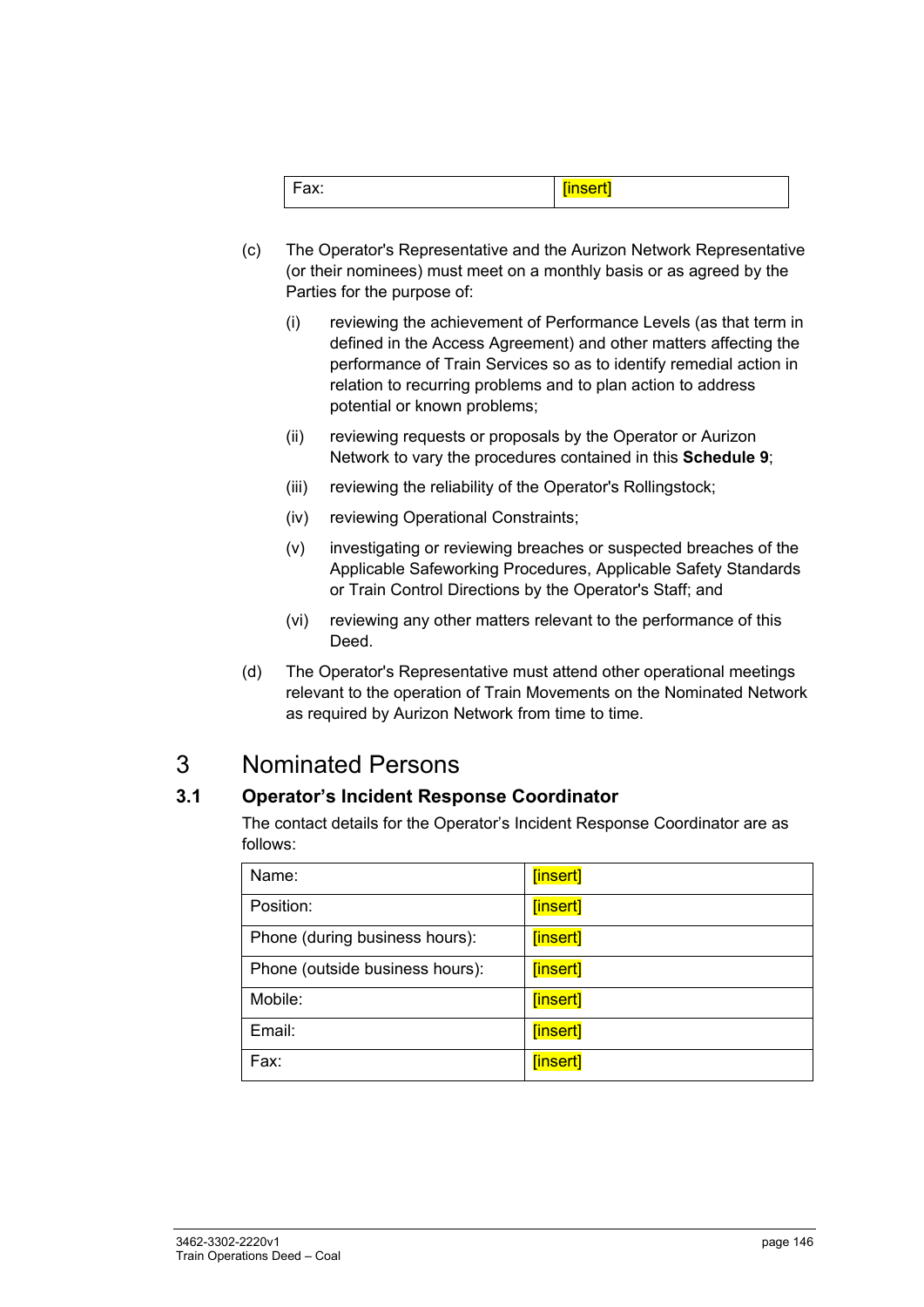| Fax: | [insert] |
|---|---|

(c) The Operator's Representative and the Aurizon Network Representative (or their nominees) must meet on a monthly basis or as agreed by the Parties for the purpose of:

(i) reviewing the achievement of Performance Levels (as that term in defined in the Access Agreement) and other matters affecting the performance of Train Services so as to identify remedial action in relation to recurring problems and to plan action to address potential or known problems;

(ii) reviewing requests or proposals by the Operator or Aurizon Network to vary the procedures contained in this **Schedule 9**;

(iii) reviewing the reliability of the Operator's Rollingstock;

(iv) reviewing Operational Constraints;

(v) investigating or reviewing breaches or suspected breaches of the Applicable Safeworking Procedures, Applicable Safety Standards or Train Control Directions by the Operator's Staff; and

(vi) reviewing any other matters relevant to the performance of this Deed.

(d) The Operator's Representative must attend other operational meetings relevant to the operation of Train Movements on the Nominated Network as required by Aurizon Network from time to time.

# 3 Nominated Persons

## 3.1 Operator's Incident Response Coordinator

The contact details for the Operator's Incident Response Coordinator are as follows:

| Name: | [insert] |
|---|---|
| Position: | [insert] |
| Phone (during business hours): | [insert] |
| Phone (outside business hours): | [insert] |
| Mobile: | [insert] |
| Email: | [insert] |
| Fax: | [insert] |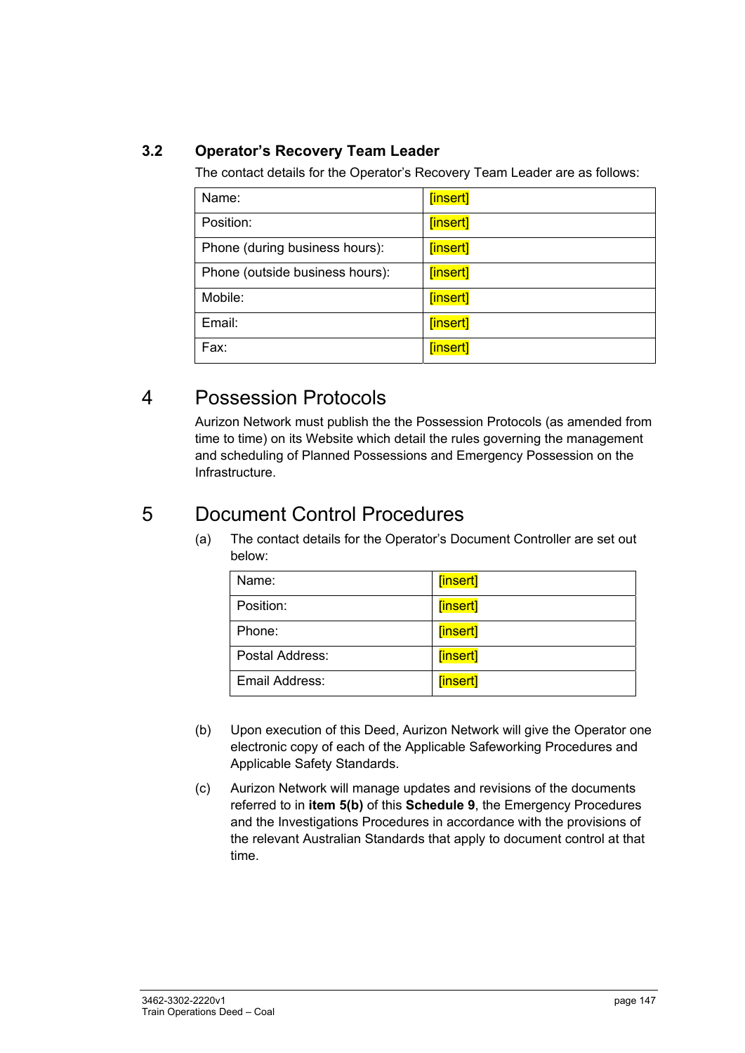### 3.2 Operator's Recovery Team Leader

The contact details for the Operator's Recovery Team Leader are as follows:

| Name: | [insert] |
|---|---|
| Position: | [insert] |
| Phone (during business hours): | [insert] |
| Phone (outside business hours): | [insert] |
| Mobile: | [insert] |
| Email: | [insert] |
| Fax: | [insert] |

# 4 Possession Protocols

Aurizon Network must publish the the Possession Protocols (as amended from time to time) on its Website which detail the rules governing the management and scheduling of Planned Possessions and Emergency Possession on the Infrastructure.

# 5 Document Control Procedures

(a) The contact details for the Operator's Document Controller are set out below:

| Name: | [insert] |
|---|---|
| Position: | [insert] |
| Phone: | [insert] |
| Postal Address: | [insert] |
| Email Address: | [insert] |

(b) Upon execution of this Deed, Aurizon Network will give the Operator one electronic copy of each of the Applicable Safeworking Procedures and Applicable Safety Standards.

(c) Aurizon Network will manage updates and revisions of the documents referred to in **item 5(b)** of this **Schedule 9**, the Emergency Procedures and the Investigations Procedures in accordance with the provisions of the relevant Australian Standards that apply to document control at that time.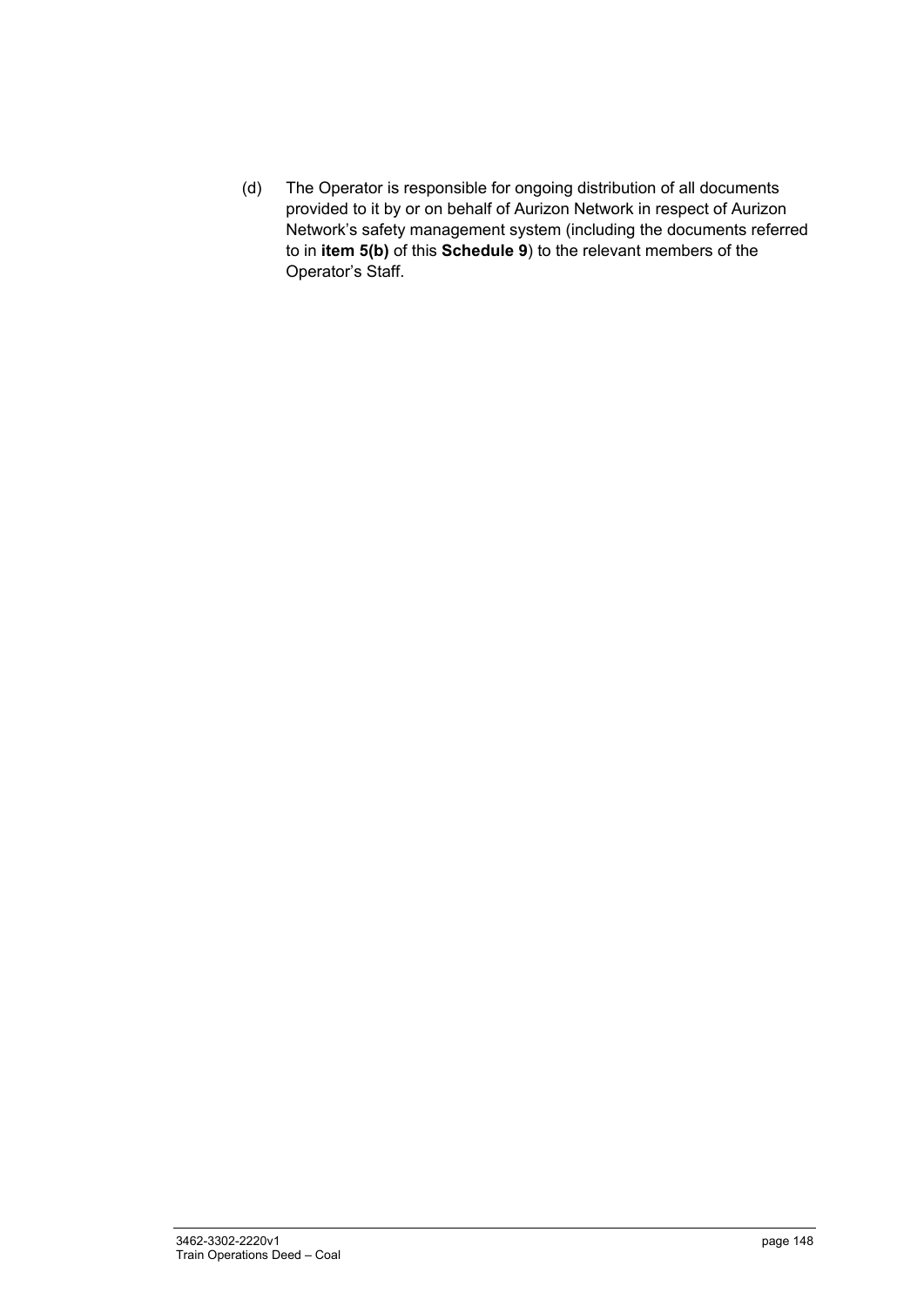(d) The Operator is responsible for ongoing distribution of all documents provided to it by or on behalf of Aurizon Network in respect of Aurizon Network's safety management system (including the documents referred to in **item 5(b)** of this **Schedule 9**) to the relevant members of the Operator's Staff.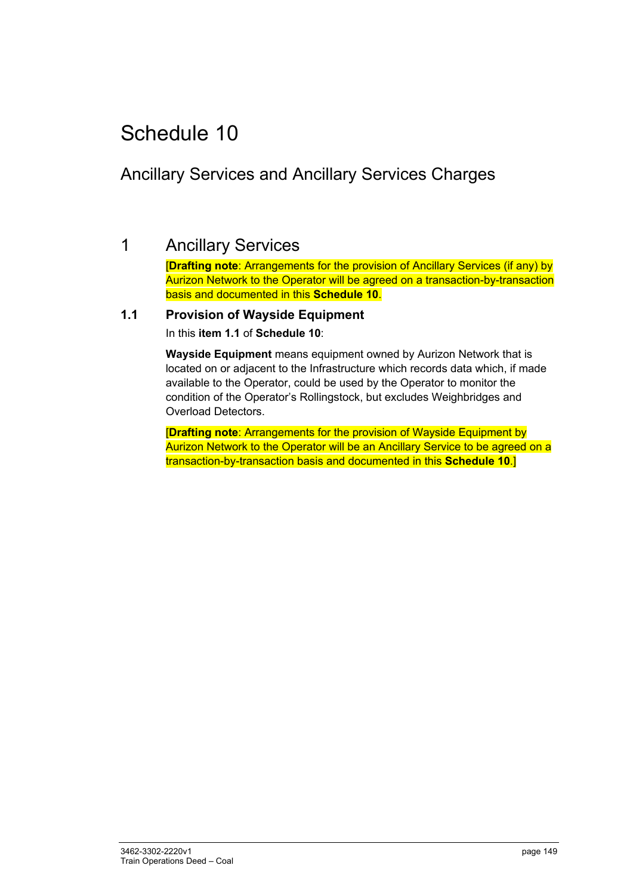# Schedule 10

## Ancillary Services and Ancillary Services Charges

## 1 Ancillary Services

[**Drafting note**: Arrangements for the provision of Ancillary Services (if any) by Aurizon Network to the Operator will be agreed on a transaction-by-transaction basis and documented in this **Schedule 10**.

### 1.1 Provision of Wayside Equipment

In this **item 1.1** of **Schedule 10**:

**Wayside Equipment** means equipment owned by Aurizon Network that is located on or adjacent to the Infrastructure which records data which, if made available to the Operator, could be used by the Operator to monitor the condition of the Operator's Rollingstock, but excludes Weighbridges and Overload Detectors.

[**Drafting note**: Arrangements for the provision of Wayside Equipment by Aurizon Network to the Operator will be an Ancillary Service to be agreed on a transaction-by-transaction basis and documented in this **Schedule 10**.]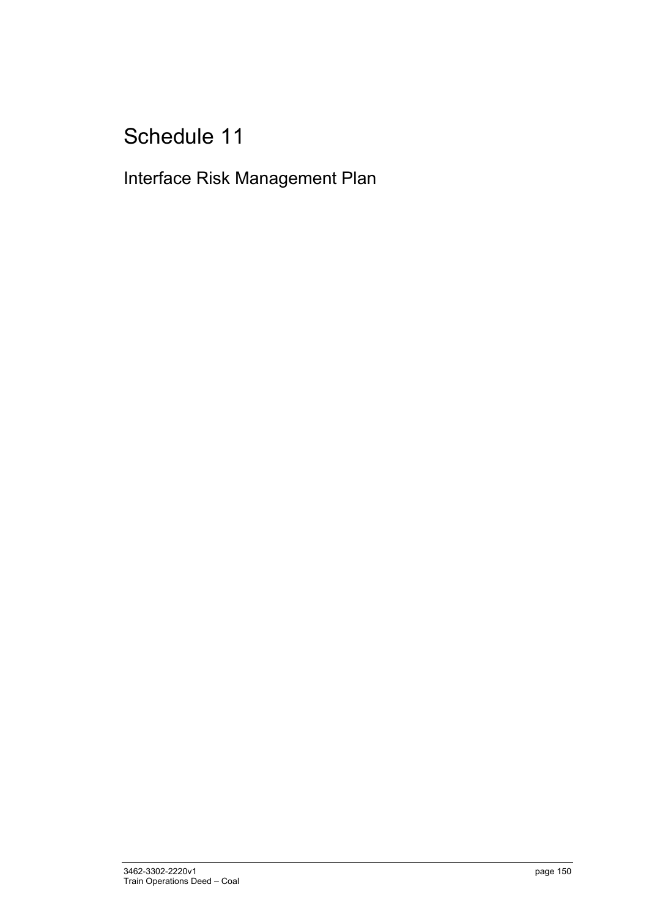# Schedule 11

## Interface Risk Management Plan